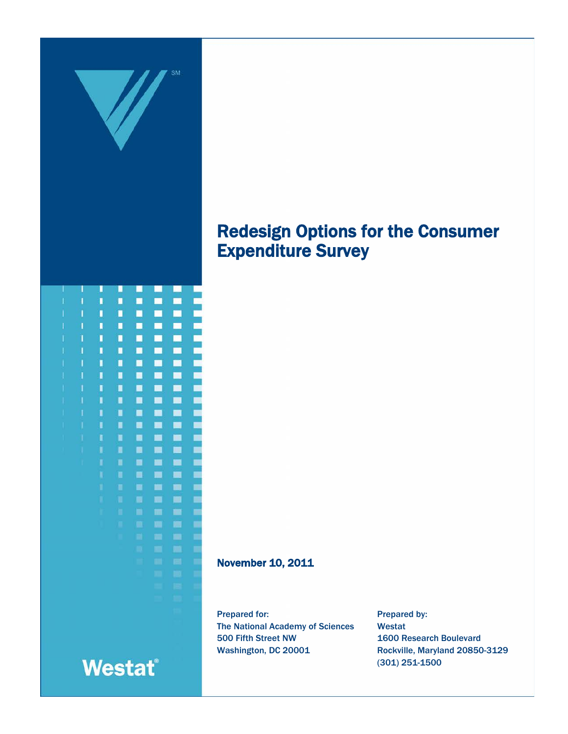# Redesign Options for the Consumer Expenditure Survey

November 10, 2011

Prepared for:
The National Academy of Sciences
500 Fifth Street NW
Washington, DC 20001

Prepared by:
Westat
1600 Research Boulevard
Rockville, Maryland 20850-3129
(301) 251-1500

Westat®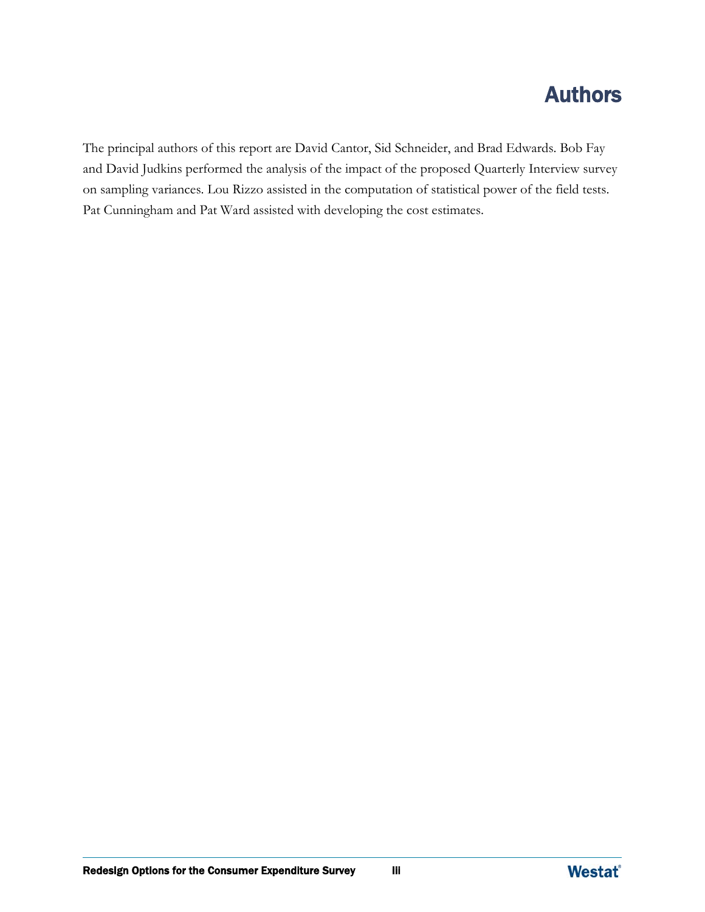# Authors

The principal authors of this report are David Cantor, Sid Schneider, and Brad Edwards. Bob Fay and David Judkins performed the analysis of the impact of the proposed Quarterly Interview survey on sampling variances. Lou Rizzo assisted in the computation of statistical power of the field tests. Pat Cunningham and Pat Ward assisted with developing the cost estimates.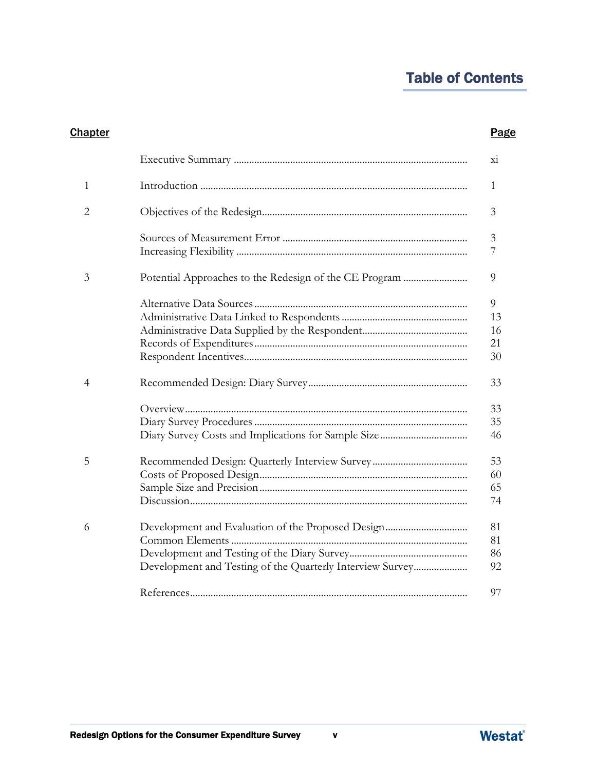# Table of Contents

| Chapter | | Page |
|---|---|---|
| | Executive Summary | xi |
| 1 | Introduction | 1 |
| 2 | Objectives of the Redesign | 3 |
| | Sources of Measurement Error | 3 |
| | Increasing Flexibility | 7 |
| 3 | Potential Approaches to the Redesign of the CE Program | 9 |
| | Alternative Data Sources | 9 |
| | Administrative Data Linked to Respondents | 13 |
| | Administrative Data Supplied by the Respondent | 16 |
| | Records of Expenditures | 21 |
| | Respondent Incentives | 30 |
| 4 | Recommended Design: Diary Survey | 33 |
| | Overview | 33 |
| | Diary Survey Procedures | 35 |
| | Diary Survey Costs and Implications for Sample Size | 46 |
| 5 | Recommended Design: Quarterly Interview Survey | 53 |
| | Costs of Proposed Design | 60 |
| | Sample Size and Precision | 65 |
| | Discussion | 74 |
| 6 | Development and Evaluation of the Proposed Design | 81 |
| | Common Elements | 81 |
| | Development and Testing of the Diary Survey | 86 |
| | Development and Testing of the Quarterly Interview Survey | 92 |
| | References | 97 |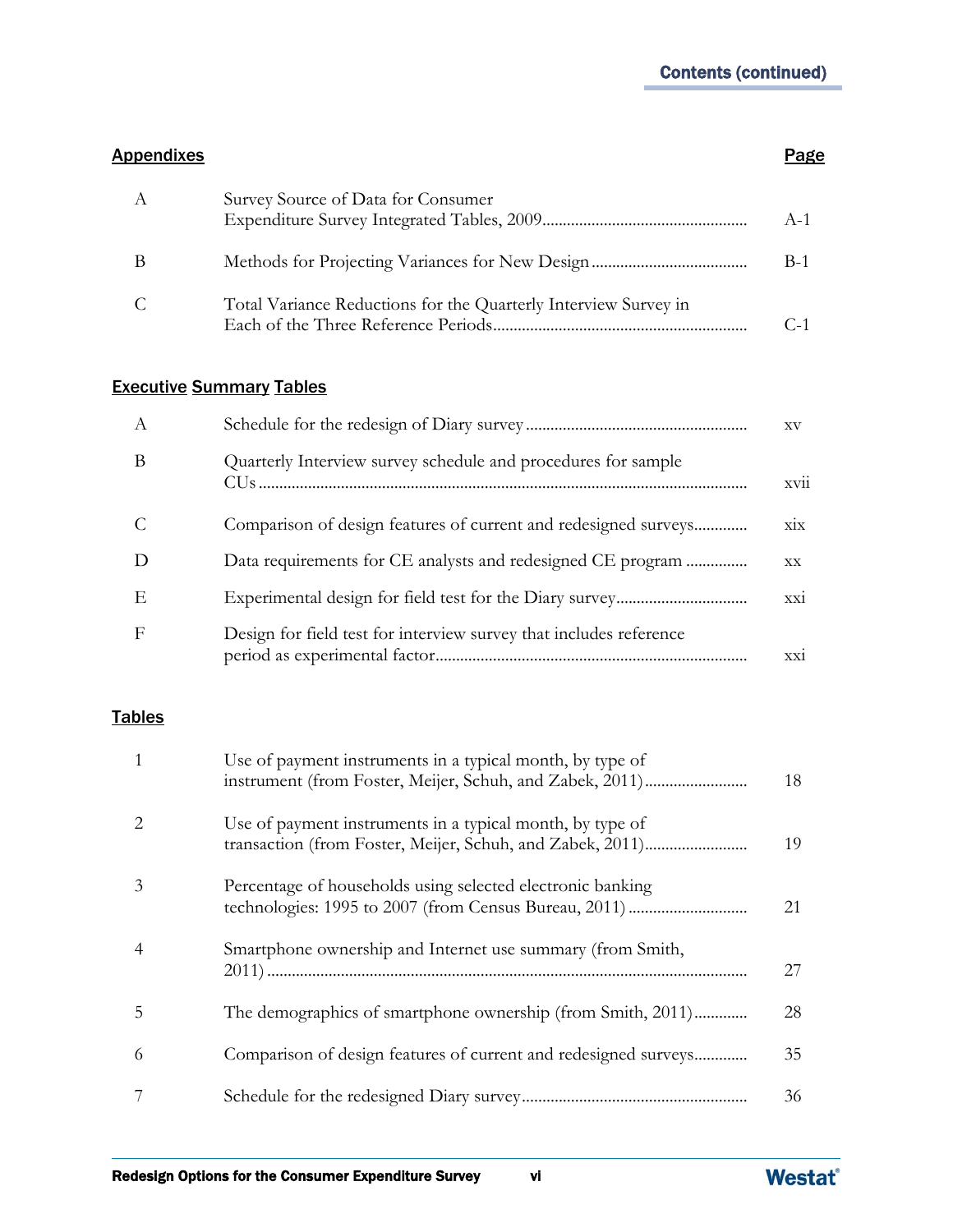## Contents (continued)

| Appendixes | | Page |
|---|---|---|
| A | Survey Source of Data for Consumer Expenditure Survey Integrated Tables, 2009 | A-1 |
| B | Methods for Projecting Variances for New Design | B-1 |
| C | Total Variance Reductions for the Quarterly Interview Survey in Each of the Three Reference Periods | C-1 |

| Executive Summary Tables | | |
|---|---|---|
| A | Schedule for the redesign of Diary survey | xv |
| B | Quarterly Interview survey schedule and procedures for sample CUs | xvii |
| C | Comparison of design features of current and redesigned surveys | xix |
| D | Data requirements for CE analysts and redesigned CE program | xx |
| E | Experimental design for field test for the Diary survey | xxi |
| F | Design for field test for interview survey that includes reference period as experimental factor | xxi |

| Tables | | |
|---|---|---|
| 1 | Use of payment instruments in a typical month, by type of instrument (from Foster, Meijer, Schuh, and Zabek, 2011) | 18 |
| 2 | Use of payment instruments in a typical month, by type of transaction (from Foster, Meijer, Schuh, and Zabek, 2011) | 19 |
| 3 | Percentage of households using selected electronic banking technologies: 1995 to 2007 (from Census Bureau, 2011) | 21 |
| 4 | Smartphone ownership and Internet use summary (from Smith, 2011) | 27 |
| 5 | The demographics of smartphone ownership (from Smith, 2011) | 28 |
| 6 | Comparison of design features of current and redesigned surveys | 35 |
| 7 | Schedule for the redesigned Diary survey | 36 |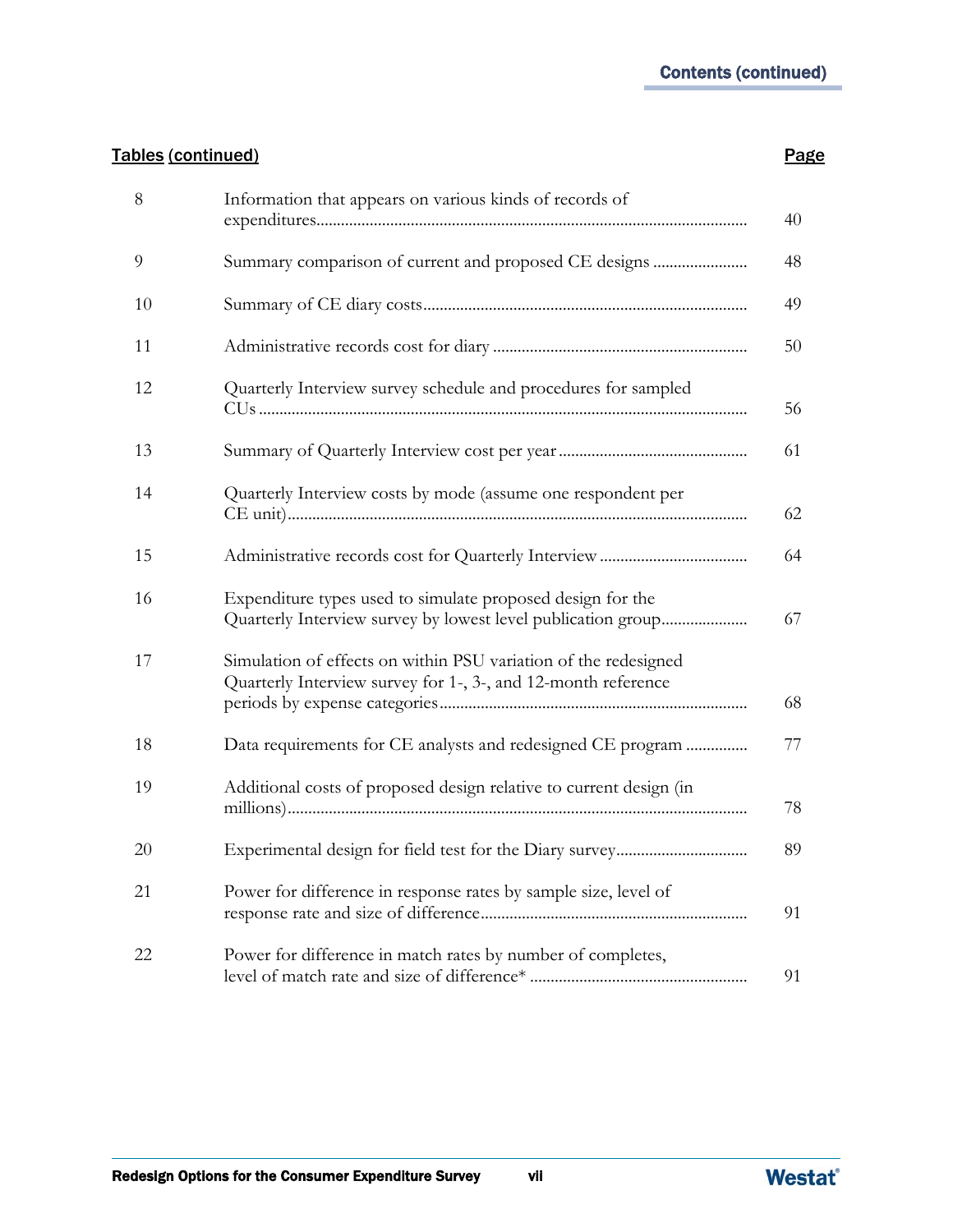## Contents (continued)

| Tables (continued) | | Page |
|---|---|---|
| 8 | Information that appears on various kinds of records of expenditures | 40 |
| 9 | Summary comparison of current and proposed CE designs | 48 |
| 10 | Summary of CE diary costs | 49 |
| 11 | Administrative records cost for diary | 50 |
| 12 | Quarterly Interview survey schedule and procedures for sampled CUs | 56 |
| 13 | Summary of Quarterly Interview cost per year | 61 |
| 14 | Quarterly Interview costs by mode (assume one respondent per CE unit) | 62 |
| 15 | Administrative records cost for Quarterly Interview | 64 |
| 16 | Expenditure types used to simulate proposed design for the Quarterly Interview survey by lowest level publication group | 67 |
| 17 | Simulation of effects on within PSU variation of the redesigned Quarterly Interview survey for 1-, 3-, and 12-month reference periods by expense categories | 68 |
| 18 | Data requirements for CE analysts and redesigned CE program | 77 |
| 19 | Additional costs of proposed design relative to current design (in millions) | 78 |
| 20 | Experimental design for field test for the Diary survey | 89 |
| 21 | Power for difference in response rates by sample size, level of response rate and size of difference | 91 |
| 22 | Power for difference in match rates by number of completes, level of match rate and size of difference* | 91 |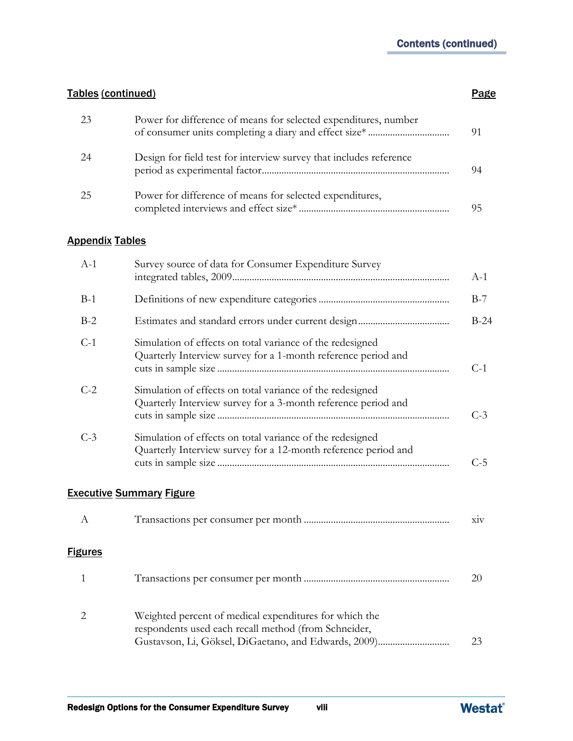## Contents (continued)

| Tables (continued) | | Page |
|---|---|---|
| 23 | Power for difference of means for selected expenditures, number of consumer units completing a diary and effect size* | 91 |
| 24 | Design for field test for interview survey that includes reference period as experimental factor | 94 |
| 25 | Power for difference of means for selected expenditures, completed interviews and effect size* | 95 |

| Appendix Tables | | |
|---|---|---|
| A-1 | Survey source of data for Consumer Expenditure Survey integrated tables, 2009 | A-1 |
| B-1 | Definitions of new expenditure categories | B-7 |
| B-2 | Estimates and standard errors under current design | B-24 |
| C-1 | Simulation of effects on total variance of the redesigned Quarterly Interview survey for a 1-month reference period and cuts in sample size | C-1 |
| C-2 | Simulation of effects on total variance of the redesigned Quarterly Interview survey for a 3-month reference period and cuts in sample size | C-3 |
| C-3 | Simulation of effects on total variance of the redesigned Quarterly Interview survey for a 12-month reference period and cuts in sample size | C-5 |

| Executive Summary Figure | | |
|---|---|---|
| A | Transactions per consumer per month | xiv |

| Figures | | |
|---|---|---|
| 1 | Transactions per consumer per month | 20 |
| 2 | Weighted percent of medical expenditures for which the respondents used each recall method (from Schneider, Gustavson, Li, Göksel, DiGaetano, and Edwards, 2009) | 23 |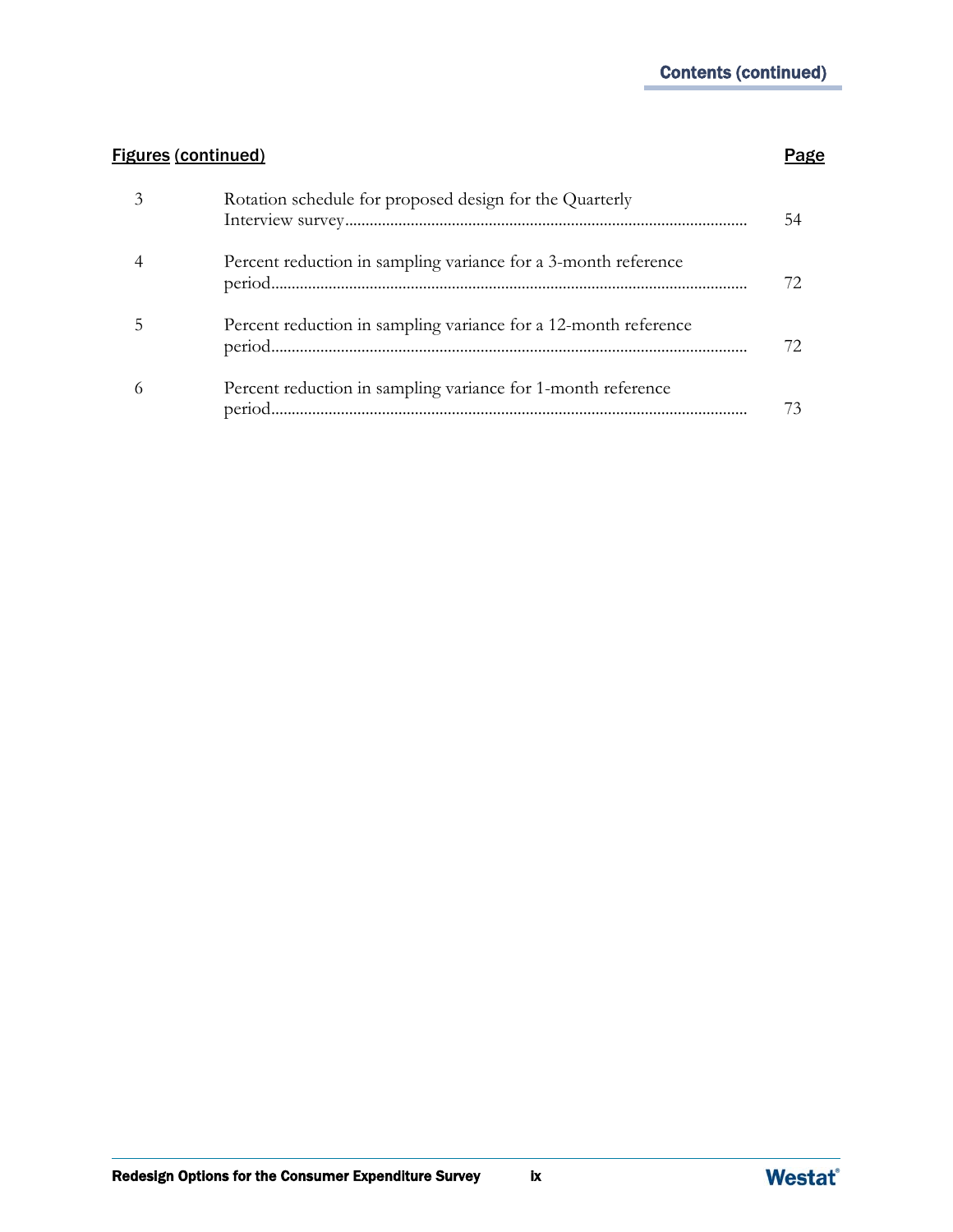## Contents (continued)

| Figures (continued) | | Page |
|---|---|---|
| 3 | Rotation schedule for proposed design for the Quarterly Interview survey | 54 |
| 4 | Percent reduction in sampling variance for a 3-month reference period | 72 |
| 5 | Percent reduction in sampling variance for a 12-month reference period | 72 |
| 6 | Percent reduction in sampling variance for 1-month reference period | 73 |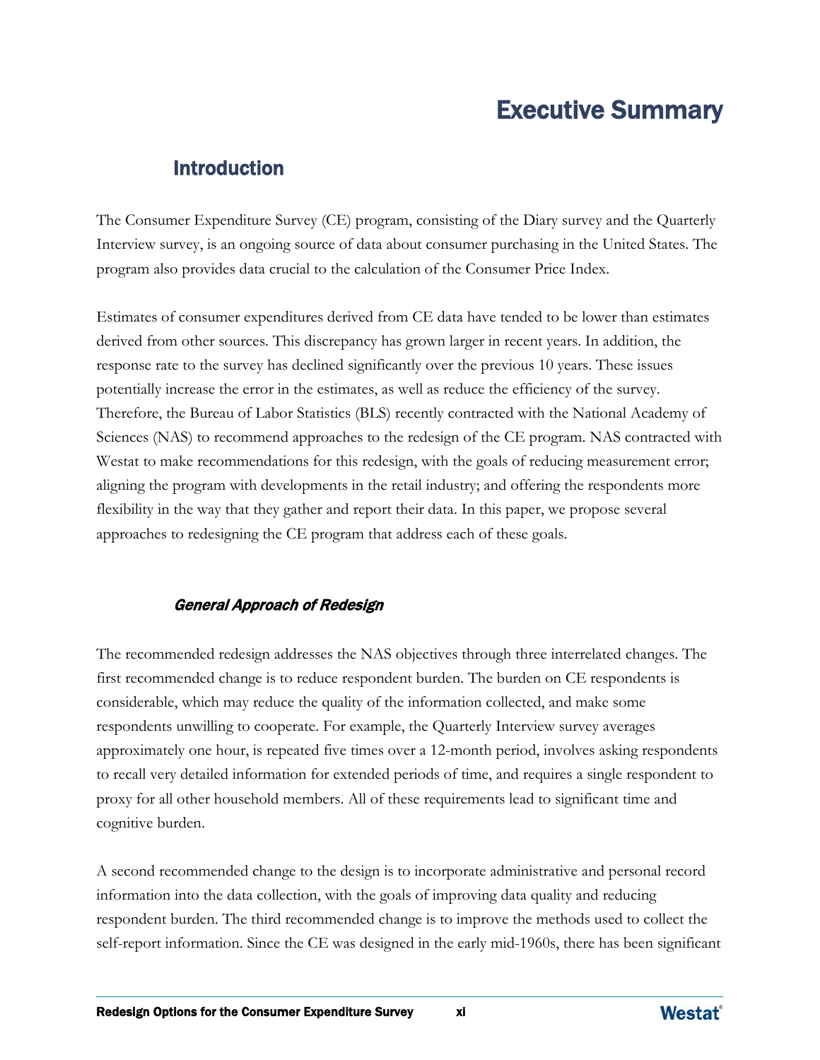# Executive Summary

## Introduction

The Consumer Expenditure Survey (CE) program, consisting of the Diary survey and the Quarterly Interview survey, is an ongoing source of data about consumer purchasing in the United States. The program also provides data crucial to the calculation of the Consumer Price Index.

Estimates of consumer expenditures derived from CE data have tended to be lower than estimates derived from other sources. This discrepancy has grown larger in recent years. In addition, the response rate to the survey has declined significantly over the previous 10 years. These issues potentially increase the error in the estimates, as well as reduce the efficiency of the survey. Therefore, the Bureau of Labor Statistics (BLS) recently contracted with the National Academy of Sciences (NAS) to recommend approaches to the redesign of the CE program. NAS contracted with Westat to make recommendations for this redesign, with the goals of reducing measurement error; aligning the program with developments in the retail industry; and offering the respondents more flexibility in the way that they gather and report their data. In this paper, we propose several approaches to redesigning the CE program that address each of these goals.

### *General Approach of Redesign*

The recommended redesign addresses the NAS objectives through three interrelated changes. The first recommended change is to reduce respondent burden. The burden on CE respondents is considerable, which may reduce the quality of the information collected, and make some respondents unwilling to cooperate. For example, the Quarterly Interview survey averages approximately one hour, is repeated five times over a 12-month period, involves asking respondents to recall very detailed information for extended periods of time, and requires a single respondent to proxy for all other household members. All of these requirements lead to significant time and cognitive burden.

A second recommended change to the design is to incorporate administrative and personal record information into the data collection, with the goals of improving data quality and reducing respondent burden. The third recommended change is to improve the methods used to collect the self-report information. Since the CE was designed in the early mid-1960s, there has been significant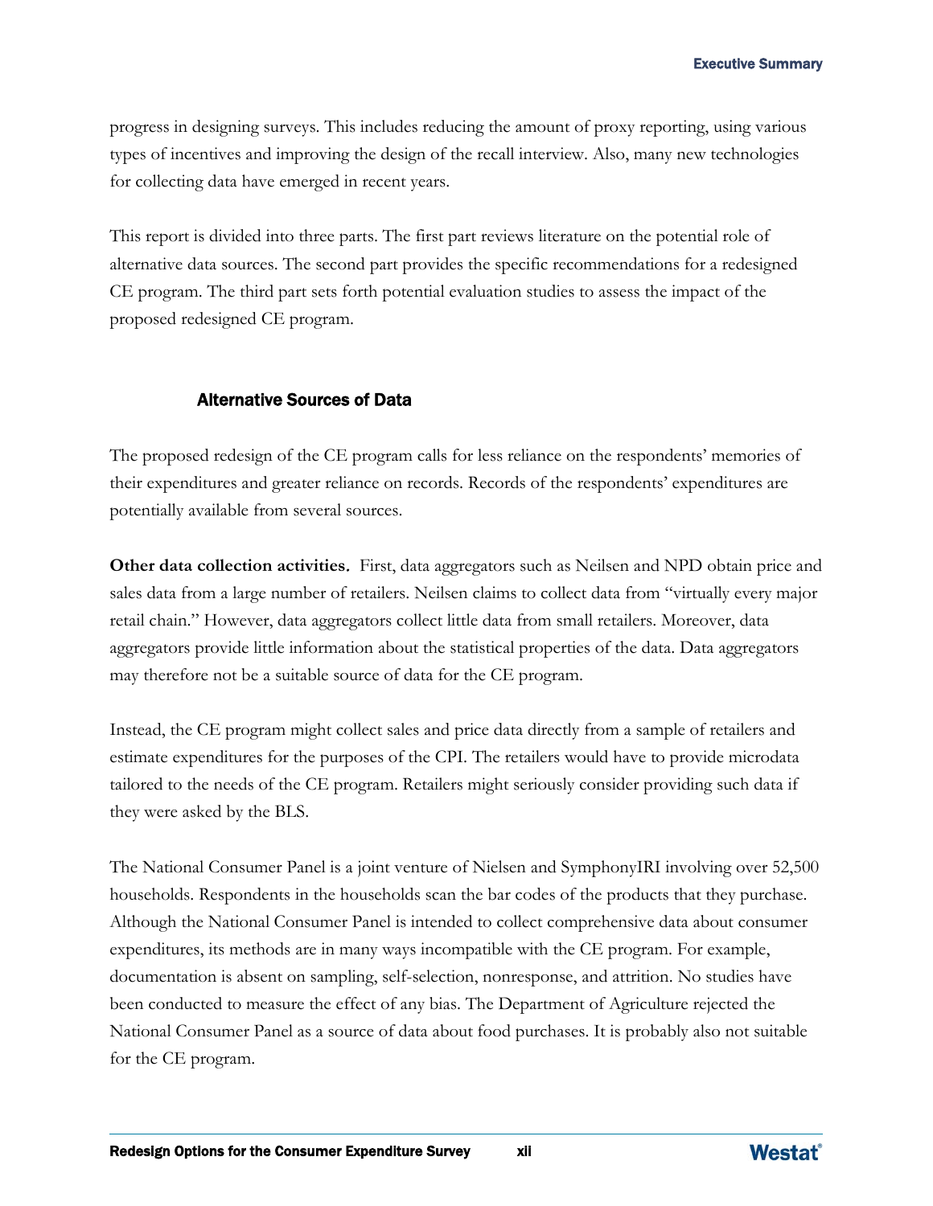progress in designing surveys. This includes reducing the amount of proxy reporting, using various types of incentives and improving the design of the recall interview. Also, many new technologies for collecting data have emerged in recent years.

This report is divided into three parts. The first part reviews literature on the potential role of alternative data sources. The second part provides the specific recommendations for a redesigned CE program. The third part sets forth potential evaluation studies to assess the impact of the proposed redesigned CE program.

### Alternative Sources of Data

The proposed redesign of the CE program calls for less reliance on the respondents' memories of their expenditures and greater reliance on records. Records of the respondents' expenditures are potentially available from several sources.

**Other data collection activities.** First, data aggregators such as Neilsen and NPD obtain price and sales data from a large number of retailers. Neilsen claims to collect data from "virtually every major retail chain." However, data aggregators collect little data from small retailers. Moreover, data aggregators provide little information about the statistical properties of the data. Data aggregators may therefore not be a suitable source of data for the CE program.

Instead, the CE program might collect sales and price data directly from a sample of retailers and estimate expenditures for the purposes of the CPI. The retailers would have to provide microdata tailored to the needs of the CE program. Retailers might seriously consider providing such data if they were asked by the BLS.

The National Consumer Panel is a joint venture of Nielsen and SymphonyIRI involving over 52,500 households. Respondents in the households scan the bar codes of the products that they purchase. Although the National Consumer Panel is intended to collect comprehensive data about consumer expenditures, its methods are in many ways incompatible with the CE program. For example, documentation is absent on sampling, self-selection, nonresponse, and attrition. No studies have been conducted to measure the effect of any bias. The Department of Agriculture rejected the National Consumer Panel as a source of data about food purchases. It is probably also not suitable for the CE program.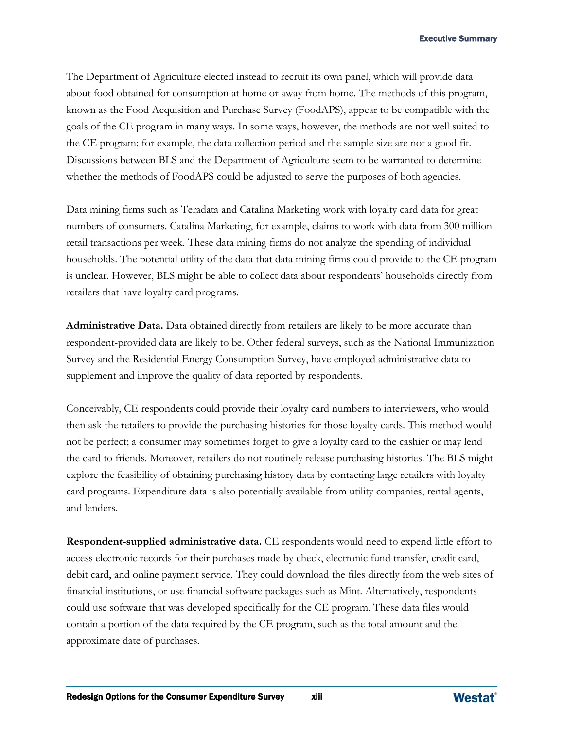The Department of Agriculture elected instead to recruit its own panel, which will provide data about food obtained for consumption at home or away from home. The methods of this program, known as the Food Acquisition and Purchase Survey (FoodAPS), appear to be compatible with the goals of the CE program in many ways. In some ways, however, the methods are not well suited to the CE program; for example, the data collection period and the sample size are not a good fit. Discussions between BLS and the Department of Agriculture seem to be warranted to determine whether the methods of FoodAPS could be adjusted to serve the purposes of both agencies.

Data mining firms such as Teradata and Catalina Marketing work with loyalty card data for great numbers of consumers. Catalina Marketing, for example, claims to work with data from 300 million retail transactions per week. These data mining firms do not analyze the spending of individual households. The potential utility of the data that data mining firms could provide to the CE program is unclear. However, BLS might be able to collect data about respondents' households directly from retailers that have loyalty card programs.

**Administrative Data.** Data obtained directly from retailers are likely to be more accurate than respondent-provided data are likely to be. Other federal surveys, such as the National Immunization Survey and the Residential Energy Consumption Survey, have employed administrative data to supplement and improve the quality of data reported by respondents.

Conceivably, CE respondents could provide their loyalty card numbers to interviewers, who would then ask the retailers to provide the purchasing histories for those loyalty cards. This method would not be perfect; a consumer may sometimes forget to give a loyalty card to the cashier or may lend the card to friends. Moreover, retailers do not routinely release purchasing histories. The BLS might explore the feasibility of obtaining purchasing history data by contacting large retailers with loyalty card programs. Expenditure data is also potentially available from utility companies, rental agents, and lenders.

**Respondent-supplied administrative data.** CE respondents would need to expend little effort to access electronic records for their purchases made by check, electronic fund transfer, credit card, debit card, and online payment service. They could download the files directly from the web sites of financial institutions, or use financial software packages such as Mint. Alternatively, respondents could use software that was developed specifically for the CE program. These data files would contain a portion of the data required by the CE program, such as the total amount and the approximate date of purchases.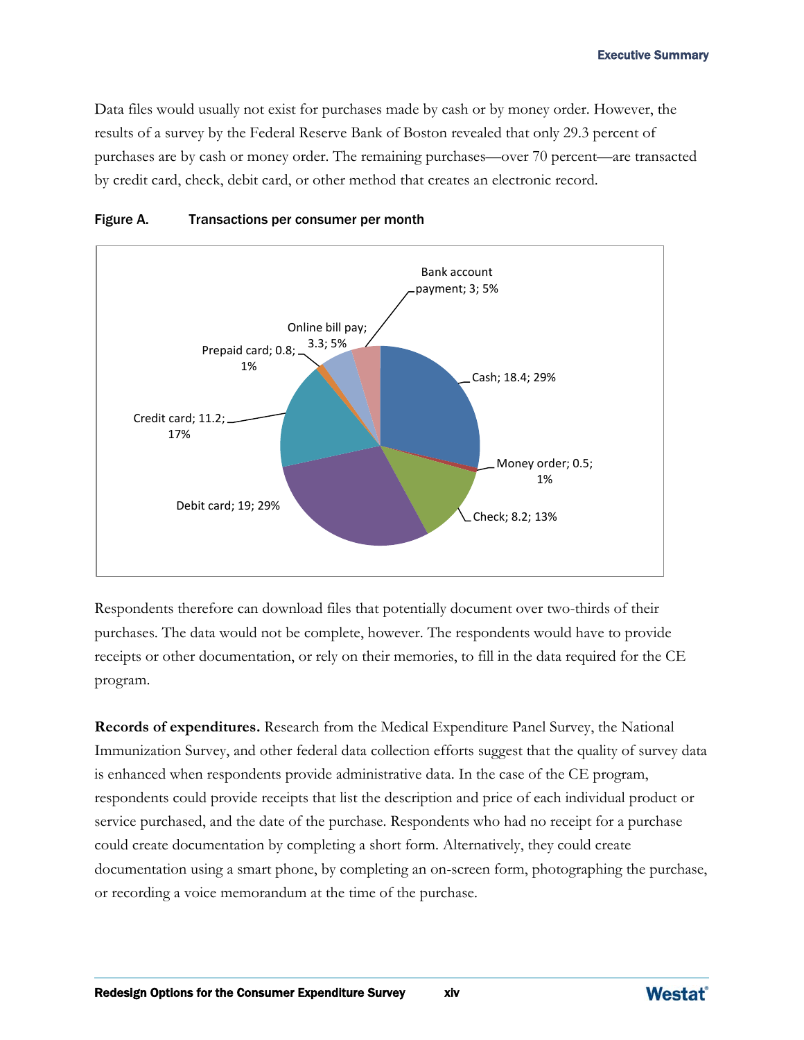Data files would usually not exist for purchases made by cash or by money order. However, the results of a survey by the Federal Reserve Bank of Boston revealed that only 29.3 percent of purchases are by cash or money order. The remaining purchases—over 70 percent—are transacted by credit card, check, debit card, or other method that creates an electronic record.

**Figure A. Transactions per consumer per month**

Bank account payment; 3; 5%

Online bill pay; 3.3; 5%

Prepaid card; 0.8; 1%

Cash; 18.4; 29%

Credit card; 11.2; 17%

Money order; 0.5; 1%

Debit card; 19; 29%

Check; 8.2; 13%

Respondents therefore can download files that potentially document over two-thirds of their purchases. The data would not be complete, however. The respondents would have to provide receipts or other documentation, or rely on their memories, to fill in the data required for the CE program.

**Records of expenditures.** Research from the Medical Expenditure Panel Survey, the National Immunization Survey, and other federal data collection efforts suggest that the quality of survey data is enhanced when respondents provide administrative data. In the case of the CE program, respondents could provide receipts that list the description and price of each individual product or service purchased, and the date of the purchase. Respondents who had no receipt for a purchase could create documentation by completing a short form. Alternatively, they could create documentation using a smart phone, by completing an on-screen form, photographing the purchase, or recording a voice memorandum at the time of the purchase.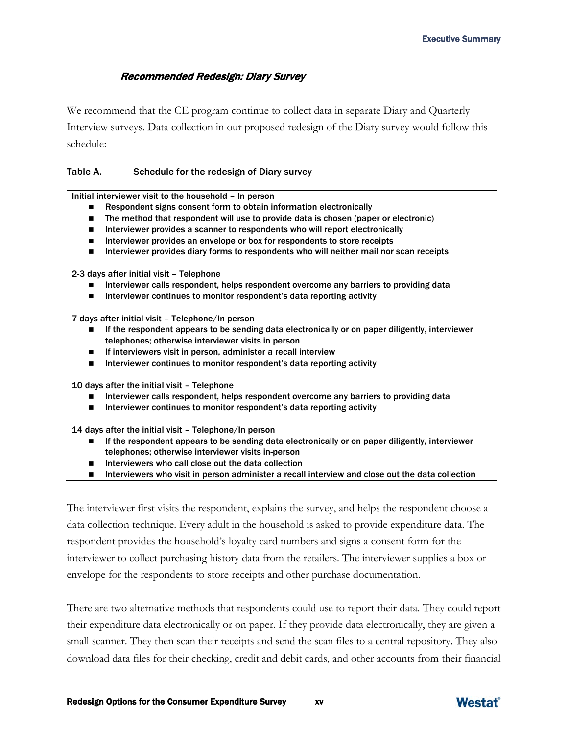### *Recommended Redesign: Diary Survey*

We recommend that the CE program continue to collect data in separate Diary and Quarterly Interview surveys. Data collection in our proposed redesign of the Diary survey would follow this schedule:

**Table A. Schedule for the redesign of Diary survey**

Initial interviewer visit to the household – In person

- Respondent signs consent form to obtain information electronically
- The method that respondent will use to provide data is chosen (paper or electronic)
- Interviewer provides a scanner to respondents who will report electronically
- Interviewer provides an envelope or box for respondents to store receipts
- Interviewer provides diary forms to respondents who will neither mail nor scan receipts

2-3 days after initial visit – Telephone

- Interviewer calls respondent, helps respondent overcome any barriers to providing data
- Interviewer continues to monitor respondent's data reporting activity

7 days after initial visit – Telephone/In person

- If the respondent appears to be sending data electronically or on paper diligently, interviewer telephones; otherwise interviewer visits in person
- If interviewers visit in person, administer a recall interview
- Interviewer continues to monitor respondent's data reporting activity

10 days after the initial visit – Telephone

- Interviewer calls respondent, helps respondent overcome any barriers to providing data
- Interviewer continues to monitor respondent's data reporting activity

14 days after the initial visit – Telephone/In person

- If the respondent appears to be sending data electronically or on paper diligently, interviewer telephones; otherwise interviewer visits in-person
- Interviewers who call close out the data collection
- Interviewers who visit in person administer a recall interview and close out the data collection

The interviewer first visits the respondent, explains the survey, and helps the respondent choose a data collection technique. Every adult in the household is asked to provide expenditure data. The respondent provides the household's loyalty card numbers and signs a consent form for the interviewer to collect purchasing history data from the retailers. The interviewer supplies a box or envelope for the respondents to store receipts and other purchase documentation.

There are two alternative methods that respondents could use to report their data. They could report their expenditure data electronically or on paper. If they provide data electronically, they are given a small scanner. They then scan their receipts and send the scan files to a central repository. They also download data files for their checking, credit and debit cards, and other accounts from their financial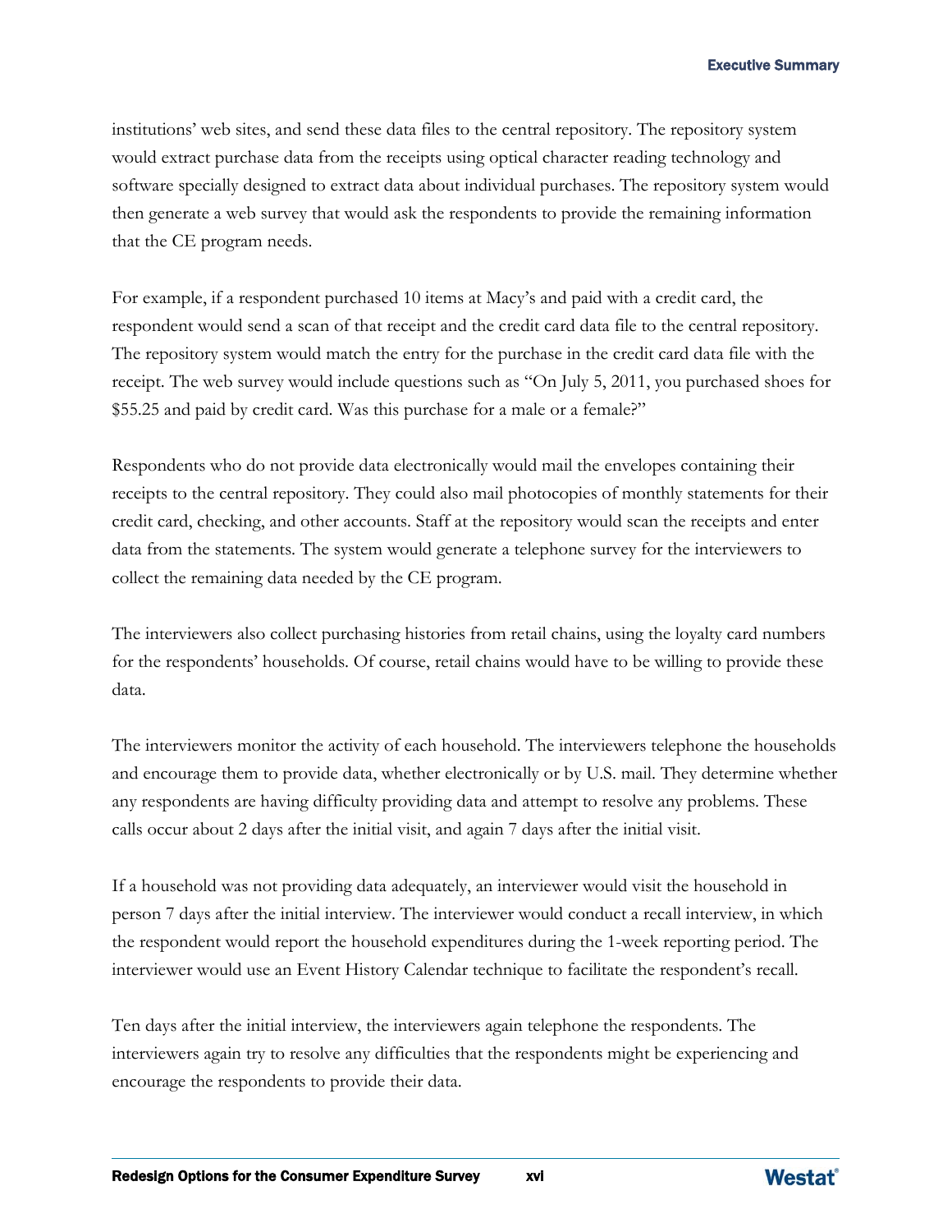institutions' web sites, and send these data files to the central repository. The repository system would extract purchase data from the receipts using optical character reading technology and software specially designed to extract data about individual purchases. The repository system would then generate a web survey that would ask the respondents to provide the remaining information that the CE program needs.

For example, if a respondent purchased 10 items at Macy's and paid with a credit card, the respondent would send a scan of that receipt and the credit card data file to the central repository. The repository system would match the entry for the purchase in the credit card data file with the receipt. The web survey would include questions such as "On July 5, 2011, you purchased shoes for $55.25 and paid by credit card. Was this purchase for a male or a female?"

Respondents who do not provide data electronically would mail the envelopes containing their receipts to the central repository. They could also mail photocopies of monthly statements for their credit card, checking, and other accounts. Staff at the repository would scan the receipts and enter data from the statements. The system would generate a telephone survey for the interviewers to collect the remaining data needed by the CE program.

The interviewers also collect purchasing histories from retail chains, using the loyalty card numbers for the respondents' households. Of course, retail chains would have to be willing to provide these data.

The interviewers monitor the activity of each household. The interviewers telephone the households and encourage them to provide data, whether electronically or by U.S. mail. They determine whether any respondents are having difficulty providing data and attempt to resolve any problems. These calls occur about 2 days after the initial visit, and again 7 days after the initial visit.

If a household was not providing data adequately, an interviewer would visit the household in person 7 days after the initial interview. The interviewer would conduct a recall interview, in which the respondent would report the household expenditures during the 1-week reporting period. The interviewer would use an Event History Calendar technique to facilitate the respondent's recall.

Ten days after the initial interview, the interviewers again telephone the respondents. The interviewers again try to resolve any difficulties that the respondents might be experiencing and encourage the respondents to provide their data.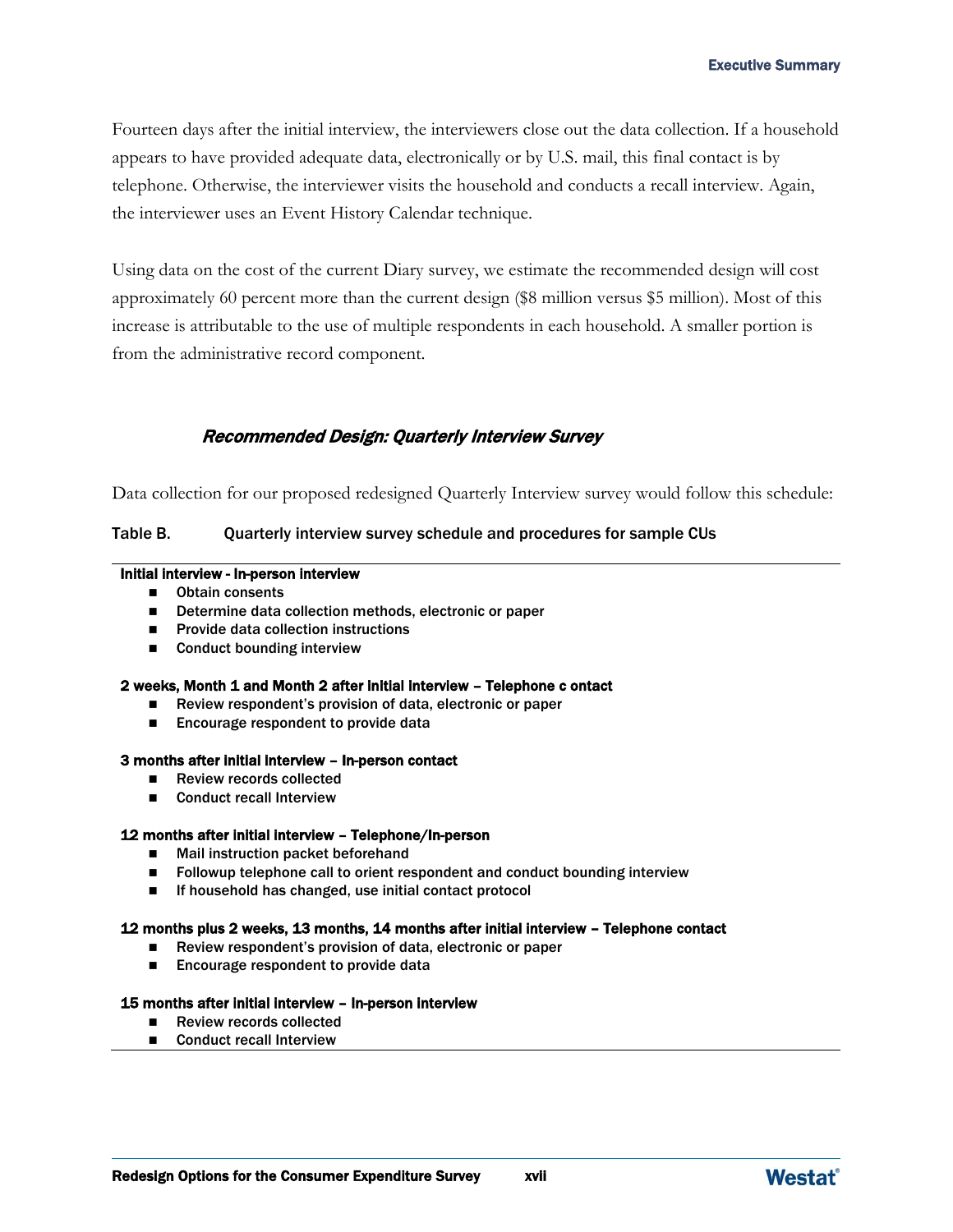Fourteen days after the initial interview, the interviewers close out the data collection. If a household appears to have provided adequate data, electronically or by U.S. mail, this final contact is by telephone. Otherwise, the interviewer visits the household and conducts a recall interview. Again, the interviewer uses an Event History Calendar technique.

Using data on the cost of the current Diary survey, we estimate the recommended design will cost approximately 60 percent more than the current design ($8 million versus $5 million). Most of this increase is attributable to the use of multiple respondents in each household. A smaller portion is from the administrative record component.

### *Recommended Design: Quarterly Interview Survey*

Data collection for our proposed redesigned Quarterly Interview survey would follow this schedule:

**Table B. Quarterly interview survey schedule and procedures for sample CUs**

**Initial interview - In-person interview**

- Obtain consents
- Determine data collection methods, electronic or paper
- Provide data collection instructions
- Conduct bounding interview

**2 weeks, Month 1 and Month 2 after initial interview – Telephone c ontact**

- Review respondent's provision of data, electronic or paper
- Encourage respondent to provide data

**3 months after initial interview – In-person contact**

- Review records collected
- Conduct recall Interview

**12 months after initial interview – Telephone/In-person**

- Mail instruction packet beforehand
- Followup telephone call to orient respondent and conduct bounding interview
- If household has changed, use initial contact protocol

**12 months plus 2 weeks, 13 months, 14 months after initial interview – Telephone contact**

- Review respondent's provision of data, electronic or paper
- Encourage respondent to provide data

**15 months after initial interview – In-person interview**

- Review records collected
- Conduct recall Interview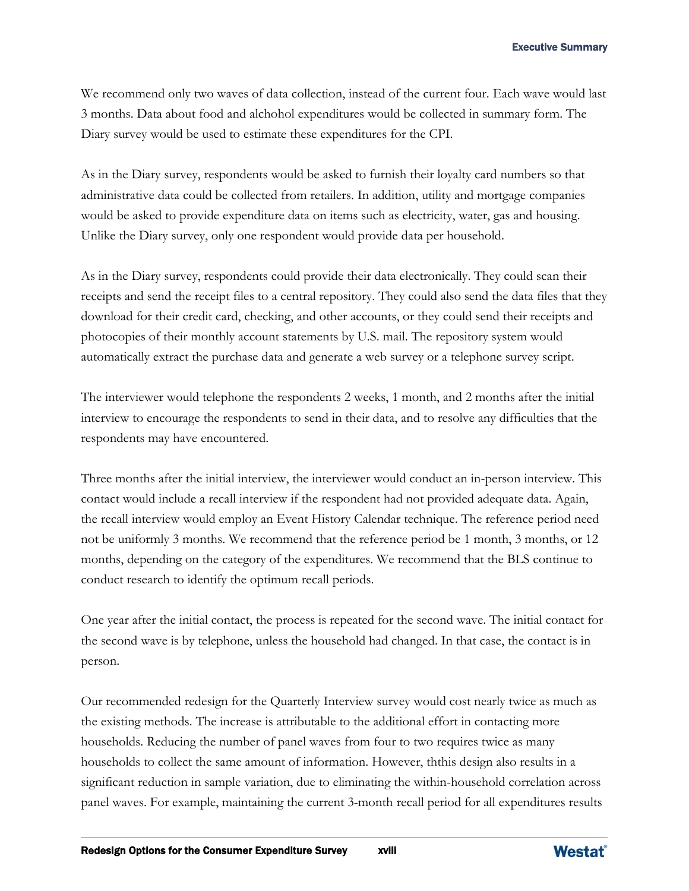We recommend only two waves of data collection, instead of the current four. Each wave would last 3 months. Data about food and alchohol expenditures would be collected in summary form. The Diary survey would be used to estimate these expenditures for the CPI.

As in the Diary survey, respondents would be asked to furnish their loyalty card numbers so that administrative data could be collected from retailers. In addition, utility and mortgage companies would be asked to provide expenditure data on items such as electricity, water, gas and housing. Unlike the Diary survey, only one respondent would provide data per household.

As in the Diary survey, respondents could provide their data electronically. They could scan their receipts and send the receipt files to a central repository. They could also send the data files that they download for their credit card, checking, and other accounts, or they could send their receipts and photocopies of their monthly account statements by U.S. mail. The repository system would automatically extract the purchase data and generate a web survey or a telephone survey script.

The interviewer would telephone the respondents 2 weeks, 1 month, and 2 months after the initial interview to encourage the respondents to send in their data, and to resolve any difficulties that the respondents may have encountered.

Three months after the initial interview, the interviewer would conduct an in-person interview. This contact would include a recall interview if the respondent had not provided adequate data. Again, the recall interview would employ an Event History Calendar technique. The reference period need not be uniformly 3 months. We recommend that the reference period be 1 month, 3 months, or 12 months, depending on the category of the expenditures. We recommend that the BLS continue to conduct research to identify the optimum recall periods.

One year after the initial contact, the process is repeated for the second wave. The initial contact for the second wave is by telephone, unless the household had changed. In that case, the contact is in person.

Our recommended redesign for the Quarterly Interview survey would cost nearly twice as much as the existing methods. The increase is attributable to the additional effort in contacting more households. Reducing the number of panel waves from four to two requires twice as many households to collect the same amount of information. However, ththis design also results in a significant reduction in sample variation, due to eliminating the within-household correlation across panel waves. For example, maintaining the current 3-month recall period for all expenditures results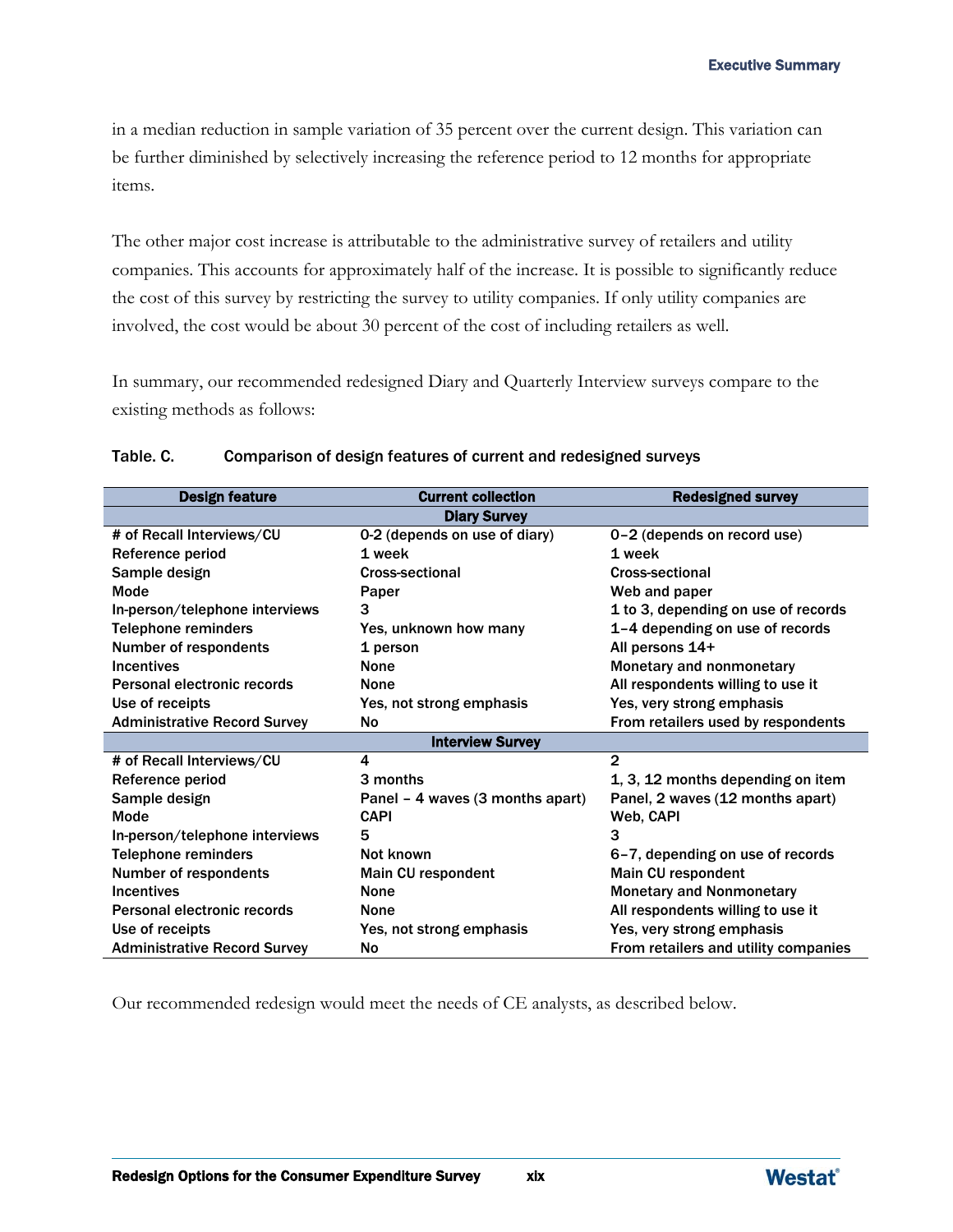in a median reduction in sample variation of 35 percent over the current design. This variation can be further diminished by selectively increasing the reference period to 12 months for appropriate items.

The other major cost increase is attributable to the administrative survey of retailers and utility companies. This accounts for approximately half of the increase. It is possible to significantly reduce the cost of this survey by restricting the survey to utility companies. If only utility companies are involved, the cost would be about 30 percent of the cost of including retailers as well.

In summary, our recommended redesigned Diary and Quarterly Interview surveys compare to the existing methods as follows:

**Table. C. Comparison of design features of current and redesigned surveys**

| Design feature | Current collection | Redesigned survey |
|---|---|---|
| | **Diary Survey** | |
| # of Recall Interviews/CU | 0-2 (depends on use of diary) | 0–2 (depends on record use) |
| Reference period | 1 week | 1 week |
| Sample design | Cross-sectional | Cross-sectional |
| Mode | Paper | Web and paper |
| In-person/telephone interviews | 3 | 1 to 3, depending on use of records |
| Telephone reminders | Yes, unknown how many | 1–4 depending on use of records |
| Number of respondents | 1 person | All persons 14+ |
| Incentives | None | Monetary and nonmonetary |
| Personal electronic records | None | All respondents willing to use it |
| Use of receipts | Yes, not strong emphasis | Yes, very strong emphasis |
| Administrative Record Survey | No | From retailers used by respondents |
| | **Interview Survey** | |
| # of Recall Interviews/CU | 4 | 2 |
| Reference period | 3 months | 1, 3, 12 months depending on item |
| Sample design | Panel – 4 waves (3 months apart) | Panel, 2 waves (12 months apart) |
| Mode | CAPI | Web, CAPI |
| In-person/telephone interviews | 5 | 3 |
| Telephone reminders | Not known | 6–7, depending on use of records |
| Number of respondents | Main CU respondent | Main CU respondent |
| Incentives | None | Monetary and Nonmonetary |
| Personal electronic records | None | All respondents willing to use it |
| Use of receipts | Yes, not strong emphasis | Yes, very strong emphasis |
| Administrative Record Survey | No | From retailers and utility companies |

Our recommended redesign would meet the needs of CE analysts, as described below.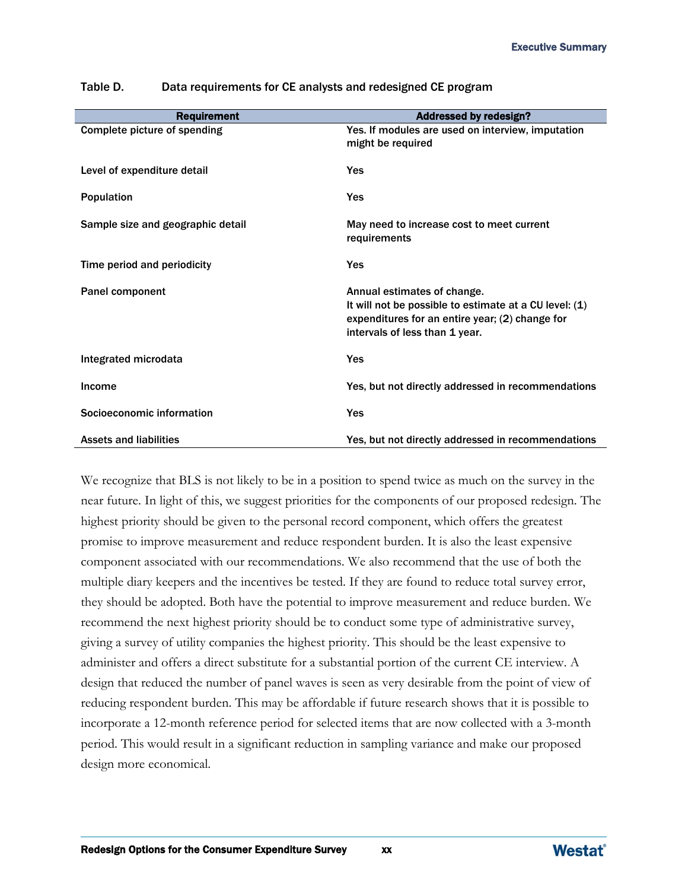Table D. Data requirements for CE analysts and redesigned CE program

| Requirement | Addressed by redesign? |
| --- | --- |
| Complete picture of spending | Yes. If modules are used on interview, imputation might be required |
| Level of expenditure detail | Yes |
| Population | Yes |
| Sample size and geographic detail | May need to increase cost to meet current requirements |
| Time period and periodicity | Yes |
| Panel component | Annual estimates of change. It will not be possible to estimate at a CU level: (1) expenditures for an entire year; (2) change for intervals of less than 1 year. |
| Integrated microdata | Yes |
| Income | Yes, but not directly addressed in recommendations |
| Socioeconomic information | Yes |
| Assets and liabilities | Yes, but not directly addressed in recommendations |

We recognize that BLS is not likely to be in a position to spend twice as much on the survey in the near future. In light of this, we suggest priorities for the components of our proposed redesign. The highest priority should be given to the personal record component, which offers the greatest promise to improve measurement and reduce respondent burden. It is also the least expensive component associated with our recommendations. We also recommend that the use of both the multiple diary keepers and the incentives be tested. If they are found to reduce total survey error, they should be adopted. Both have the potential to improve measurement and reduce burden. We recommend the next highest priority should be to conduct some type of administrative survey, giving a survey of utility companies the highest priority. This should be the least expensive to administer and offers a direct substitute for a substantial portion of the current CE interview. A design that reduced the number of panel waves is seen as very desirable from the point of view of reducing respondent burden. This may be affordable if future research shows that it is possible to incorporate a 12-month reference period for selected items that are now collected with a 3-month period. This would result in a significant reduction in sampling variance and make our proposed design more economical.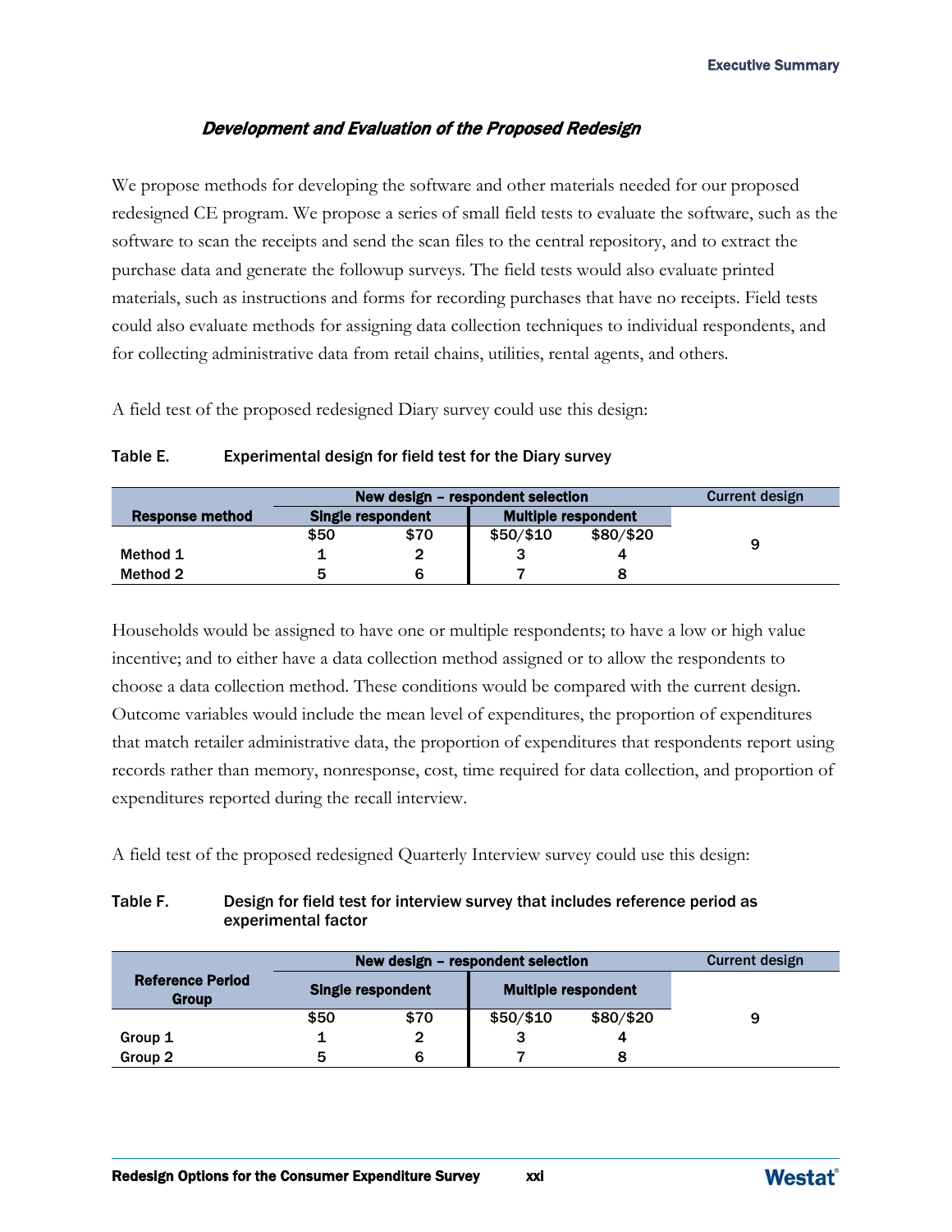### *Development and Evaluation of the Proposed Redesign*

We propose methods for developing the software and other materials needed for our proposed redesigned CE program. We propose a series of small field tests to evaluate the software, such as the software to scan the receipts and send the scan files to the central repository, and to extract the purchase data and generate the followup surveys. The field tests would also evaluate printed materials, such as instructions and forms for recording purchases that have no receipts. Field tests could also evaluate methods for assigning data collection techniques to individual respondents, and for collecting administrative data from retail chains, utilities, rental agents, and others.

A field test of the proposed redesigned Diary survey could use this design:

**Table E. Experimental design for field test for the Diary survey**

| Response method | New design – respondent selection | | | | Current design |
|---|---|---|---|---|---|
| | Single respondent | | Multiple respondent | | |
| | $50 | $70 | $50/$10 | $80/$20 | 9 |
| Method 1 | 1 | 2 | 3 | 4 | |
| Method 2 | 5 | 6 | 7 | 8 | |

Households would be assigned to have one or multiple respondents; to have a low or high value incentive; and to either have a data collection method assigned or to allow the respondents to choose a data collection method. These conditions would be compared with the current design. Outcome variables would include the mean level of expenditures, the proportion of expenditures that match retailer administrative data, the proportion of expenditures that respondents report using records rather than memory, nonresponse, cost, time required for data collection, and proportion of expenditures reported during the recall interview.

A field test of the proposed redesigned Quarterly Interview survey could use this design:

**Table F. Design for field test for interview survey that includes reference period as experimental factor**

| Reference Period Group | New design – respondent selection | | | | Current design |
|---|---|---|---|---|---|
| | Single respondent | | Multiple respondent | | |
| | $50 | $70 | $50/$10 | $80/$20 | 9 |
| Group 1 | 1 | 2 | 3 | 4 | |
| Group 2 | 5 | 6 | 7 | 8 | |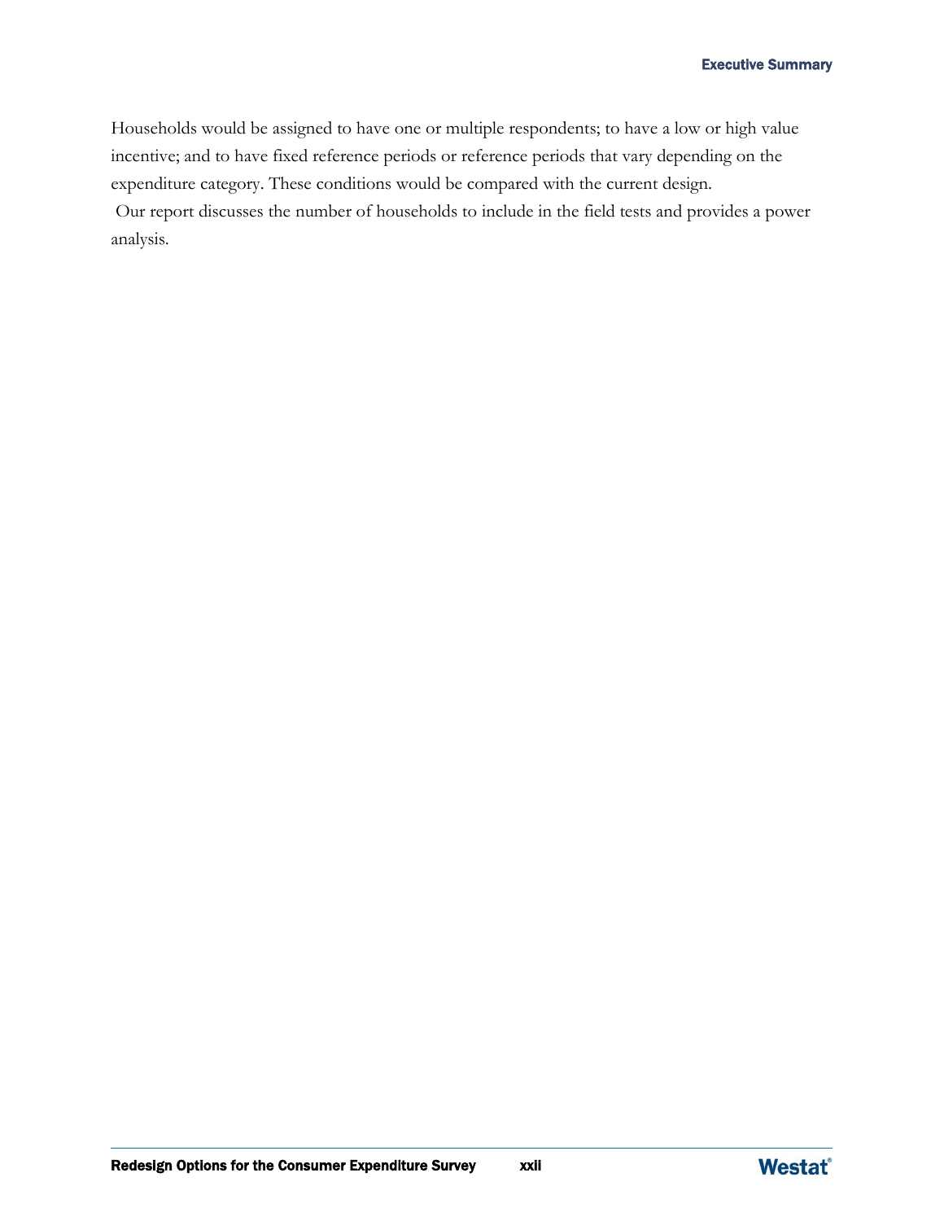Households would be assigned to have one or multiple respondents; to have a low or high value incentive; and to have fixed reference periods or reference periods that vary depending on the expenditure category. These conditions would be compared with the current design.

Our report discusses the number of households to include in the field tests and provides a power analysis.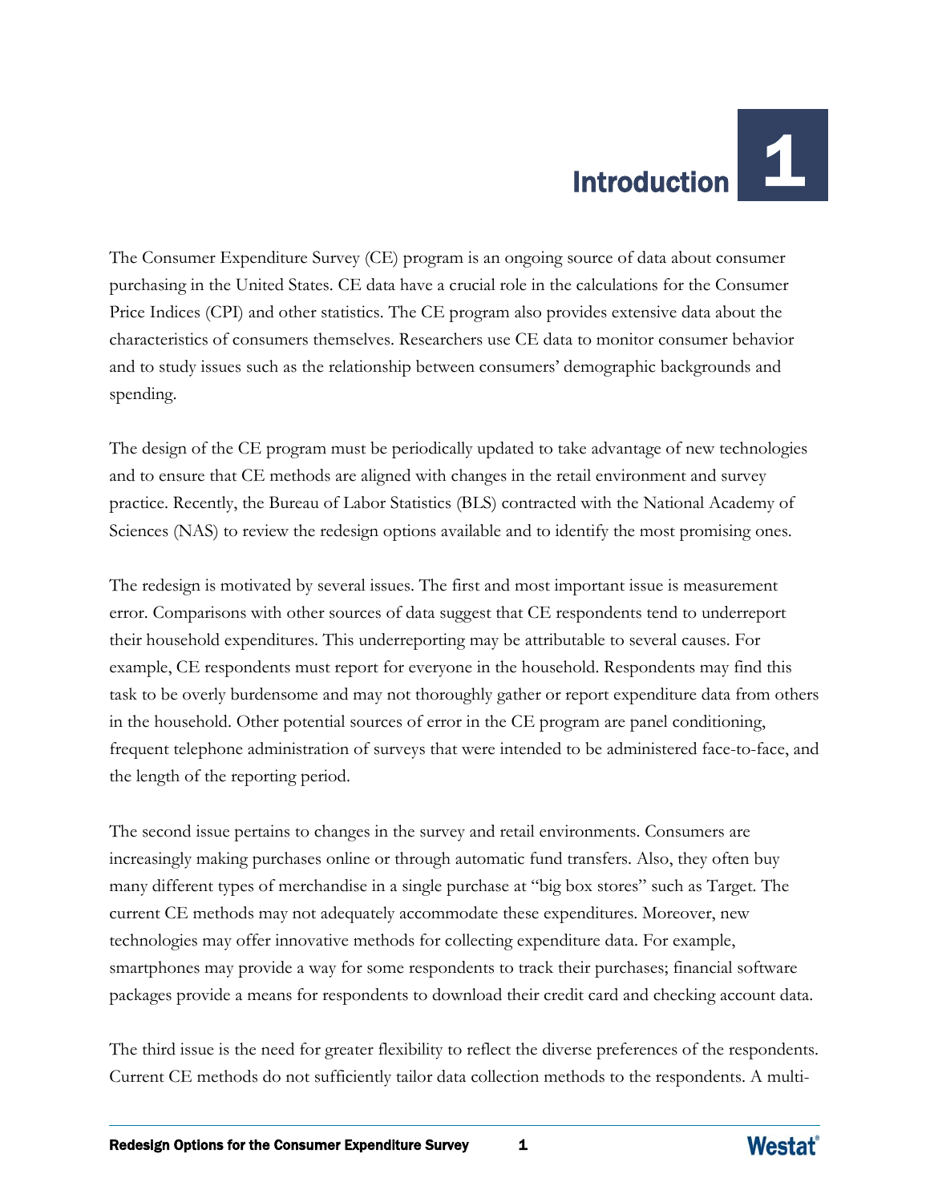# 1 Introduction

The Consumer Expenditure Survey (CE) program is an ongoing source of data about consumer purchasing in the United States. CE data have a crucial role in the calculations for the Consumer Price Indices (CPI) and other statistics. The CE program also provides extensive data about the characteristics of consumers themselves. Researchers use CE data to monitor consumer behavior and to study issues such as the relationship between consumers' demographic backgrounds and spending.

The design of the CE program must be periodically updated to take advantage of new technologies and to ensure that CE methods are aligned with changes in the retail environment and survey practice. Recently, the Bureau of Labor Statistics (BLS) contracted with the National Academy of Sciences (NAS) to review the redesign options available and to identify the most promising ones.

The redesign is motivated by several issues. The first and most important issue is measurement error. Comparisons with other sources of data suggest that CE respondents tend to underreport their household expenditures. This underreporting may be attributable to several causes. For example, CE respondents must report for everyone in the household. Respondents may find this task to be overly burdensome and may not thoroughly gather or report expenditure data from others in the household. Other potential sources of error in the CE program are panel conditioning, frequent telephone administration of surveys that were intended to be administered face-to-face, and the length of the reporting period.

The second issue pertains to changes in the survey and retail environments. Consumers are increasingly making purchases online or through automatic fund transfers. Also, they often buy many different types of merchandise in a single purchase at "big box stores" such as Target. The current CE methods may not adequately accommodate these expenditures. Moreover, new technologies may offer innovative methods for collecting expenditure data. For example, smartphones may provide a way for some respondents to track their purchases; financial software packages provide a means for respondents to download their credit card and checking account data.

The third issue is the need for greater flexibility to reflect the diverse preferences of the respondents. Current CE methods do not sufficiently tailor data collection methods to the respondents. A multi-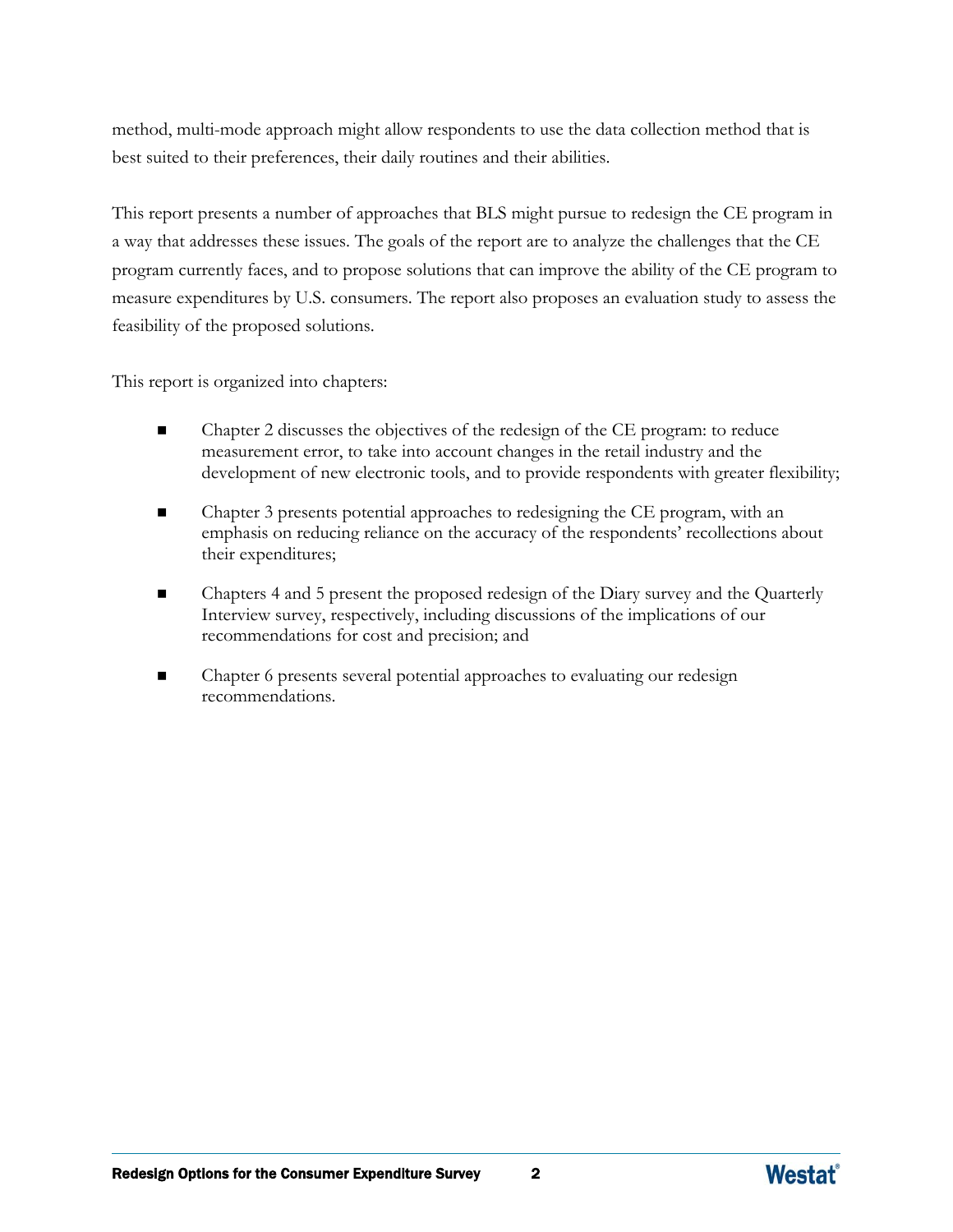method, multi-mode approach might allow respondents to use the data collection method that is best suited to their preferences, their daily routines and their abilities.

This report presents a number of approaches that BLS might pursue to redesign the CE program in a way that addresses these issues. The goals of the report are to analyze the challenges that the CE program currently faces, and to propose solutions that can improve the ability of the CE program to measure expenditures by U.S. consumers. The report also proposes an evaluation study to assess the feasibility of the proposed solutions.

This report is organized into chapters:

- Chapter 2 discusses the objectives of the redesign of the CE program: to reduce measurement error, to take into account changes in the retail industry and the development of new electronic tools, and to provide respondents with greater flexibility;
- Chapter 3 presents potential approaches to redesigning the CE program, with an emphasis on reducing reliance on the accuracy of the respondents' recollections about their expenditures;
- Chapters 4 and 5 present the proposed redesign of the Diary survey and the Quarterly Interview survey, respectively, including discussions of the implications of our recommendations for cost and precision; and
- Chapter 6 presents several potential approaches to evaluating our redesign recommendations.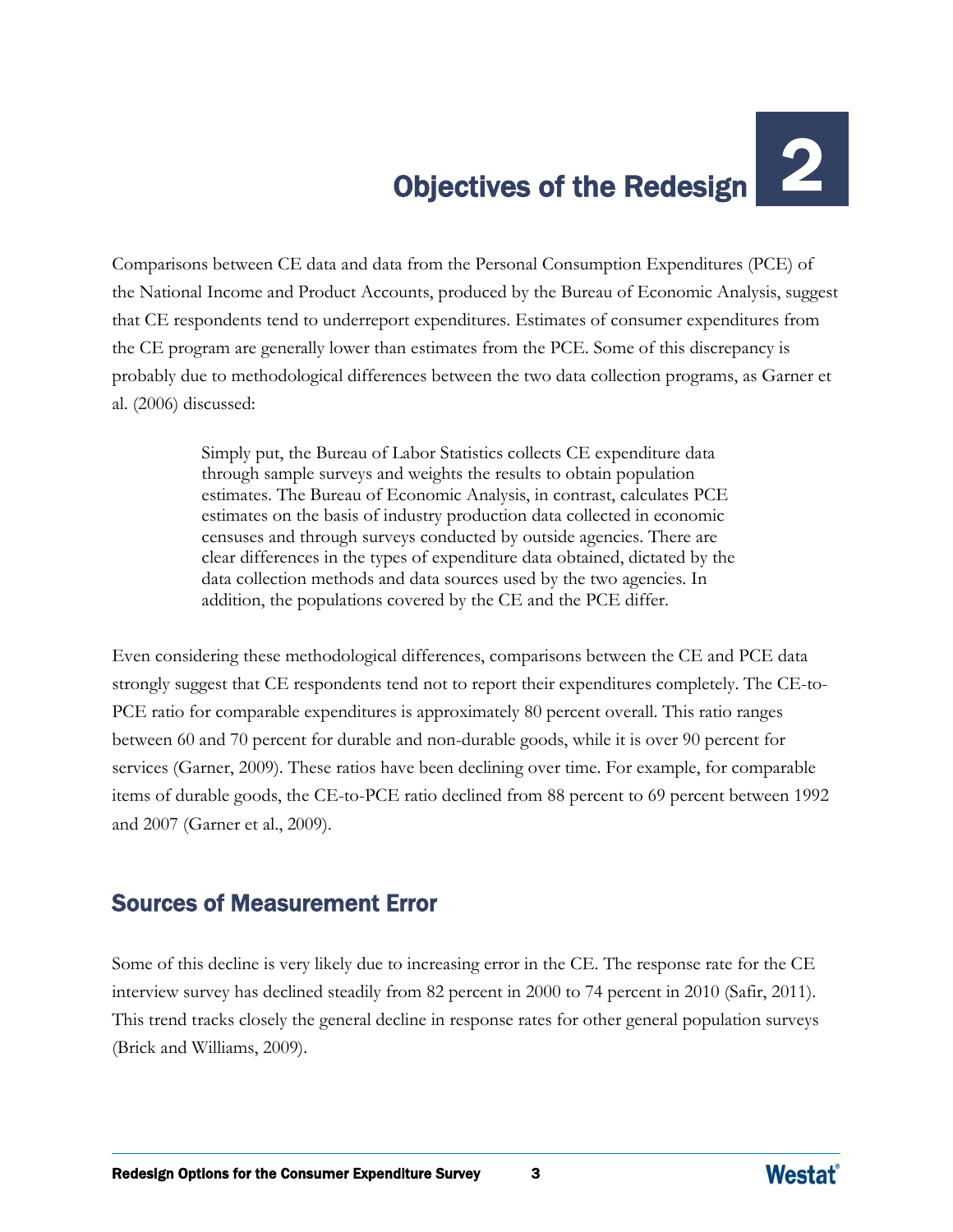# Objectives of the Redesign

Comparisons between CE data and data from the Personal Consumption Expenditures (PCE) of the National Income and Product Accounts, produced by the Bureau of Economic Analysis, suggest that CE respondents tend to underreport expenditures. Estimates of consumer expenditures from the CE program are generally lower than estimates from the PCE. Some of this discrepancy is probably due to methodological differences between the two data collection programs, as Garner et al. (2006) discussed:

> Simply put, the Bureau of Labor Statistics collects CE expenditure data through sample surveys and weights the results to obtain population estimates. The Bureau of Economic Analysis, in contrast, calculates PCE estimates on the basis of industry production data collected in economic censuses and through surveys conducted by outside agencies. There are clear differences in the types of expenditure data obtained, dictated by the data collection methods and data sources used by the two agencies. In addition, the populations covered by the CE and the PCE differ.

Even considering these methodological differences, comparisons between the CE and PCE data strongly suggest that CE respondents tend not to report their expenditures completely. The CE-to-PCE ratio for comparable expenditures is approximately 80 percent overall. This ratio ranges between 60 and 70 percent for durable and non-durable goods, while it is over 90 percent for services (Garner, 2009). These ratios have been declining over time. For example, for comparable items of durable goods, the CE-to-PCE ratio declined from 88 percent to 69 percent between 1992 and 2007 (Garner et al., 2009).

## Sources of Measurement Error

Some of this decline is very likely due to increasing error in the CE. The response rate for the CE interview survey has declined steadily from 82 percent in 2000 to 74 percent in 2010 (Safir, 2011). This trend tracks closely the general decline in response rates for other general population surveys (Brick and Williams, 2009).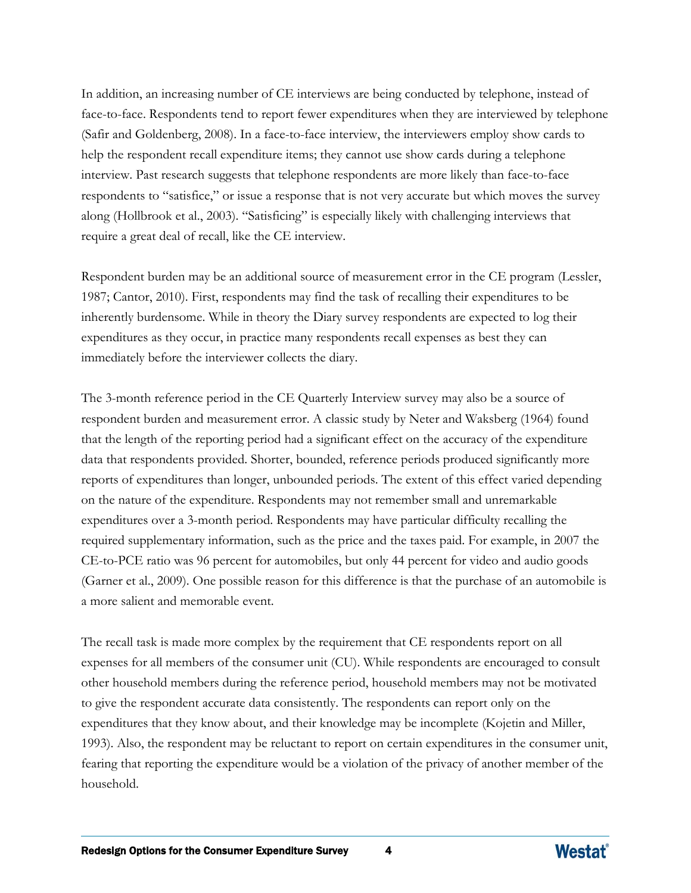In addition, an increasing number of CE interviews are being conducted by telephone, instead of face-to-face. Respondents tend to report fewer expenditures when they are interviewed by telephone (Safir and Goldenberg, 2008). In a face-to-face interview, the interviewers employ show cards to help the respondent recall expenditure items; they cannot use show cards during a telephone interview. Past research suggests that telephone respondents are more likely than face-to-face respondents to "satisfice," or issue a response that is not very accurate but which moves the survey along (Hollbrook et al., 2003). "Satisficing" is especially likely with challenging interviews that require a great deal of recall, like the CE interview.

Respondent burden may be an additional source of measurement error in the CE program (Lessler, 1987; Cantor, 2010). First, respondents may find the task of recalling their expenditures to be inherently burdensome. While in theory the Diary survey respondents are expected to log their expenditures as they occur, in practice many respondents recall expenses as best they can immediately before the interviewer collects the diary.

The 3-month reference period in the CE Quarterly Interview survey may also be a source of respondent burden and measurement error. A classic study by Neter and Waksberg (1964) found that the length of the reporting period had a significant effect on the accuracy of the expenditure data that respondents provided. Shorter, bounded, reference periods produced significantly more reports of expenditures than longer, unbounded periods. The extent of this effect varied depending on the nature of the expenditure. Respondents may not remember small and unremarkable expenditures over a 3-month period. Respondents may have particular difficulty recalling the required supplementary information, such as the price and the taxes paid. For example, in 2007 the CE-to-PCE ratio was 96 percent for automobiles, but only 44 percent for video and audio goods (Garner et al., 2009). One possible reason for this difference is that the purchase of an automobile is a more salient and memorable event.

The recall task is made more complex by the requirement that CE respondents report on all expenses for all members of the consumer unit (CU). While respondents are encouraged to consult other household members during the reference period, household members may not be motivated to give the respondent accurate data consistently. The respondents can report only on the expenditures that they know about, and their knowledge may be incomplete (Kojetin and Miller, 1993). Also, the respondent may be reluctant to report on certain expenditures in the consumer unit, fearing that reporting the expenditure would be a violation of the privacy of another member of the household.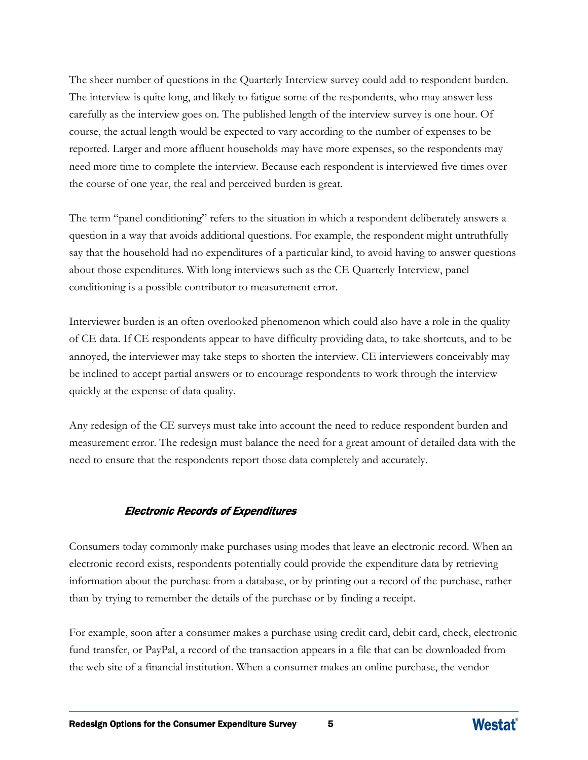The sheer number of questions in the Quarterly Interview survey could add to respondent burden. The interview is quite long, and likely to fatigue some of the respondents, who may answer less carefully as the interview goes on. The published length of the interview survey is one hour. Of course, the actual length would be expected to vary according to the number of expenses to be reported. Larger and more affluent households may have more expenses, so the respondents may need more time to complete the interview. Because each respondent is interviewed five times over the course of one year, the real and perceived burden is great.

The term "panel conditioning" refers to the situation in which a respondent deliberately answers a question in a way that avoids additional questions. For example, the respondent might untruthfully say that the household had no expenditures of a particular kind, to avoid having to answer questions about those expenditures. With long interviews such as the CE Quarterly Interview, panel conditioning is a possible contributor to measurement error.

Interviewer burden is an often overlooked phenomenon which could also have a role in the quality of CE data. If CE respondents appear to have difficulty providing data, to take shortcuts, and to be annoyed, the interviewer may take steps to shorten the interview. CE interviewers conceivably may be inclined to accept partial answers or to encourage respondents to work through the interview quickly at the expense of data quality.

Any redesign of the CE surveys must take into account the need to reduce respondent burden and measurement error. The redesign must balance the need for a great amount of detailed data with the need to ensure that the respondents report those data completely and accurately.

### *Electronic Records of Expenditures*

Consumers today commonly make purchases using modes that leave an electronic record. When an electronic record exists, respondents potentially could provide the expenditure data by retrieving information about the purchase from a database, or by printing out a record of the purchase, rather than by trying to remember the details of the purchase or by finding a receipt.

For example, soon after a consumer makes a purchase using credit card, debit card, check, electronic fund transfer, or PayPal, a record of the transaction appears in a file that can be downloaded from the web site of a financial institution. When a consumer makes an online purchase, the vendor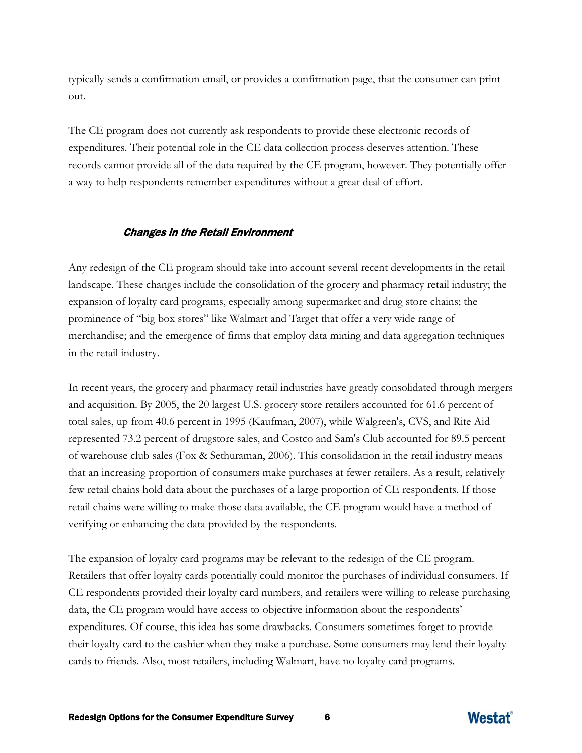typically sends a confirmation email, or provides a confirmation page, that the consumer can print out.

The CE program does not currently ask respondents to provide these electronic records of expenditures. Their potential role in the CE data collection process deserves attention. These records cannot provide all of the data required by the CE program, however. They potentially offer a way to help respondents remember expenditures without a great deal of effort.

### *Changes in the Retail Environment*

Any redesign of the CE program should take into account several recent developments in the retail landscape. These changes include the consolidation of the grocery and pharmacy retail industry; the expansion of loyalty card programs, especially among supermarket and drug store chains; the prominence of "big box stores" like Walmart and Target that offer a very wide range of merchandise; and the emergence of firms that employ data mining and data aggregation techniques in the retail industry.

In recent years, the grocery and pharmacy retail industries have greatly consolidated through mergers and acquisition. By 2005, the 20 largest U.S. grocery store retailers accounted for 61.6 percent of total sales, up from 40.6 percent in 1995 (Kaufman, 2007), while Walgreen's, CVS, and Rite Aid represented 73.2 percent of drugstore sales, and Costco and Sam's Club accounted for 89.5 percent of warehouse club sales (Fox & Sethuraman, 2006). This consolidation in the retail industry means that an increasing proportion of consumers make purchases at fewer retailers. As a result, relatively few retail chains hold data about the purchases of a large proportion of CE respondents. If those retail chains were willing to make those data available, the CE program would have a method of verifying or enhancing the data provided by the respondents.

The expansion of loyalty card programs may be relevant to the redesign of the CE program. Retailers that offer loyalty cards potentially could monitor the purchases of individual consumers. If CE respondents provided their loyalty card numbers, and retailers were willing to release purchasing data, the CE program would have access to objective information about the respondents' expenditures. Of course, this idea has some drawbacks. Consumers sometimes forget to provide their loyalty card to the cashier when they make a purchase. Some consumers may lend their loyalty cards to friends. Also, most retailers, including Walmart, have no loyalty card programs.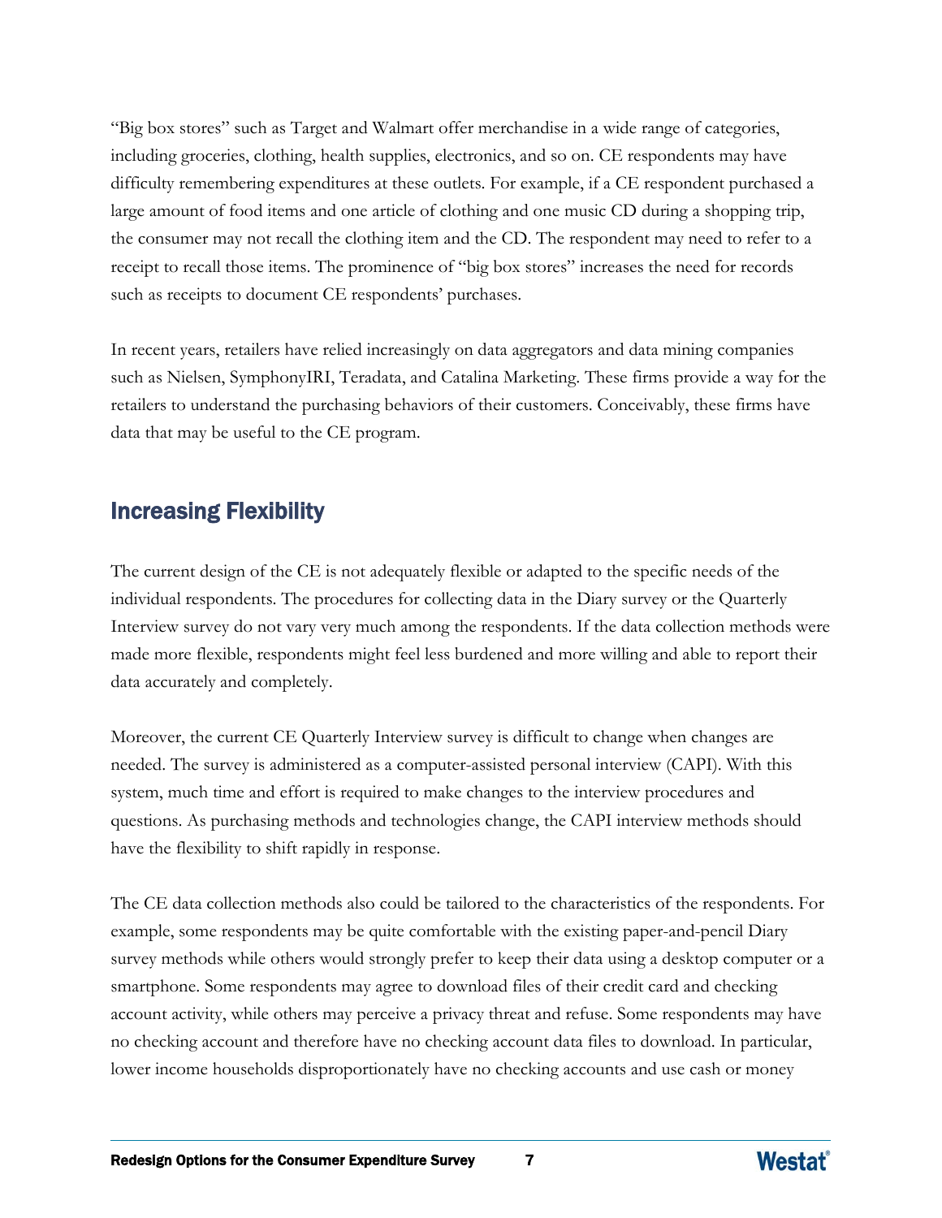"Big box stores" such as Target and Walmart offer merchandise in a wide range of categories, including groceries, clothing, health supplies, electronics, and so on. CE respondents may have difficulty remembering expenditures at these outlets. For example, if a CE respondent purchased a large amount of food items and one article of clothing and one music CD during a shopping trip, the consumer may not recall the clothing item and the CD. The respondent may need to refer to a receipt to recall those items. The prominence of "big box stores" increases the need for records such as receipts to document CE respondents' purchases.

In recent years, retailers have relied increasingly on data aggregators and data mining companies such as Nielsen, SymphonyIRI, Teradata, and Catalina Marketing. These firms provide a way for the retailers to understand the purchasing behaviors of their customers. Conceivably, these firms have data that may be useful to the CE program.

## Increasing Flexibility

The current design of the CE is not adequately flexible or adapted to the specific needs of the individual respondents. The procedures for collecting data in the Diary survey or the Quarterly Interview survey do not vary very much among the respondents. If the data collection methods were made more flexible, respondents might feel less burdened and more willing and able to report their data accurately and completely.

Moreover, the current CE Quarterly Interview survey is difficult to change when changes are needed. The survey is administered as a computer-assisted personal interview (CAPI). With this system, much time and effort is required to make changes to the interview procedures and questions. As purchasing methods and technologies change, the CAPI interview methods should have the flexibility to shift rapidly in response.

The CE data collection methods also could be tailored to the characteristics of the respondents. For example, some respondents may be quite comfortable with the existing paper-and-pencil Diary survey methods while others would strongly prefer to keep their data using a desktop computer or a smartphone. Some respondents may agree to download files of their credit card and checking account activity, while others may perceive a privacy threat and refuse. Some respondents may have no checking account and therefore have no checking account data files to download. In particular, lower income households disproportionately have no checking accounts and use cash or money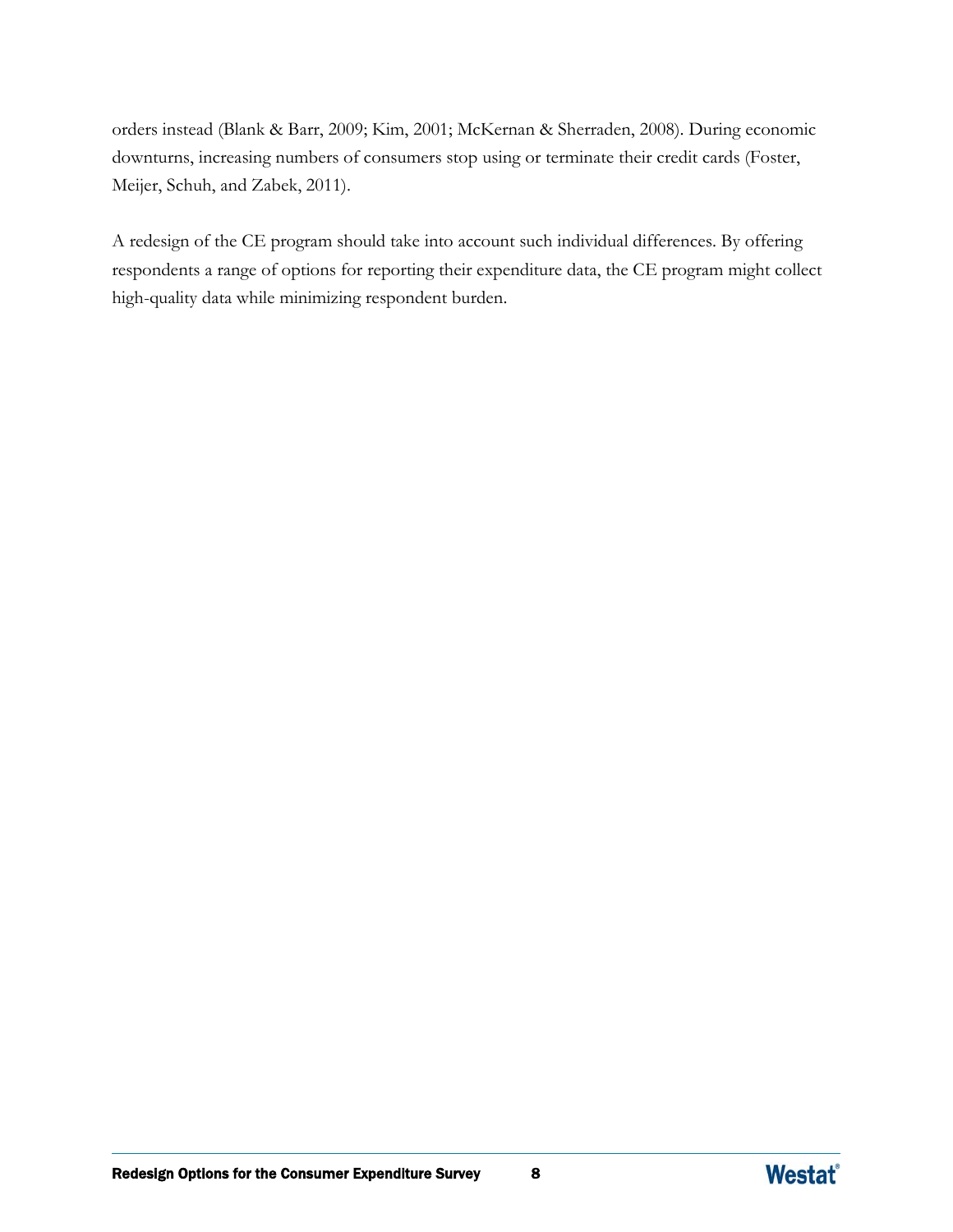orders instead (Blank & Barr, 2009; Kim, 2001; McKernan & Sherraden, 2008). During economic downturns, increasing numbers of consumers stop using or terminate their credit cards (Foster, Meijer, Schuh, and Zabek, 2011).

A redesign of the CE program should take into account such individual differences. By offering respondents a range of options for reporting their expenditure data, the CE program might collect high-quality data while minimizing respondent burden.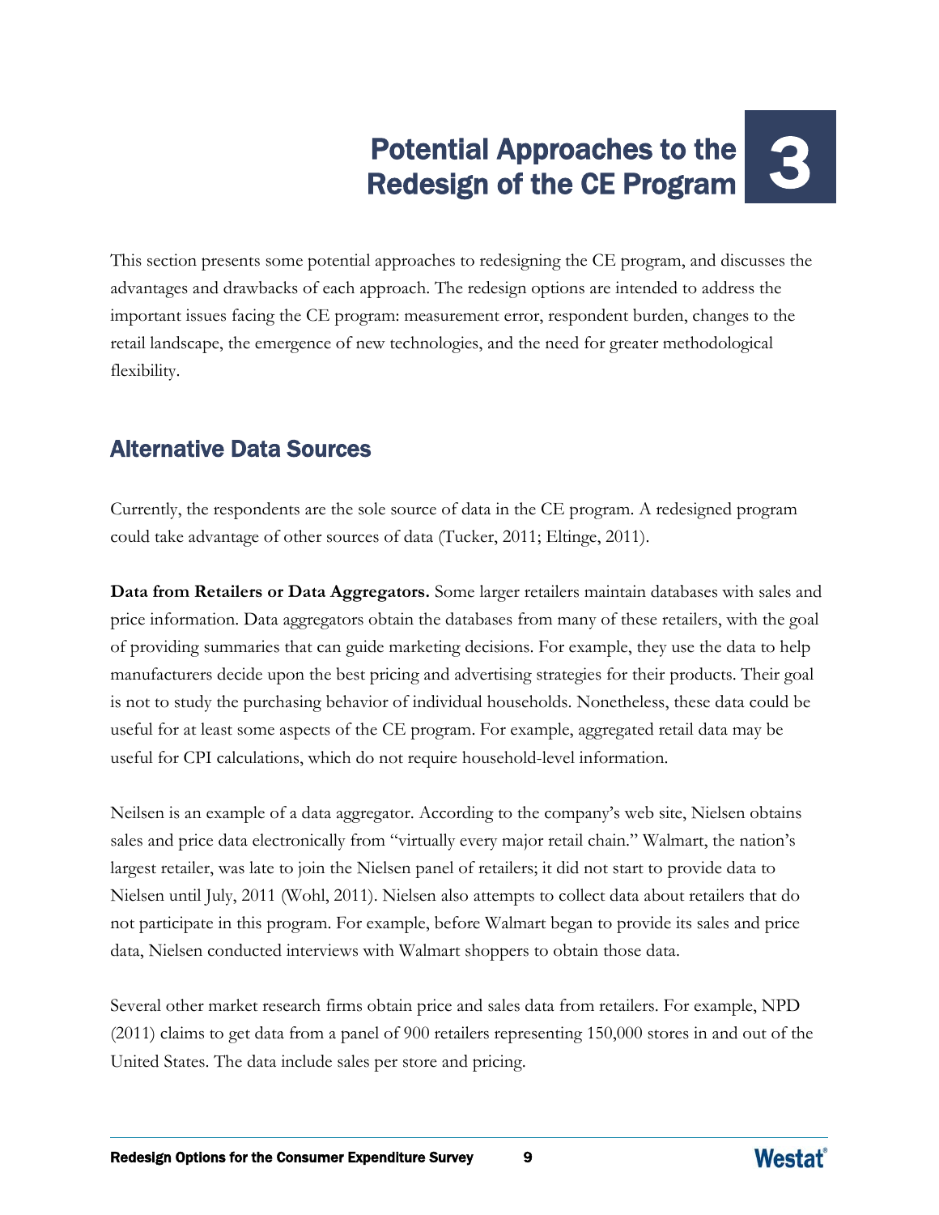# 3 Potential Approaches to the Redesign of the CE Program

This section presents some potential approaches to redesigning the CE program, and discusses the advantages and drawbacks of each approach. The redesign options are intended to address the important issues facing the CE program: measurement error, respondent burden, changes to the retail landscape, the emergence of new technologies, and the need for greater methodological flexibility.

## Alternative Data Sources

Currently, the respondents are the sole source of data in the CE program. A redesigned program could take advantage of other sources of data (Tucker, 2011; Eltinge, 2011).

**Data from Retailers or Data Aggregators.** Some larger retailers maintain databases with sales and price information. Data aggregators obtain the databases from many of these retailers, with the goal of providing summaries that can guide marketing decisions. For example, they use the data to help manufacturers decide upon the best pricing and advertising strategies for their products. Their goal is not to study the purchasing behavior of individual households. Nonetheless, these data could be useful for at least some aspects of the CE program. For example, aggregated retail data may be useful for CPI calculations, which do not require household-level information.

Neilsen is an example of a data aggregator. According to the company's web site, Nielsen obtains sales and price data electronically from "virtually every major retail chain." Walmart, the nation's largest retailer, was late to join the Nielsen panel of retailers; it did not start to provide data to Nielsen until July, 2011 (Wohl, 2011). Nielsen also attempts to collect data about retailers that do not participate in this program. For example, before Walmart began to provide its sales and price data, Nielsen conducted interviews with Walmart shoppers to obtain those data.

Several other market research firms obtain price and sales data from retailers. For example, NPD (2011) claims to get data from a panel of 900 retailers representing 150,000 stores in and out of the United States. The data include sales per store and pricing.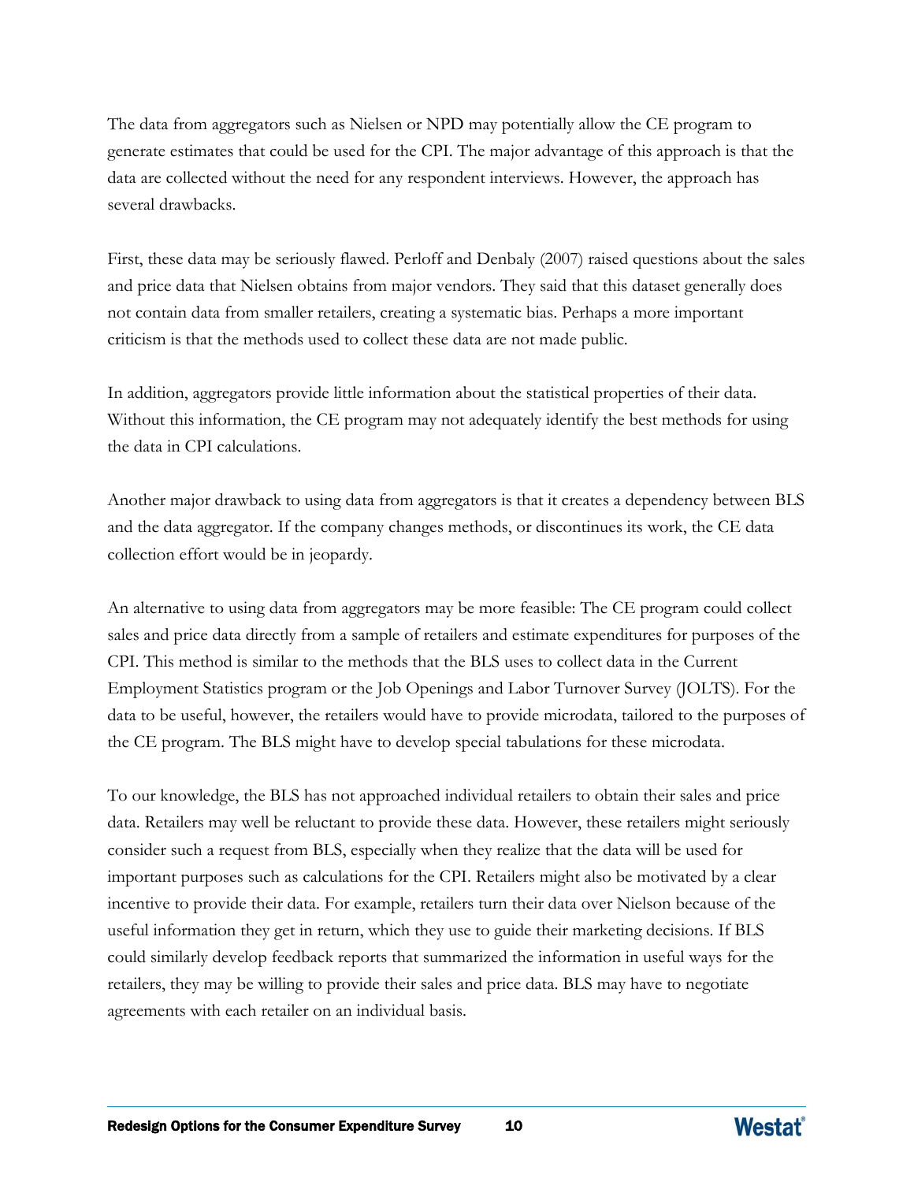The data from aggregators such as Nielsen or NPD may potentially allow the CE program to generate estimates that could be used for the CPI. The major advantage of this approach is that the data are collected without the need for any respondent interviews. However, the approach has several drawbacks.

First, these data may be seriously flawed. Perloff and Denbaly (2007) raised questions about the sales and price data that Nielsen obtains from major vendors. They said that this dataset generally does not contain data from smaller retailers, creating a systematic bias. Perhaps a more important criticism is that the methods used to collect these data are not made public.

In addition, aggregators provide little information about the statistical properties of their data. Without this information, the CE program may not adequately identify the best methods for using the data in CPI calculations.

Another major drawback to using data from aggregators is that it creates a dependency between BLS and the data aggregator. If the company changes methods, or discontinues its work, the CE data collection effort would be in jeopardy.

An alternative to using data from aggregators may be more feasible: The CE program could collect sales and price data directly from a sample of retailers and estimate expenditures for purposes of the CPI. This method is similar to the methods that the BLS uses to collect data in the Current Employment Statistics program or the Job Openings and Labor Turnover Survey (JOLTS). For the data to be useful, however, the retailers would have to provide microdata, tailored to the purposes of the CE program. The BLS might have to develop special tabulations for these microdata.

To our knowledge, the BLS has not approached individual retailers to obtain their sales and price data. Retailers may well be reluctant to provide these data. However, these retailers might seriously consider such a request from BLS, especially when they realize that the data will be used for important purposes such as calculations for the CPI. Retailers might also be motivated by a clear incentive to provide their data. For example, retailers turn their data over Nielson because of the useful information they get in return, which they use to guide their marketing decisions. If BLS could similarly develop feedback reports that summarized the information in useful ways for the retailers, they may be willing to provide their sales and price data. BLS may have to negotiate agreements with each retailer on an individual basis.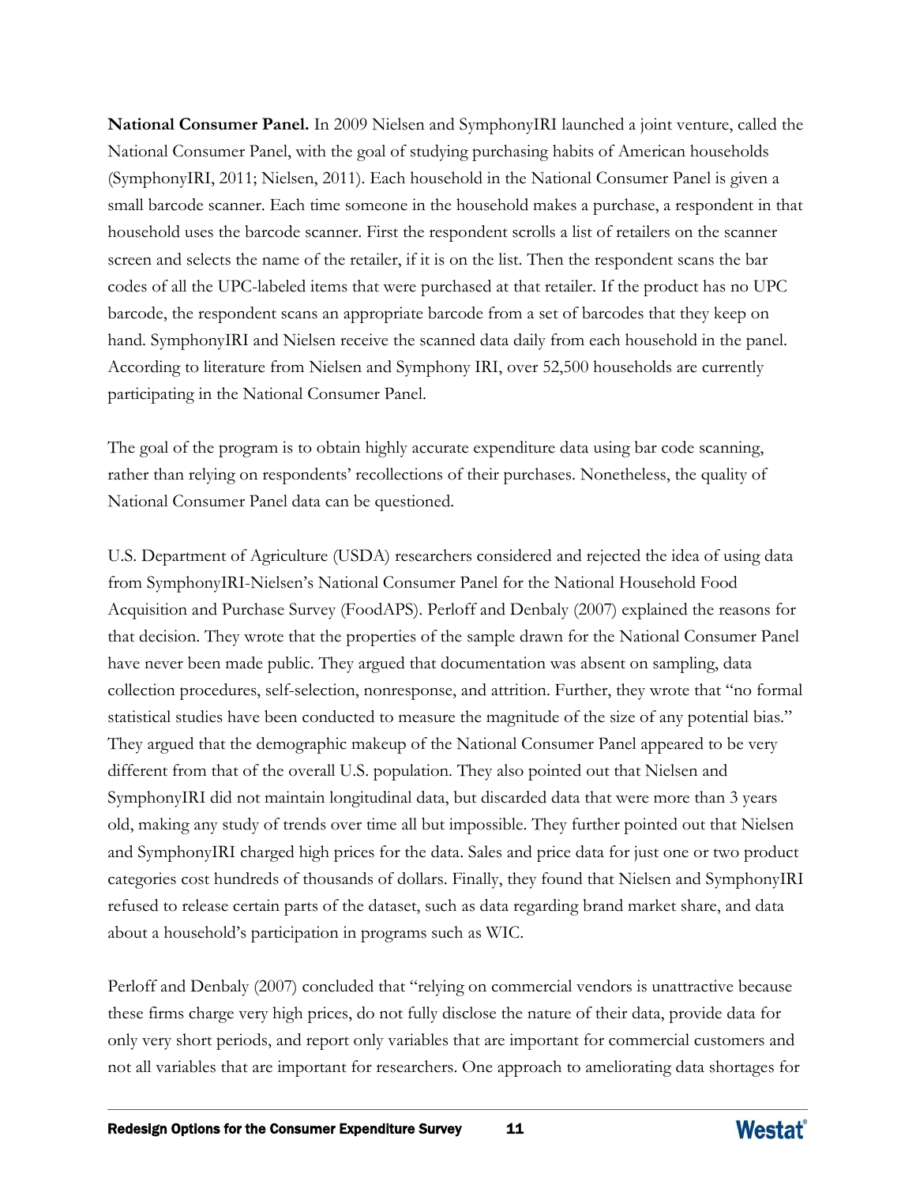**National Consumer Panel.** In 2009 Nielsen and SymphonyIRI launched a joint venture, called the National Consumer Panel, with the goal of studying purchasing habits of American households (SymphonyIRI, 2011; Nielsen, 2011). Each household in the National Consumer Panel is given a small barcode scanner. Each time someone in the household makes a purchase, a respondent in that household uses the barcode scanner. First the respondent scrolls a list of retailers on the scanner screen and selects the name of the retailer, if it is on the list. Then the respondent scans the bar codes of all the UPC-labeled items that were purchased at that retailer. If the product has no UPC barcode, the respondent scans an appropriate barcode from a set of barcodes that they keep on hand. SymphonyIRI and Nielsen receive the scanned data daily from each household in the panel. According to literature from Nielsen and Symphony IRI, over 52,500 households are currently participating in the National Consumer Panel.

The goal of the program is to obtain highly accurate expenditure data using bar code scanning, rather than relying on respondents' recollections of their purchases. Nonetheless, the quality of National Consumer Panel data can be questioned.

U.S. Department of Agriculture (USDA) researchers considered and rejected the idea of using data from SymphonyIRI-Nielsen's National Consumer Panel for the National Household Food Acquisition and Purchase Survey (FoodAPS). Perloff and Denbaly (2007) explained the reasons for that decision. They wrote that the properties of the sample drawn for the National Consumer Panel have never been made public. They argued that documentation was absent on sampling, data collection procedures, self-selection, nonresponse, and attrition. Further, they wrote that "no formal statistical studies have been conducted to measure the magnitude of the size of any potential bias." They argued that the demographic makeup of the National Consumer Panel appeared to be very different from that of the overall U.S. population. They also pointed out that Nielsen and SymphonyIRI did not maintain longitudinal data, but discarded data that were more than 3 years old, making any study of trends over time all but impossible. They further pointed out that Nielsen and SymphonyIRI charged high prices for the data. Sales and price data for just one or two product categories cost hundreds of thousands of dollars. Finally, they found that Nielsen and SymphonyIRI refused to release certain parts of the dataset, such as data regarding brand market share, and data about a household's participation in programs such as WIC.

Perloff and Denbaly (2007) concluded that "relying on commercial vendors is unattractive because these firms charge very high prices, do not fully disclose the nature of their data, provide data for only very short periods, and report only variables that are important for commercial customers and not all variables that are important for researchers. One approach to ameliorating data shortages for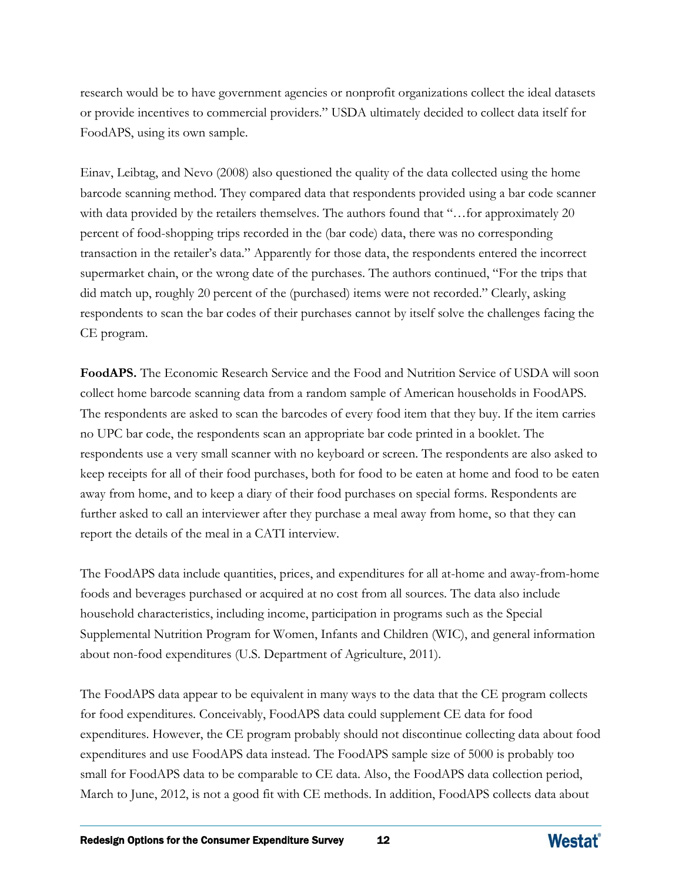research would be to have government agencies or nonprofit organizations collect the ideal datasets or provide incentives to commercial providers." USDA ultimately decided to collect data itself for FoodAPS, using its own sample.

Einav, Leibtag, and Nevo (2008) also questioned the quality of the data collected using the home barcode scanning method. They compared data that respondents provided using a bar code scanner with data provided by the retailers themselves. The authors found that "…for approximately 20 percent of food-shopping trips recorded in the (bar code) data, there was no corresponding transaction in the retailer's data." Apparently for those data, the respondents entered the incorrect supermarket chain, or the wrong date of the purchases. The authors continued, "For the trips that did match up, roughly 20 percent of the (purchased) items were not recorded." Clearly, asking respondents to scan the bar codes of their purchases cannot by itself solve the challenges facing the CE program.

**FoodAPS.** The Economic Research Service and the Food and Nutrition Service of USDA will soon collect home barcode scanning data from a random sample of American households in FoodAPS. The respondents are asked to scan the barcodes of every food item that they buy. If the item carries no UPC bar code, the respondents scan an appropriate bar code printed in a booklet. The respondents use a very small scanner with no keyboard or screen. The respondents are also asked to keep receipts for all of their food purchases, both for food to be eaten at home and food to be eaten away from home, and to keep a diary of their food purchases on special forms. Respondents are further asked to call an interviewer after they purchase a meal away from home, so that they can report the details of the meal in a CATI interview.

The FoodAPS data include quantities, prices, and expenditures for all at-home and away-from-home foods and beverages purchased or acquired at no cost from all sources. The data also include household characteristics, including income, participation in programs such as the Special Supplemental Nutrition Program for Women, Infants and Children (WIC), and general information about non-food expenditures (U.S. Department of Agriculture, 2011).

The FoodAPS data appear to be equivalent in many ways to the data that the CE program collects for food expenditures. Conceivably, FoodAPS data could supplement CE data for food expenditures. However, the CE program probably should not discontinue collecting data about food expenditures and use FoodAPS data instead. The FoodAPS sample size of 5000 is probably too small for FoodAPS data to be comparable to CE data. Also, the FoodAPS data collection period, March to June, 2012, is not a good fit with CE methods. In addition, FoodAPS collects data about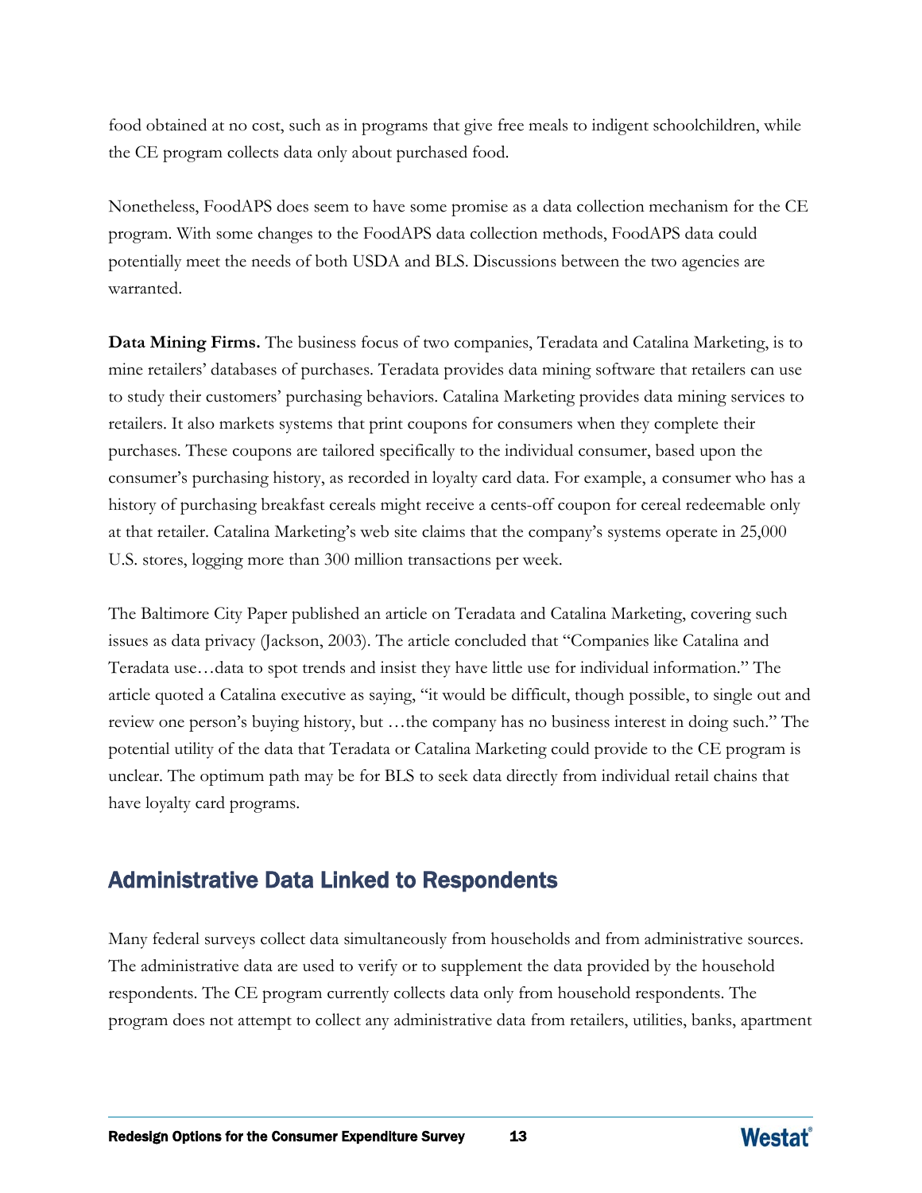food obtained at no cost, such as in programs that give free meals to indigent schoolchildren, while the CE program collects data only about purchased food.

Nonetheless, FoodAPS does seem to have some promise as a data collection mechanism for the CE program. With some changes to the FoodAPS data collection methods, FoodAPS data could potentially meet the needs of both USDA and BLS. Discussions between the two agencies are warranted.

**Data Mining Firms.** The business focus of two companies, Teradata and Catalina Marketing, is to mine retailers' databases of purchases. Teradata provides data mining software that retailers can use to study their customers' purchasing behaviors. Catalina Marketing provides data mining services to retailers. It also markets systems that print coupons for consumers when they complete their purchases. These coupons are tailored specifically to the individual consumer, based upon the consumer's purchasing history, as recorded in loyalty card data. For example, a consumer who has a history of purchasing breakfast cereals might receive a cents-off coupon for cereal redeemable only at that retailer. Catalina Marketing's web site claims that the company's systems operate in 25,000 U.S. stores, logging more than 300 million transactions per week.

The Baltimore City Paper published an article on Teradata and Catalina Marketing, covering such issues as data privacy (Jackson, 2003). The article concluded that "Companies like Catalina and Teradata use…data to spot trends and insist they have little use for individual information." The article quoted a Catalina executive as saying, "it would be difficult, though possible, to single out and review one person's buying history, but …the company has no business interest in doing such." The potential utility of the data that Teradata or Catalina Marketing could provide to the CE program is unclear. The optimum path may be for BLS to seek data directly from individual retail chains that have loyalty card programs.

## Administrative Data Linked to Respondents

Many federal surveys collect data simultaneously from households and from administrative sources. The administrative data are used to verify or to supplement the data provided by the household respondents. The CE program currently collects data only from household respondents. The program does not attempt to collect any administrative data from retailers, utilities, banks, apartment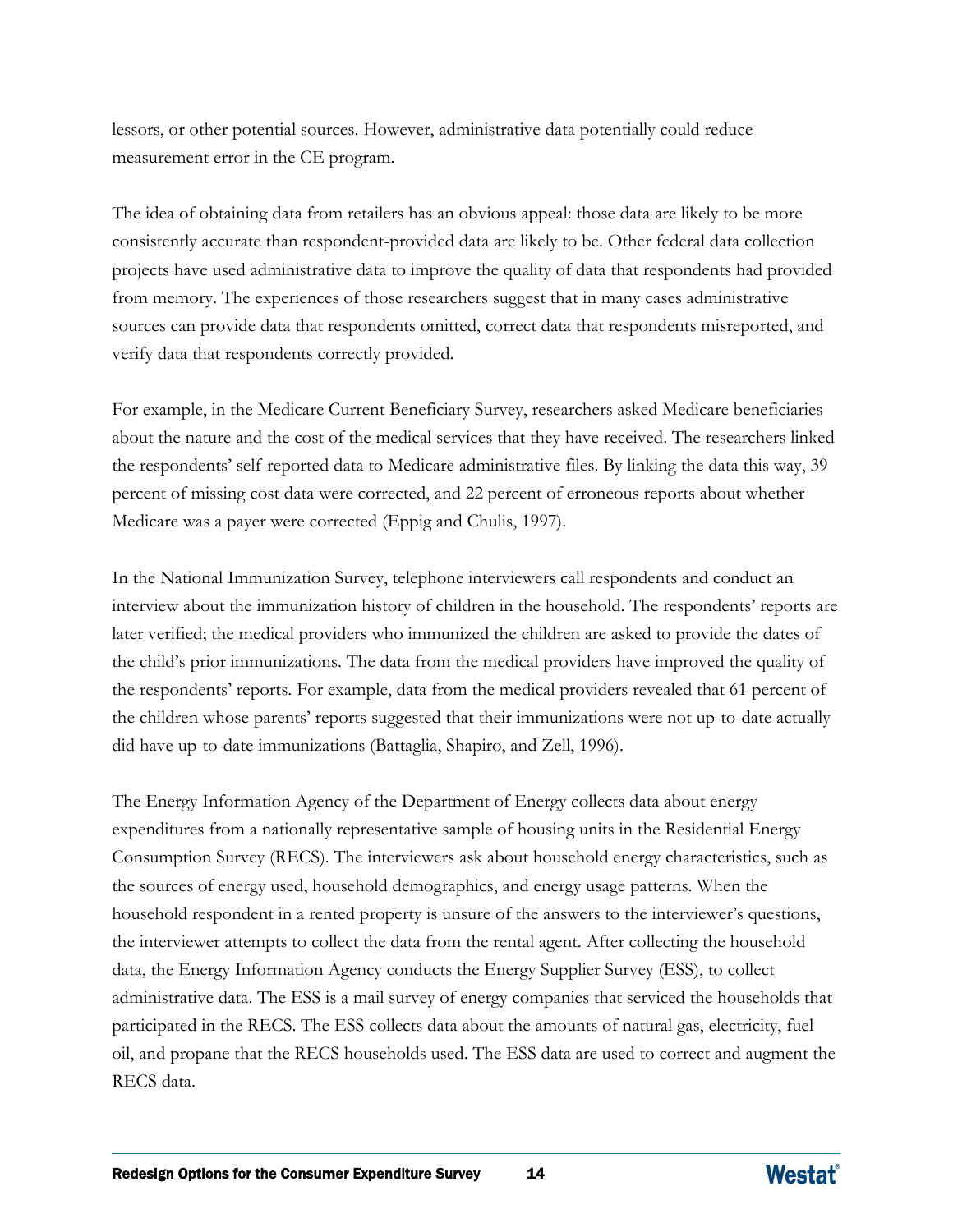lessors, or other potential sources. However, administrative data potentially could reduce measurement error in the CE program.

The idea of obtaining data from retailers has an obvious appeal: those data are likely to be more consistently accurate than respondent-provided data are likely to be. Other federal data collection projects have used administrative data to improve the quality of data that respondents had provided from memory. The experiences of those researchers suggest that in many cases administrative sources can provide data that respondents omitted, correct data that respondents misreported, and verify data that respondents correctly provided.

For example, in the Medicare Current Beneficiary Survey, researchers asked Medicare beneficiaries about the nature and the cost of the medical services that they have received. The researchers linked the respondents' self-reported data to Medicare administrative files. By linking the data this way, 39 percent of missing cost data were corrected, and 22 percent of erroneous reports about whether Medicare was a payer were corrected (Eppig and Chulis, 1997).

In the National Immunization Survey, telephone interviewers call respondents and conduct an interview about the immunization history of children in the household. The respondents' reports are later verified; the medical providers who immunized the children are asked to provide the dates of the child's prior immunizations. The data from the medical providers have improved the quality of the respondents' reports. For example, data from the medical providers revealed that 61 percent of the children whose parents' reports suggested that their immunizations were not up-to-date actually did have up-to-date immunizations (Battaglia, Shapiro, and Zell, 1996).

The Energy Information Agency of the Department of Energy collects data about energy expenditures from a nationally representative sample of housing units in the Residential Energy Consumption Survey (RECS). The interviewers ask about household energy characteristics, such as the sources of energy used, household demographics, and energy usage patterns. When the household respondent in a rented property is unsure of the answers to the interviewer's questions, the interviewer attempts to collect the data from the rental agent. After collecting the household data, the Energy Information Agency conducts the Energy Supplier Survey (ESS), to collect administrative data. The ESS is a mail survey of energy companies that serviced the households that participated in the RECS. The ESS collects data about the amounts of natural gas, electricity, fuel oil, and propane that the RECS households used. The ESS data are used to correct and augment the RECS data.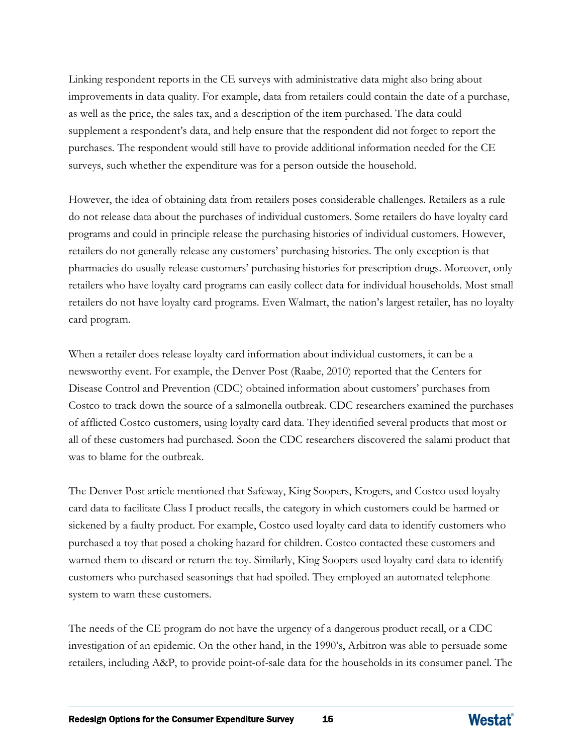Linking respondent reports in the CE surveys with administrative data might also bring about improvements in data quality. For example, data from retailers could contain the date of a purchase, as well as the price, the sales tax, and a description of the item purchased. The data could supplement a respondent's data, and help ensure that the respondent did not forget to report the purchases. The respondent would still have to provide additional information needed for the CE surveys, such whether the expenditure was for a person outside the household.

However, the idea of obtaining data from retailers poses considerable challenges. Retailers as a rule do not release data about the purchases of individual customers. Some retailers do have loyalty card programs and could in principle release the purchasing histories of individual customers. However, retailers do not generally release any customers' purchasing histories. The only exception is that pharmacies do usually release customers' purchasing histories for prescription drugs. Moreover, only retailers who have loyalty card programs can easily collect data for individual households. Most small retailers do not have loyalty card programs. Even Walmart, the nation's largest retailer, has no loyalty card program.

When a retailer does release loyalty card information about individual customers, it can be a newsworthy event. For example, the Denver Post (Raabe, 2010) reported that the Centers for Disease Control and Prevention (CDC) obtained information about customers' purchases from Costco to track down the source of a salmonella outbreak. CDC researchers examined the purchases of afflicted Costco customers, using loyalty card data. They identified several products that most or all of these customers had purchased. Soon the CDC researchers discovered the salami product that was to blame for the outbreak.

The Denver Post article mentioned that Safeway, King Soopers, Krogers, and Costco used loyalty card data to facilitate Class I product recalls, the category in which customers could be harmed or sickened by a faulty product. For example, Costco used loyalty card data to identify customers who purchased a toy that posed a choking hazard for children. Costco contacted these customers and warned them to discard or return the toy. Similarly, King Soopers used loyalty card data to identify customers who purchased seasonings that had spoiled. They employed an automated telephone system to warn these customers.

The needs of the CE program do not have the urgency of a dangerous product recall, or a CDC investigation of an epidemic. On the other hand, in the 1990's, Arbitron was able to persuade some retailers, including A&P, to provide point-of-sale data for the households in its consumer panel. The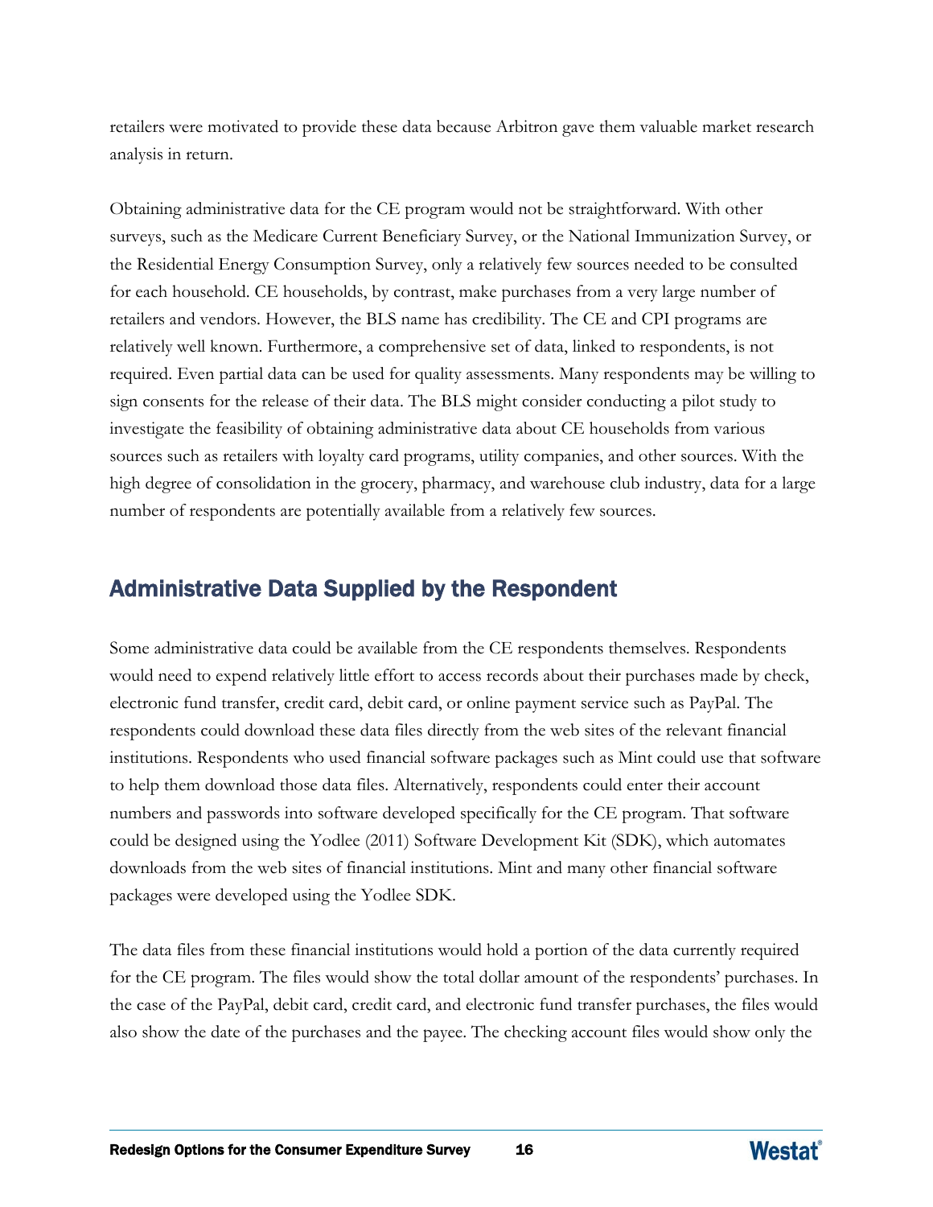retailers were motivated to provide these data because Arbitron gave them valuable market research analysis in return.

Obtaining administrative data for the CE program would not be straightforward. With other surveys, such as the Medicare Current Beneficiary Survey, or the National Immunization Survey, or the Residential Energy Consumption Survey, only a relatively few sources needed to be consulted for each household. CE households, by contrast, make purchases from a very large number of retailers and vendors. However, the BLS name has credibility. The CE and CPI programs are relatively well known. Furthermore, a comprehensive set of data, linked to respondents, is not required. Even partial data can be used for quality assessments. Many respondents may be willing to sign consents for the release of their data. The BLS might consider conducting a pilot study to investigate the feasibility of obtaining administrative data about CE households from various sources such as retailers with loyalty card programs, utility companies, and other sources. With the high degree of consolidation in the grocery, pharmacy, and warehouse club industry, data for a large number of respondents are potentially available from a relatively few sources.

## Administrative Data Supplied by the Respondent

Some administrative data could be available from the CE respondents themselves. Respondents would need to expend relatively little effort to access records about their purchases made by check, electronic fund transfer, credit card, debit card, or online payment service such as PayPal. The respondents could download these data files directly from the web sites of the relevant financial institutions. Respondents who used financial software packages such as Mint could use that software to help them download those data files. Alternatively, respondents could enter their account numbers and passwords into software developed specifically for the CE program. That software could be designed using the Yodlee (2011) Software Development Kit (SDK), which automates downloads from the web sites of financial institutions. Mint and many other financial software packages were developed using the Yodlee SDK.

The data files from these financial institutions would hold a portion of the data currently required for the CE program. The files would show the total dollar amount of the respondents' purchases. In the case of the PayPal, debit card, credit card, and electronic fund transfer purchases, the files would also show the date of the purchases and the payee. The checking account files would show only the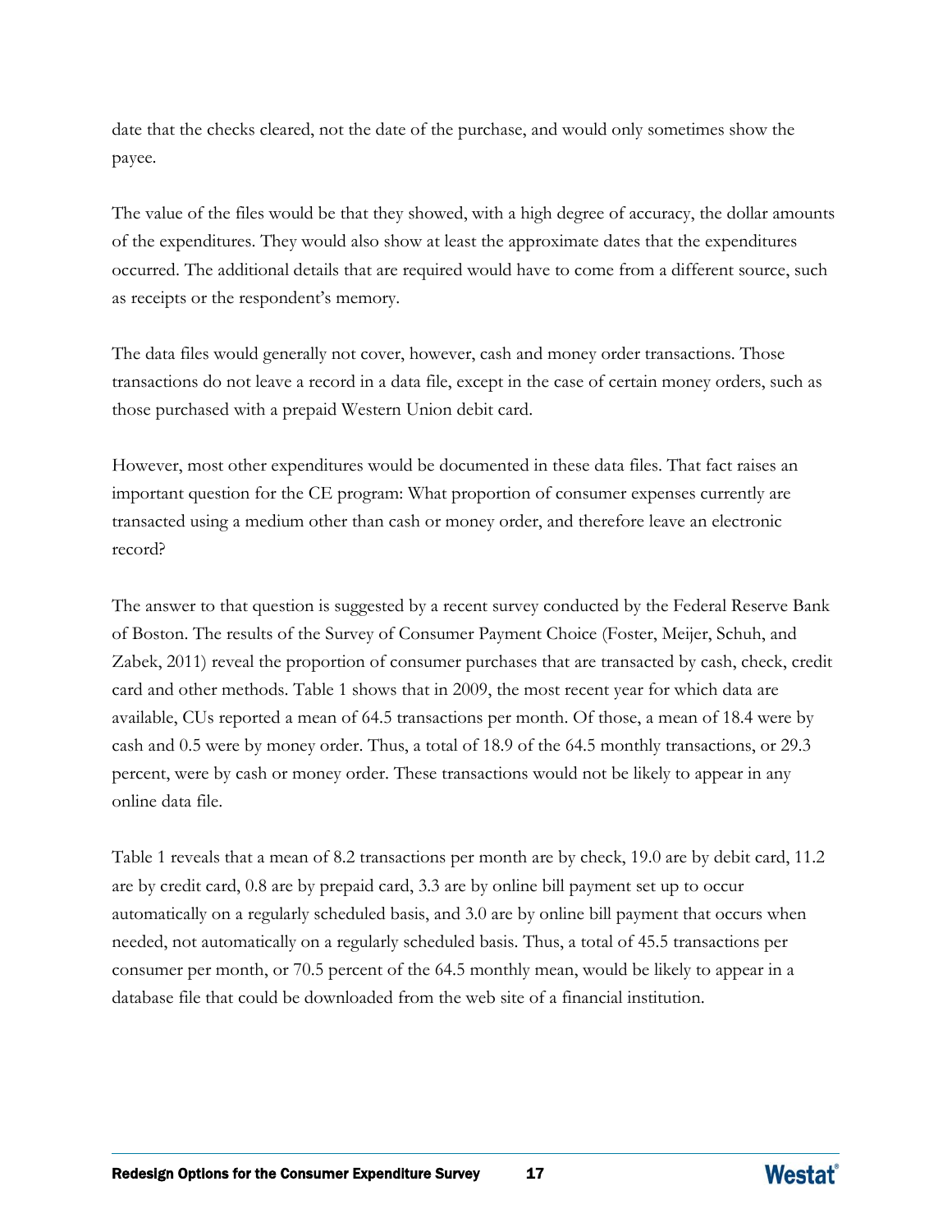date that the checks cleared, not the date of the purchase, and would only sometimes show the payee.

The value of the files would be that they showed, with a high degree of accuracy, the dollar amounts of the expenditures. They would also show at least the approximate dates that the expenditures occurred. The additional details that are required would have to come from a different source, such as receipts or the respondent's memory.

The data files would generally not cover, however, cash and money order transactions. Those transactions do not leave a record in a data file, except in the case of certain money orders, such as those purchased with a prepaid Western Union debit card.

However, most other expenditures would be documented in these data files. That fact raises an important question for the CE program: What proportion of consumer expenses currently are transacted using a medium other than cash or money order, and therefore leave an electronic record?

The answer to that question is suggested by a recent survey conducted by the Federal Reserve Bank of Boston. The results of the Survey of Consumer Payment Choice (Foster, Meijer, Schuh, and Zabek, 2011) reveal the proportion of consumer purchases that are transacted by cash, check, credit card and other methods. Table 1 shows that in 2009, the most recent year for which data are available, CUs reported a mean of 64.5 transactions per month. Of those, a mean of 18.4 were by cash and 0.5 were by money order. Thus, a total of 18.9 of the 64.5 monthly transactions, or 29.3 percent, were by cash or money order. These transactions would not be likely to appear in any online data file.

Table 1 reveals that a mean of 8.2 transactions per month are by check, 19.0 are by debit card, 11.2 are by credit card, 0.8 are by prepaid card, 3.3 are by online bill payment set up to occur automatically on a regularly scheduled basis, and 3.0 are by online bill payment that occurs when needed, not automatically on a regularly scheduled basis. Thus, a total of 45.5 transactions per consumer per month, or 70.5 percent of the 64.5 monthly mean, would be likely to appear in a database file that could be downloaded from the web site of a financial institution.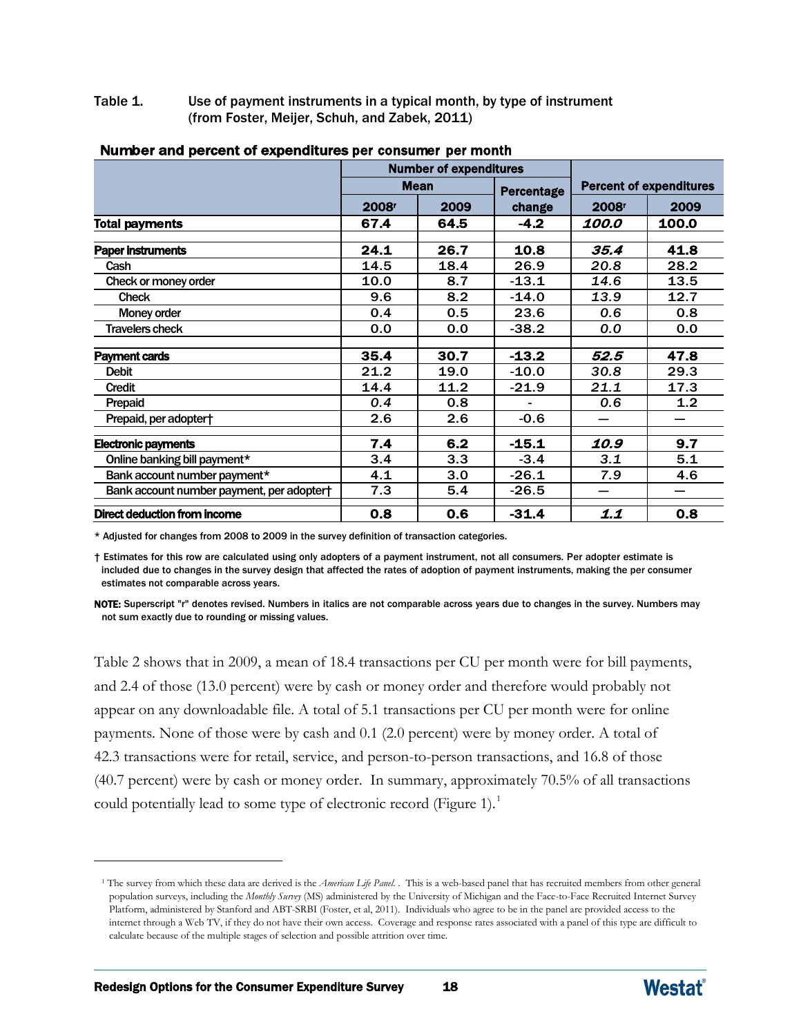Table 1. Use of payment instruments in a typical month, by type of instrument (from Foster, Meijer, Schuh, and Zabek, 2011)

**Number and percent of expenditures per consumer per month**

| | Number of expenditures | | | Percent of expenditures | |
|---|---|---|---|---|---|
| | Mean | | Percentage change | | |
| | 2008r | 2009 | | 2008r | 2009 |
| **Total payments** | **67.4** | **64.5** | **-4.2** | ***100.0*** | **100.0** |
| **Paper instruments** | **24.1** | **26.7** | **10.8** | ***35.4*** | **41.8** |
| Cash | 14.5 | 18.4 | 26.9 | *20.8* | 28.2 |
| Check or money order | 10.0 | 8.7 | -13.1 | *14.6* | 13.5 |
| Check | 9.6 | 8.2 | -14.0 | *13.9* | 12.7 |
| Money order | 0.4 | 0.5 | 23.6 | *0.6* | 0.8 |
| Travelers check | 0.0 | 0.0 | -38.2 | *0.0* | 0.0 |
| **Payment cards** | **35.4** | **30.7** | **-13.2** | ***52.5*** | **47.8** |
| Debit | 21.2 | 19.0 | -10.0 | *30.8* | 29.3 |
| Credit | 14.4 | 11.2 | -21.9 | *21.1* | 17.3 |
| Prepaid | *0.4* | 0.8 | - | *0.6* | 1.2 |
| Prepaid, per adopter† | 2.6 | 2.6 | -0.6 | — | — |
| **Electronic payments** | **7.4** | **6.2** | **-15.1** | ***10.9*** | **9.7** |
| Online banking bill payment* | 3.4 | 3.3 | -3.4 | *3.1* | 5.1 |
| Bank account number payment* | 4.1 | 3.0 | -26.1 | 7.9 | 4.6 |
| Bank account number payment, per adopter† | 7.3 | 5.4 | -26.5 | — | — |
| **Direct deduction from income** | **0.8** | **0.6** | **-31.4** | ***1.1*** | **0.8** |

\* Adjusted for changes from 2008 to 2009 in the survey definition of transaction categories.

† Estimates for this row are calculated using only adopters of a payment instrument, not all consumers. Per adopter estimate is included due to changes in the survey design that affected the rates of adoption of payment instruments, making the per consumer estimates not comparable across years.

**NOTE:** Superscript "r" denotes revised. Numbers in italics are not comparable across years due to changes in the survey. Numbers may not sum exactly due to rounding or missing values.

Table 2 shows that in 2009, a mean of 18.4 transactions per CU per month were for bill payments, and 2.4 of those (13.0 percent) were by cash or money order and therefore would probably not appear on any downloadable file. A total of 5.1 transactions per CU per month were for online payments. None of those were by cash and 0.1 (2.0 percent) were by money order. A total of 42.3 transactions were for retail, service, and person-to-person transactions, and 16.8 of those (40.7 percent) were by cash or money order. In summary, approximately 70.5% of all transactions could potentially lead to some type of electronic record (Figure 1).[1]

[1] The survey from which these data are derived is the *American Life Panel*. . This is a web-based panel that has recruited members from other general population surveys, including the *Monthly Survey* (MS) administered by the University of Michigan and the Face-to-Face Recruited Internet Survey Platform, administered by Stanford and ABT-SRBI (Foster, et al, 2011). Individuals who agree to be in the panel are provided access to the internet through a Web TV, if they do not have their own access. Coverage and response rates associated with a panel of this type are difficult to calculate because of the multiple stages of selection and possible attrition over time.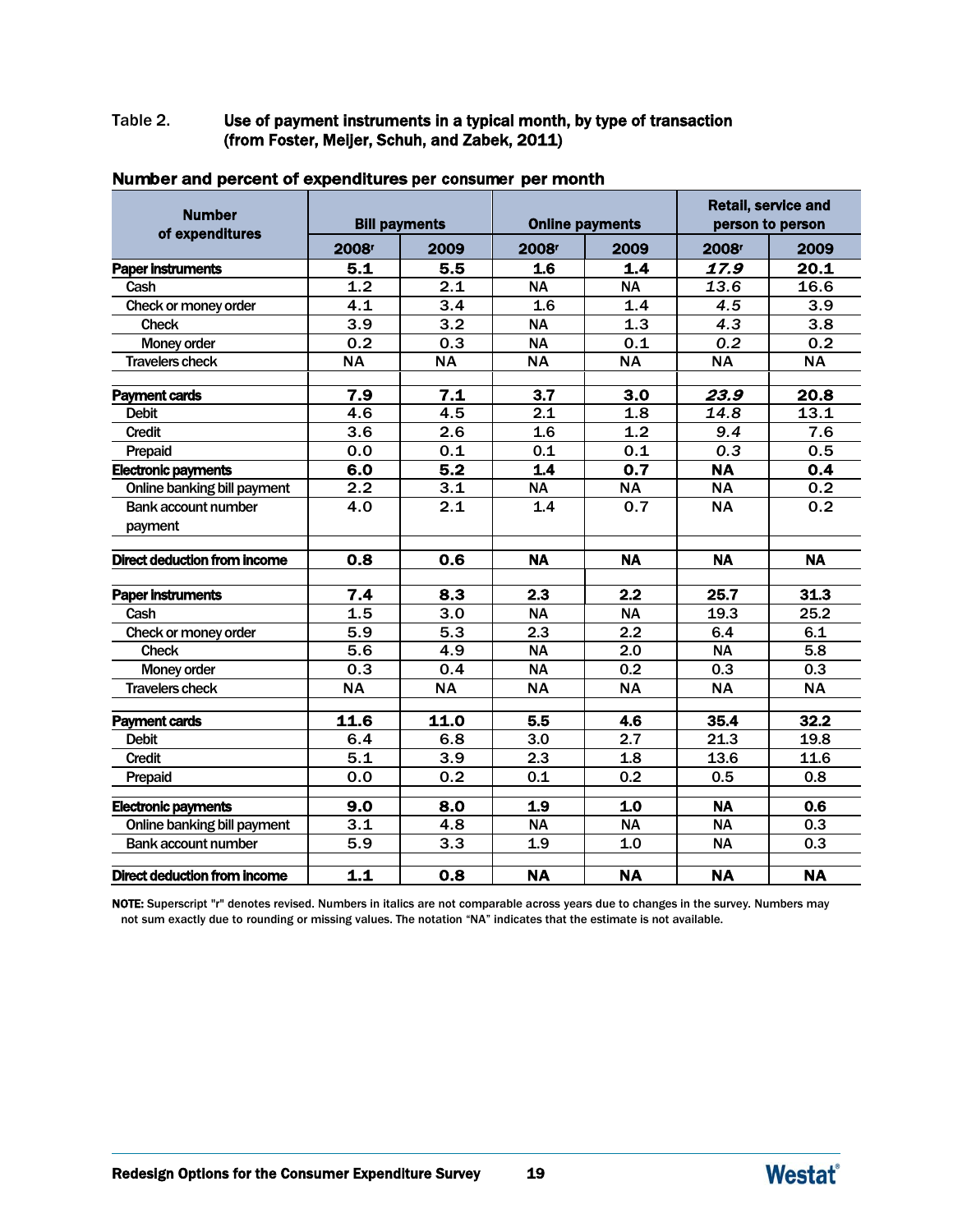Table 2. **Use of payment instruments in a typical month, by type of transaction (from Foster, Meijer, Schuh, and Zabek, 2011)**

**Number and percent of expenditures per consumer per month**

| Number of expenditures | Bill payments | | Online payments | | Retail, service and person to person | |
|---|---|---|---|---|---|---|
| | 2008[r] | 2009 | 2008[r] | 2009 | 2008[r] | 2009 |
| **Paper instruments** | **5.1** | **5.5** | **1.6** | **1.4** | ***17.9*** | **20.1** |
| Cash | 1.2 | 2.1 | NA | NA | *13.6* | 16.6 |
| Check or money order | 4.1 | 3.4 | 1.6 | 1.4 | *4.5* | 3.9 |
| Check | 3.9 | 3.2 | NA | 1.3 | *4.3* | 3.8 |
| Money order | 0.2 | 0.3 | NA | 0.1 | *0.2* | 0.2 |
| Travelers check | NA | NA | NA | NA | NA | NA |
| | | | | | | |
| **Payment cards** | **7.9** | **7.1** | **3.7** | **3.0** | ***23.9*** | **20.8** |
| Debit | 4.6 | 4.5 | 2.1 | 1.8 | *14.8* | 13.1 |
| Credit | 3.6 | 2.6 | 1.6 | 1.2 | *9.4* | 7.6 |
| Prepaid | 0.0 | 0.1 | 0.1 | 0.1 | *0.3* | 0.5 |
| **Electronic payments** | **6.0** | **5.2** | **1.4** | **0.7** | **NA** | **0.4** |
| Online banking bill payment | 2.2 | 3.1 | NA | NA | NA | 0.2 |
| Bank account number payment | 4.0 | 2.1 | 1.4 | 0.7 | NA | 0.2 |
| | | | | | | |
| **Direct deduction from income** | **0.8** | **0.6** | **NA** | **NA** | **NA** | **NA** |
| | | | | | | |
| **Paper instruments** | **7.4** | **8.3** | **2.3** | **2.2** | **25.7** | **31.3** |
| Cash | 1.5 | 3.0 | NA | NA | 19.3 | 25.2 |
| Check or money order | 5.9 | 5.3 | 2.3 | 2.2 | 6.4 | 6.1 |
| Check | 5.6 | 4.9 | NA | 2.0 | NA | 5.8 |
| Money order | 0.3 | 0.4 | NA | 0.2 | 0.3 | 0.3 |
| Travelers check | NA | NA | NA | NA | NA | NA |
| | | | | | | |
| **Payment cards** | **11.6** | **11.0** | **5.5** | **4.6** | **35.4** | **32.2** |
| Debit | 6.4 | 6.8 | 3.0 | 2.7 | 21.3 | 19.8 |
| Credit | 5.1 | 3.9 | 2.3 | 1.8 | 13.6 | 11.6 |
| Prepaid | 0.0 | 0.2 | 0.1 | 0.2 | 0.5 | 0.8 |
| | | | | | | |
| **Electronic payments** | **9.0** | **8.0** | **1.9** | **1.0** | **NA** | **0.6** |
| Online banking bill payment | 3.1 | 4.8 | NA | NA | NA | 0.3 |
| Bank account number | 5.9 | 3.3 | 1.9 | 1.0 | NA | 0.3 |
| | | | | | | |
| **Direct deduction from income** | **1.1** | **0.8** | **NA** | **NA** | **NA** | **NA** |

**NOTE:** Superscript "r" denotes revised. Numbers in italics are not comparable across years due to changes in the survey. Numbers may not sum exactly due to rounding or missing values. The notation "NA" indicates that the estimate is not available.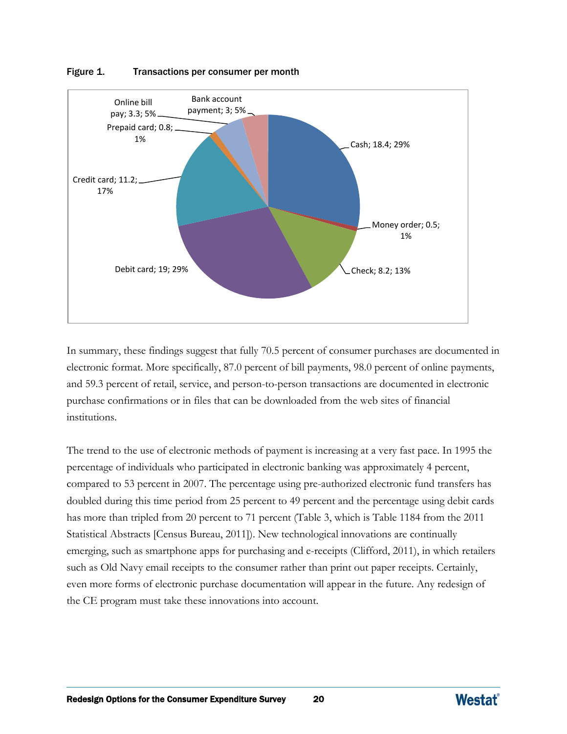**Figure 1. Transactions per consumer per month**

Cash; 18.4; 29%
Money order; 0.5; 1%
Check; 8.2; 13%
Debit card; 19; 29%
Credit card; 11.2; 17%
Prepaid card; 0.8; 1%
Online bill pay; 3.3; 5%
Bank account payment; 3; 5%

In summary, these findings suggest that fully 70.5 percent of consumer purchases are documented in electronic format. More specifically, 87.0 percent of bill payments, 98.0 percent of online payments, and 59.3 percent of retail, service, and person-to-person transactions are documented in electronic purchase confirmations or in files that can be downloaded from the web sites of financial institutions.

The trend to the use of electronic methods of payment is increasing at a very fast pace. In 1995 the percentage of individuals who participated in electronic banking was approximately 4 percent, compared to 53 percent in 2007. The percentage using pre-authorized electronic fund transfers has doubled during this time period from 25 percent to 49 percent and the percentage using debit cards has more than tripled from 20 percent to 71 percent (Table 3, which is Table 1184 from the 2011 Statistical Abstracts [Census Bureau, 2011]). New technological innovations are continually emerging, such as smartphone apps for purchasing and e-receipts (Clifford, 2011), in which retailers such as Old Navy email receipts to the consumer rather than print out paper receipts. Certainly, even more forms of electronic purchase documentation will appear in the future. Any redesign of the CE program must take these innovations into account.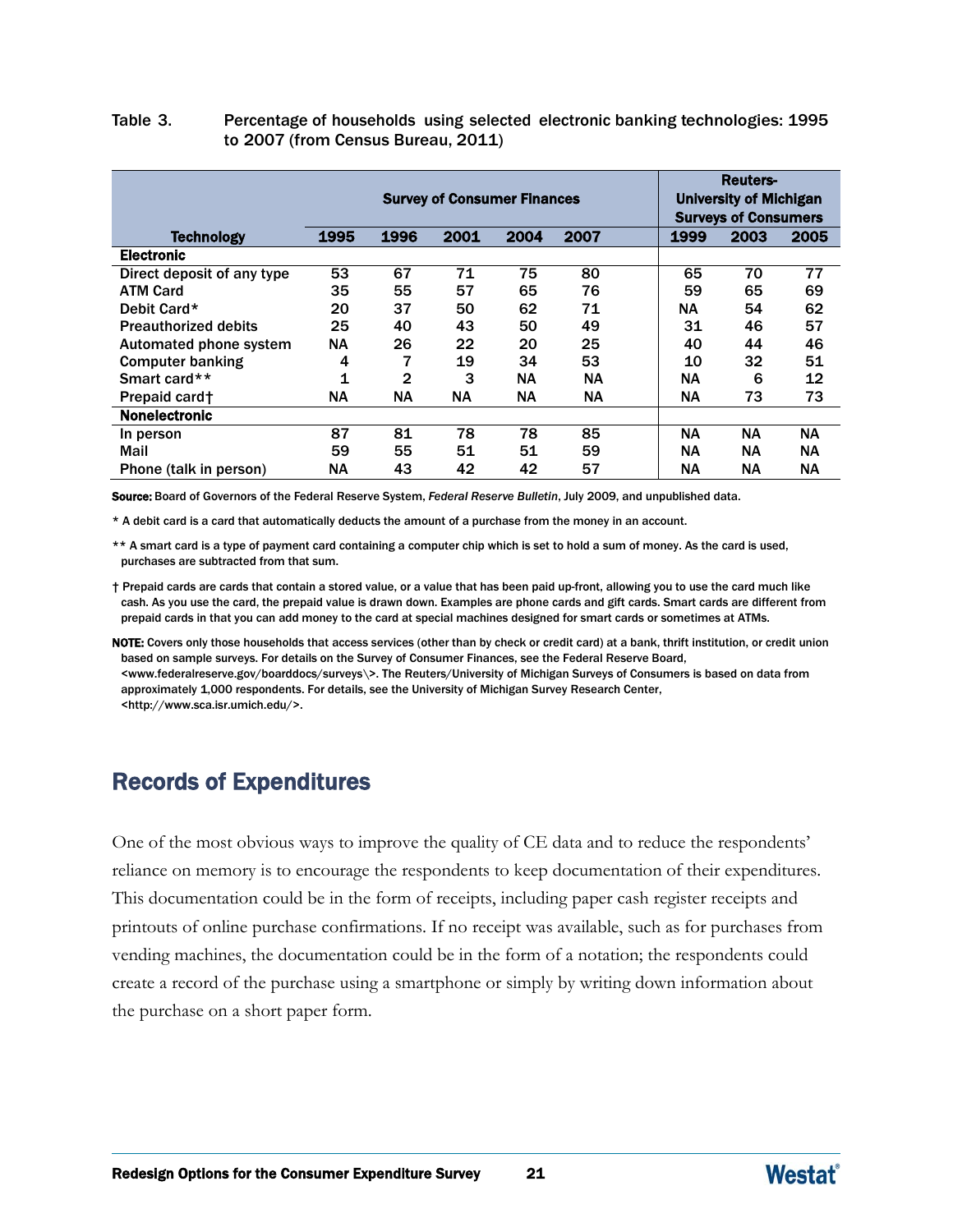Table 3. Percentage of households using selected electronic banking technologies: 1995 to 2007 (from Census Bureau, 2011)

| | Survey of Consumer Finances | | | | | Reuters-University of Michigan Surveys of Consumers | | |
|---|---|---|---|---|---|---|---|---|
| **Technology** | **1995** | **1996** | **2001** | **2004** | **2007** | **1999** | **2003** | **2005** |
| **Electronic** | | | | | | | | |
| Direct deposit of any type | 53 | 67 | 71 | 75 | 80 | 65 | 70 | 77 |
| ATM Card | 35 | 55 | 57 | 65 | 76 | 59 | 65 | 69 |
| Debit Card* | 20 | 37 | 50 | 62 | 71 | NA | 54 | 62 |
| Preauthorized debits | 25 | 40 | 43 | 50 | 49 | 31 | 46 | 57 |
| Automated phone system | NA | 26 | 22 | 20 | 25 | 40 | 44 | 46 |
| Computer banking | 4 | 7 | 19 | 34 | 53 | 10 | 32 | 51 |
| Smart card** | 1 | 2 | 3 | NA | NA | NA | 6 | 12 |
| Prepaid card† | NA | NA | NA | NA | NA | NA | 73 | 73 |
| **Nonelectronic** | | | | | | | | |
| In person | 87 | 81 | 78 | 78 | 85 | NA | NA | NA |
| Mail | 59 | 55 | 51 | 51 | 59 | NA | NA | NA |
| Phone (talk in person) | NA | 43 | 42 | 42 | 57 | NA | NA | NA |

**Source:** Board of Governors of the Federal Reserve System, *Federal Reserve Bulletin*, July 2009, and unpublished data.

* A debit card is a card that automatically deducts the amount of a purchase from the money in an account.

** A smart card is a type of payment card containing a computer chip which is set to hold a sum of money. As the card is used, purchases are subtracted from that sum.

† Prepaid cards are cards that contain a stored value, or a value that has been paid up-front, allowing you to use the card much like cash. As you use the card, the prepaid value is drawn down. Examples are phone cards and gift cards. Smart cards are different from prepaid cards in that you can add money to the card at special machines designed for smart cards or sometimes at ATMs.

**NOTE:** Covers only those households that access services (other than by check or credit card) at a bank, thrift institution, or credit union based on sample surveys. For details on the Survey of Consumer Finances, see the Federal Reserve Board, <www.federalreserve.gov/boarddocs/surveys\>. The Reuters/University of Michigan Surveys of Consumers is based on data from approximately 1,000 respondents. For details, see the University of Michigan Survey Research Center, <http://www.sca.isr.umich.edu/>.

## Records of Expenditures

One of the most obvious ways to improve the quality of CE data and to reduce the respondents' reliance on memory is to encourage the respondents to keep documentation of their expenditures. This documentation could be in the form of receipts, including paper cash register receipts and printouts of online purchase confirmations. If no receipt was available, such as for purchases from vending machines, the documentation could be in the form of a notation; the respondents could create a record of the purchase using a smartphone or simply by writing down information about the purchase on a short paper form.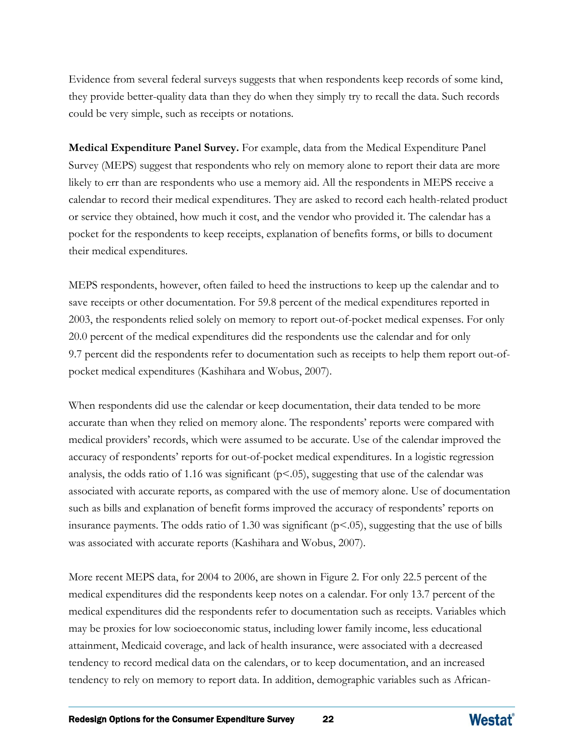Evidence from several federal surveys suggests that when respondents keep records of some kind, they provide better-quality data than they do when they simply try to recall the data. Such records could be very simple, such as receipts or notations.

**Medical Expenditure Panel Survey.** For example, data from the Medical Expenditure Panel Survey (MEPS) suggest that respondents who rely on memory alone to report their data are more likely to err than are respondents who use a memory aid. All the respondents in MEPS receive a calendar to record their medical expenditures. They are asked to record each health-related product or service they obtained, how much it cost, and the vendor who provided it. The calendar has a pocket for the respondents to keep receipts, explanation of benefits forms, or bills to document their medical expenditures.

MEPS respondents, however, often failed to heed the instructions to keep up the calendar and to save receipts or other documentation. For 59.8 percent of the medical expenditures reported in 2003, the respondents relied solely on memory to report out-of-pocket medical expenses. For only 20.0 percent of the medical expenditures did the respondents use the calendar and for only 9.7 percent did the respondents refer to documentation such as receipts to help them report out-of-pocket medical expenditures (Kashihara and Wobus, 2007).

When respondents did use the calendar or keep documentation, their data tended to be more accurate than when they relied on memory alone. The respondents' reports were compared with medical providers' records, which were assumed to be accurate. Use of the calendar improved the accuracy of respondents' reports for out-of-pocket medical expenditures. In a logistic regression analysis, the odds ratio of 1.16 was significant ($p<.05$), suggesting that use of the calendar was associated with accurate reports, as compared with the use of memory alone. Use of documentation such as bills and explanation of benefit forms improved the accuracy of respondents' reports on insurance payments. The odds ratio of 1.30 was significant ($p<.05$), suggesting that the use of bills was associated with accurate reports (Kashihara and Wobus, 2007).

More recent MEPS data, for 2004 to 2006, are shown in Figure 2. For only 22.5 percent of the medical expenditures did the respondents keep notes on a calendar. For only 13.7 percent of the medical expenditures did the respondents refer to documentation such as receipts. Variables which may be proxies for low socioeconomic status, including lower family income, less educational attainment, Medicaid coverage, and lack of health insurance, were associated with a decreased tendency to record medical data on the calendars, or to keep documentation, and an increased tendency to rely on memory to report data. In addition, demographic variables such as African-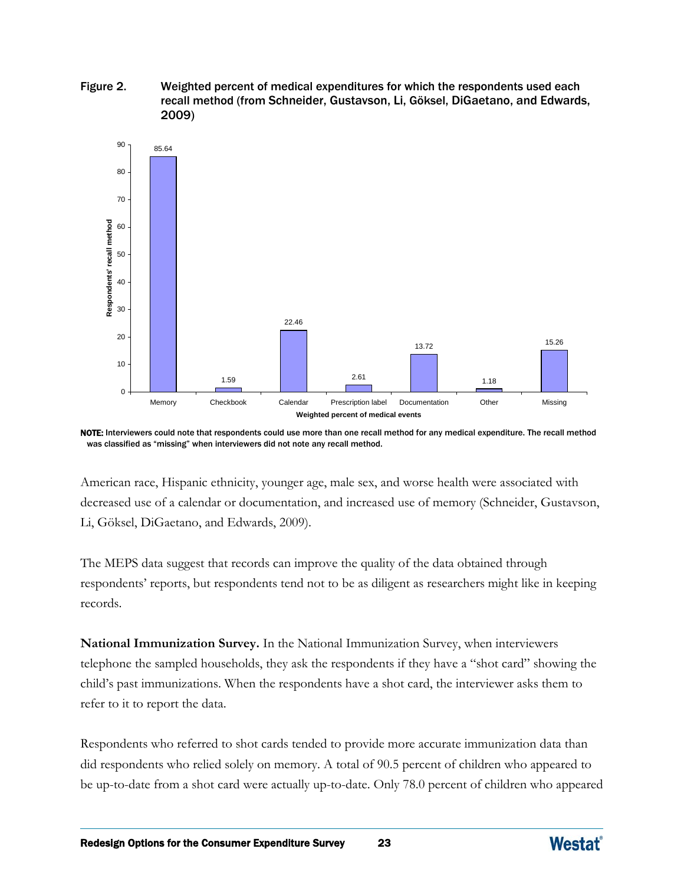Figure 2. Weighted percent of medical expenditures for which the respondents used each recall method (from Schneider, Gustavson, Li, Göksel, DiGaetano, and Edwards, 2009)

| Weighted percent of medical events | Respondents' recall method |
| --- | --- |
| Memory | 85.64 |
| Checkbook | 1.59 |
| Calendar | 22.46 |
| Prescription label | 2.61 |
| Documentation | 13.72 |
| Other | 1.18 |
| Missing | 15.26 |

**NOTE:** Interviewers could note that respondents could use more than one recall method for any medical expenditure. The recall method was classified as "missing" when interviewers did not note any recall method.

American race, Hispanic ethnicity, younger age, male sex, and worse health were associated with decreased use of a calendar or documentation, and increased use of memory (Schneider, Gustavson, Li, Göksel, DiGaetano, and Edwards, 2009).

The MEPS data suggest that records can improve the quality of the data obtained through respondents' reports, but respondents tend not to be as diligent as researchers might like in keeping records.

**National Immunization Survey.** In the National Immunization Survey, when interviewers telephone the sampled households, they ask the respondents if they have a "shot card" showing the child's past immunizations. When the respondents have a shot card, the interviewer asks them to refer to it to report the data.

Respondents who referred to shot cards tended to provide more accurate immunization data than did respondents who relied solely on memory. A total of 90.5 percent of children who appeared to be up-to-date from a shot card were actually up-to-date. Only 78.0 percent of children who appeared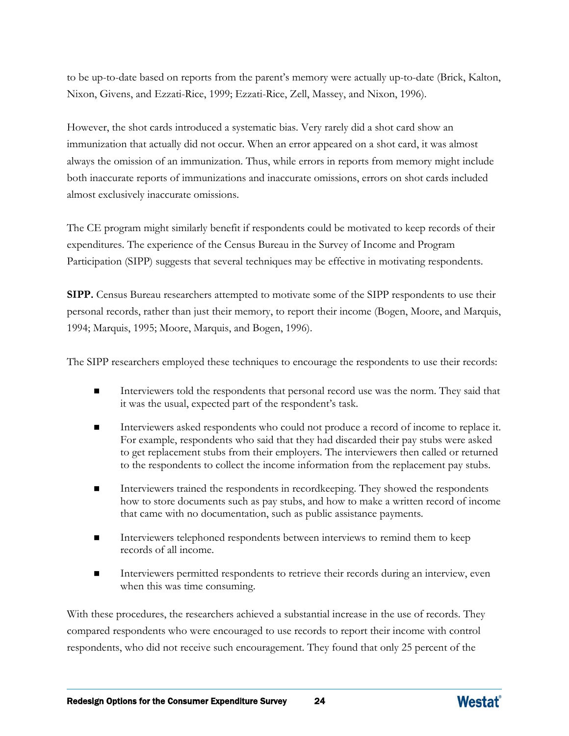to be up-to-date based on reports from the parent's memory were actually up-to-date (Brick, Kalton, Nixon, Givens, and Ezzati-Rice, 1999; Ezzati-Rice, Zell, Massey, and Nixon, 1996).

However, the shot cards introduced a systematic bias. Very rarely did a shot card show an immunization that actually did not occur. When an error appeared on a shot card, it was almost always the omission of an immunization. Thus, while errors in reports from memory might include both inaccurate reports of immunizations and inaccurate omissions, errors on shot cards included almost exclusively inaccurate omissions.

The CE program might similarly benefit if respondents could be motivated to keep records of their expenditures. The experience of the Census Bureau in the Survey of Income and Program Participation (SIPP) suggests that several techniques may be effective in motivating respondents.

**SIPP.** Census Bureau researchers attempted to motivate some of the SIPP respondents to use their personal records, rather than just their memory, to report their income (Bogen, Moore, and Marquis, 1994; Marquis, 1995; Moore, Marquis, and Bogen, 1996).

The SIPP researchers employed these techniques to encourage the respondents to use their records:

- Interviewers told the respondents that personal record use was the norm. They said that it was the usual, expected part of the respondent's task.
- Interviewers asked respondents who could not produce a record of income to replace it. For example, respondents who said that they had discarded their pay stubs were asked to get replacement stubs from their employers. The interviewers then called or returned to the respondents to collect the income information from the replacement pay stubs.
- Interviewers trained the respondents in recordkeeping. They showed the respondents how to store documents such as pay stubs, and how to make a written record of income that came with no documentation, such as public assistance payments.
- Interviewers telephoned respondents between interviews to remind them to keep records of all income.
- Interviewers permitted respondents to retrieve their records during an interview, even when this was time consuming.

With these procedures, the researchers achieved a substantial increase in the use of records. They compared respondents who were encouraged to use records to report their income with control respondents, who did not receive such encouragement. They found that only 25 percent of the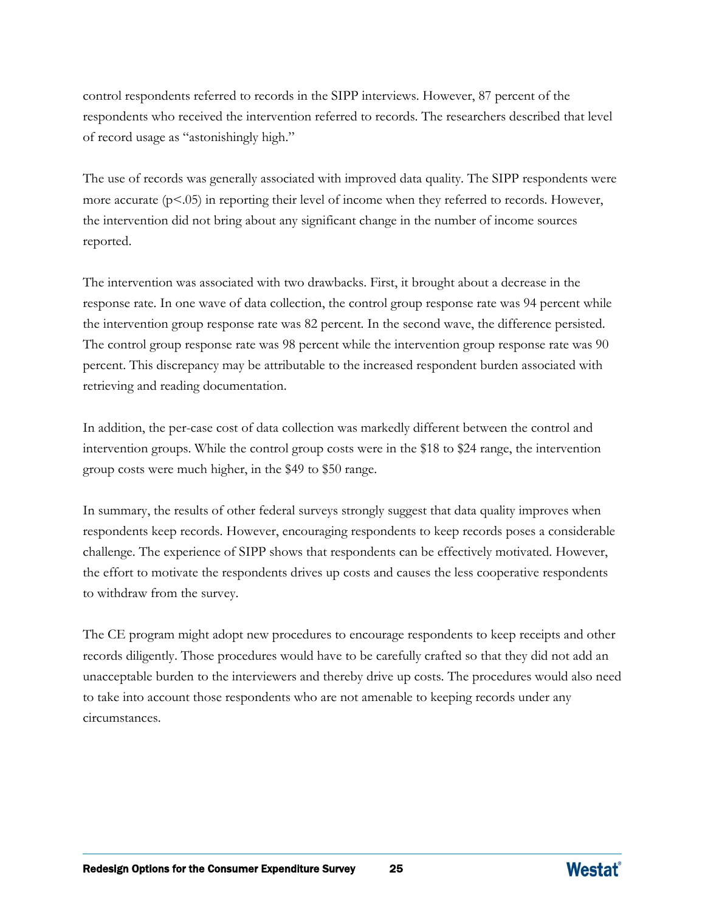control respondents referred to records in the SIPP interviews. However, 87 percent of the respondents who received the intervention referred to records. The researchers described that level of record usage as "astonishingly high."

The use of records was generally associated with improved data quality. The SIPP respondents were more accurate ($p<.05$) in reporting their level of income when they referred to records. However, the intervention did not bring about any significant change in the number of income sources reported.

The intervention was associated with two drawbacks. First, it brought about a decrease in the response rate. In one wave of data collection, the control group response rate was 94 percent while the intervention group response rate was 82 percent. In the second wave, the difference persisted. The control group response rate was 98 percent while the intervention group response rate was 90 percent. This discrepancy may be attributable to the increased respondent burden associated with retrieving and reading documentation.

In addition, the per-case cost of data collection was markedly different between the control and intervention groups. While the control group costs were in the $18 to $24 range, the intervention group costs were much higher, in the $49 to $50 range.

In summary, the results of other federal surveys strongly suggest that data quality improves when respondents keep records. However, encouraging respondents to keep records poses a considerable challenge. The experience of SIPP shows that respondents can be effectively motivated. However, the effort to motivate the respondents drives up costs and causes the less cooperative respondents to withdraw from the survey.

The CE program might adopt new procedures to encourage respondents to keep receipts and other records diligently. Those procedures would have to be carefully crafted so that they did not add an unacceptable burden to the interviewers and thereby drive up costs. The procedures would also need to take into account those respondents who are not amenable to keeping records under any circumstances.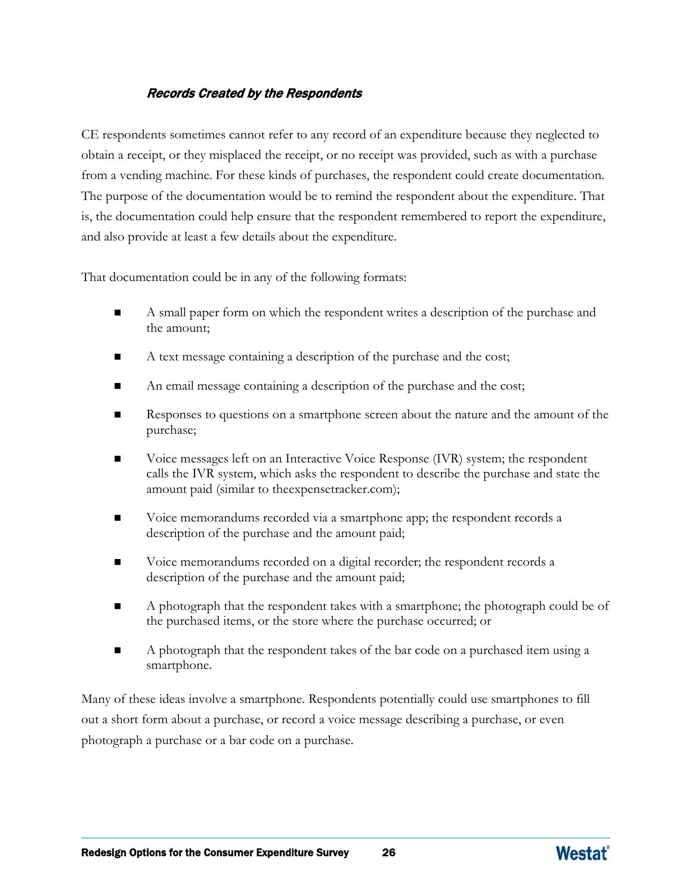#### *Records Created by the Respondents*

CE respondents sometimes cannot refer to any record of an expenditure because they neglected to obtain a receipt, or they misplaced the receipt, or no receipt was provided, such as with a purchase from a vending machine. For these kinds of purchases, the respondent could create documentation. The purpose of the documentation would be to remind the respondent about the expenditure. That is, the documentation could help ensure that the respondent remembered to report the expenditure, and also provide at least a few details about the expenditure.

That documentation could be in any of the following formats:

- A small paper form on which the respondent writes a description of the purchase and the amount;
- A text message containing a description of the purchase and the cost;
- An email message containing a description of the purchase and the cost;
- Responses to questions on a smartphone screen about the nature and the amount of the purchase;
- Voice messages left on an Interactive Voice Response (IVR) system; the respondent calls the IVR system, which asks the respondent to describe the purchase and state the amount paid (similar to theexpensetracker.com);
- Voice memorandums recorded via a smartphone app; the respondent records a description of the purchase and the amount paid;
- Voice memorandums recorded on a digital recorder; the respondent records a description of the purchase and the amount paid;
- A photograph that the respondent takes with a smartphone; the photograph could be of the purchased items, or the store where the purchase occurred; or
- A photograph that the respondent takes of the bar code on a purchased item using a smartphone.

Many of these ideas involve a smartphone. Respondents potentially could use smartphones to fill out a short form about a purchase, or record a voice message describing a purchase, or even photograph a purchase or a bar code on a purchase.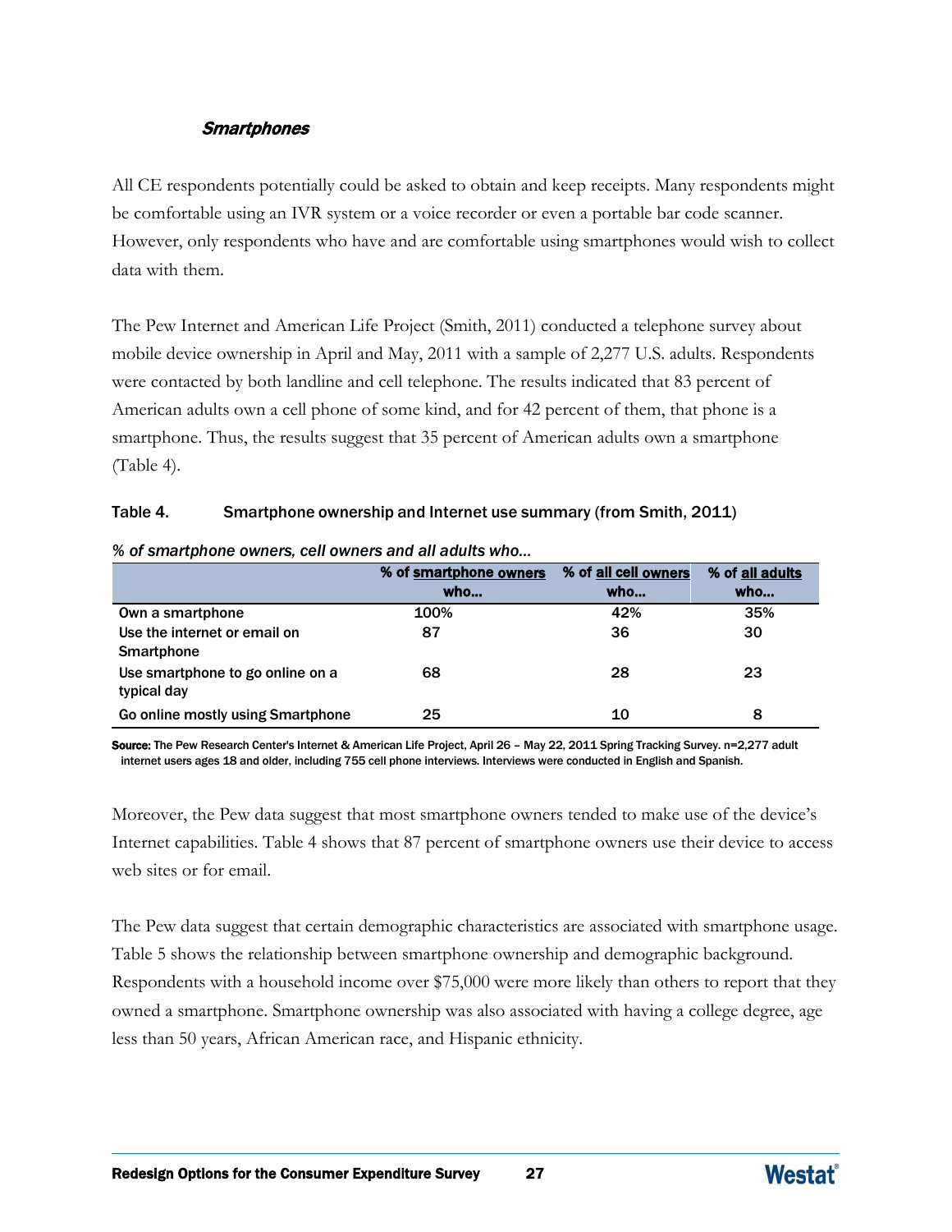### *Smartphones*

All CE respondents potentially could be asked to obtain and keep receipts. Many respondents might be comfortable using an IVR system or a voice recorder or even a portable bar code scanner. However, only respondents who have and are comfortable using smartphones would wish to collect data with them.

The Pew Internet and American Life Project (Smith, 2011) conducted a telephone survey about mobile device ownership in April and May, 2011 with a sample of 2,277 U.S. adults. Respondents were contacted by both landline and cell telephone. The results indicated that 83 percent of American adults own a cell phone of some kind, and for 42 percent of them, that phone is a smartphone. Thus, the results suggest that 35 percent of American adults own a smartphone (Table 4).

**Table 4. Smartphone ownership and Internet use summary (from Smith, 2011)**

*% of smartphone owners, cell owners and all adults who…*

| | % of smartphone owners who… | % of all cell owners who… | % of all adults who… |
|---|---|---|---|
| Own a smartphone | 100% | 42% | 35% |
| Use the internet or email on Smartphone | 87 | 36 | 30 |
| Use smartphone to go online on a typical day | 68 | 28 | 23 |
| Go online mostly using Smartphone | 25 | 10 | 8 |

**Source:** The Pew Research Center's Internet & American Life Project, April 26 – May 22, 2011 Spring Tracking Survey. n=2,277 adult internet users ages 18 and older, including 755 cell phone interviews. Interviews were conducted in English and Spanish.

Moreover, the Pew data suggest that most smartphone owners tended to make use of the device's Internet capabilities. Table 4 shows that 87 percent of smartphone owners use their device to access web sites or for email.

The Pew data suggest that certain demographic characteristics are associated with smartphone usage. Table 5 shows the relationship between smartphone ownership and demographic background. Respondents with a household income over $75,000 were more likely than others to report that they owned a smartphone. Smartphone ownership was also associated with having a college degree, age less than 50 years, African American race, and Hispanic ethnicity.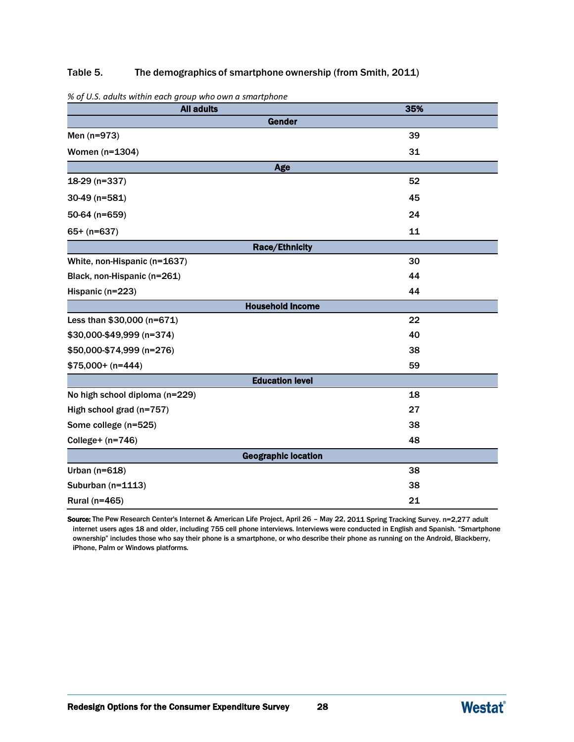Table 5. The demographics of smartphone ownership (from Smith, 2011)

*% of U.S. adults within each group who own a smartphone*

| All adults | 35% |
|---|---|
| **Gender** | |
| Men (n=973) | 39 |
| Women (n=1304) | 31 |
| **Age** | |
| 18-29 (n=337) | 52 |
| 30-49 (n=581) | 45 |
| 50-64 (n=659) | 24 |
| 65+ (n=637) | 11 |
| **Race/Ethnicity** | |
| White, non-Hispanic (n=1637) | 30 |
| Black, non-Hispanic (n=261) | 44 |
| Hispanic (n=223) | 44 |
| **Household Income** | |
| Less than $30,000 (n=671) | 22 |
| $30,000-$49,999 (n=374) | 40 |
| $50,000-$74,999 (n=276) | 38 |
| $75,000+ (n=444) | 59 |
| **Education level** | |
| No high school diploma (n=229) | 18 |
| High school grad (n=757) | 27 |
| Some college (n=525) | 38 |
| College+ (n=746) | 48 |
| **Geographic location** | |
| Urban (n=618) | 38 |
| Suburban (n=1113) | 38 |
| Rural (n=465) | 21 |

**Source:** The Pew Research Center's Internet & American Life Project, April 26 – May 22, 2011 Spring Tracking Survey. n=2,277 adult internet users ages 18 and older, including 755 cell phone interviews. Interviews were conducted in English and Spanish. "Smartphone ownership" includes those who say their phone is a smartphone, or who describe their phone as running on the Android, Blackberry, iPhone, Palm or Windows platforms.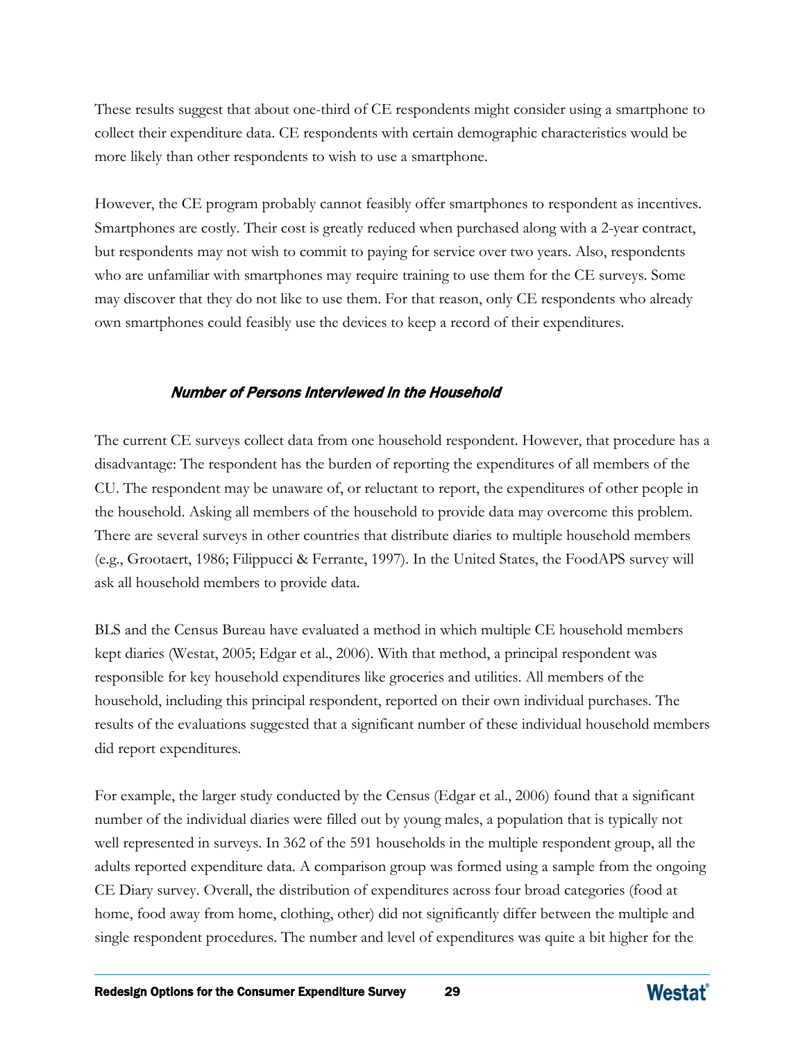These results suggest that about one-third of CE respondents might consider using a smartphone to collect their expenditure data. CE respondents with certain demographic characteristics would be more likely than other respondents to wish to use a smartphone.

However, the CE program probably cannot feasibly offer smartphones to respondent as incentives. Smartphones are costly. Their cost is greatly reduced when purchased along with a 2-year contract, but respondents may not wish to commit to paying for service over two years. Also, respondents who are unfamiliar with smartphones may require training to use them for the CE surveys. Some may discover that they do not like to use them. For that reason, only CE respondents who already own smartphones could feasibly use the devices to keep a record of their expenditures.

#### *Number of Persons Interviewed in the Household*

The current CE surveys collect data from one household respondent. However, that procedure has a disadvantage: The respondent has the burden of reporting the expenditures of all members of the CU. The respondent may be unaware of, or reluctant to report, the expenditures of other people in the household. Asking all members of the household to provide data may overcome this problem. There are several surveys in other countries that distribute diaries to multiple household members (e.g., Grootaert, 1986; Filippucci & Ferrante, 1997). In the United States, the FoodAPS survey will ask all household members to provide data.

BLS and the Census Bureau have evaluated a method in which multiple CE household members kept diaries (Westat, 2005; Edgar et al., 2006). With that method, a principal respondent was responsible for key household expenditures like groceries and utilities. All members of the household, including this principal respondent, reported on their own individual purchases. The results of the evaluations suggested that a significant number of these individual household members did report expenditures.

For example, the larger study conducted by the Census (Edgar et al., 2006) found that a significant number of the individual diaries were filled out by young males, a population that is typically not well represented in surveys. In 362 of the 591 households in the multiple respondent group, all the adults reported expenditure data. A comparison group was formed using a sample from the ongoing CE Diary survey. Overall, the distribution of expenditures across four broad categories (food at home, food away from home, clothing, other) did not significantly differ between the multiple and single respondent procedures. The number and level of expenditures was quite a bit higher for the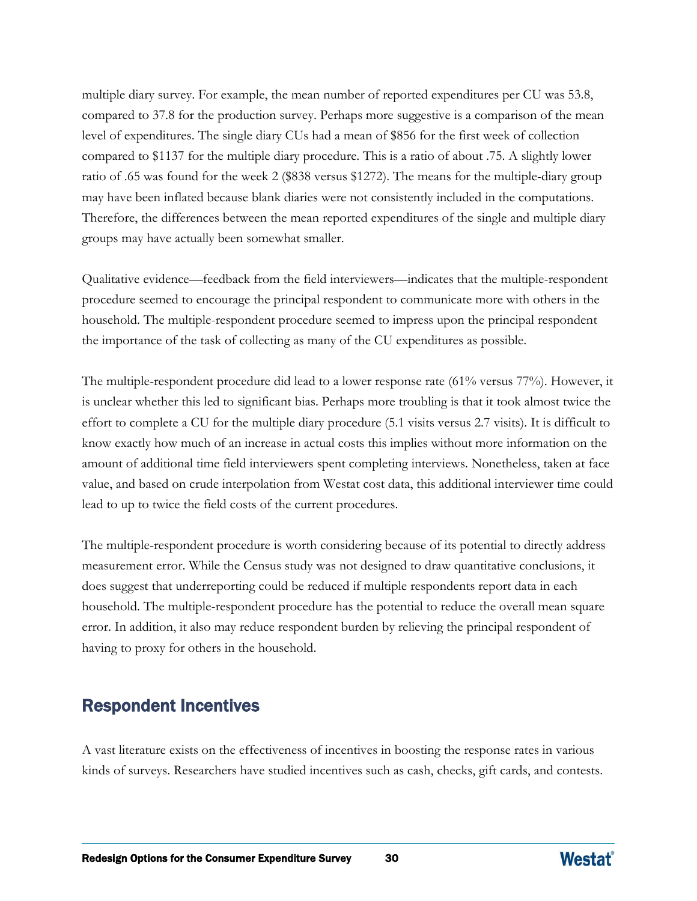multiple diary survey. For example, the mean number of reported expenditures per CU was 53.8, compared to 37.8 for the production survey. Perhaps more suggestive is a comparison of the mean level of expenditures. The single diary CUs had a mean of $856 for the first week of collection compared to $1137 for the multiple diary procedure. This is a ratio of about .75. A slightly lower ratio of .65 was found for the week 2 ($838 versus $1272). The means for the multiple-diary group may have been inflated because blank diaries were not consistently included in the computations. Therefore, the differences between the mean reported expenditures of the single and multiple diary groups may have actually been somewhat smaller.

Qualitative evidence—feedback from the field interviewers—indicates that the multiple-respondent procedure seemed to encourage the principal respondent to communicate more with others in the household. The multiple-respondent procedure seemed to impress upon the principal respondent the importance of the task of collecting as many of the CU expenditures as possible.

The multiple-respondent procedure did lead to a lower response rate (61% versus 77%). However, it is unclear whether this led to significant bias. Perhaps more troubling is that it took almost twice the effort to complete a CU for the multiple diary procedure (5.1 visits versus 2.7 visits). It is difficult to know exactly how much of an increase in actual costs this implies without more information on the amount of additional time field interviewers spent completing interviews. Nonetheless, taken at face value, and based on crude interpolation from Westat cost data, this additional interviewer time could lead to up to twice the field costs of the current procedures.

The multiple-respondent procedure is worth considering because of its potential to directly address measurement error. While the Census study was not designed to draw quantitative conclusions, it does suggest that underreporting could be reduced if multiple respondents report data in each household. The multiple-respondent procedure has the potential to reduce the overall mean square error. In addition, it also may reduce respondent burden by relieving the principal respondent of having to proxy for others in the household.

## Respondent Incentives

A vast literature exists on the effectiveness of incentives in boosting the response rates in various kinds of surveys. Researchers have studied incentives such as cash, checks, gift cards, and contests.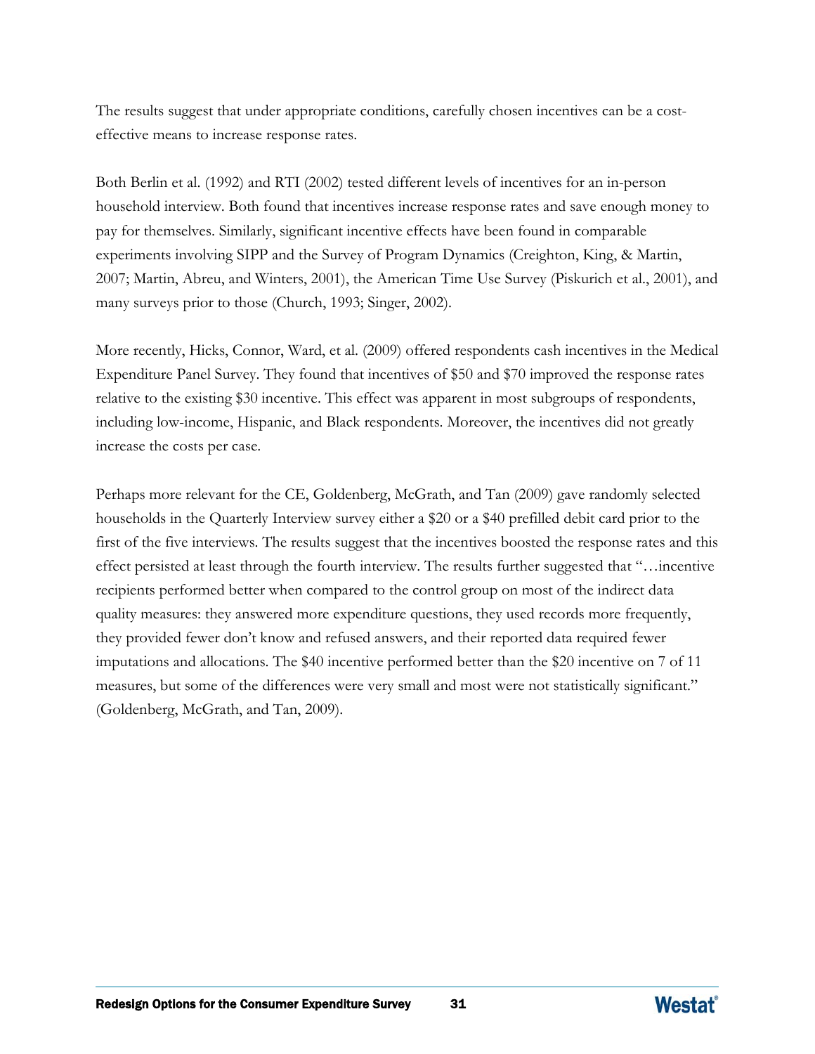The results suggest that under appropriate conditions, carefully chosen incentives can be a cost-effective means to increase response rates.

Both Berlin et al. (1992) and RTI (2002) tested different levels of incentives for an in-person household interview. Both found that incentives increase response rates and save enough money to pay for themselves. Similarly, significant incentive effects have been found in comparable experiments involving SIPP and the Survey of Program Dynamics (Creighton, King, & Martin, 2007; Martin, Abreu, and Winters, 2001), the American Time Use Survey (Piskurich et al., 2001), and many surveys prior to those (Church, 1993; Singer, 2002).

More recently, Hicks, Connor, Ward, et al. (2009) offered respondents cash incentives in the Medical Expenditure Panel Survey. They found that incentives of $50 and $70 improved the response rates relative to the existing $30 incentive. This effect was apparent in most subgroups of respondents, including low-income, Hispanic, and Black respondents. Moreover, the incentives did not greatly increase the costs per case.

Perhaps more relevant for the CE, Goldenberg, McGrath, and Tan (2009) gave randomly selected households in the Quarterly Interview survey either a $20 or a $40 prefilled debit card prior to the first of the five interviews. The results suggest that the incentives boosted the response rates and this effect persisted at least through the fourth interview. The results further suggested that "…incentive recipients performed better when compared to the control group on most of the indirect data quality measures: they answered more expenditure questions, they used records more frequently, they provided fewer don't know and refused answers, and their reported data required fewer imputations and allocations. The $40 incentive performed better than the $20 incentive on 7 of 11 measures, but some of the differences were very small and most were not statistically significant." (Goldenberg, McGrath, and Tan, 2009).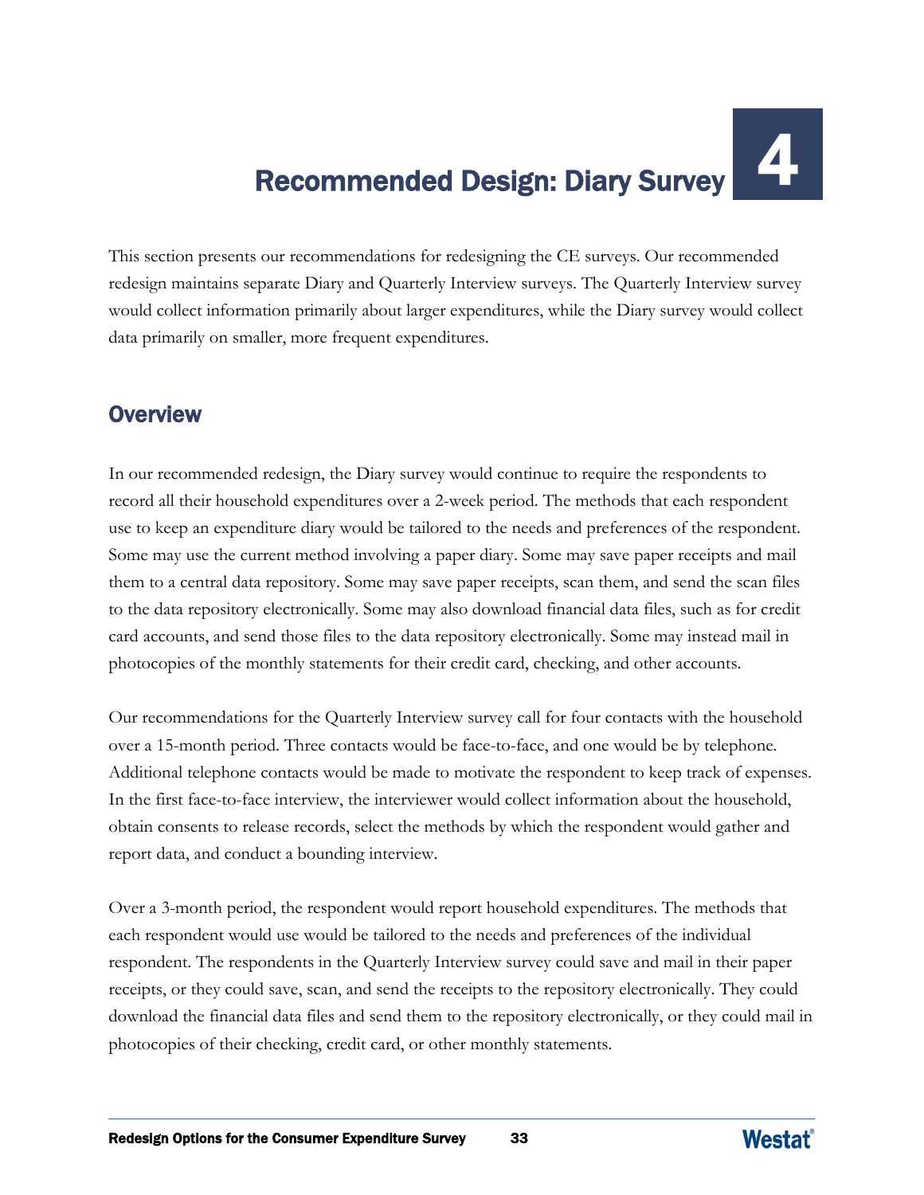# 4 Recommended Design: Diary Survey

This section presents our recommendations for redesigning the CE surveys. Our recommended redesign maintains separate Diary and Quarterly Interview surveys. The Quarterly Interview survey would collect information primarily about larger expenditures, while the Diary survey would collect data primarily on smaller, more frequent expenditures.

## Overview

In our recommended redesign, the Diary survey would continue to require the respondents to record all their household expenditures over a 2-week period. The methods that each respondent use to keep an expenditure diary would be tailored to the needs and preferences of the respondent. Some may use the current method involving a paper diary. Some may save paper receipts and mail them to a central data repository. Some may save paper receipts, scan them, and send the scan files to the data repository electronically. Some may also download financial data files, such as for credit card accounts, and send those files to the data repository electronically. Some may instead mail in photocopies of the monthly statements for their credit card, checking, and other accounts.

Our recommendations for the Quarterly Interview survey call for four contacts with the household over a 15-month period. Three contacts would be face-to-face, and one would be by telephone. Additional telephone contacts would be made to motivate the respondent to keep track of expenses. In the first face-to-face interview, the interviewer would collect information about the household, obtain consents to release records, select the methods by which the respondent would gather and report data, and conduct a bounding interview.

Over a 3-month period, the respondent would report household expenditures. The methods that each respondent would use would be tailored to the needs and preferences of the individual respondent. The respondents in the Quarterly Interview survey could save and mail in their paper receipts, or they could save, scan, and send the receipts to the repository electronically. They could download the financial data files and send them to the repository electronically, or they could mail in photocopies of their checking, credit card, or other monthly statements.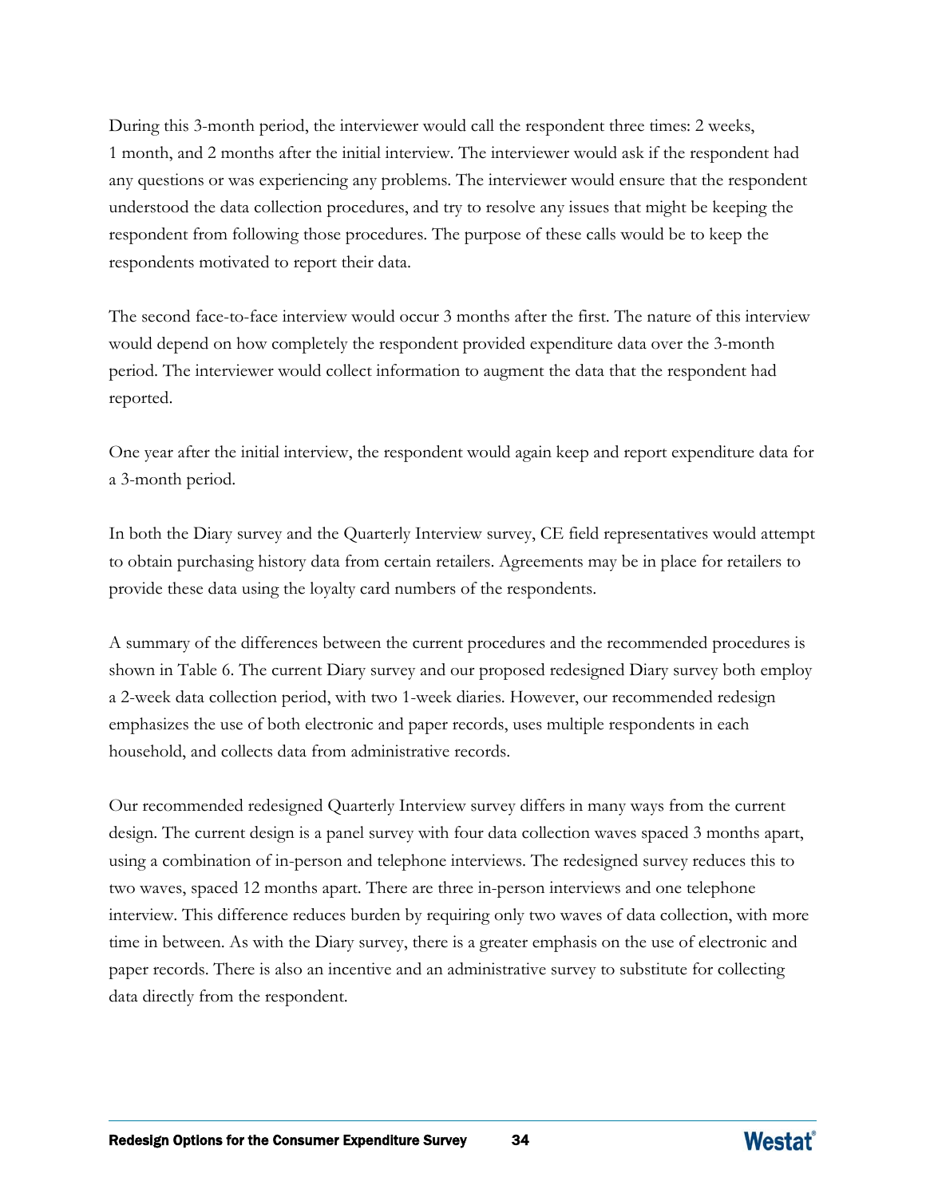During this 3-month period, the interviewer would call the respondent three times: 2 weeks, 1 month, and 2 months after the initial interview. The interviewer would ask if the respondent had any questions or was experiencing any problems. The interviewer would ensure that the respondent understood the data collection procedures, and try to resolve any issues that might be keeping the respondent from following those procedures. The purpose of these calls would be to keep the respondents motivated to report their data.

The second face-to-face interview would occur 3 months after the first. The nature of this interview would depend on how completely the respondent provided expenditure data over the 3-month period. The interviewer would collect information to augment the data that the respondent had reported.

One year after the initial interview, the respondent would again keep and report expenditure data for a 3-month period.

In both the Diary survey and the Quarterly Interview survey, CE field representatives would attempt to obtain purchasing history data from certain retailers. Agreements may be in place for retailers to provide these data using the loyalty card numbers of the respondents.

A summary of the differences between the current procedures and the recommended procedures is shown in Table 6. The current Diary survey and our proposed redesigned Diary survey both employ a 2-week data collection period, with two 1-week diaries. However, our recommended redesign emphasizes the use of both electronic and paper records, uses multiple respondents in each household, and collects data from administrative records.

Our recommended redesigned Quarterly Interview survey differs in many ways from the current design. The current design is a panel survey with four data collection waves spaced 3 months apart, using a combination of in-person and telephone interviews. The redesigned survey reduces this to two waves, spaced 12 months apart. There are three in-person interviews and one telephone interview. This difference reduces burden by requiring only two waves of data collection, with more time in between. As with the Diary survey, there is a greater emphasis on the use of electronic and paper records. There is also an incentive and an administrative survey to substitute for collecting data directly from the respondent.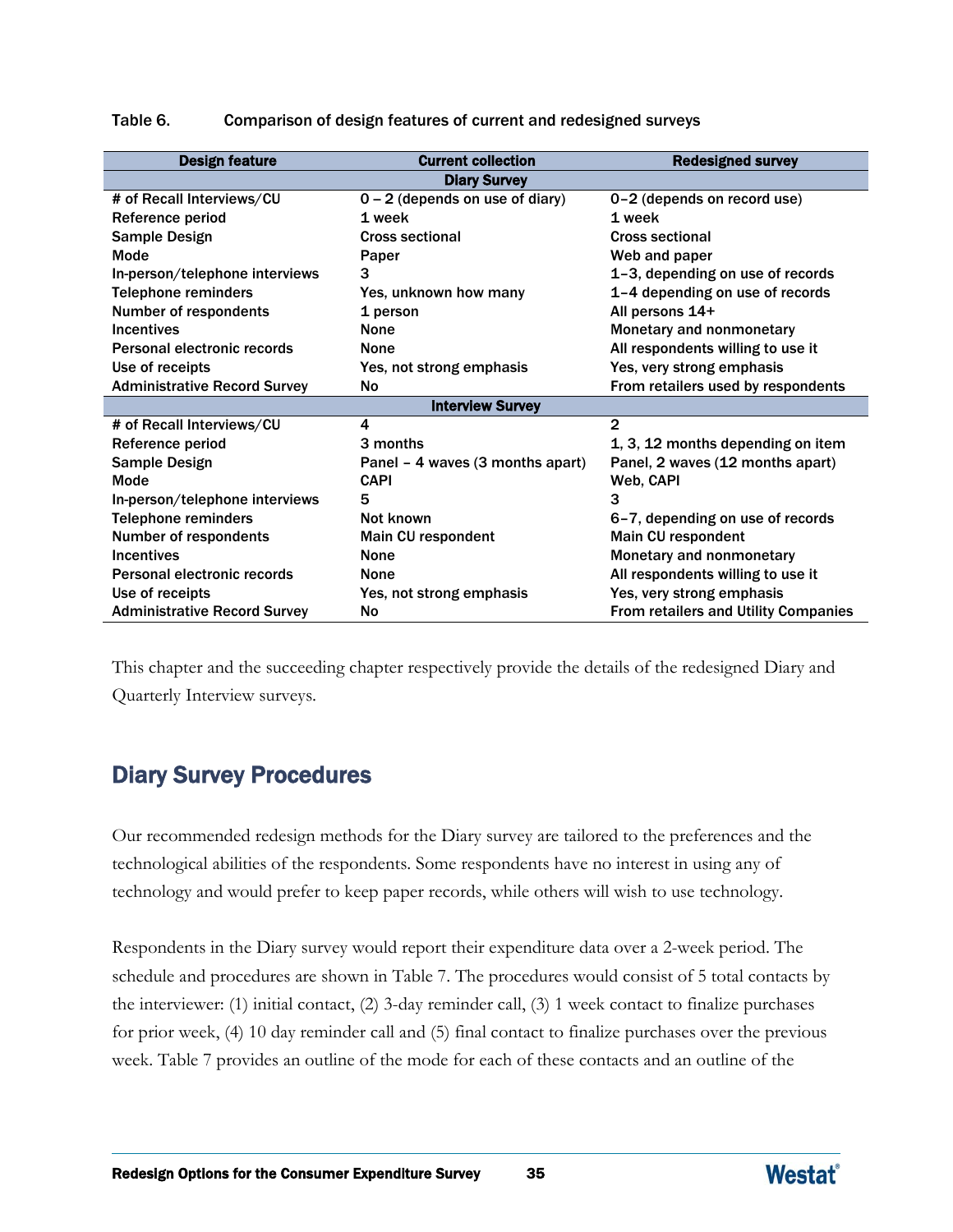Table 6. Comparison of design features of current and redesigned surveys

| Design feature | Current collection | Redesigned survey |
|---|---|---|
| **Diary Survey** | | |
| # of Recall Interviews/CU | 0 – 2 (depends on use of diary) | 0–2 (depends on record use) |
| Reference period | 1 week | 1 week |
| Sample Design | Cross sectional | Cross sectional |
| Mode | Paper | Web and paper |
| In-person/telephone interviews | 3 | 1–3, depending on use of records |
| Telephone reminders | Yes, unknown how many | 1–4 depending on use of records |
| Number of respondents | 1 person | All persons 14+ |
| Incentives | None | Monetary and nonmonetary |
| Personal electronic records | None | All respondents willing to use it |
| Use of receipts | Yes, not strong emphasis | Yes, very strong emphasis |
| Administrative Record Survey | No | From retailers used by respondents |
| **Interview Survey** | | |
| # of Recall Interviews/CU | 4 | 2 |
| Reference period | 3 months | 1, 3, 12 months depending on item |
| Sample Design | Panel – 4 waves (3 months apart) | Panel, 2 waves (12 months apart) |
| Mode | CAPI | Web, CAPI |
| In-person/telephone interviews | 5 | 3 |
| Telephone reminders | Not known | 6–7, depending on use of records |
| Number of respondents | Main CU respondent | Main CU respondent |
| Incentives | None | Monetary and nonmonetary |
| Personal electronic records | None | All respondents willing to use it |
| Use of receipts | Yes, not strong emphasis | Yes, very strong emphasis |
| Administrative Record Survey | No | From retailers and Utility Companies |

This chapter and the succeeding chapter respectively provide the details of the redesigned Diary and Quarterly Interview surveys.

## Diary Survey Procedures

Our recommended redesign methods for the Diary survey are tailored to the preferences and the technological abilities of the respondents. Some respondents have no interest in using any of technology and would prefer to keep paper records, while others will wish to use technology.

Respondents in the Diary survey would report their expenditure data over a 2-week period. The schedule and procedures are shown in Table 7. The procedures would consist of 5 total contacts by the interviewer: (1) initial contact, (2) 3-day reminder call, (3) 1 week contact to finalize purchases for prior week, (4) 10 day reminder call and (5) final contact to finalize purchases over the previous week. Table 7 provides an outline of the mode for each of these contacts and an outline of the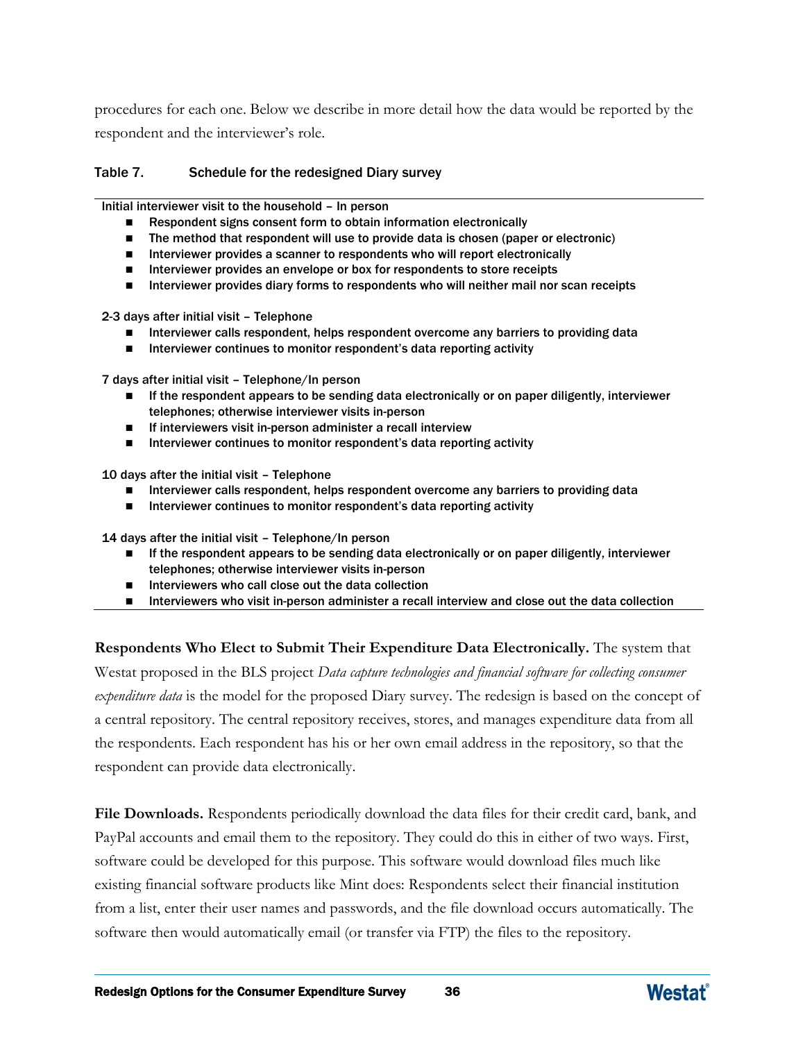procedures for each one. Below we describe in more detail how the data would be reported by the respondent and the interviewer's role.

**Table 7. Schedule for the redesigned Diary survey**

Initial interviewer visit to the household – In person

- Respondent signs consent form to obtain information electronically
- The method that respondent will use to provide data is chosen (paper or electronic)
- Interviewer provides a scanner to respondents who will report electronically
- Interviewer provides an envelope or box for respondents to store receipts
- Interviewer provides diary forms to respondents who will neither mail nor scan receipts

2-3 days after initial visit – Telephone

- Interviewer calls respondent, helps respondent overcome any barriers to providing data
- Interviewer continues to monitor respondent's data reporting activity

7 days after initial visit – Telephone/In person

- If the respondent appears to be sending data electronically or on paper diligently, interviewer telephones; otherwise interviewer visits in-person
- If interviewers visit in-person administer a recall interview
- Interviewer continues to monitor respondent's data reporting activity

10 days after the initial visit – Telephone

- Interviewer calls respondent, helps respondent overcome any barriers to providing data
- Interviewer continues to monitor respondent's data reporting activity

14 days after the initial visit – Telephone/In person

- If the respondent appears to be sending data electronically or on paper diligently, interviewer telephones; otherwise interviewer visits in-person
- Interviewers who call close out the data collection
- Interviewers who visit in-person administer a recall interview and close out the data collection

**Respondents Who Elect to Submit Their Expenditure Data Electronically.** The system that Westat proposed in the BLS project *Data capture technologies and financial software for collecting consumer expenditure data* is the model for the proposed Diary survey. The redesign is based on the concept of a central repository. The central repository receives, stores, and manages expenditure data from all the respondents. Each respondent has his or her own email address in the repository, so that the respondent can provide data electronically.

**File Downloads.** Respondents periodically download the data files for their credit card, bank, and PayPal accounts and email them to the repository. They could do this in either of two ways. First, software could be developed for this purpose. This software would download files much like existing financial software products like Mint does: Respondents select their financial institution from a list, enter their user names and passwords, and the file download occurs automatically. The software then would automatically email (or transfer via FTP) the files to the repository.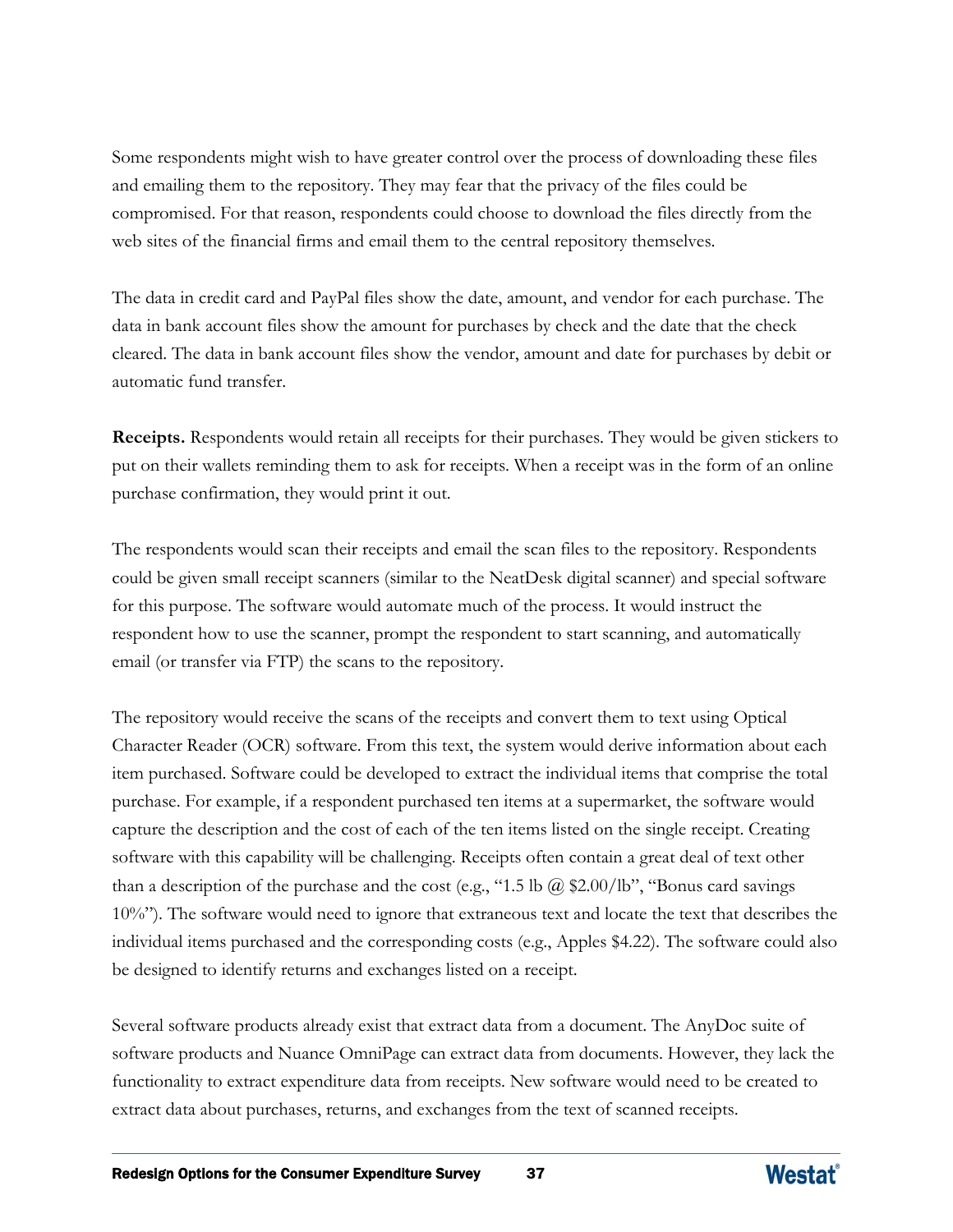Some respondents might wish to have greater control over the process of downloading these files and emailing them to the repository. They may fear that the privacy of the files could be compromised. For that reason, respondents could choose to download the files directly from the web sites of the financial firms and email them to the central repository themselves.

The data in credit card and PayPal files show the date, amount, and vendor for each purchase. The data in bank account files show the amount for purchases by check and the date that the check cleared. The data in bank account files show the vendor, amount and date for purchases by debit or automatic fund transfer.

**Receipts.** Respondents would retain all receipts for their purchases. They would be given stickers to put on their wallets reminding them to ask for receipts. When a receipt was in the form of an online purchase confirmation, they would print it out.

The respondents would scan their receipts and email the scan files to the repository. Respondents could be given small receipt scanners (similar to the NeatDesk digital scanner) and special software for this purpose. The software would automate much of the process. It would instruct the respondent how to use the scanner, prompt the respondent to start scanning, and automatically email (or transfer via FTP) the scans to the repository.

The repository would receive the scans of the receipts and convert them to text using Optical Character Reader (OCR) software. From this text, the system would derive information about each item purchased. Software could be developed to extract the individual items that comprise the total purchase. For example, if a respondent purchased ten items at a supermarket, the software would capture the description and the cost of each of the ten items listed on the single receipt. Creating software with this capability will be challenging. Receipts often contain a great deal of text other than a description of the purchase and the cost (e.g., "1.5 lb @ $2.00/lb", "Bonus card savings 10%"). The software would need to ignore that extraneous text and locate the text that describes the individual items purchased and the corresponding costs (e.g., Apples $4.22). The software could also be designed to identify returns and exchanges listed on a receipt.

Several software products already exist that extract data from a document. The AnyDoc suite of software products and Nuance OmniPage can extract data from documents. However, they lack the functionality to extract expenditure data from receipts. New software would need to be created to extract data about purchases, returns, and exchanges from the text of scanned receipts.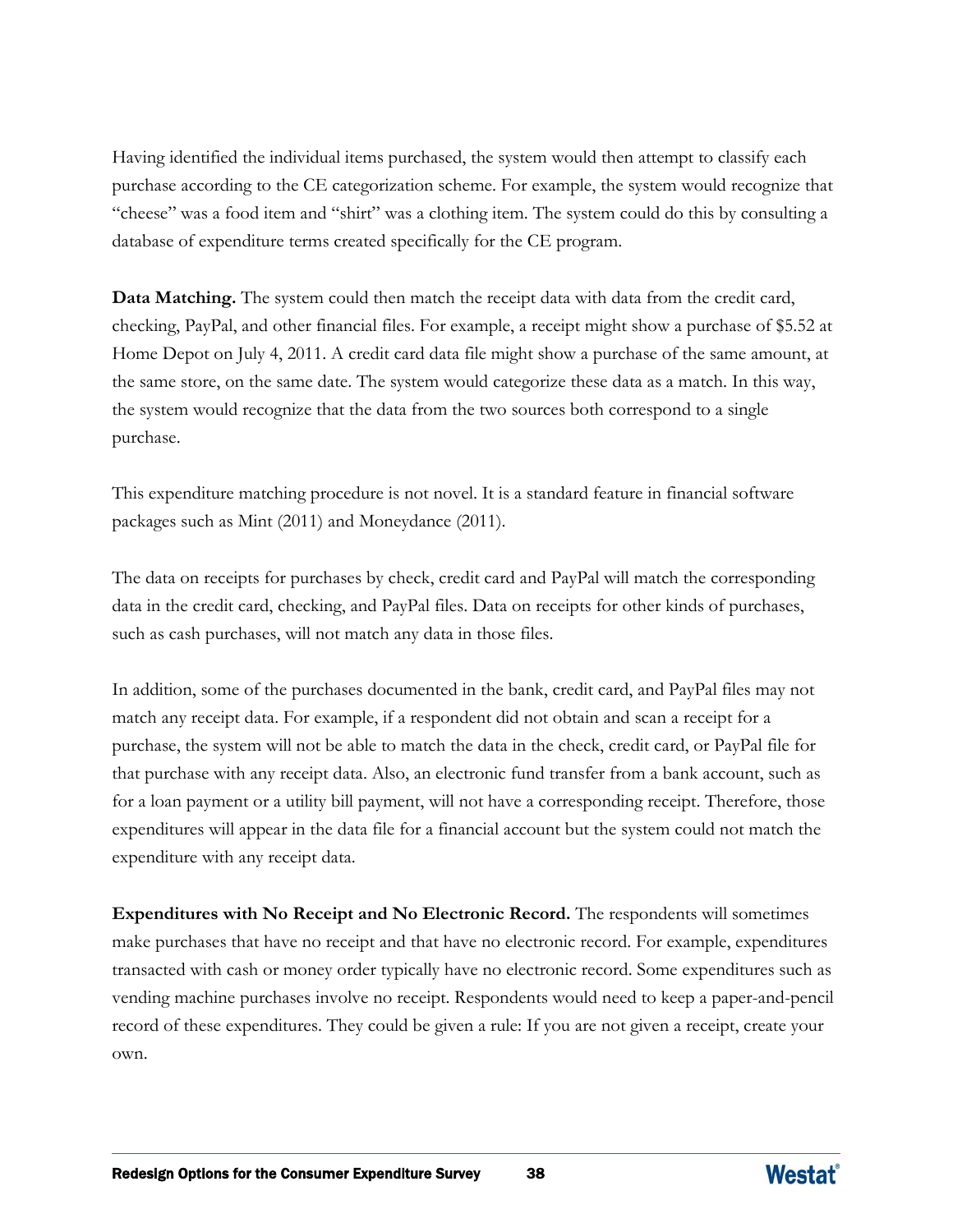Having identified the individual items purchased, the system would then attempt to classify each purchase according to the CE categorization scheme. For example, the system would recognize that "cheese" was a food item and "shirt" was a clothing item. The system could do this by consulting a database of expenditure terms created specifically for the CE program.

**Data Matching.** The system could then match the receipt data with data from the credit card, checking, PayPal, and other financial files. For example, a receipt might show a purchase of $5.52 at Home Depot on July 4, 2011. A credit card data file might show a purchase of the same amount, at the same store, on the same date. The system would categorize these data as a match. In this way, the system would recognize that the data from the two sources both correspond to a single purchase.

This expenditure matching procedure is not novel. It is a standard feature in financial software packages such as Mint (2011) and Moneydance (2011).

The data on receipts for purchases by check, credit card and PayPal will match the corresponding data in the credit card, checking, and PayPal files. Data on receipts for other kinds of purchases, such as cash purchases, will not match any data in those files.

In addition, some of the purchases documented in the bank, credit card, and PayPal files may not match any receipt data. For example, if a respondent did not obtain and scan a receipt for a purchase, the system will not be able to match the data in the check, credit card, or PayPal file for that purchase with any receipt data. Also, an electronic fund transfer from a bank account, such as for a loan payment or a utility bill payment, will not have a corresponding receipt. Therefore, those expenditures will appear in the data file for a financial account but the system could not match the expenditure with any receipt data.

**Expenditures with No Receipt and No Electronic Record.** The respondents will sometimes make purchases that have no receipt and that have no electronic record. For example, expenditures transacted with cash or money order typically have no electronic record. Some expenditures such as vending machine purchases involve no receipt. Respondents would need to keep a paper-and-pencil record of these expenditures. They could be given a rule: If you are not given a receipt, create your own.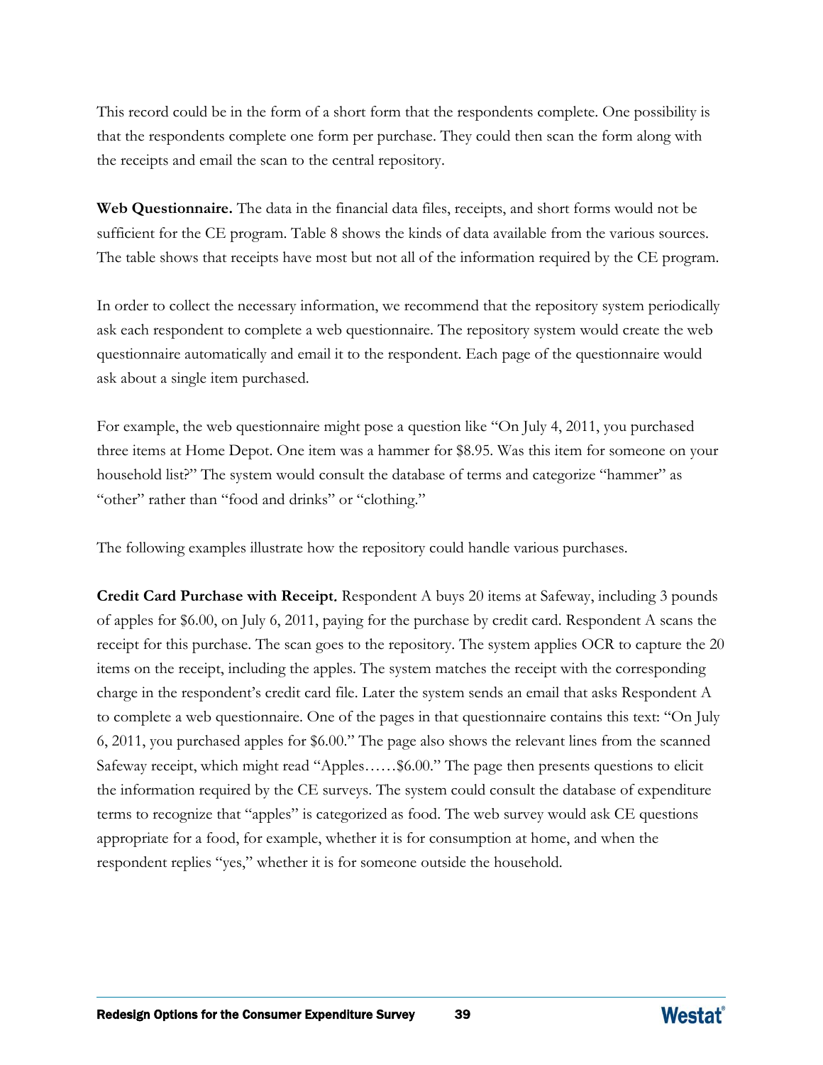This record could be in the form of a short form that the respondents complete. One possibility is that the respondents complete one form per purchase. They could then scan the form along with the receipts and email the scan to the central repository.

**Web Questionnaire.** The data in the financial data files, receipts, and short forms would not be sufficient for the CE program. Table 8 shows the kinds of data available from the various sources. The table shows that receipts have most but not all of the information required by the CE program.

In order to collect the necessary information, we recommend that the repository system periodically ask each respondent to complete a web questionnaire. The repository system would create the web questionnaire automatically and email it to the respondent. Each page of the questionnaire would ask about a single item purchased.

For example, the web questionnaire might pose a question like "On July 4, 2011, you purchased three items at Home Depot. One item was a hammer for $8.95. Was this item for someone on your household list?" The system would consult the database of terms and categorize "hammer" as "other" rather than "food and drinks" or "clothing."

The following examples illustrate how the repository could handle various purchases.

**Credit Card Purchase with Receipt.** Respondent A buys 20 items at Safeway, including 3 pounds of apples for $6.00, on July 6, 2011, paying for the purchase by credit card. Respondent A scans the receipt for this purchase. The scan goes to the repository. The system applies OCR to capture the 20 items on the receipt, including the apples. The system matches the receipt with the corresponding charge in the respondent's credit card file. Later the system sends an email that asks Respondent A to complete a web questionnaire. One of the pages in that questionnaire contains this text: "On July 6, 2011, you purchased apples for $6.00." The page also shows the relevant lines from the scanned Safeway receipt, which might read "Apples……$6.00." The page then presents questions to elicit the information required by the CE surveys. The system could consult the database of expenditure terms to recognize that "apples" is categorized as food. The web survey would ask CE questions appropriate for a food, for example, whether it is for consumption at home, and when the respondent replies "yes," whether it is for someone outside the household.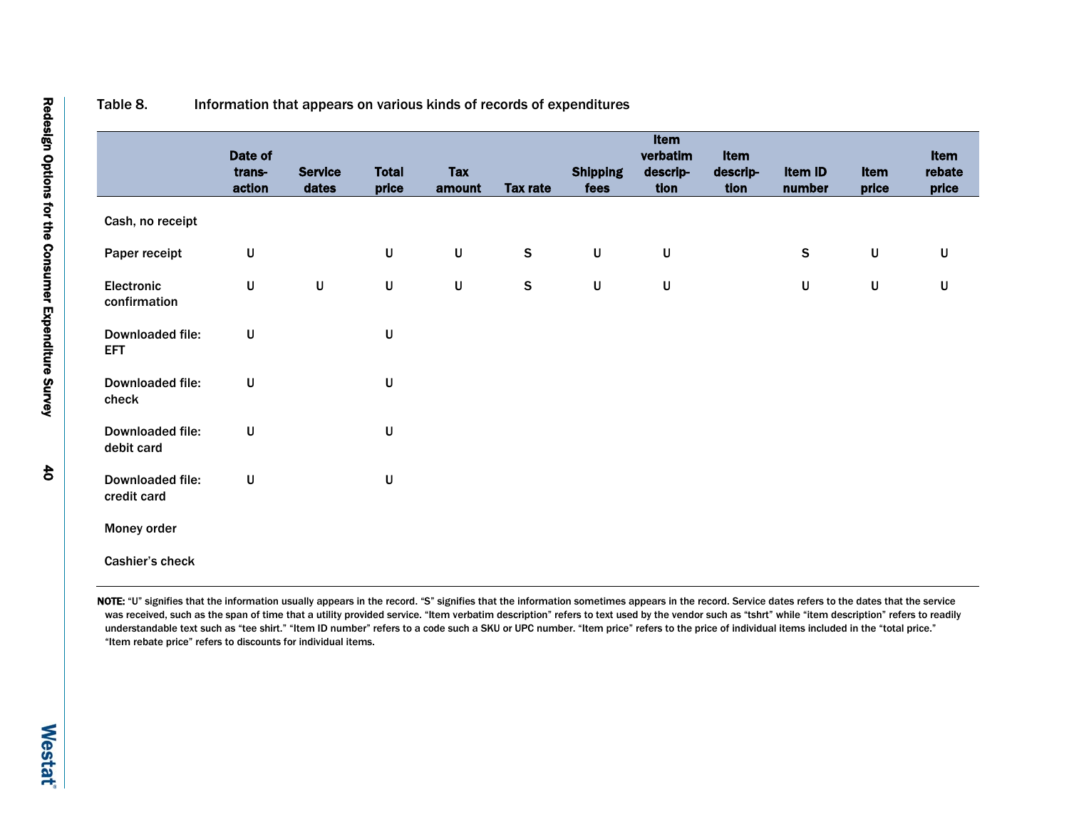Table 8. Information that appears on various kinds of records of expenditures

| | Date of transaction | Service dates | Total price | Tax amount | Tax rate | Shipping fees | Item verbatim description | Item description | Item ID number | Item price | Item rebate price |
|---|---|---|---|---|---|---|---|---|---|---|---|
| Cash, no receipt | | | | | | | | | | | |
| Paper receipt | U | | U | U | S | U | U | | S | U | U |
| Electronic confirmation | U | U | U | U | S | U | U | | U | U | U |
| Downloaded file: EFT | U | | U | | | | | | | | |
| Downloaded file: check | U | | U | | | | | | | | |
| Downloaded file: debit card | U | | U | | | | | | | | |
| Downloaded file: credit card | U | | U | | | | | | | | |
| Money order | | | | | | | | | | | |
| Cashier's check | | | | | | | | | | | |

**NOTE:** "U" signifies that the information usually appears in the record. "S" signifies that the information sometimes appears in the record. Service dates refers to the dates that the service was received, such as the span of time that a utility provided service. "Item verbatim description" refers to text used by the vendor such as "tshrt" while "item description" refers to readily understandable text such as "tee shirt." "Item ID number" refers to a code such a SKU or UPC number. "Item price" refers to the price of individual items included in the "total price." "Item rebate price" refers to discounts for individual items.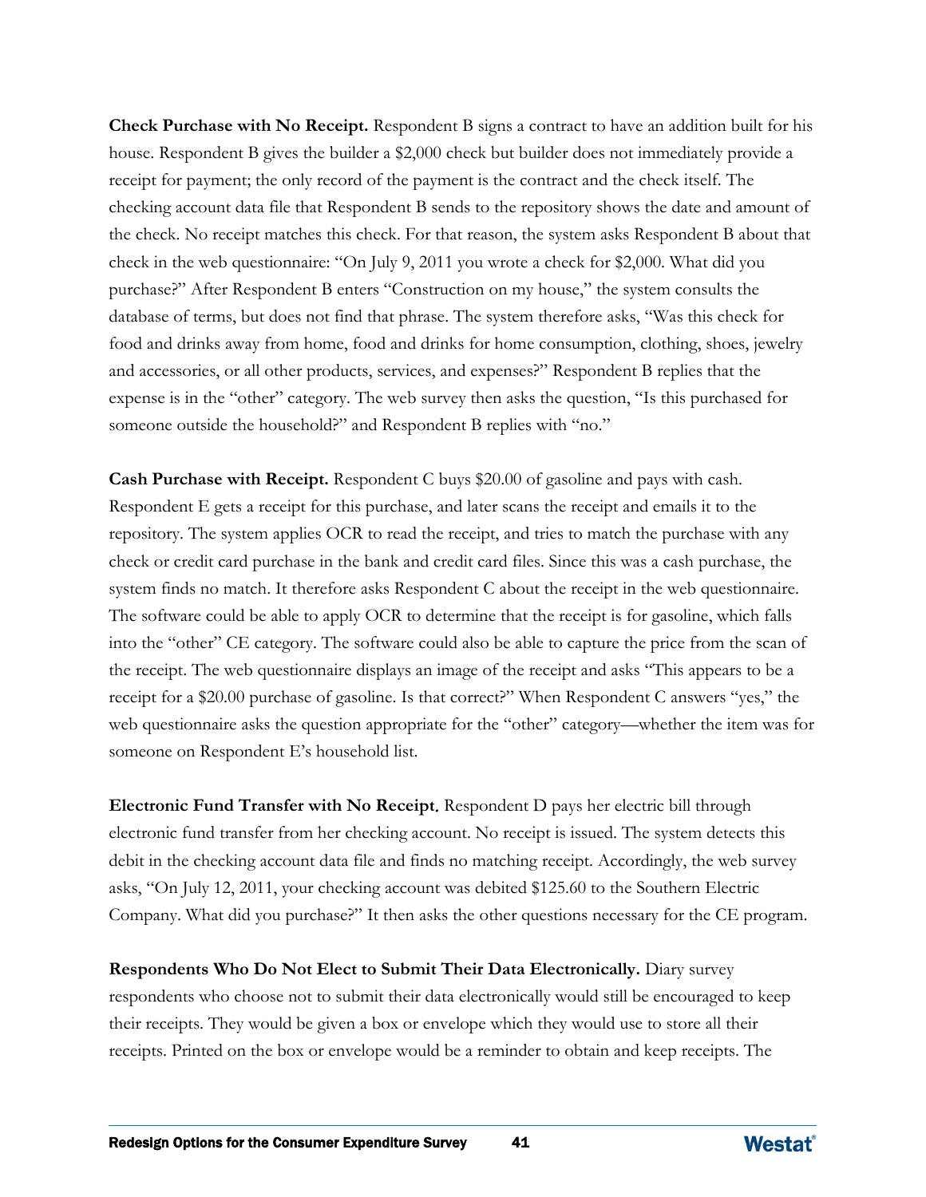**Check Purchase with No Receipt.** Respondent B signs a contract to have an addition built for his house. Respondent B gives the builder a $2,000 check but builder does not immediately provide a receipt for payment; the only record of the payment is the contract and the check itself. The checking account data file that Respondent B sends to the repository shows the date and amount of the check. No receipt matches this check. For that reason, the system asks Respondent B about that check in the web questionnaire: "On July 9, 2011 you wrote a check for $2,000. What did you purchase?" After Respondent B enters "Construction on my house," the system consults the database of terms, but does not find that phrase. The system therefore asks, "Was this check for food and drinks away from home, food and drinks for home consumption, clothing, shoes, jewelry and accessories, or all other products, services, and expenses?" Respondent B replies that the expense is in the "other" category. The web survey then asks the question, "Is this purchased for someone outside the household?" and Respondent B replies with "no."

**Cash Purchase with Receipt.** Respondent C buys $20.00 of gasoline and pays with cash. Respondent E gets a receipt for this purchase, and later scans the receipt and emails it to the repository. The system applies OCR to read the receipt, and tries to match the purchase with any check or credit card purchase in the bank and credit card files. Since this was a cash purchase, the system finds no match. It therefore asks Respondent C about the receipt in the web questionnaire. The software could be able to apply OCR to determine that the receipt is for gasoline, which falls into the "other" CE category. The software could also be able to capture the price from the scan of the receipt. The web questionnaire displays an image of the receipt and asks "This appears to be a receipt for a $20.00 purchase of gasoline. Is that correct?" When Respondent C answers "yes," the web questionnaire asks the question appropriate for the "other" category—whether the item was for someone on Respondent E's household list.

**Electronic Fund Transfer with No Receipt.** Respondent D pays her electric bill through electronic fund transfer from her checking account. No receipt is issued. The system detects this debit in the checking account data file and finds no matching receipt. Accordingly, the web survey asks, "On July 12, 2011, your checking account was debited $125.60 to the Southern Electric Company. What did you purchase?" It then asks the other questions necessary for the CE program.

**Respondents Who Do Not Elect to Submit Their Data Electronically.** Diary survey respondents who choose not to submit their data electronically would still be encouraged to keep their receipts. They would be given a box or envelope which they would use to store all their receipts. Printed on the box or envelope would be a reminder to obtain and keep receipts. The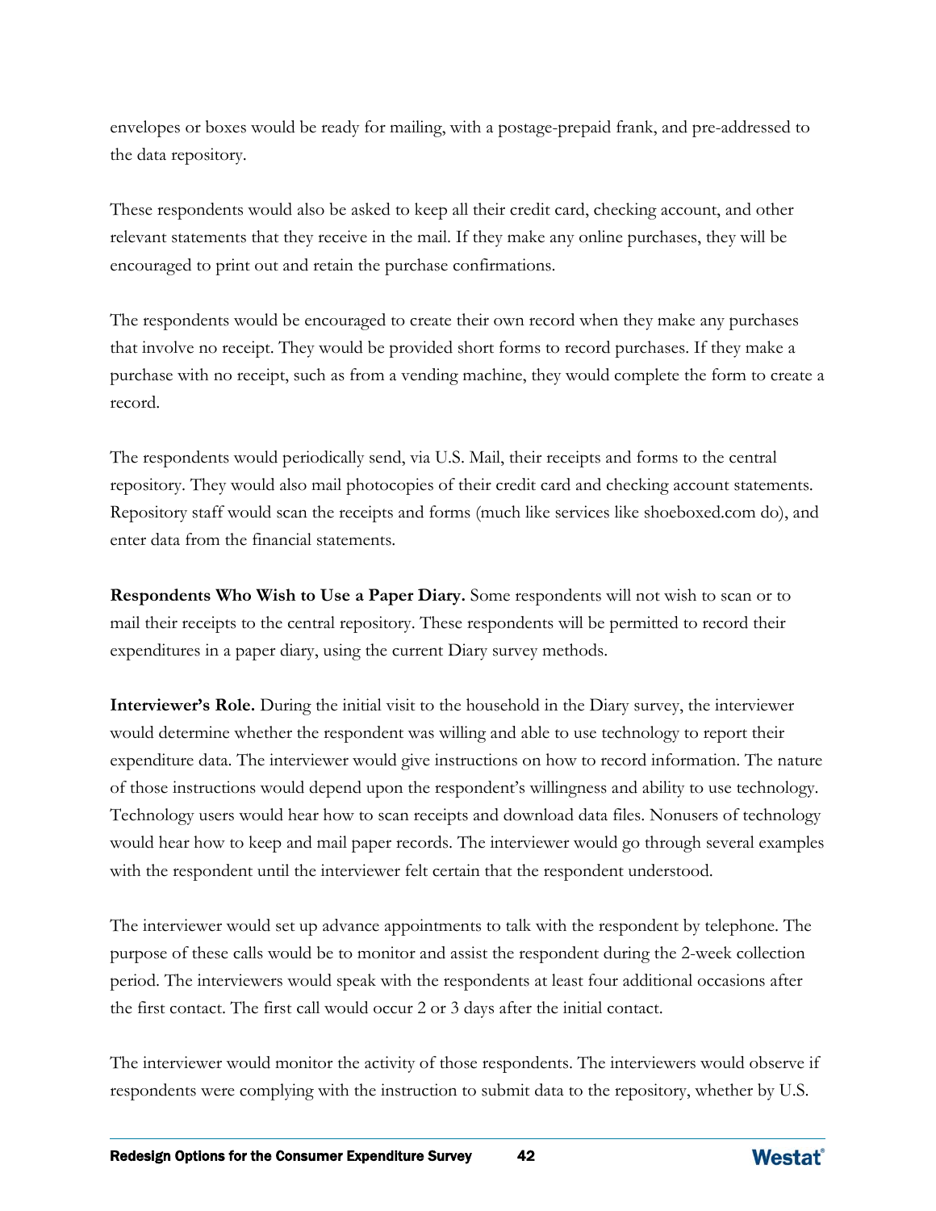envelopes or boxes would be ready for mailing, with a postage-prepaid frank, and pre-addressed to the data repository.

These respondents would also be asked to keep all their credit card, checking account, and other relevant statements that they receive in the mail. If they make any online purchases, they will be encouraged to print out and retain the purchase confirmations.

The respondents would be encouraged to create their own record when they make any purchases that involve no receipt. They would be provided short forms to record purchases. If they make a purchase with no receipt, such as from a vending machine, they would complete the form to create a record.

The respondents would periodically send, via U.S. Mail, their receipts and forms to the central repository. They would also mail photocopies of their credit card and checking account statements. Repository staff would scan the receipts and forms (much like services like shoeboxed.com do), and enter data from the financial statements.

**Respondents Who Wish to Use a Paper Diary.** Some respondents will not wish to scan or to mail their receipts to the central repository. These respondents will be permitted to record their expenditures in a paper diary, using the current Diary survey methods.

**Interviewer's Role.** During the initial visit to the household in the Diary survey, the interviewer would determine whether the respondent was willing and able to use technology to report their expenditure data. The interviewer would give instructions on how to record information. The nature of those instructions would depend upon the respondent's willingness and ability to use technology. Technology users would hear how to scan receipts and download data files. Nonusers of technology would hear how to keep and mail paper records. The interviewer would go through several examples with the respondent until the interviewer felt certain that the respondent understood.

The interviewer would set up advance appointments to talk with the respondent by telephone. The purpose of these calls would be to monitor and assist the respondent during the 2-week collection period. The interviewers would speak with the respondents at least four additional occasions after the first contact. The first call would occur 2 or 3 days after the initial contact.

The interviewer would monitor the activity of those respondents. The interviewers would observe if respondents were complying with the instruction to submit data to the repository, whether by U.S.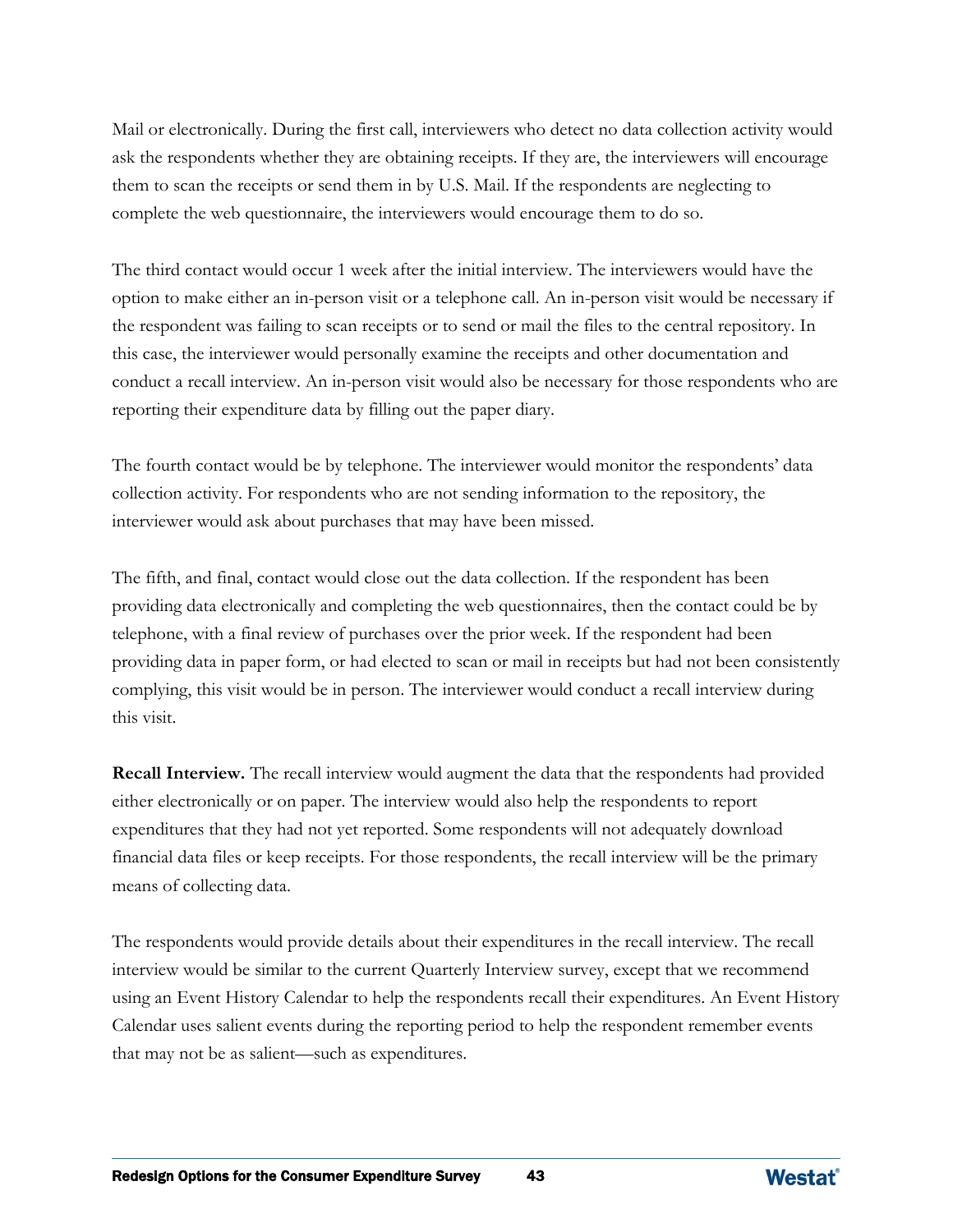Mail or electronically. During the first call, interviewers who detect no data collection activity would ask the respondents whether they are obtaining receipts. If they are, the interviewers will encourage them to scan the receipts or send them in by U.S. Mail. If the respondents are neglecting to complete the web questionnaire, the interviewers would encourage them to do so.

The third contact would occur 1 week after the initial interview. The interviewers would have the option to make either an in-person visit or a telephone call. An in-person visit would be necessary if the respondent was failing to scan receipts or to send or mail the files to the central repository. In this case, the interviewer would personally examine the receipts and other documentation and conduct a recall interview. An in-person visit would also be necessary for those respondents who are reporting their expenditure data by filling out the paper diary.

The fourth contact would be by telephone. The interviewer would monitor the respondents' data collection activity. For respondents who are not sending information to the repository, the interviewer would ask about purchases that may have been missed.

The fifth, and final, contact would close out the data collection. If the respondent has been providing data electronically and completing the web questionnaires, then the contact could be by telephone, with a final review of purchases over the prior week. If the respondent had been providing data in paper form, or had elected to scan or mail in receipts but had not been consistently complying, this visit would be in person. The interviewer would conduct a recall interview during this visit.

**Recall Interview.** The recall interview would augment the data that the respondents had provided either electronically or on paper. The interview would also help the respondents to report expenditures that they had not yet reported. Some respondents will not adequately download financial data files or keep receipts. For those respondents, the recall interview will be the primary means of collecting data.

The respondents would provide details about their expenditures in the recall interview. The recall interview would be similar to the current Quarterly Interview survey, except that we recommend using an Event History Calendar to help the respondents recall their expenditures. An Event History Calendar uses salient events during the reporting period to help the respondent remember events that may not be as salient—such as expenditures.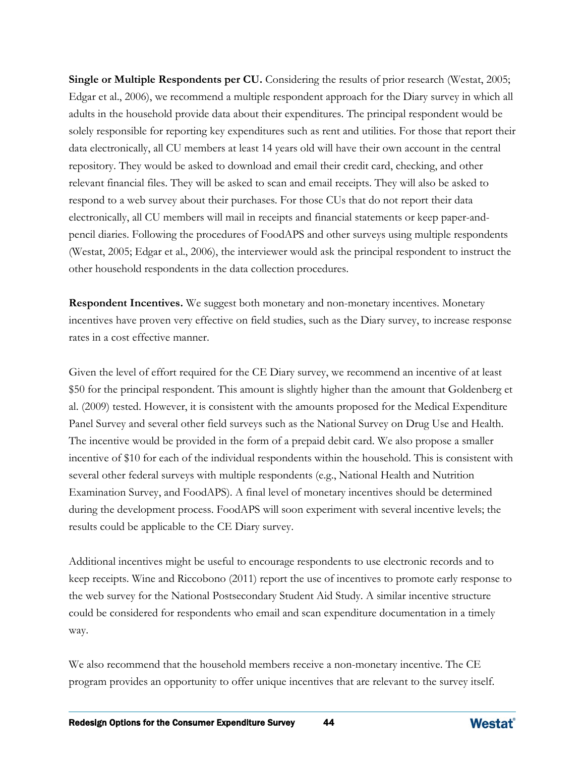**Single or Multiple Respondents per CU.** Considering the results of prior research (Westat, 2005; Edgar et al., 2006), we recommend a multiple respondent approach for the Diary survey in which all adults in the household provide data about their expenditures. The principal respondent would be solely responsible for reporting key expenditures such as rent and utilities. For those that report their data electronically, all CU members at least 14 years old will have their own account in the central repository. They would be asked to download and email their credit card, checking, and other relevant financial files. They will be asked to scan and email receipts. They will also be asked to respond to a web survey about their purchases. For those CUs that do not report their data electronically, all CU members will mail in receipts and financial statements or keep paper-and-pencil diaries. Following the procedures of FoodAPS and other surveys using multiple respondents (Westat, 2005; Edgar et al., 2006), the interviewer would ask the principal respondent to instruct the other household respondents in the data collection procedures.

**Respondent Incentives.** We suggest both monetary and non-monetary incentives. Monetary incentives have proven very effective on field studies, such as the Diary survey, to increase response rates in a cost effective manner.

Given the level of effort required for the CE Diary survey, we recommend an incentive of at least $50 for the principal respondent. This amount is slightly higher than the amount that Goldenberg et al. (2009) tested. However, it is consistent with the amounts proposed for the Medical Expenditure Panel Survey and several other field surveys such as the National Survey on Drug Use and Health. The incentive would be provided in the form of a prepaid debit card. We also propose a smaller incentive of $10 for each of the individual respondents within the household. This is consistent with several other federal surveys with multiple respondents (e.g., National Health and Nutrition Examination Survey, and FoodAPS). A final level of monetary incentives should be determined during the development process. FoodAPS will soon experiment with several incentive levels; the results could be applicable to the CE Diary survey.

Additional incentives might be useful to encourage respondents to use electronic records and to keep receipts. Wine and Riccobono (2011) report the use of incentives to promote early response to the web survey for the National Postsecondary Student Aid Study. A similar incentive structure could be considered for respondents who email and scan expenditure documentation in a timely way.

We also recommend that the household members receive a non-monetary incentive. The CE program provides an opportunity to offer unique incentives that are relevant to the survey itself.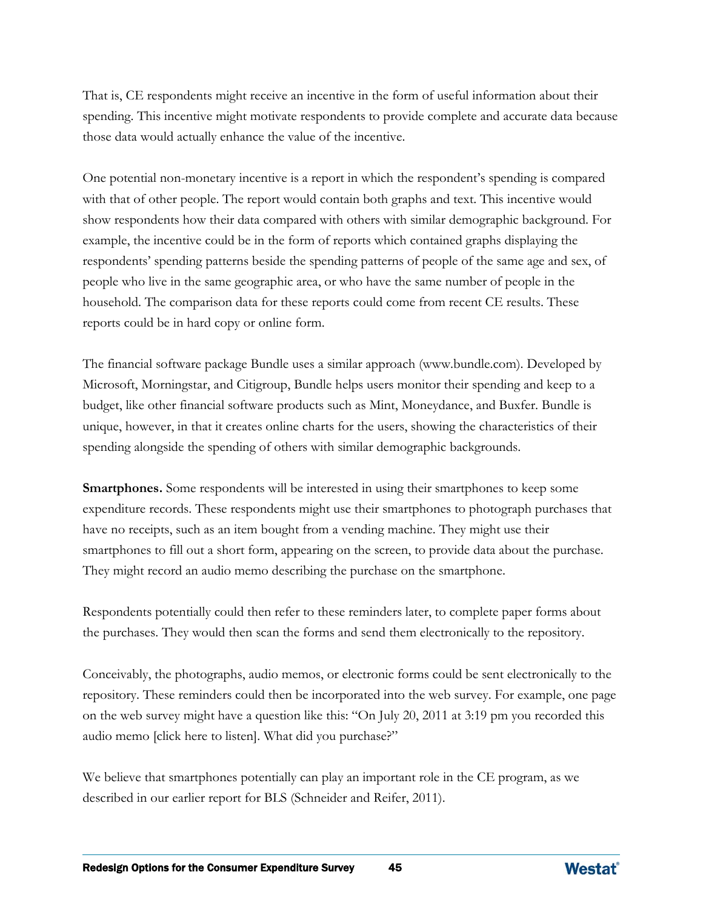That is, CE respondents might receive an incentive in the form of useful information about their spending. This incentive might motivate respondents to provide complete and accurate data because those data would actually enhance the value of the incentive.

One potential non-monetary incentive is a report in which the respondent's spending is compared with that of other people. The report would contain both graphs and text. This incentive would show respondents how their data compared with others with similar demographic background. For example, the incentive could be in the form of reports which contained graphs displaying the respondents' spending patterns beside the spending patterns of people of the same age and sex, of people who live in the same geographic area, or who have the same number of people in the household. The comparison data for these reports could come from recent CE results. These reports could be in hard copy or online form.

The financial software package Bundle uses a similar approach (www.bundle.com). Developed by Microsoft, Morningstar, and Citigroup, Bundle helps users monitor their spending and keep to a budget, like other financial software products such as Mint, Moneydance, and Buxfer. Bundle is unique, however, in that it creates online charts for the users, showing the characteristics of their spending alongside the spending of others with similar demographic backgrounds.

**Smartphones.** Some respondents will be interested in using their smartphones to keep some expenditure records. These respondents might use their smartphones to photograph purchases that have no receipts, such as an item bought from a vending machine. They might use their smartphones to fill out a short form, appearing on the screen, to provide data about the purchase. They might record an audio memo describing the purchase on the smartphone.

Respondents potentially could then refer to these reminders later, to complete paper forms about the purchases. They would then scan the forms and send them electronically to the repository.

Conceivably, the photographs, audio memos, or electronic forms could be sent electronically to the repository. These reminders could then be incorporated into the web survey. For example, one page on the web survey might have a question like this: "On July 20, 2011 at 3:19 pm you recorded this audio memo [click here to listen]. What did you purchase?"

We believe that smartphones potentially can play an important role in the CE program, as we described in our earlier report for BLS (Schneider and Reifer, 2011).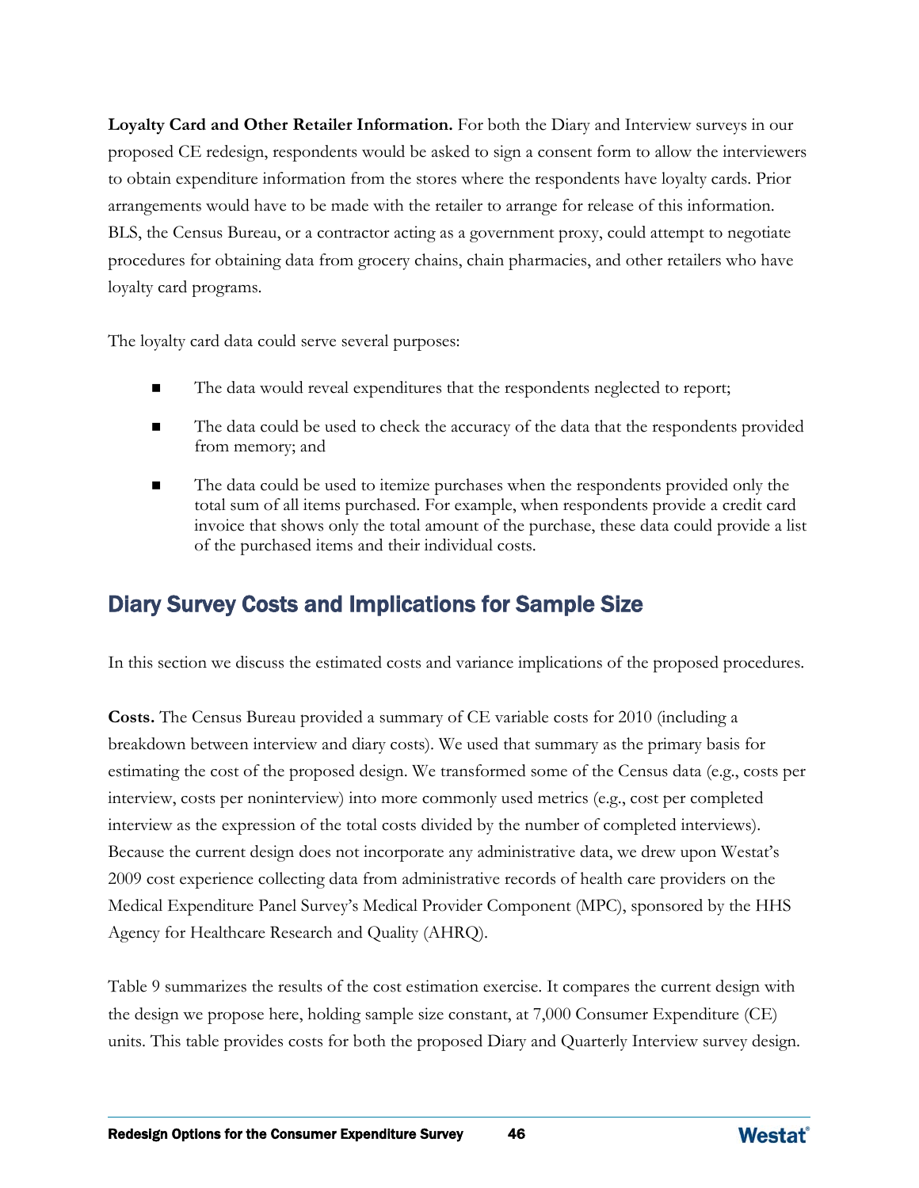**Loyalty Card and Other Retailer Information.** For both the Diary and Interview surveys in our proposed CE redesign, respondents would be asked to sign a consent form to allow the interviewers to obtain expenditure information from the stores where the respondents have loyalty cards. Prior arrangements would have to be made with the retailer to arrange for release of this information. BLS, the Census Bureau, or a contractor acting as a government proxy, could attempt to negotiate procedures for obtaining data from grocery chains, chain pharmacies, and other retailers who have loyalty card programs.

The loyalty card data could serve several purposes:

- The data would reveal expenditures that the respondents neglected to report;
- The data could be used to check the accuracy of the data that the respondents provided from memory; and
- The data could be used to itemize purchases when the respondents provided only the total sum of all items purchased. For example, when respondents provide a credit card invoice that shows only the total amount of the purchase, these data could provide a list of the purchased items and their individual costs.

## Diary Survey Costs and Implications for Sample Size

In this section we discuss the estimated costs and variance implications of the proposed procedures.

**Costs.** The Census Bureau provided a summary of CE variable costs for 2010 (including a breakdown between interview and diary costs). We used that summary as the primary basis for estimating the cost of the proposed design. We transformed some of the Census data (e.g., costs per interview, costs per noninterview) into more commonly used metrics (e.g., cost per completed interview as the expression of the total costs divided by the number of completed interviews). Because the current design does not incorporate any administrative data, we drew upon Westat's 2009 cost experience collecting data from administrative records of health care providers on the Medical Expenditure Panel Survey's Medical Provider Component (MPC), sponsored by the HHS Agency for Healthcare Research and Quality (AHRQ).

Table 9 summarizes the results of the cost estimation exercise. It compares the current design with the design we propose here, holding sample size constant, at 7,000 Consumer Expenditure (CE) units. This table provides costs for both the proposed Diary and Quarterly Interview survey design.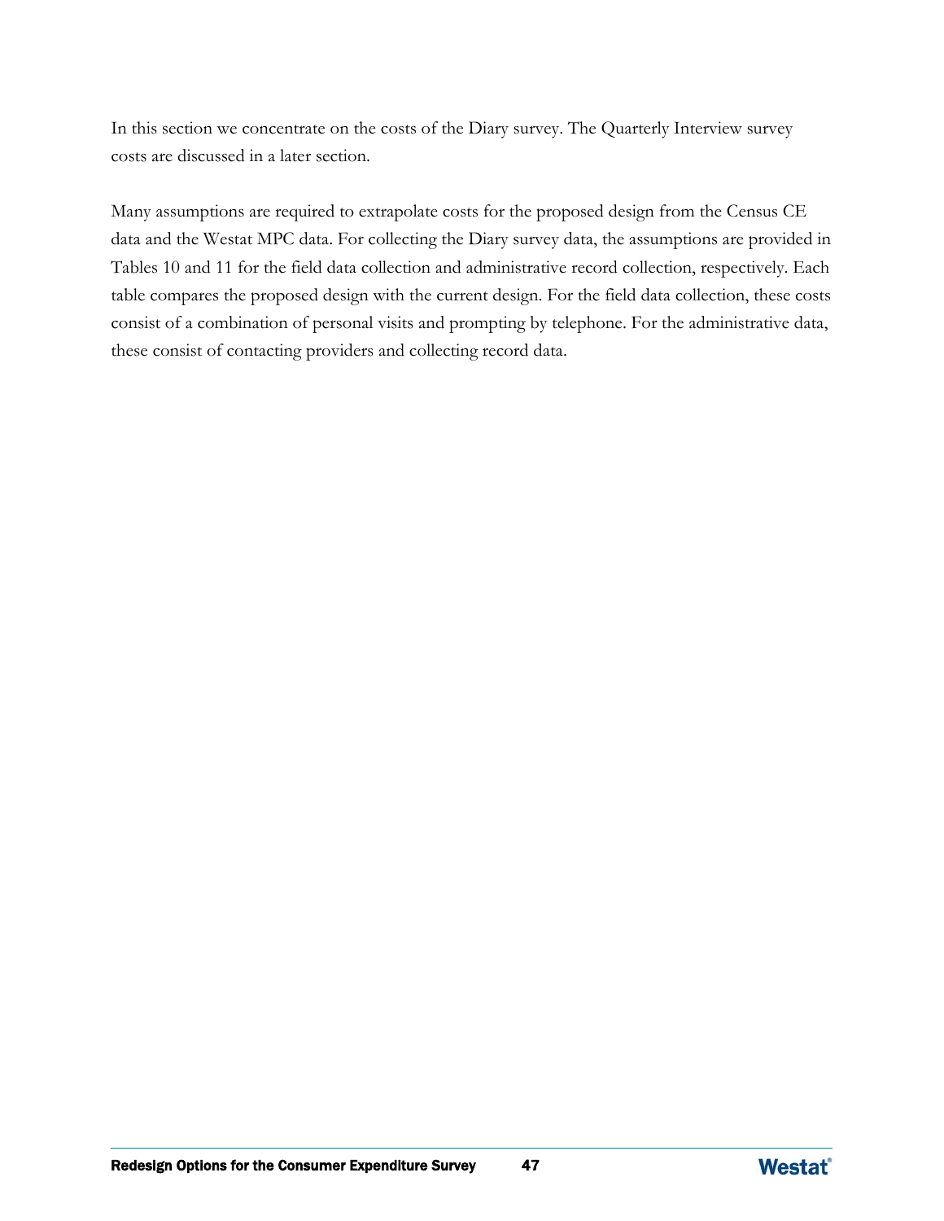In this section we concentrate on the costs of the Diary survey. The Quarterly Interview survey costs are discussed in a later section.

Many assumptions are required to extrapolate costs for the proposed design from the Census CE data and the Westat MPC data. For collecting the Diary survey data, the assumptions are provided in Tables 10 and 11 for the field data collection and administrative record collection, respectively. Each table compares the proposed design with the current design. For the field data collection, these costs consist of a combination of personal visits and prompting by telephone. For the administrative data, these consist of contacting providers and collecting record data.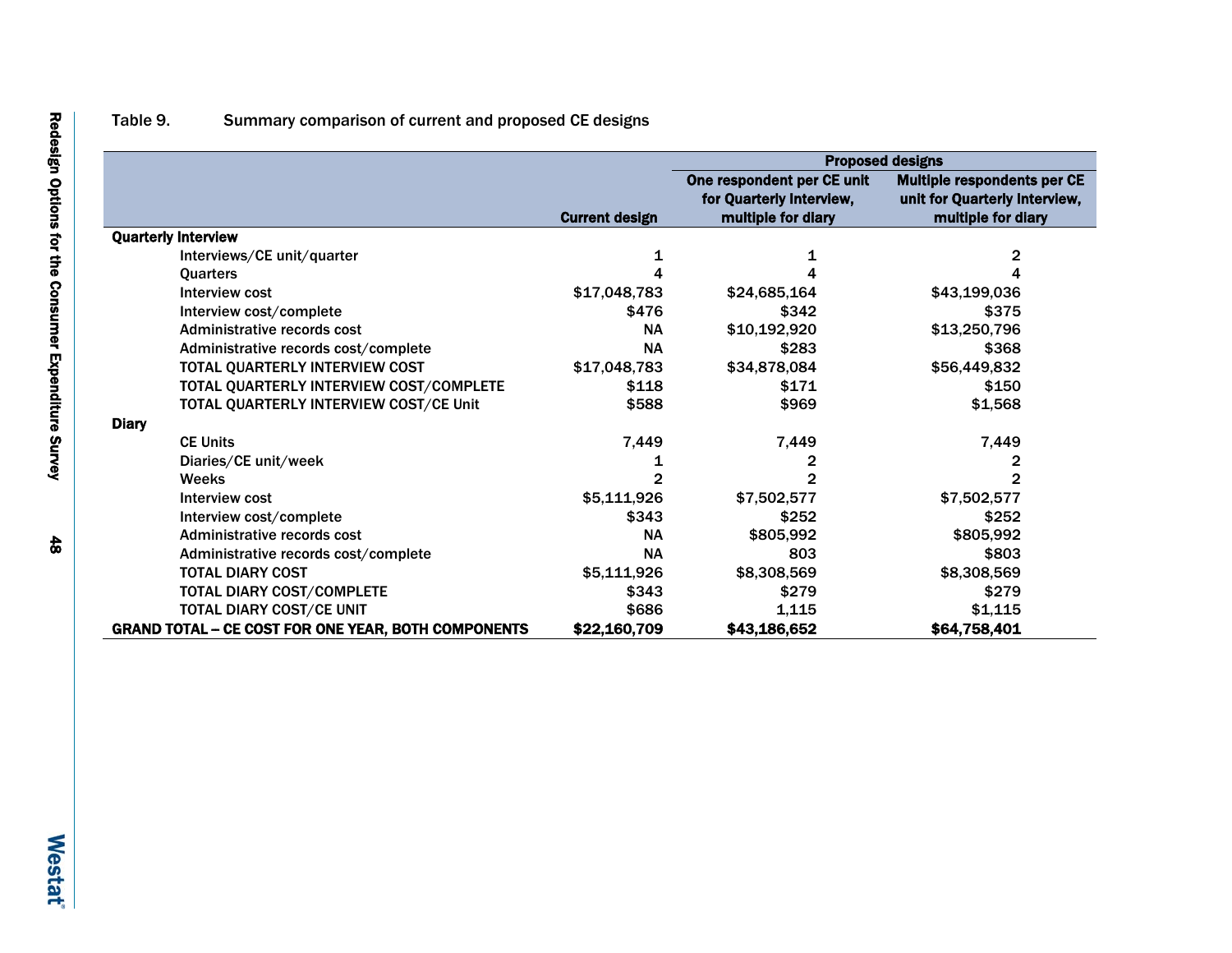Table 9. Summary comparison of current and proposed CE designs

| | Current design | Proposed designs: One respondent per CE unit for Quarterly Interview, multiple for diary | Proposed designs: Multiple respondents per CE unit for Quarterly Interview, multiple for diary |
|---|---|---|---|
| **Quarterly Interview** | | | |
| Interviews/CE unit/quarter | 1 | 1 | 2 |
| Quarters | 4 | 4 | 4 |
| Interview cost | $17,048,783 | $24,685,164 | $43,199,036 |
| Interview cost/complete | $476 | $342 | $375 |
| Administrative records cost | NA | $10,192,920 | $13,250,796 |
| Administrative records cost/complete | NA | $283 | $368 |
| TOTAL QUARTERLY INTERVIEW COST | $17,048,783 | $34,878,084 | $56,449,832 |
| TOTAL QUARTERLY INTERVIEW COST/COMPLETE | $118 | $171 | $150 |
| TOTAL QUARTERLY INTERVIEW COST/CE Unit | $588 | $969 | $1,568 |
| **Diary** | | | |
| CE Units | 7,449 | 7,449 | 7,449 |
| Diaries/CE unit/week | 1 | 2 | 2 |
| Weeks | 2 | 2 | 2 |
| Interview cost | $5,111,926 | $7,502,577 | $7,502,577 |
| Interview cost/complete | $343 | $252 | $252 |
| Administrative records cost | NA | $805,992 | $805,992 |
| Administrative records cost/complete | NA | 803 | $803 |
| TOTAL DIARY COST | $5,111,926 | $8,308,569 | $8,308,569 |
| TOTAL DIARY COST/COMPLETE | $343 | $279 | $279 |
| TOTAL DIARY COST/CE UNIT | $686 | 1,115 | $1,115 |
| **GRAND TOTAL – CE COST FOR ONE YEAR, BOTH COMPONENTS** | **$22,160,709** | **$43,186,652** | **$64,758,401** |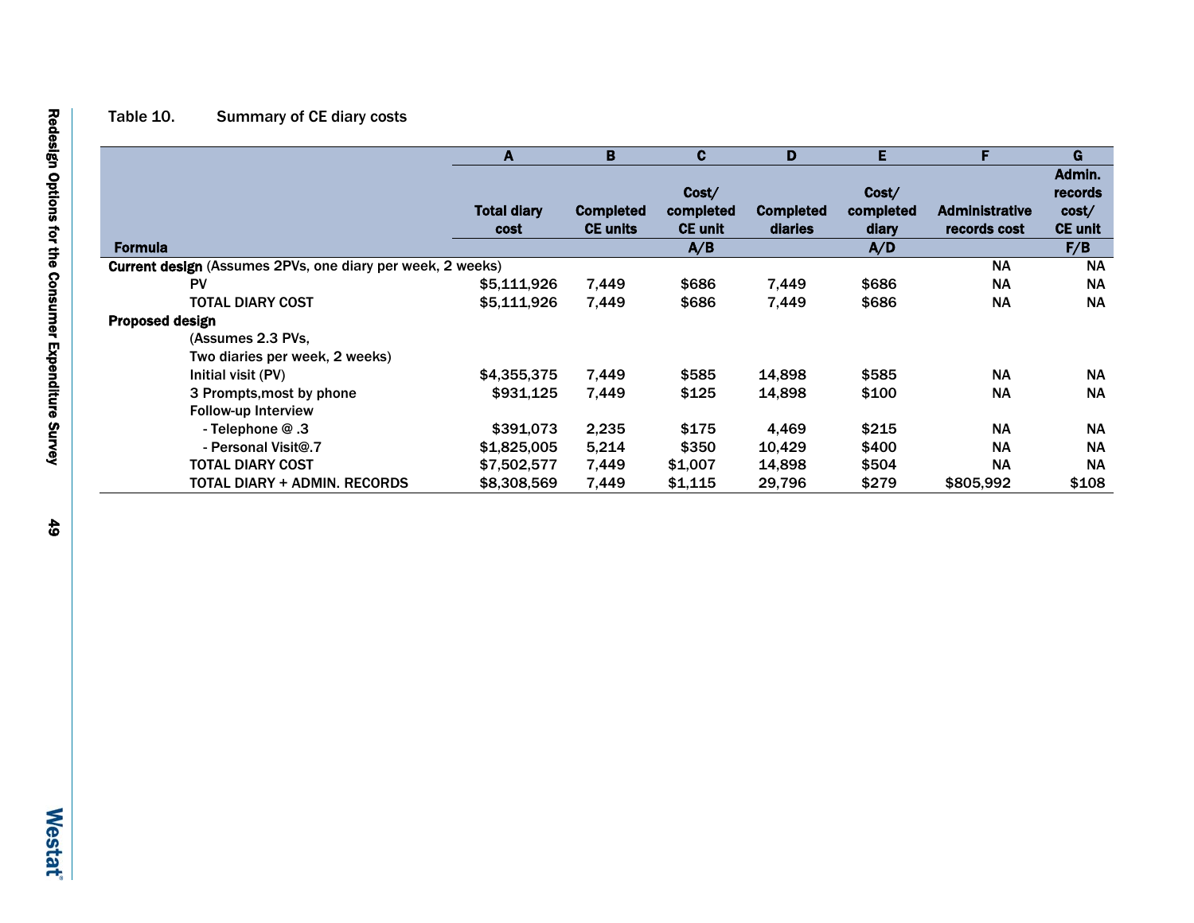Table 10. Summary of CE diary costs

| | A | B | C | D | E | F | G |
|---|---|---|---|---|---|---|---|
| | Total diary cost | Completed CE units | Cost/ completed CE unit | Completed diaries | Cost/ completed diary | Administrative records cost | Admin. records cost/ CE unit |
| **Formula** | | | A/B | | A/D | | F/B |
| **Current design** (Assumes 2PVs, one diary per week, 2 weeks) | | | | | | NA | NA |
| PV | $5,111,926 | 7,449 | $686 | 7,449 | $686 | NA | NA |
| TOTAL DIARY COST | $5,111,926 | 7,449 | $686 | 7,449 | $686 | NA | NA |
| **Proposed design** | | | | | | | |
| (Assumes 2.3 PVs, Two diaries per week, 2 weeks) | | | | | | | |
| Initial visit (PV) | $4,355,375 | 7,449 | $585 | 14,898 | $585 | NA | NA |
| 3 Prompts,most by phone | $931,125 | 7,449 | $125 | 14,898 | $100 | NA | NA |
| Follow-up Interview | | | | | | | |
| - Telephone @ .3 | $391,073 | 2,235 | $175 | 4,469 | $215 | NA | NA |
| - Personal Visit@.7 | $1,825,005 | 5,214 | $350 | 10,429 | $400 | NA | NA |
| TOTAL DIARY COST | $7,502,577 | 7,449 | $1,007 | 14,898 | $504 | NA | NA |
| TOTAL DIARY + ADMIN. RECORDS | $8,308,569 | 7,449 | $1,115 | 29,796 | $279 | $805,992 | $108 |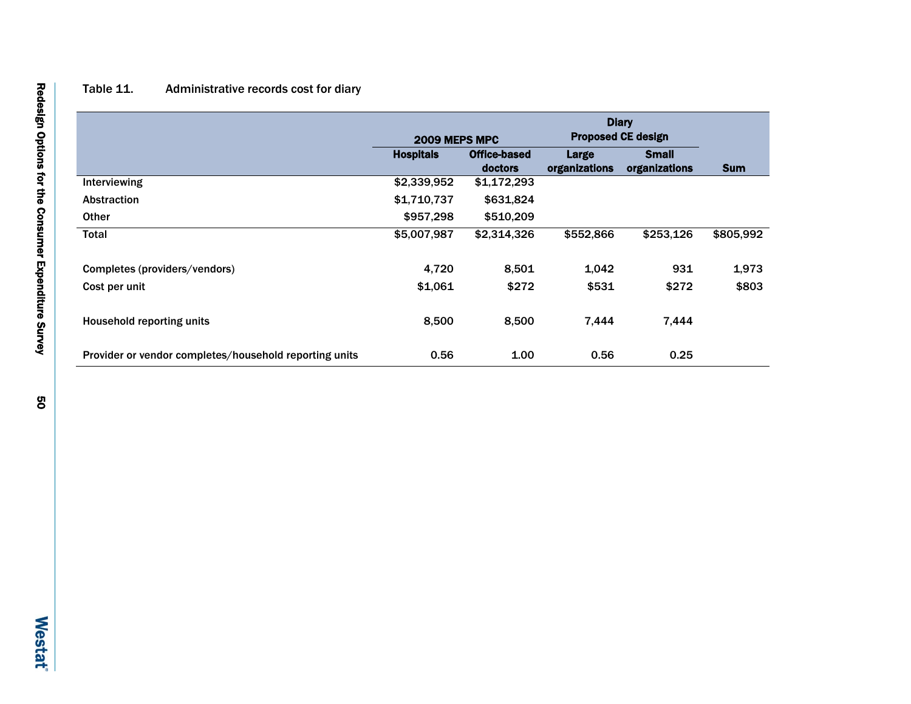Table 11. Administrative records cost for diary

| | 2009 MEPS MPC | | Diary Proposed CE design | | |
|---|---|---|---|---|---|
| | Hospitals | Office-based doctors | Large organizations | Small organizations | Sum |
| Interviewing | $2,339,952 | $1,172,293 | | | |
| Abstraction | $1,710,737 | $631,824 | | | |
| Other | $957,298 | $510,209 | | | |
| Total | $5,007,987 | $2,314,326 | $552,866 | $253,126 | $805,992 |
| | | | | | |
| Completes (providers/vendors) | 4,720 | 8,501 | 1,042 | 931 | 1,973 |
| Cost per unit | $1,061 | $272 | $531 | $272 | $803 |
| | | | | | |
| Household reporting units | 8,500 | 8,500 | 7,444 | 7,444 | |
| | | | | | |
| Provider or vendor completes/household reporting units | 0.56 | 1.00 | 0.56 | 0.25 | |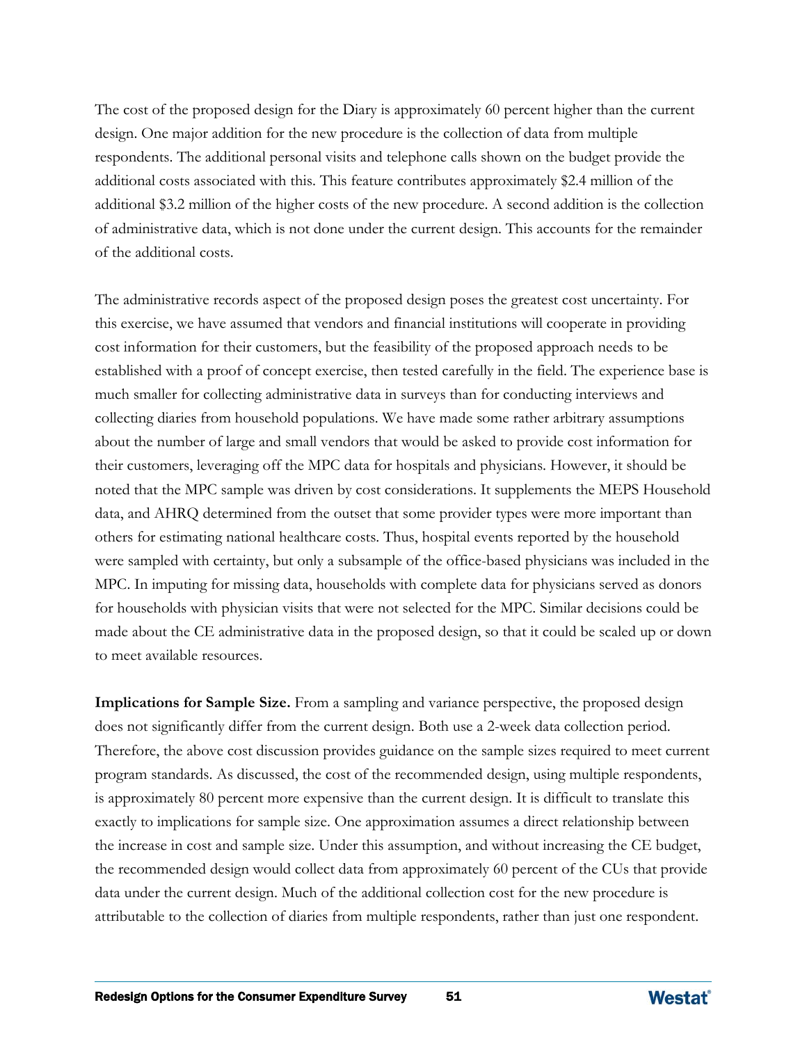The cost of the proposed design for the Diary is approximately 60 percent higher than the current design. One major addition for the new procedure is the collection of data from multiple respondents. The additional personal visits and telephone calls shown on the budget provide the additional costs associated with this. This feature contributes approximately $2.4 million of the additional $3.2 million of the higher costs of the new procedure. A second addition is the collection of administrative data, which is not done under the current design. This accounts for the remainder of the additional costs.

The administrative records aspect of the proposed design poses the greatest cost uncertainty. For this exercise, we have assumed that vendors and financial institutions will cooperate in providing cost information for their customers, but the feasibility of the proposed approach needs to be established with a proof of concept exercise, then tested carefully in the field. The experience base is much smaller for collecting administrative data in surveys than for conducting interviews and collecting diaries from household populations. We have made some rather arbitrary assumptions about the number of large and small vendors that would be asked to provide cost information for their customers, leveraging off the MPC data for hospitals and physicians. However, it should be noted that the MPC sample was driven by cost considerations. It supplements the MEPS Household data, and AHRQ determined from the outset that some provider types were more important than others for estimating national healthcare costs. Thus, hospital events reported by the household were sampled with certainty, but only a subsample of the office-based physicians was included in the MPC. In imputing for missing data, households with complete data for physicians served as donors for households with physician visits that were not selected for the MPC. Similar decisions could be made about the CE administrative data in the proposed design, so that it could be scaled up or down to meet available resources.

**Implications for Sample Size.** From a sampling and variance perspective, the proposed design does not significantly differ from the current design. Both use a 2-week data collection period. Therefore, the above cost discussion provides guidance on the sample sizes required to meet current program standards. As discussed, the cost of the recommended design, using multiple respondents, is approximately 80 percent more expensive than the current design. It is difficult to translate this exactly to implications for sample size. One approximation assumes a direct relationship between the increase in cost and sample size. Under this assumption, and without increasing the CE budget, the recommended design would collect data from approximately 60 percent of the CUs that provide data under the current design. Much of the additional collection cost for the new procedure is attributable to the collection of diaries from multiple respondents, rather than just one respondent.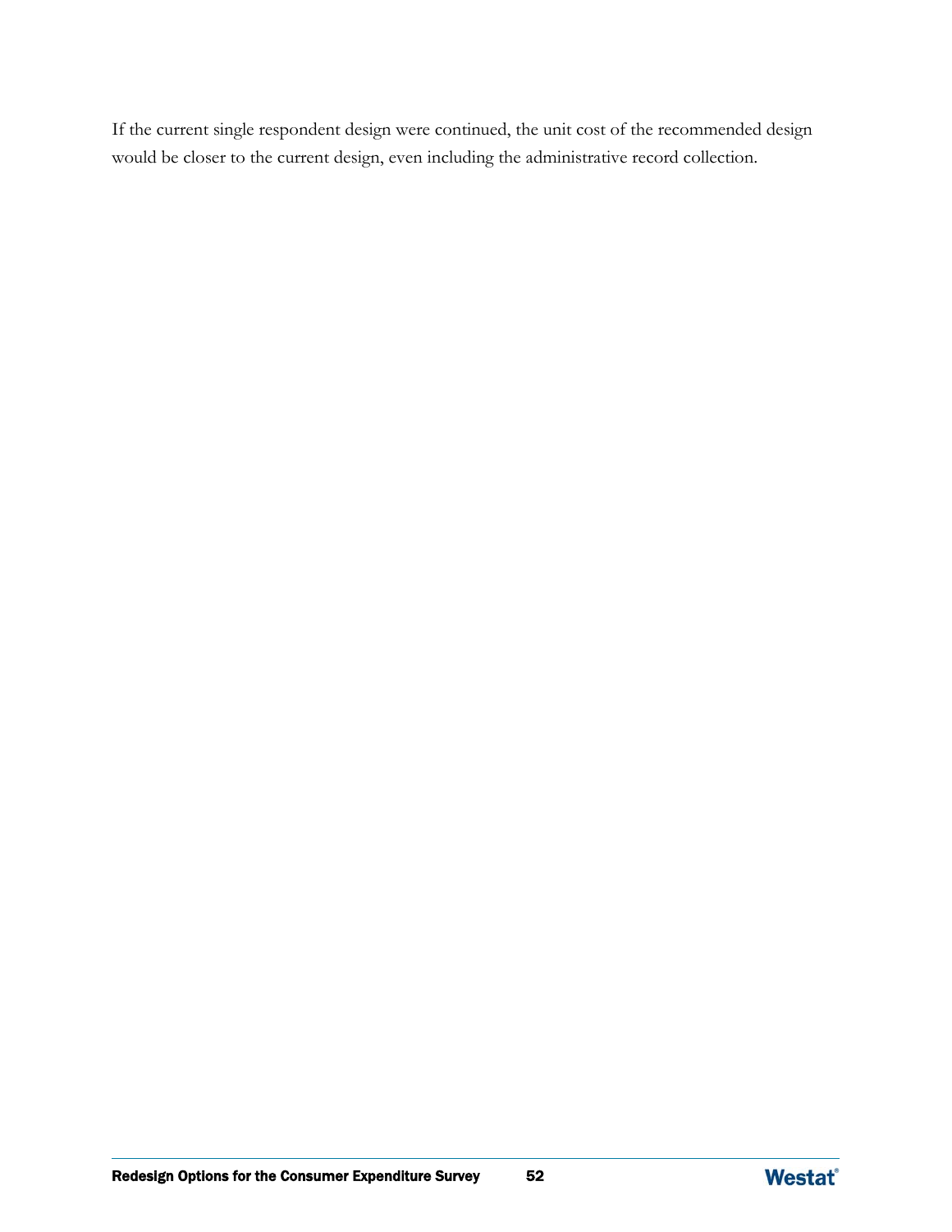If the current single respondent design were continued, the unit cost of the recommended design would be closer to the current design, even including the administrative record collection.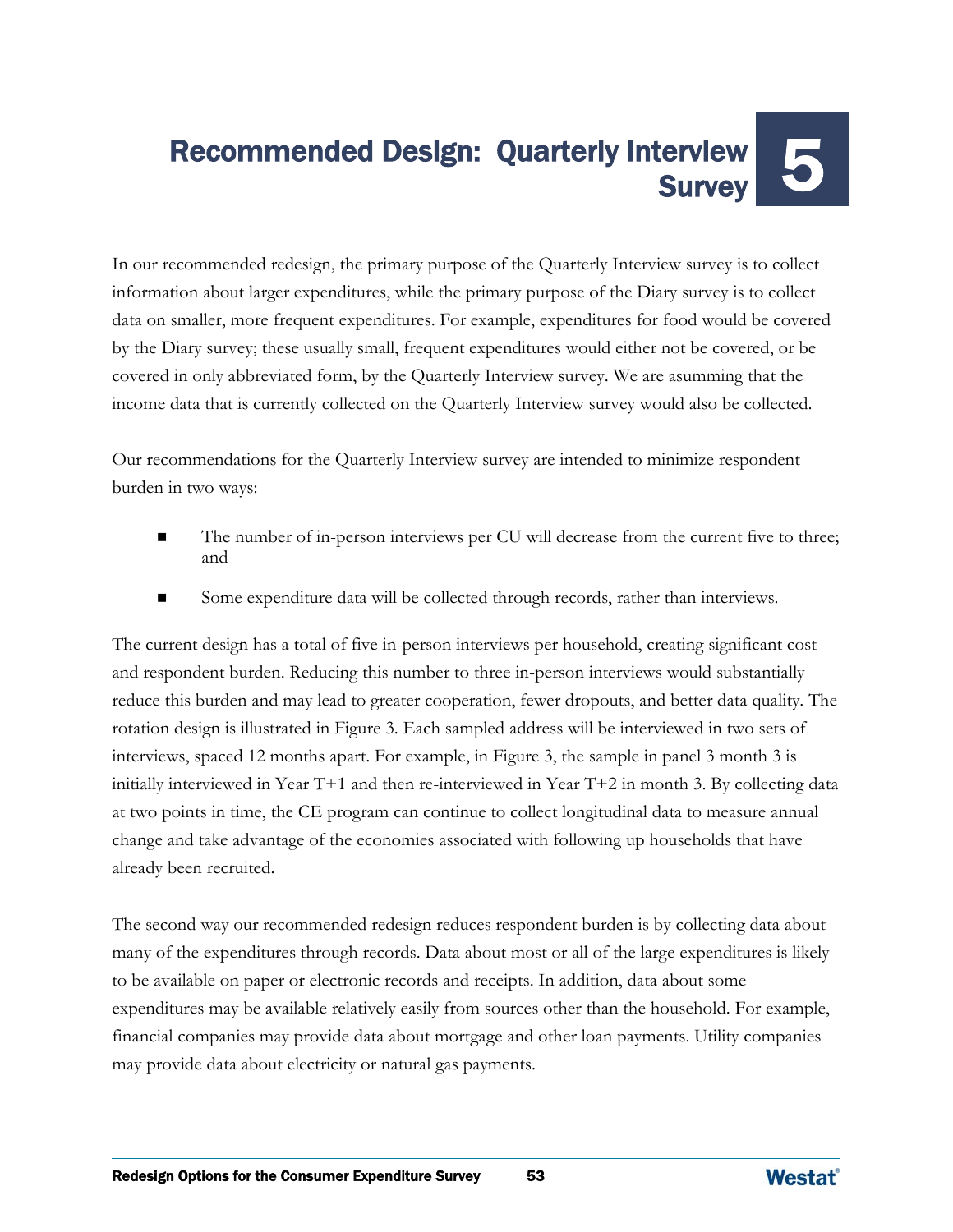# 5 Recommended Design: Quarterly Interview Survey

In our recommended redesign, the primary purpose of the Quarterly Interview survey is to collect information about larger expenditures, while the primary purpose of the Diary survey is to collect data on smaller, more frequent expenditures. For example, expenditures for food would be covered by the Diary survey; these usually small, frequent expenditures would either not be covered, or be covered in only abbreviated form, by the Quarterly Interview survey. We are asumming that the income data that is currently collected on the Quarterly Interview survey would also be collected.

Our recommendations for the Quarterly Interview survey are intended to minimize respondent burden in two ways:

- The number of in-person interviews per CU will decrease from the current five to three; and
- Some expenditure data will be collected through records, rather than interviews.

The current design has a total of five in-person interviews per household, creating significant cost and respondent burden. Reducing this number to three in-person interviews would substantially reduce this burden and may lead to greater cooperation, fewer dropouts, and better data quality. The rotation design is illustrated in Figure 3. Each sampled address will be interviewed in two sets of interviews, spaced 12 months apart. For example, in Figure 3, the sample in panel 3 month 3 is initially interviewed in Year T+1 and then re-interviewed in Year T+2 in month 3. By collecting data at two points in time, the CE program can continue to collect longitudinal data to measure annual change and take advantage of the economies associated with following up households that have already been recruited.

The second way our recommended redesign reduces respondent burden is by collecting data about many of the expenditures through records. Data about most or all of the large expenditures is likely to be available on paper or electronic records and receipts. In addition, data about some expenditures may be available relatively easily from sources other than the household. For example, financial companies may provide data about mortgage and other loan payments. Utility companies may provide data about electricity or natural gas payments.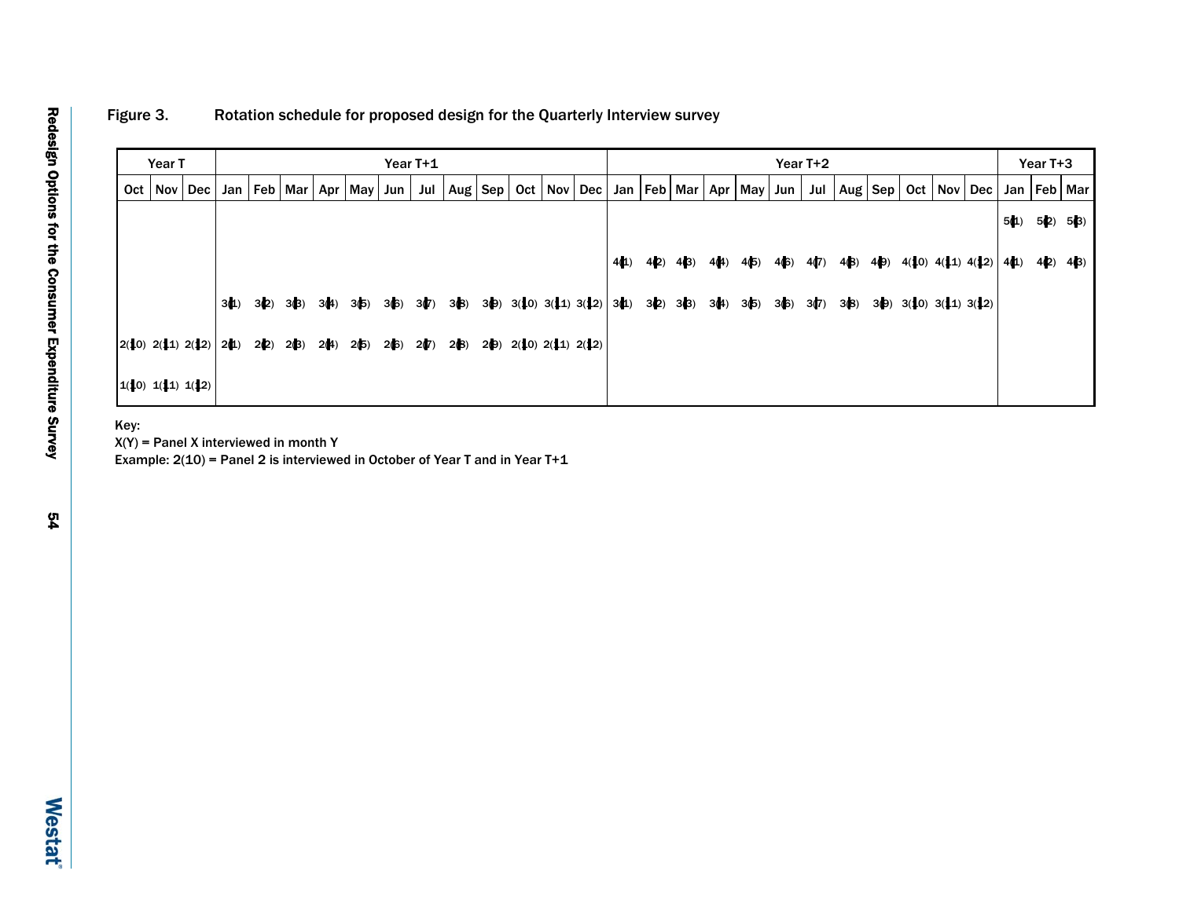Figure 3. Rotation schedule for proposed design for the Quarterly Interview survey

| Year T | | | Year T+1 | | | | | | | | | | | | Year T+2 | | | | | | | | | | | | Year T+3 | | |
|---|---|---|---|---|---|---|---|---|---|---|---|---|---|---|---|---|---|---|---|---|---|---|---|---|---|---|---|---|---|
| Oct | Nov | Dec | Jan | Feb | Mar | Apr | May | Jun | Jul | Aug | Sep | Oct | Nov | Dec | Jan | Feb | Mar | Apr | May | Jun | Jul | Aug | Sep | Oct | Nov | Dec | Jan | Feb | Mar |
| | | | | | | | | | | | | | | | | | | | | | | | | | | | 5(1) | 5(2) | 5(3) |
| | | | | | | | | | | | | | | | 4(1) | 4(2) | 4(3) | 4(4) | 4(5) | 4(6) | 4(7) | 4(8) | 4(9) | 4(10) | 4(11) | 4(12) | 4(1) | 4(2) | 4(3) |
| | | | 3(1) | 3(2) | 3(3) | 3(4) | 3(5) | 3(6) | 3(7) | 3(8) | 3(9) | 3(10) | 3(11) | 3(12) | 3(1) | 3(2) | 3(3) | 3(4) | 3(5) | 3(6) | 3(7) | 3(8) | 3(9) | 3(10) | 3(11) | 3(12) | | | |
| 2(10) | 2(11) | 2(12) | 2(1) | 2(2) | 2(3) | 2(4) | 2(5) | 2(6) | 2(7) | 2(8) | 2(9) | 2(10) | 2(11) | 2(12) | | | | | | | | | | | | | | | |
| 1(10) | 1(11) | 1(12) | | | | | | | | | | | | | | | | | | | | | | | | | | | |

Key:
X(Y) = Panel X interviewed in month Y
Example: 2(10) = Panel 2 is interviewed in October of Year T and in Year T+1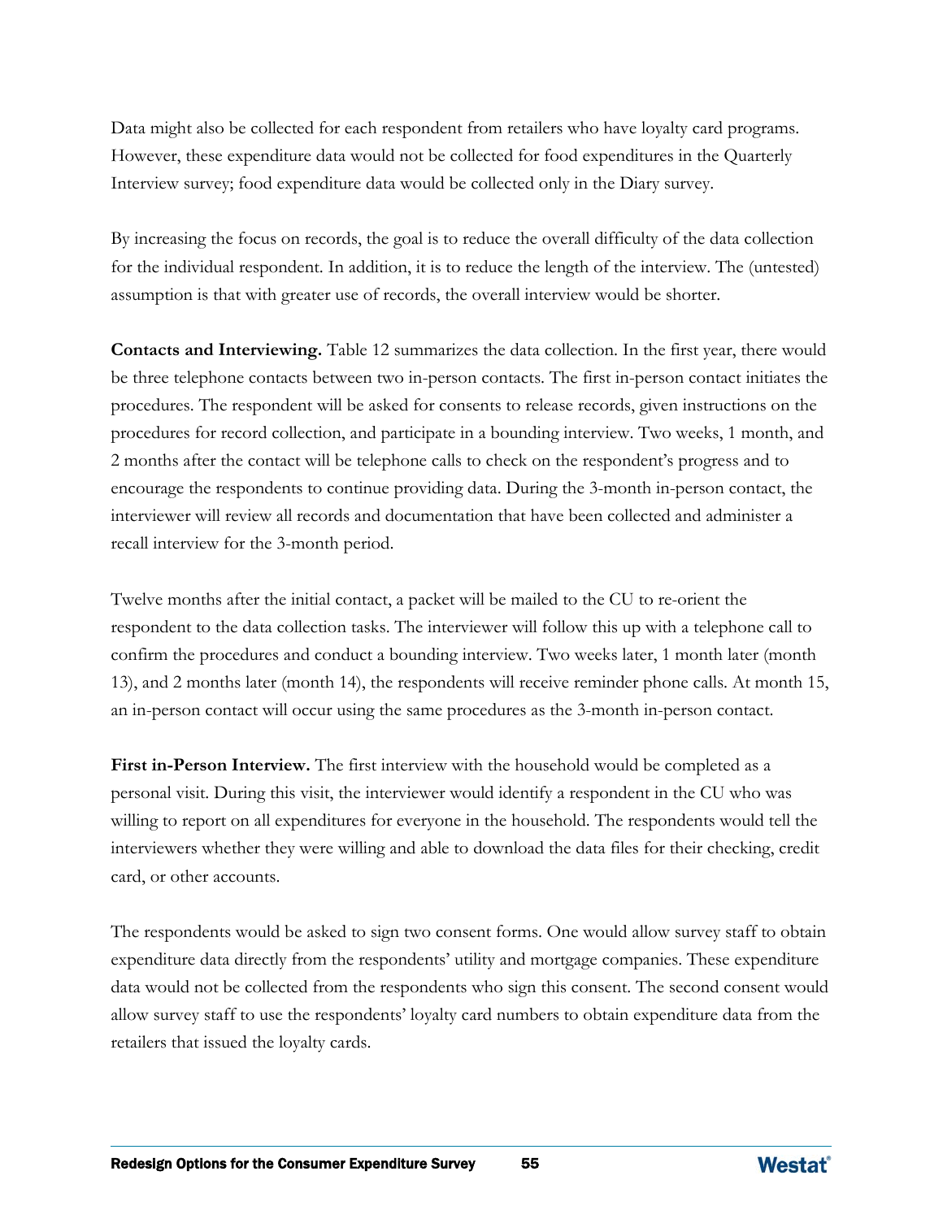Data might also be collected for each respondent from retailers who have loyalty card programs. However, these expenditure data would not be collected for food expenditures in the Quarterly Interview survey; food expenditure data would be collected only in the Diary survey.

By increasing the focus on records, the goal is to reduce the overall difficulty of the data collection for the individual respondent. In addition, it is to reduce the length of the interview. The (untested) assumption is that with greater use of records, the overall interview would be shorter.

**Contacts and Interviewing.** Table 12 summarizes the data collection. In the first year, there would be three telephone contacts between two in-person contacts. The first in-person contact initiates the procedures. The respondent will be asked for consents to release records, given instructions on the procedures for record collection, and participate in a bounding interview. Two weeks, 1 month, and 2 months after the contact will be telephone calls to check on the respondent's progress and to encourage the respondents to continue providing data. During the 3-month in-person contact, the interviewer will review all records and documentation that have been collected and administer a recall interview for the 3-month period.

Twelve months after the initial contact, a packet will be mailed to the CU to re-orient the respondent to the data collection tasks. The interviewer will follow this up with a telephone call to confirm the procedures and conduct a bounding interview. Two weeks later, 1 month later (month 13), and 2 months later (month 14), the respondents will receive reminder phone calls. At month 15, an in-person contact will occur using the same procedures as the 3-month in-person contact.

**First in-Person Interview.** The first interview with the household would be completed as a personal visit. During this visit, the interviewer would identify a respondent in the CU who was willing to report on all expenditures for everyone in the household. The respondents would tell the interviewers whether they were willing and able to download the data files for their checking, credit card, or other accounts.

The respondents would be asked to sign two consent forms. One would allow survey staff to obtain expenditure data directly from the respondents' utility and mortgage companies. These expenditure data would not be collected from the respondents who sign this consent. The second consent would allow survey staff to use the respondents' loyalty card numbers to obtain expenditure data from the retailers that issued the loyalty cards.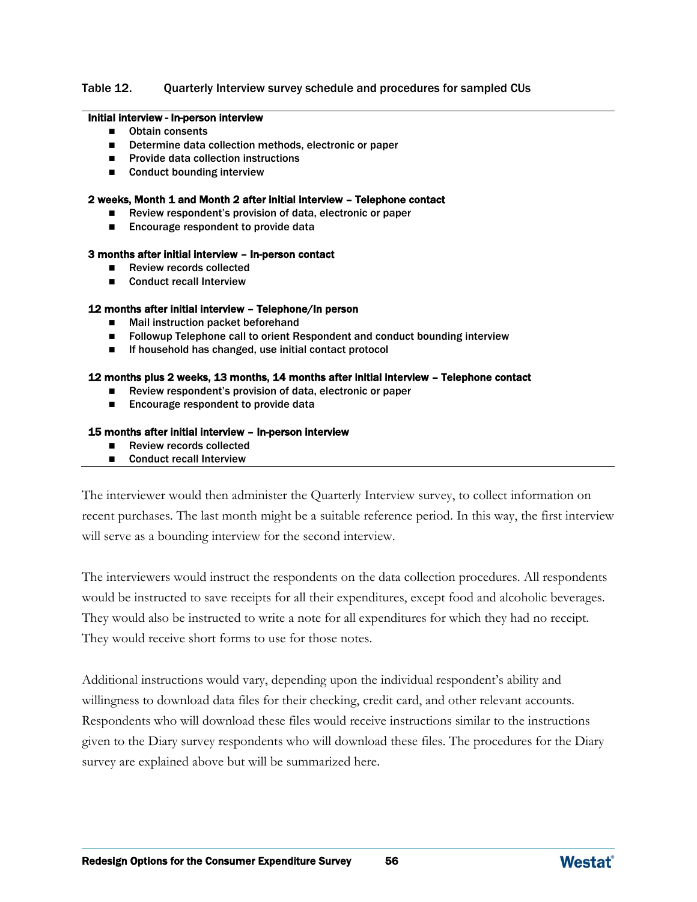Table 12. Quarterly Interview survey schedule and procedures for sampled CUs

**Initial interview - In-person interview**

- Obtain consents
- Determine data collection methods, electronic or paper
- Provide data collection instructions
- Conduct bounding interview

**2 weeks, Month 1 and Month 2 after initial interview – Telephone contact**

- Review respondent's provision of data, electronic or paper
- Encourage respondent to provide data

**3 months after initial interview – In-person contact**

- Review records collected
- Conduct recall Interview

**12 months after initial interview – Telephone/In person**

- Mail instruction packet beforehand
- Followup Telephone call to orient Respondent and conduct bounding interview
- If household has changed, use initial contact protocol

**12 months plus 2 weeks, 13 months, 14 months after initial interview – Telephone contact**

- Review respondent's provision of data, electronic or paper
- Encourage respondent to provide data

**15 months after initial interview – In-person interview**

- Review records collected
- Conduct recall Interview

The interviewer would then administer the Quarterly Interview survey, to collect information on recent purchases. The last month might be a suitable reference period. In this way, the first interview will serve as a bounding interview for the second interview.

The interviewers would instruct the respondents on the data collection procedures. All respondents would be instructed to save receipts for all their expenditures, except food and alcoholic beverages. They would also be instructed to write a note for all expenditures for which they had no receipt. They would receive short forms to use for those notes.

Additional instructions would vary, depending upon the individual respondent's ability and willingness to download data files for their checking, credit card, and other relevant accounts. Respondents who will download these files would receive instructions similar to the instructions given to the Diary survey respondents who will download these files. The procedures for the Diary survey are explained above but will be summarized here.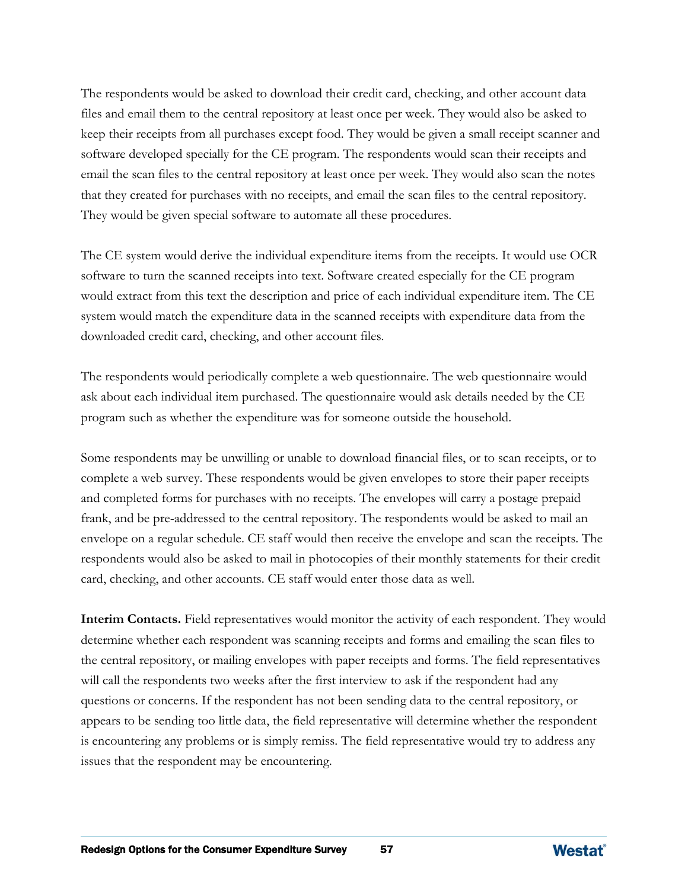The respondents would be asked to download their credit card, checking, and other account data files and email them to the central repository at least once per week. They would also be asked to keep their receipts from all purchases except food. They would be given a small receipt scanner and software developed specially for the CE program. The respondents would scan their receipts and email the scan files to the central repository at least once per week. They would also scan the notes that they created for purchases with no receipts, and email the scan files to the central repository. They would be given special software to automate all these procedures.

The CE system would derive the individual expenditure items from the receipts. It would use OCR software to turn the scanned receipts into text. Software created especially for the CE program would extract from this text the description and price of each individual expenditure item. The CE system would match the expenditure data in the scanned receipts with expenditure data from the downloaded credit card, checking, and other account files.

The respondents would periodically complete a web questionnaire. The web questionnaire would ask about each individual item purchased. The questionnaire would ask details needed by the CE program such as whether the expenditure was for someone outside the household.

Some respondents may be unwilling or unable to download financial files, or to scan receipts, or to complete a web survey. These respondents would be given envelopes to store their paper receipts and completed forms for purchases with no receipts. The envelopes will carry a postage prepaid frank, and be pre-addressed to the central repository. The respondents would be asked to mail an envelope on a regular schedule. CE staff would then receive the envelope and scan the receipts. The respondents would also be asked to mail in photocopies of their monthly statements for their credit card, checking, and other accounts. CE staff would enter those data as well.

**Interim Contacts.** Field representatives would monitor the activity of each respondent. They would determine whether each respondent was scanning receipts and forms and emailing the scan files to the central repository, or mailing envelopes with paper receipts and forms. The field representatives will call the respondents two weeks after the first interview to ask if the respondent had any questions or concerns. If the respondent has not been sending data to the central repository, or appears to be sending too little data, the field representative will determine whether the respondent is encountering any problems or is simply remiss. The field representative would try to address any issues that the respondent may be encountering.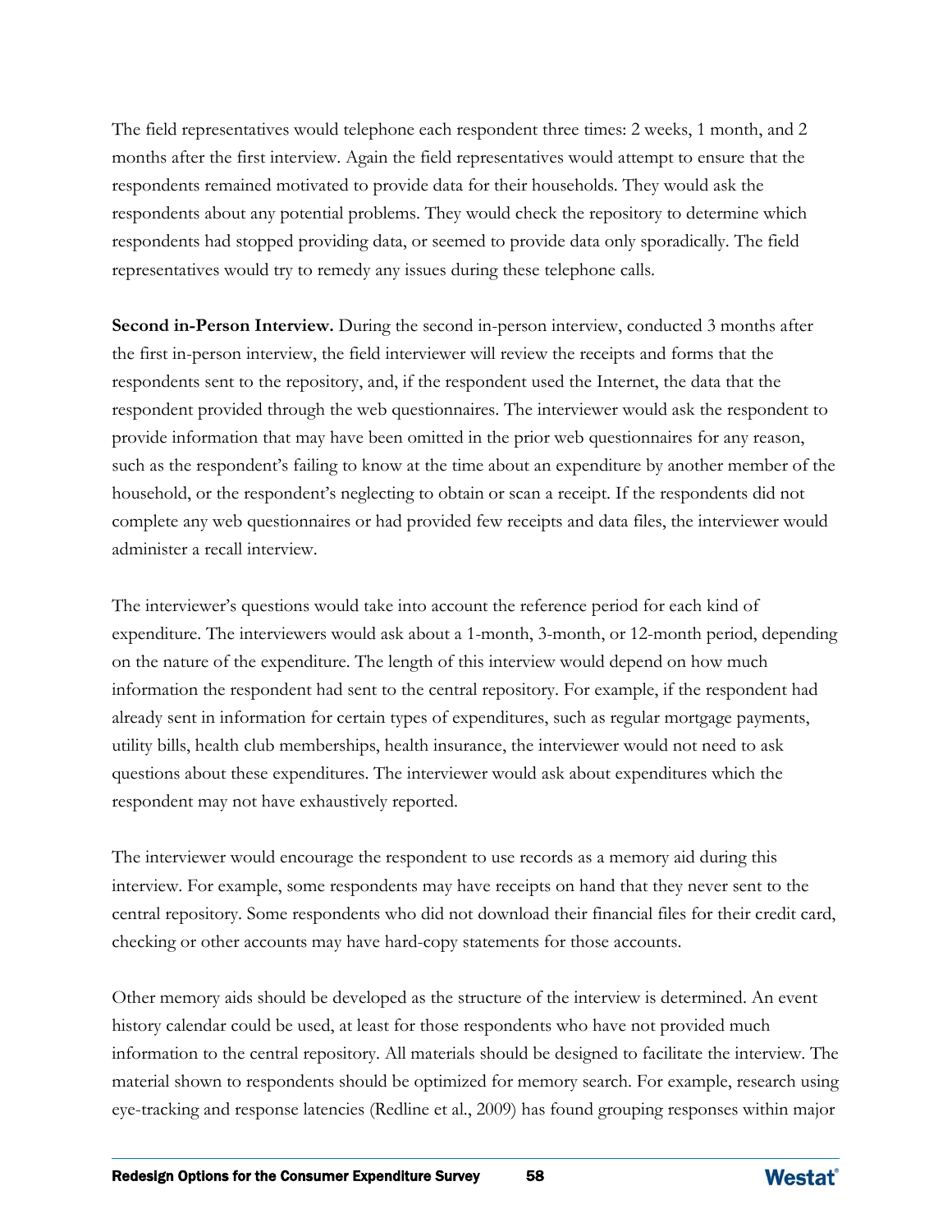The field representatives would telephone each respondent three times: 2 weeks, 1 month, and 2 months after the first interview. Again the field representatives would attempt to ensure that the respondents remained motivated to provide data for their households. They would ask the respondents about any potential problems. They would check the repository to determine which respondents had stopped providing data, or seemed to provide data only sporadically. The field representatives would try to remedy any issues during these telephone calls.

**Second in-Person Interview.** During the second in-person interview, conducted 3 months after the first in-person interview, the field interviewer will review the receipts and forms that the respondents sent to the repository, and, if the respondent used the Internet, the data that the respondent provided through the web questionnaires. The interviewer would ask the respondent to provide information that may have been omitted in the prior web questionnaires for any reason, such as the respondent's failing to know at the time about an expenditure by another member of the household, or the respondent's neglecting to obtain or scan a receipt. If the respondents did not complete any web questionnaires or had provided few receipts and data files, the interviewer would administer a recall interview.

The interviewer's questions would take into account the reference period for each kind of expenditure. The interviewers would ask about a 1-month, 3-month, or 12-month period, depending on the nature of the expenditure. The length of this interview would depend on how much information the respondent had sent to the central repository. For example, if the respondent had already sent in information for certain types of expenditures, such as regular mortgage payments, utility bills, health club memberships, health insurance, the interviewer would not need to ask questions about these expenditures. The interviewer would ask about expenditures which the respondent may not have exhaustively reported.

The interviewer would encourage the respondent to use records as a memory aid during this interview. For example, some respondents may have receipts on hand that they never sent to the central repository. Some respondents who did not download their financial files for their credit card, checking or other accounts may have hard-copy statements for those accounts.

Other memory aids should be developed as the structure of the interview is determined. An event history calendar could be used, at least for those respondents who have not provided much information to the central repository. All materials should be designed to facilitate the interview. The material shown to respondents should be optimized for memory search. For example, research using eye-tracking and response latencies (Redline et al., 2009) has found grouping responses within major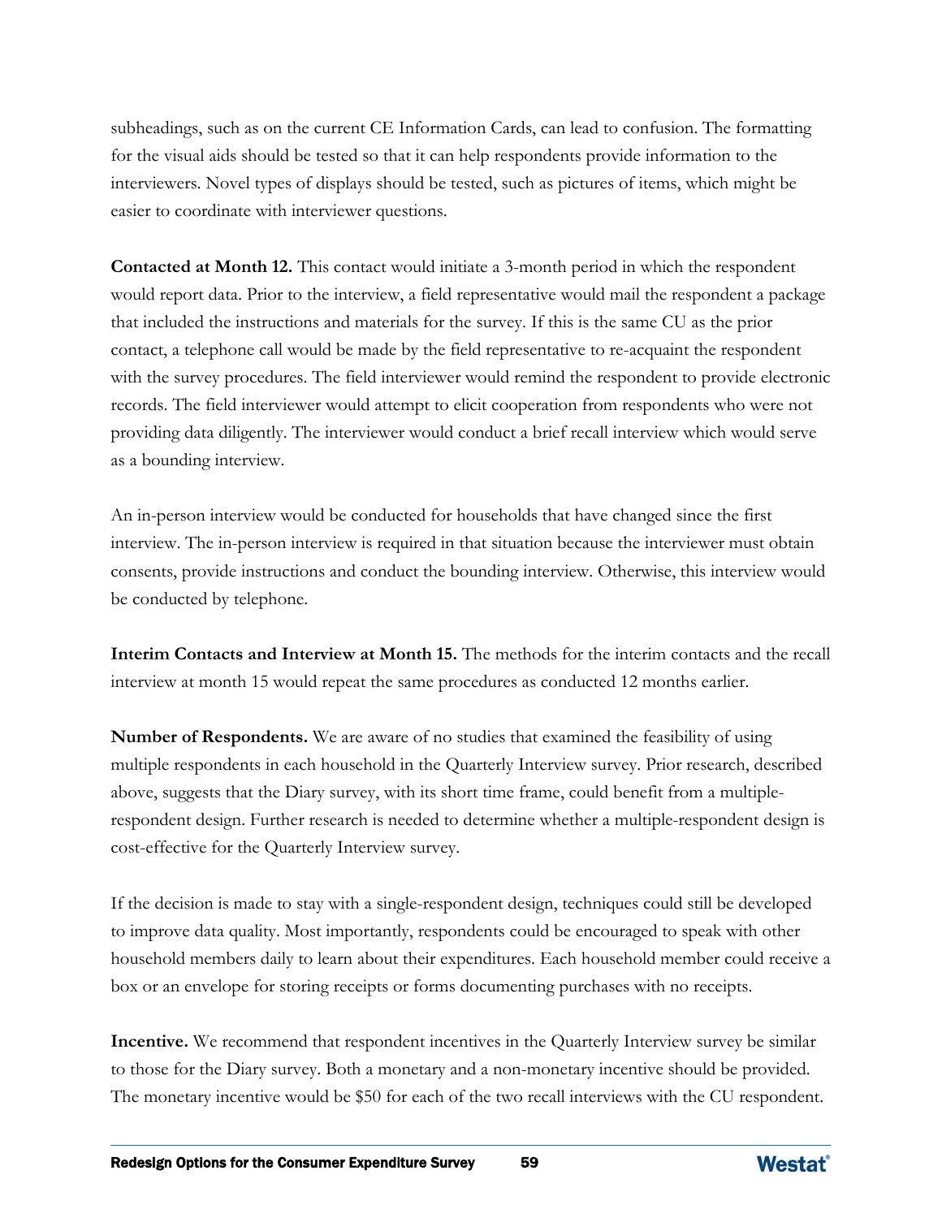subheadings, such as on the current CE Information Cards, can lead to confusion. The formatting for the visual aids should be tested so that it can help respondents provide information to the interviewers. Novel types of displays should be tested, such as pictures of items, which might be easier to coordinate with interviewer questions.

**Contacted at Month 12.** This contact would initiate a 3-month period in which the respondent would report data. Prior to the interview, a field representative would mail the respondent a package that included the instructions and materials for the survey. If this is the same CU as the prior contact, a telephone call would be made by the field representative to re-acquaint the respondent with the survey procedures. The field interviewer would remind the respondent to provide electronic records. The field interviewer would attempt to elicit cooperation from respondents who were not providing data diligently. The interviewer would conduct a brief recall interview which would serve as a bounding interview.

An in-person interview would be conducted for households that have changed since the first interview. The in-person interview is required in that situation because the interviewer must obtain consents, provide instructions and conduct the bounding interview. Otherwise, this interview would be conducted by telephone.

**Interim Contacts and Interview at Month 15.** The methods for the interim contacts and the recall interview at month 15 would repeat the same procedures as conducted 12 months earlier.

**Number of Respondents.** We are aware of no studies that examined the feasibility of using multiple respondents in each household in the Quarterly Interview survey. Prior research, described above, suggests that the Diary survey, with its short time frame, could benefit from a multiple-respondent design. Further research is needed to determine whether a multiple-respondent design is cost-effective for the Quarterly Interview survey.

If the decision is made to stay with a single-respondent design, techniques could still be developed to improve data quality. Most importantly, respondents could be encouraged to speak with other household members daily to learn about their expenditures. Each household member could receive a box or an envelope for storing receipts or forms documenting purchases with no receipts.

**Incentive.** We recommend that respondent incentives in the Quarterly Interview survey be similar to those for the Diary survey. Both a monetary and a non-monetary incentive should be provided. The monetary incentive would be $50 for each of the two recall interviews with the CU respondent.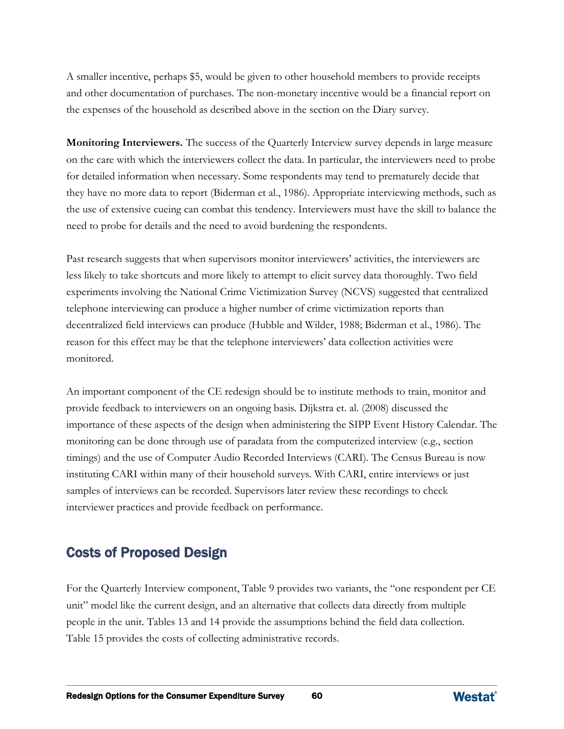A smaller incentive, perhaps $5, would be given to other household members to provide receipts and other documentation of purchases. The non-monetary incentive would be a financial report on the expenses of the household as described above in the section on the Diary survey.

**Monitoring Interviewers.** The success of the Quarterly Interview survey depends in large measure on the care with which the interviewers collect the data. In particular, the interviewers need to probe for detailed information when necessary. Some respondents may tend to prematurely decide that they have no more data to report (Biderman et al., 1986). Appropriate interviewing methods, such as the use of extensive cueing can combat this tendency. Interviewers must have the skill to balance the need to probe for details and the need to avoid burdening the respondents.

Past research suggests that when supervisors monitor interviewers' activities, the interviewers are less likely to take shortcuts and more likely to attempt to elicit survey data thoroughly. Two field experiments involving the National Crime Victimization Survey (NCVS) suggested that centralized telephone interviewing can produce a higher number of crime victimization reports than decentralized field interviews can produce (Hubble and Wilder, 1988; Biderman et al., 1986). The reason for this effect may be that the telephone interviewers' data collection activities were monitored.

An important component of the CE redesign should be to institute methods to train, monitor and provide feedback to interviewers on an ongoing basis. Dijkstra et. al. (2008) discussed the importance of these aspects of the design when administering the SIPP Event History Calendar. The monitoring can be done through use of paradata from the computerized interview (e.g., section timings) and the use of Computer Audio Recorded Interviews (CARI). The Census Bureau is now instituting CARI within many of their household surveys. With CARI, entire interviews or just samples of interviews can be recorded. Supervisors later review these recordings to check interviewer practices and provide feedback on performance.

## Costs of Proposed Design

For the Quarterly Interview component, Table 9 provides two variants, the "one respondent per CE unit" model like the current design, and an alternative that collects data directly from multiple people in the unit. Tables 13 and 14 provide the assumptions behind the field data collection. Table 15 provides the costs of collecting administrative records.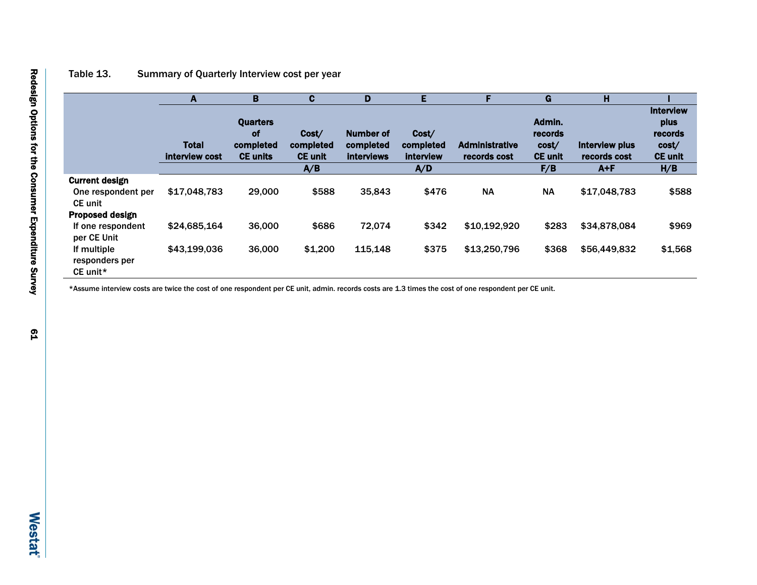Table 13. Summary of Quarterly Interview cost per year

| | A | B | C | D | E | F | G | H | I |
|---|---|---|---|---|---|---|---|---|---|
| | Total interview cost | Quarters of completed CE units | Cost/ completed CE unit | Number of completed interviews | Cost/ completed interview | Administrative records cost | Admin. records cost/ CE unit | Interview plus records cost | Interview plus records cost/ CE unit |
| | | | A/B | | A/D | | F/B | A+F | H/B |
| **Current design** | | | | | | | | | |
| One respondent per CE unit | $17,048,783 | 29,000 | $588 | 35,843 | $476 | NA | NA | $17,048,783 | $588 |
| **Proposed design** | | | | | | | | | |
| If one respondent per CE Unit | $24,685,164 | 36,000 | $686 | 72,074 | $342 | $10,192,920 | $283 | $34,878,084 | $969 |
| If multiple responders per CE unit* | $43,199,036 | 36,000 | $1,200 | 115,148 | $375 | $13,250,796 | $368 | $56,449,832 | $1,568 |

*Assume interview costs are twice the cost of one respondent per CE unit, admin. records costs are 1.3 times the cost of one respondent per CE unit.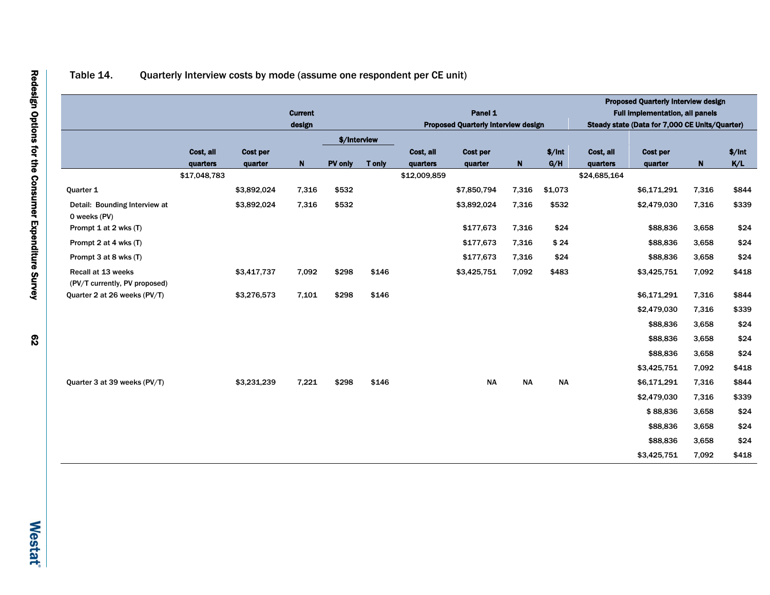Table 14. Quarterly Interview costs by mode (assume one respondent per CE unit)

| | Current design | | | | | Panel 1 Proposed Quarterly Interview design | | | | Proposed Quarterly Interview design Full implementation, all panels Steady state (Data for 7,000 CE Units/Quarter) | | | |
|---|---|---|---|---|---|---|---|---|---|---|---|---|---|
| | | | | $/Interview | | | | | | | | | |
| | Cost, all quarters | Cost per quarter | N | PV only | T only | Cost, all quarters | Cost per quarter | N | $/Int G/H | Cost, all quarters | Cost per quarter | N | $/Int K/L |
| | $17,048,783 | | | | | $12,009,859 | | | | $24,685,164 | | | |
| Quarter 1 | | $3,892,024 | 7,316 | $532 | | | $7,850,794 | 7,316 | $1,073 | | $6,171,291 | 7,316 | $844 |
| Detail: Bounding Interview at 0 weeks (PV) | | $3,892,024 | 7,316 | $532 | | | $3,892,024 | 7,316 | $532 | | $2,479,030 | 7,316 | $339 |
| Prompt 1 at 2 wks (T) | | | | | | | $177,673 | 7,316 | $24 | | $88,836 | 3,658 | $24 |
| Prompt 2 at 4 wks (T) | | | | | | | $177,673 | 7,316 | $ 24 | | $88,836 | 3,658 | $24 |
| Prompt 3 at 8 wks (T) | | | | | | | $177,673 | 7,316 | $24 | | $88,836 | 3,658 | $24 |
| Recall at 13 weeks (PV/T currently, PV proposed) | | $3,417,737 | 7,092 | $298 | $146 | | $3,425,751 | 7,092 | $483 | | $3,425,751 | 7,092 | $418 |
| Quarter 2 at 26 weeks (PV/T) | | $3,276,573 | 7,101 | $298 | $146 | | | | | | $6,171,291 | 7,316 | $844 |
| | | | | | | | | | | | $2,479,030 | 7,316 | $339 |
| | | | | | | | | | | | $88,836 | 3,658 | $24 |
| | | | | | | | | | | | $88,836 | 3,658 | $24 |
| | | | | | | | | | | | $88,836 | 3,658 | $24 |
| | | | | | | | | | | | $3,425,751 | 7,092 | $418 |
| Quarter 3 at 39 weeks (PV/T) | | $3,231,239 | 7,221 | $298 | $146 | | NA | NA | NA | | $6,171,291 | 7,316 | $844 |
| | | | | | | | | | | | $2,479,030 | 7,316 | $339 |
| | | | | | | | | | | | $ 88,836 | 3,658 | $24 |
| | | | | | | | | | | | $88,836 | 3,658 | $24 |
| | | | | | | | | | | | $88,836 | 3,658 | $24 |
| | | | | | | | | | | | $3,425,751 | 7,092 | $418 |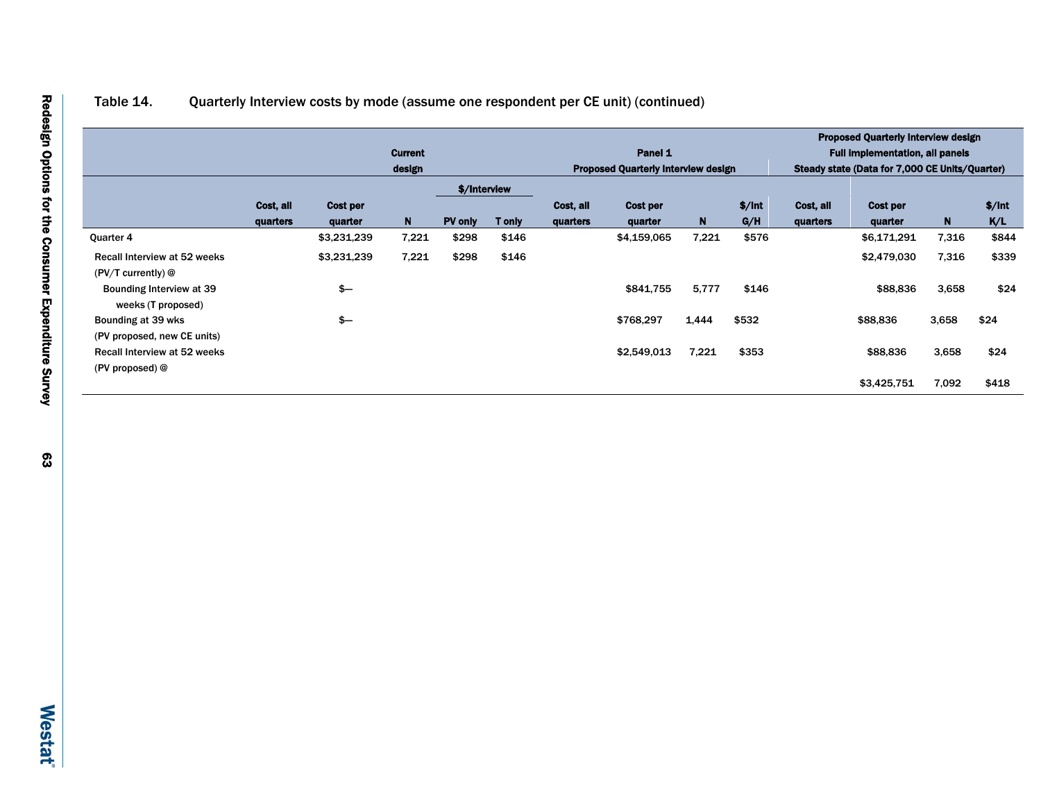Table 14. Quarterly Interview costs by mode (assume one respondent per CE unit) (continued)

| | Current design | | | | | Panel 1 Proposed Quarterly Interview design | | | | Proposed Quarterly Interview design Full implementation, all panels Steady state (Data for 7,000 CE Units/Quarter) | | | |
|---|---|---|---|---|---|---|---|---|---|---|---|---|---|
| | | | | $/Interview | | | | | | | | | |
| | Cost, all quarters | Cost per quarter | N | PV only | T only | Cost, all quarters | Cost per quarter | N | $/Int G/H | Cost, all quarters | Cost per quarter | N | $/Int K/L |
| Quarter 4 | | $3,231,239 | 7,221 | $298 | $146 | | $4,159,065 | 7,221 | $576 | | $6,171,291 | 7,316 | $844 |
| Recall Interview at 52 weeks (PV/T currently) @ | | $3,231,239 | 7,221 | $298 | $146 | | | | | | $2,479,030 | 7,316 | $339 |
| Bounding Interview at 39 weeks (T proposed) | | $— | | | | | $841,755 | 5,777 | $146 | | $88,836 | 3,658 | $24 |
| Bounding at 39 wks (PV proposed, new CE units) | | $— | | | | | $768,297 | 1,444 | $532 | | $88,836 | 3,658 | $24 |
| Recall Interview at 52 weeks (PV proposed) @ | | | | | | | $2,549,013 | 7,221 | $353 | | $88,836 | 3,658 | $24 |
| | | | | | | | | | | | $3,425,751 | 7,092 | $418 |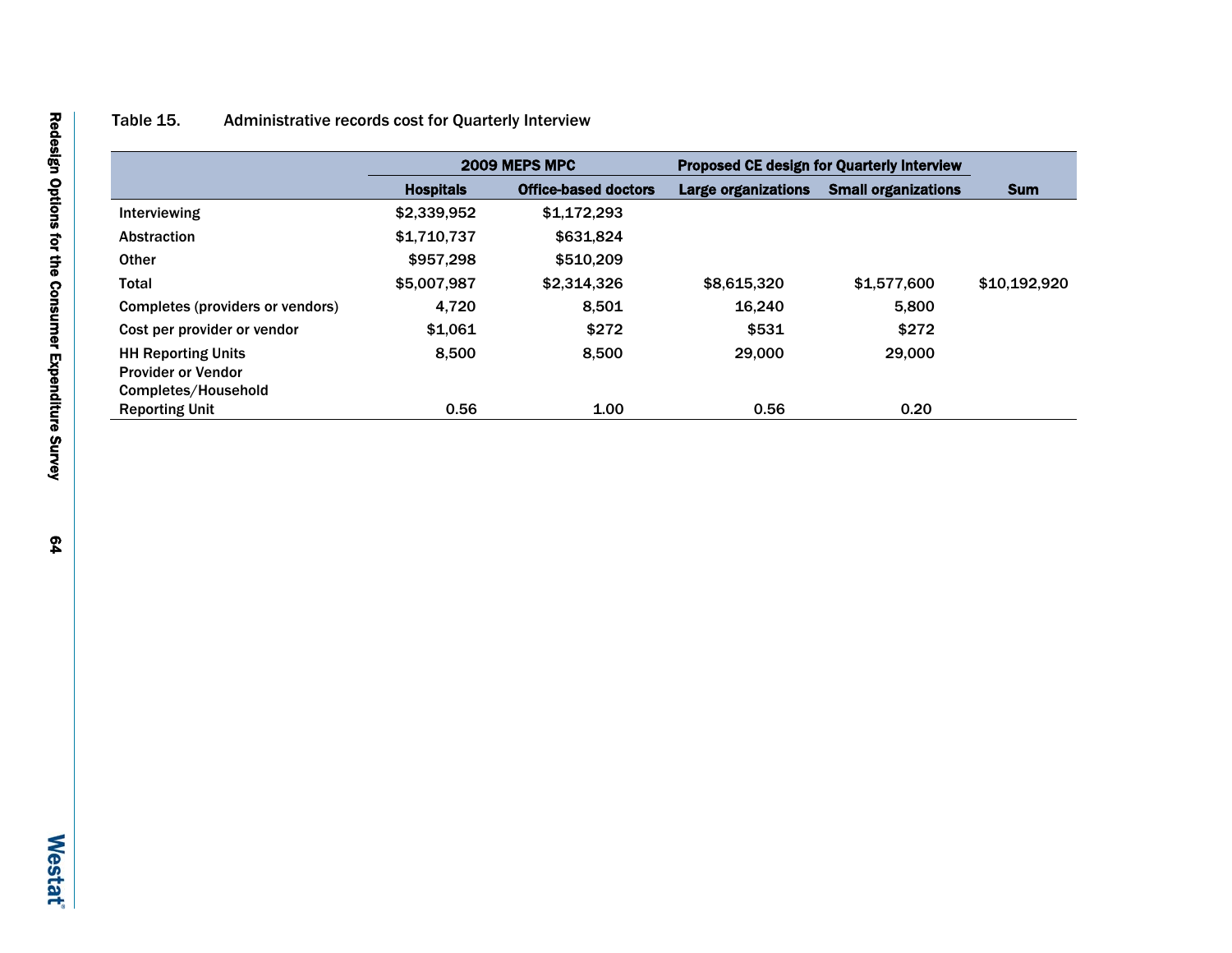Table 15. Administrative records cost for Quarterly Interview

| | 2009 MEPS MPC | | Proposed CE design for Quarterly Interview | | |
|---|---|---|---|---|---|
| | Hospitals | Office-based doctors | Large organizations | Small organizations | Sum |
| Interviewing | $2,339,952 | $1,172,293 | | | |
| Abstraction | $1,710,737 | $631,824 | | | |
| Other | $957,298 | $510,209 | | | |
| Total | $5,007,987 | $2,314,326 | $8,615,320 | $1,577,600 | $10,192,920 |
| Completes (providers or vendors) | 4,720 | 8,501 | 16,240 | 5,800 | |
| Cost per provider or vendor | $1,061 | $272 | $531 | $272 | |
| HH Reporting Units | 8,500 | 8,500 | 29,000 | 29,000 | |
| Provider or Vendor Completes/Household Reporting Unit | 0.56 | 1.00 | 0.56 | 0.20 | |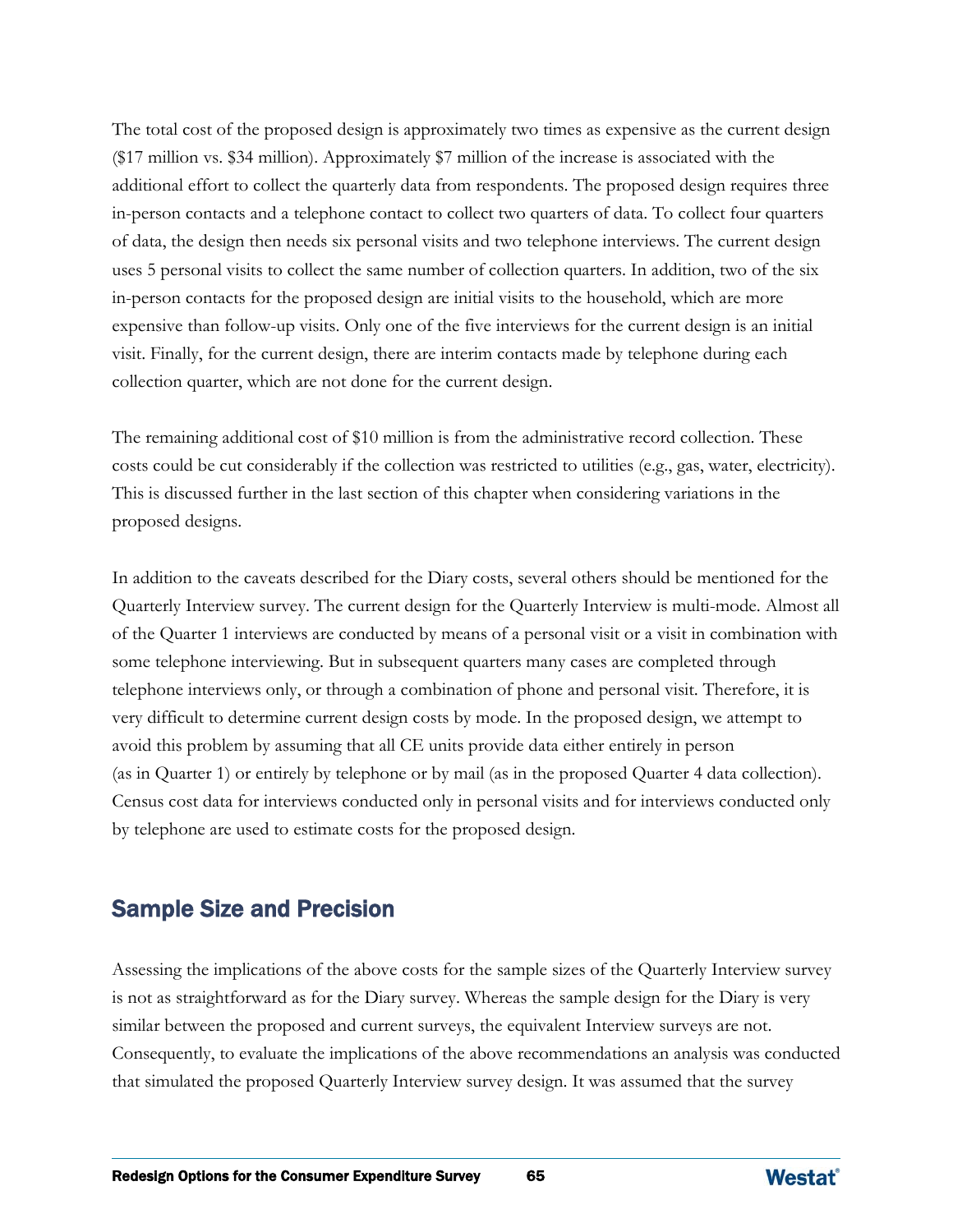The total cost of the proposed design is approximately two times as expensive as the current design ($17 million vs. $34 million). Approximately $7 million of the increase is associated with the additional effort to collect the quarterly data from respondents. The proposed design requires three in-person contacts and a telephone contact to collect two quarters of data. To collect four quarters of data, the design then needs six personal visits and two telephone interviews. The current design uses 5 personal visits to collect the same number of collection quarters. In addition, two of the six in-person contacts for the proposed design are initial visits to the household, which are more expensive than follow-up visits. Only one of the five interviews for the current design is an initial visit. Finally, for the current design, there are interim contacts made by telephone during each collection quarter, which are not done for the current design.

The remaining additional cost of $10 million is from the administrative record collection. These costs could be cut considerably if the collection was restricted to utilities (e.g., gas, water, electricity). This is discussed further in the last section of this chapter when considering variations in the proposed designs.

In addition to the caveats described for the Diary costs, several others should be mentioned for the Quarterly Interview survey. The current design for the Quarterly Interview is multi-mode. Almost all of the Quarter 1 interviews are conducted by means of a personal visit or a visit in combination with some telephone interviewing. But in subsequent quarters many cases are completed through telephone interviews only, or through a combination of phone and personal visit. Therefore, it is very difficult to determine current design costs by mode. In the proposed design, we attempt to avoid this problem by assuming that all CE units provide data either entirely in person (as in Quarter 1) or entirely by telephone or by mail (as in the proposed Quarter 4 data collection). Census cost data for interviews conducted only in personal visits and for interviews conducted only by telephone are used to estimate costs for the proposed design.

## Sample Size and Precision

Assessing the implications of the above costs for the sample sizes of the Quarterly Interview survey is not as straightforward as for the Diary survey. Whereas the sample design for the Diary is very similar between the proposed and current surveys, the equivalent Interview surveys are not. Consequently, to evaluate the implications of the above recommendations an analysis was conducted that simulated the proposed Quarterly Interview survey design. It was assumed that the survey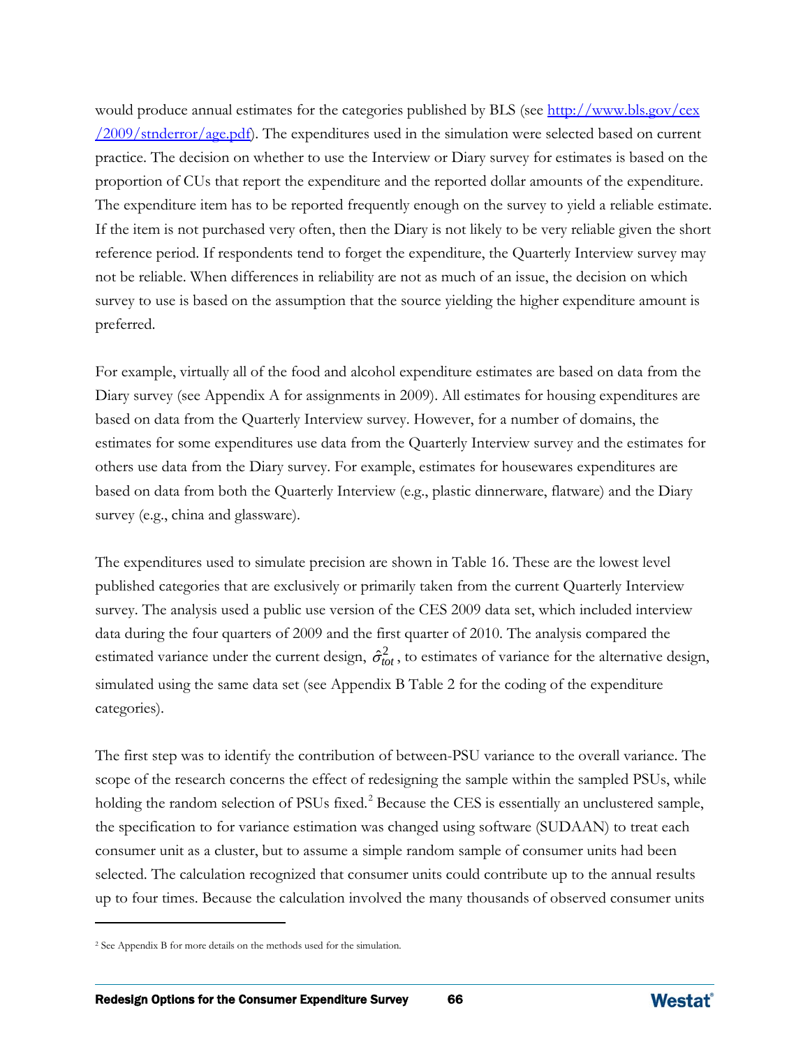would produce annual estimates for the categories published by BLS (see [http://www.bls.gov/cex/2009/stnderror/age.pdf](http://www.bls.gov/cex/2009/stnderror/age.pdf)). The expenditures used in the simulation were selected based on current practice. The decision on whether to use the Interview or Diary survey for estimates is based on the proportion of CUs that report the expenditure and the reported dollar amounts of the expenditure. The expenditure item has to be reported frequently enough on the survey to yield a reliable estimate. If the item is not purchased very often, then the Diary is not likely to be very reliable given the short reference period. If respondents tend to forget the expenditure, the Quarterly Interview survey may not be reliable. When differences in reliability are not as much of an issue, the decision on which survey to use is based on the assumption that the source yielding the higher expenditure amount is preferred.

For example, virtually all of the food and alcohol expenditure estimates are based on data from the Diary survey (see Appendix A for assignments in 2009). All estimates for housing expenditures are based on data from the Quarterly Interview survey. However, for a number of domains, the estimates for some expenditures use data from the Quarterly Interview survey and the estimates for others use data from the Diary survey. For example, estimates for housewares expenditures are based on data from both the Quarterly Interview (e.g., plastic dinnerware, flatware) and the Diary survey (e.g., china and glassware).

The expenditures used to simulate precision are shown in Table 16. These are the lowest level published categories that are exclusively or primarily taken from the current Quarterly Interview survey. The analysis used a public use version of the CES 2009 data set, which included interview data during the four quarters of 2009 and the first quarter of 2010. The analysis compared the estimated variance under the current design, $\hat{\sigma}^2_{tot}$, to estimates of variance for the alternative design, simulated using the same data set (see Appendix B Table 2 for the coding of the expenditure categories).

The first step was to identify the contribution of between-PSU variance to the overall variance. The scope of the research concerns the effect of redesigning the sample within the sampled PSUs, while holding the random selection of PSUs fixed.[2] Because the CES is essentially an unclustered sample, the specification to for variance estimation was changed using software (SUDAAN) to treat each consumer unit as a cluster, but to assume a simple random sample of consumer units had been selected. The calculation recognized that consumer units could contribute up to the annual results up to four times. Because the calculation involved the many thousands of observed consumer units

[2] See Appendix B for more details on the methods used for the simulation.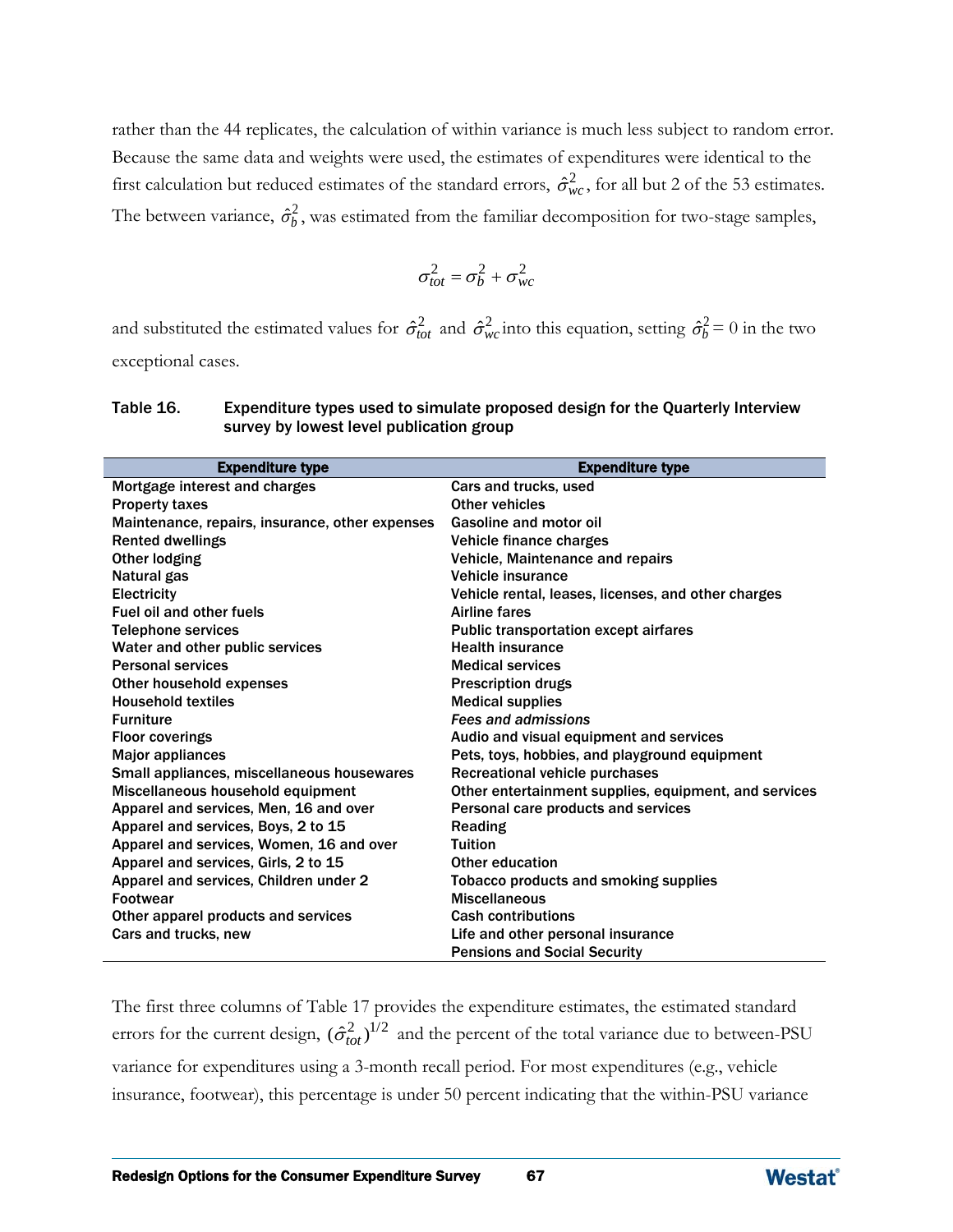rather than the 44 replicates, the calculation of within variance is much less subject to random error. Because the same data and weights were used, the estimates of expenditures were identical to the first calculation but reduced estimates of the standard errors, $\hat{\sigma}_{wc}^2$, for all but 2 of the 53 estimates. The between variance, $\hat{\sigma}_b^2$, was estimated from the familiar decomposition for two-stage samples,

$$\sigma_{tot}^2 = \sigma_b^2 + \sigma_{wc}^2$$

and substituted the estimated values for $\hat{\sigma}_{tot}^2$ and $\hat{\sigma}_{wc}^2$ into this equation, setting $\hat{\sigma}_b^2 = 0$ in the two exceptional cases.

**Table 16. Expenditure types used to simulate proposed design for the Quarterly Interview survey by lowest level publication group**

| Expenditure type | Expenditure type |
|---|---|
| Mortgage interest and charges | Cars and trucks, used |
| Property taxes | Other vehicles |
| Maintenance, repairs, insurance, other expenses | Gasoline and motor oil |
| Rented dwellings | Vehicle finance charges |
| Other lodging | Vehicle, Maintenance and repairs |
| Natural gas | Vehicle insurance |
| Electricity | Vehicle rental, leases, licenses, and other charges |
| Fuel oil and other fuels | Airline fares |
| Telephone services | Public transportation except airfares |
| Water and other public services | Health insurance |
| Personal services | Medical services |
| Other household expenses | Prescription drugs |
| Household textiles | Medical supplies |
| Furniture | *Fees and admissions* |
| Floor coverings | Audio and visual equipment and services |
| Major appliances | Pets, toys, hobbies, and playground equipment |
| Small appliances, miscellaneous housewares | Recreational vehicle purchases |
| Miscellaneous household equipment | Other entertainment supplies, equipment, and services |
| Apparel and services, Men, 16 and over | Personal care products and services |
| Apparel and services, Boys, 2 to 15 | Reading |
| Apparel and services, Women, 16 and over | Tuition |
| Apparel and services, Girls, 2 to 15 | Other education |
| Apparel and services, Children under 2 | Tobacco products and smoking supplies |
| Footwear | Miscellaneous |
| Other apparel products and services | Cash contributions |
| Cars and trucks, new | Life and other personal insurance |
| | Pensions and Social Security |

The first three columns of Table 17 provides the expenditure estimates, the estimated standard errors for the current design, $(\hat{\sigma}_{tot}^2)^{1/2}$ and the percent of the total variance due to between-PSU variance for expenditures using a 3-month recall period. For most expenditures (e.g., vehicle insurance, footwear), this percentage is under 50 percent indicating that the within-PSU variance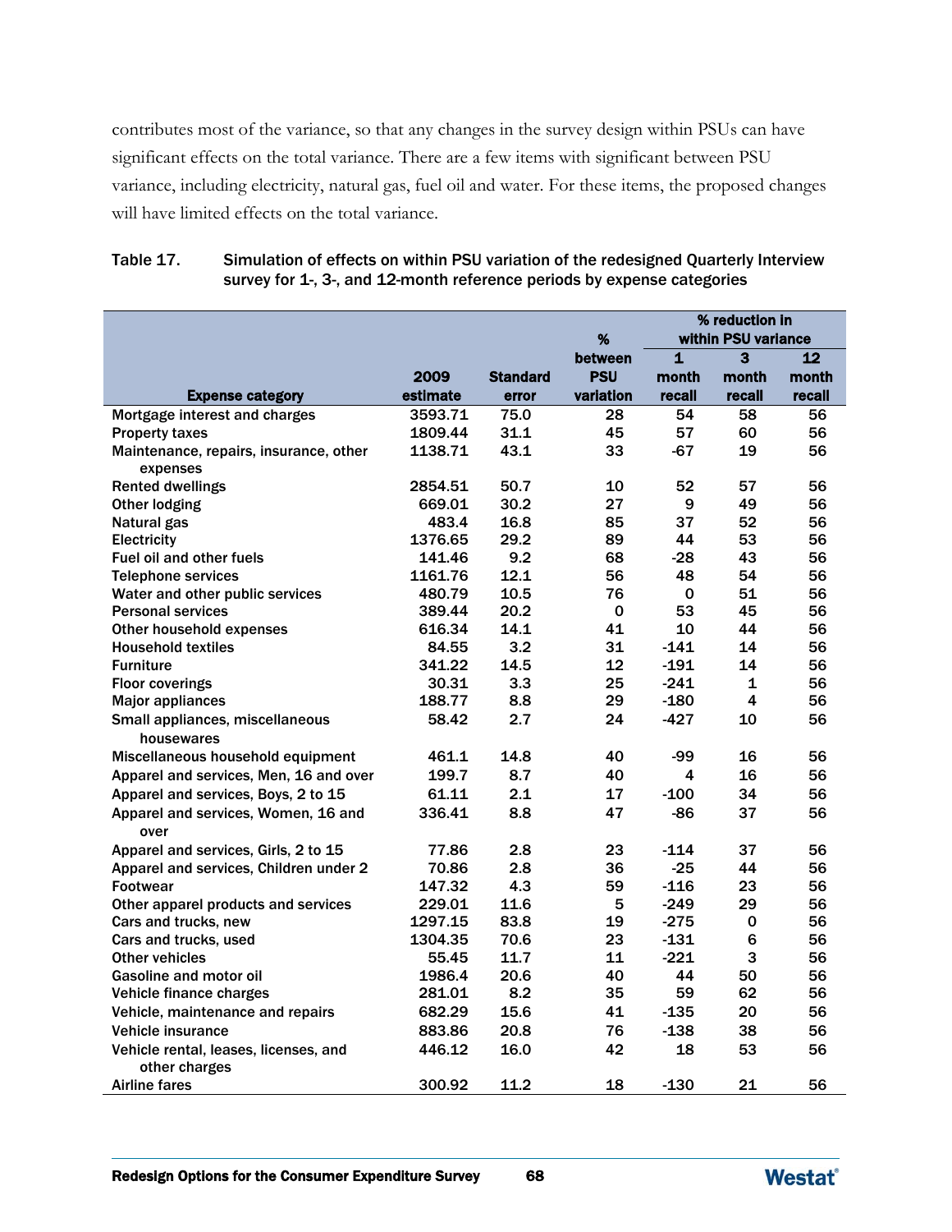contributes most of the variance, so that any changes in the survey design within PSUs can have significant effects on the total variance. There are a few items with significant between PSU variance, including electricity, natural gas, fuel oil and water. For these items, the proposed changes will have limited effects on the total variance.

Table 17. Simulation of effects on within PSU variation of the redesigned Quarterly Interview survey for 1-, 3-, and 12-month reference periods by expense categories

| Expense category | 2009 estimate | Standard error | % between PSU variation | % reduction in within PSU variance | | |
|---|---|---|---|---|---|---|
| | | | | 1 month recall | 3 month recall | 12 month recall |
| Mortgage interest and charges | 3593.71 | 75.0 | 28 | 54 | 58 | 56 |
| Property taxes | 1809.44 | 31.1 | 45 | 57 | 60 | 56 |
| Maintenance, repairs, insurance, other expenses | 1138.71 | 43.1 | 33 | -67 | 19 | 56 |
| Rented dwellings | 2854.51 | 50.7 | 10 | 52 | 57 | 56 |
| Other lodging | 669.01 | 30.2 | 27 | 9 | 49 | 56 |
| Natural gas | 483.4 | 16.8 | 85 | 37 | 52 | 56 |
| Electricity | 1376.65 | 29.2 | 89 | 44 | 53 | 56 |
| Fuel oil and other fuels | 141.46 | 9.2 | 68 | -28 | 43 | 56 |
| Telephone services | 1161.76 | 12.1 | 56 | 48 | 54 | 56 |
| Water and other public services | 480.79 | 10.5 | 76 | 0 | 51 | 56 |
| Personal services | 389.44 | 20.2 | 0 | 53 | 45 | 56 |
| Other household expenses | 616.34 | 14.1 | 41 | 10 | 44 | 56 |
| Household textiles | 84.55 | 3.2 | 31 | -141 | 14 | 56 |
| Furniture | 341.22 | 14.5 | 12 | -191 | 14 | 56 |
| Floor coverings | 30.31 | 3.3 | 25 | -241 | 1 | 56 |
| Major appliances | 188.77 | 8.8 | 29 | -180 | 4 | 56 |
| Small appliances, miscellaneous housewares | 58.42 | 2.7 | 24 | -427 | 10 | 56 |
| Miscellaneous household equipment | 461.1 | 14.8 | 40 | -99 | 16 | 56 |
| Apparel and services, Men, 16 and over | 199.7 | 8.7 | 40 | 4 | 16 | 56 |
| Apparel and services, Boys, 2 to 15 | 61.11 | 2.1 | 17 | -100 | 34 | 56 |
| Apparel and services, Women, 16 and over | 336.41 | 8.8 | 47 | -86 | 37 | 56 |
| Apparel and services, Girls, 2 to 15 | 77.86 | 2.8 | 23 | -114 | 37 | 56 |
| Apparel and services, Children under 2 | 70.86 | 2.8 | 36 | -25 | 44 | 56 |
| Footwear | 147.32 | 4.3 | 59 | -116 | 23 | 56 |
| Other apparel products and services | 229.01 | 11.6 | 5 | -249 | 29 | 56 |
| Cars and trucks, new | 1297.15 | 83.8 | 19 | -275 | 0 | 56 |
| Cars and trucks, used | 1304.35 | 70.6 | 23 | -131 | 6 | 56 |
| Other vehicles | 55.45 | 11.7 | 11 | -221 | 3 | 56 |
| Gasoline and motor oil | 1986.4 | 20.6 | 40 | 44 | 50 | 56 |
| Vehicle finance charges | 281.01 | 8.2 | 35 | 59 | 62 | 56 |
| Vehicle, maintenance and repairs | 682.29 | 15.6 | 41 | -135 | 20 | 56 |
| Vehicle insurance | 883.86 | 20.8 | 76 | -138 | 38 | 56 |
| Vehicle rental, leases, licenses, and other charges | 446.12 | 16.0 | 42 | 18 | 53 | 56 |
| Airline fares | 300.92 | 11.2 | 18 | -130 | 21 | 56 |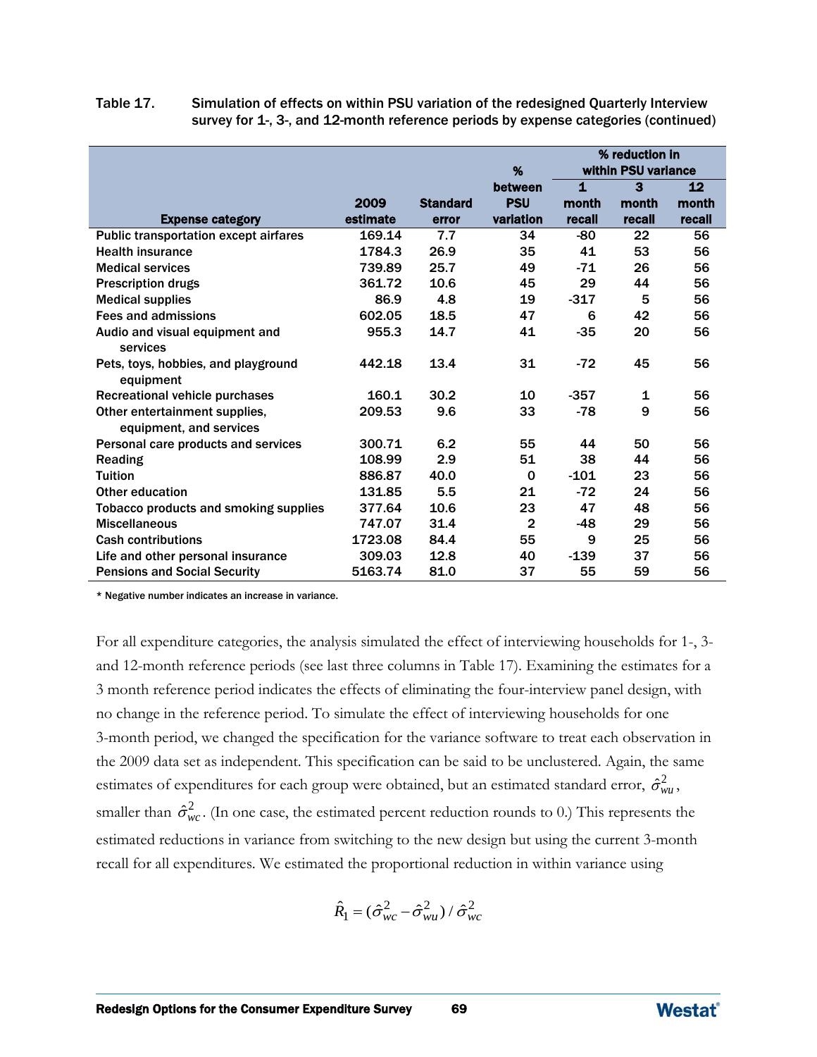Table 17. Simulation of effects on within PSU variation of the redesigned Quarterly Interview survey for 1-, 3-, and 12-month reference periods by expense categories (continued)

| Expense category | 2009 estimate | Standard error | % between PSU variation | % reduction in within PSU variance 1 month recall | 3 month recall | 12 month recall |
|---|---|---|---|---|---|---|
| Public transportation except airfares | 169.14 | 7.7 | 34 | -80 | 22 | 56 |
| Health insurance | 1784.3 | 26.9 | 35 | 41 | 53 | 56 |
| Medical services | 739.89 | 25.7 | 49 | -71 | 26 | 56 |
| Prescription drugs | 361.72 | 10.6 | 45 | 29 | 44 | 56 |
| Medical supplies | 86.9 | 4.8 | 19 | -317 | 5 | 56 |
| Fees and admissions | 602.05 | 18.5 | 47 | 6 | 42 | 56 |
| Audio and visual equipment and services | 955.3 | 14.7 | 41 | -35 | 20 | 56 |
| Pets, toys, hobbies, and playground equipment | 442.18 | 13.4 | 31 | -72 | 45 | 56 |
| Recreational vehicle purchases | 160.1 | 30.2 | 10 | -357 | 1 | 56 |
| Other entertainment supplies, equipment, and services | 209.53 | 9.6 | 33 | -78 | 9 | 56 |
| Personal care products and services | 300.71 | 6.2 | 55 | 44 | 50 | 56 |
| Reading | 108.99 | 2.9 | 51 | 38 | 44 | 56 |
| Tuition | 886.87 | 40.0 | 0 | -101 | 23 | 56 |
| Other education | 131.85 | 5.5 | 21 | -72 | 24 | 56 |
| Tobacco products and smoking supplies | 377.64 | 10.6 | 23 | 47 | 48 | 56 |
| Miscellaneous | 747.07 | 31.4 | 2 | -48 | 29 | 56 |
| Cash contributions | 1723.08 | 84.4 | 55 | 9 | 25 | 56 |
| Life and other personal insurance | 309.03 | 12.8 | 40 | -139 | 37 | 56 |
| Pensions and Social Security | 5163.74 | 81.0 | 37 | 55 | 59 | 56 |

* Negative number indicates an increase in variance.

For all expenditure categories, the analysis simulated the effect of interviewing households for 1-, 3- and 12-month reference periods (see last three columns in Table 17). Examining the estimates for a 3 month reference period indicates the effects of eliminating the four-interview panel design, with no change in the reference period. To simulate the effect of interviewing households for one 3-month period, we changed the specification for the variance software to treat each observation in the 2009 data set as independent. This specification can be said to be unclustered. Again, the same estimates of expenditures for each group were obtained, but an estimated standard error, $\hat{\sigma}^2_{wu}$, smaller than $\hat{\sigma}^2_{wc}$. (In one case, the estimated percent reduction rounds to 0.) This represents the estimated reductions in variance from switching to the new design but using the current 3-month recall for all expenditures. We estimated the proportional reduction in within variance using

$$\hat{R}_1 = (\hat{\sigma}^2_{wc} - \hat{\sigma}^2_{wu}) / \hat{\sigma}^2_{wc}$$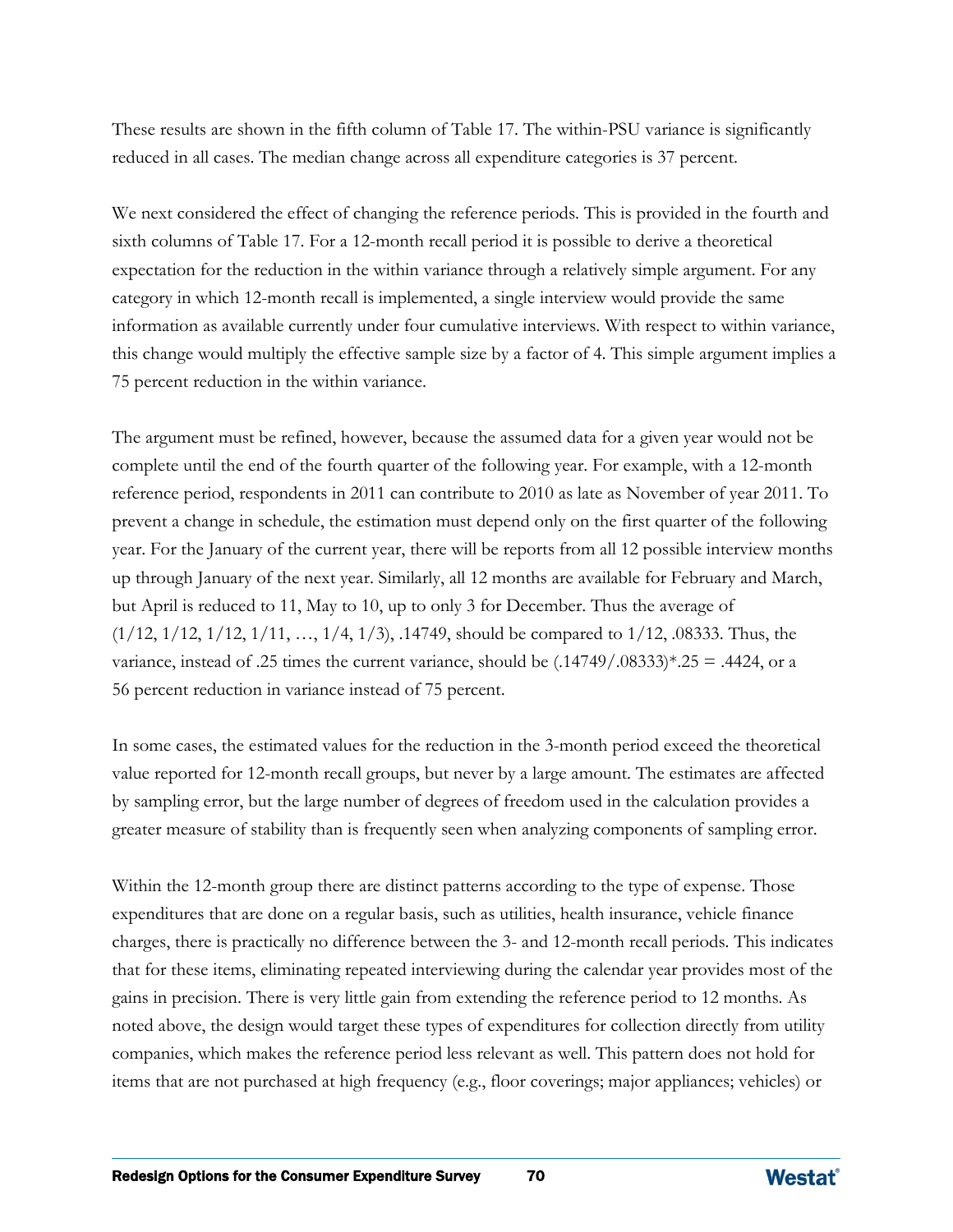These results are shown in the fifth column of Table 17. The within-PSU variance is significantly reduced in all cases. The median change across all expenditure categories is 37 percent.

We next considered the effect of changing the reference periods. This is provided in the fourth and sixth columns of Table 17. For a 12-month recall period it is possible to derive a theoretical expectation for the reduction in the within variance through a relatively simple argument. For any category in which 12-month recall is implemented, a single interview would provide the same information as available currently under four cumulative interviews. With respect to within variance, this change would multiply the effective sample size by a factor of 4. This simple argument implies a 75 percent reduction in the within variance.

The argument must be refined, however, because the assumed data for a given year would not be complete until the end of the fourth quarter of the following year. For example, with a 12-month reference period, respondents in 2011 can contribute to 2010 as late as November of year 2011. To prevent a change in schedule, the estimation must depend only on the first quarter of the following year. For the January of the current year, there will be reports from all 12 possible interview months up through January of the next year. Similarly, all 12 months are available for February and March, but April is reduced to 11, May to 10, up to only 3 for December. Thus the average of (1/12, 1/12, 1/12, 1/11, …, 1/4, 1/3), .14749, should be compared to 1/12, .08333. Thus, the variance, instead of .25 times the current variance, should be (.14749/.08333)*.25 = .4424, or a 56 percent reduction in variance instead of 75 percent.

In some cases, the estimated values for the reduction in the 3-month period exceed the theoretical value reported for 12-month recall groups, but never by a large amount. The estimates are affected by sampling error, but the large number of degrees of freedom used in the calculation provides a greater measure of stability than is frequently seen when analyzing components of sampling error.

Within the 12-month group there are distinct patterns according to the type of expense. Those expenditures that are done on a regular basis, such as utilities, health insurance, vehicle finance charges, there is practically no difference between the 3- and 12-month recall periods. This indicates that for these items, eliminating repeated interviewing during the calendar year provides most of the gains in precision. There is very little gain from extending the reference period to 12 months. As noted above, the design would target these types of expenditures for collection directly from utility companies, which makes the reference period less relevant as well. This pattern does not hold for items that are not purchased at high frequency (e.g., floor coverings; major appliances; vehicles) or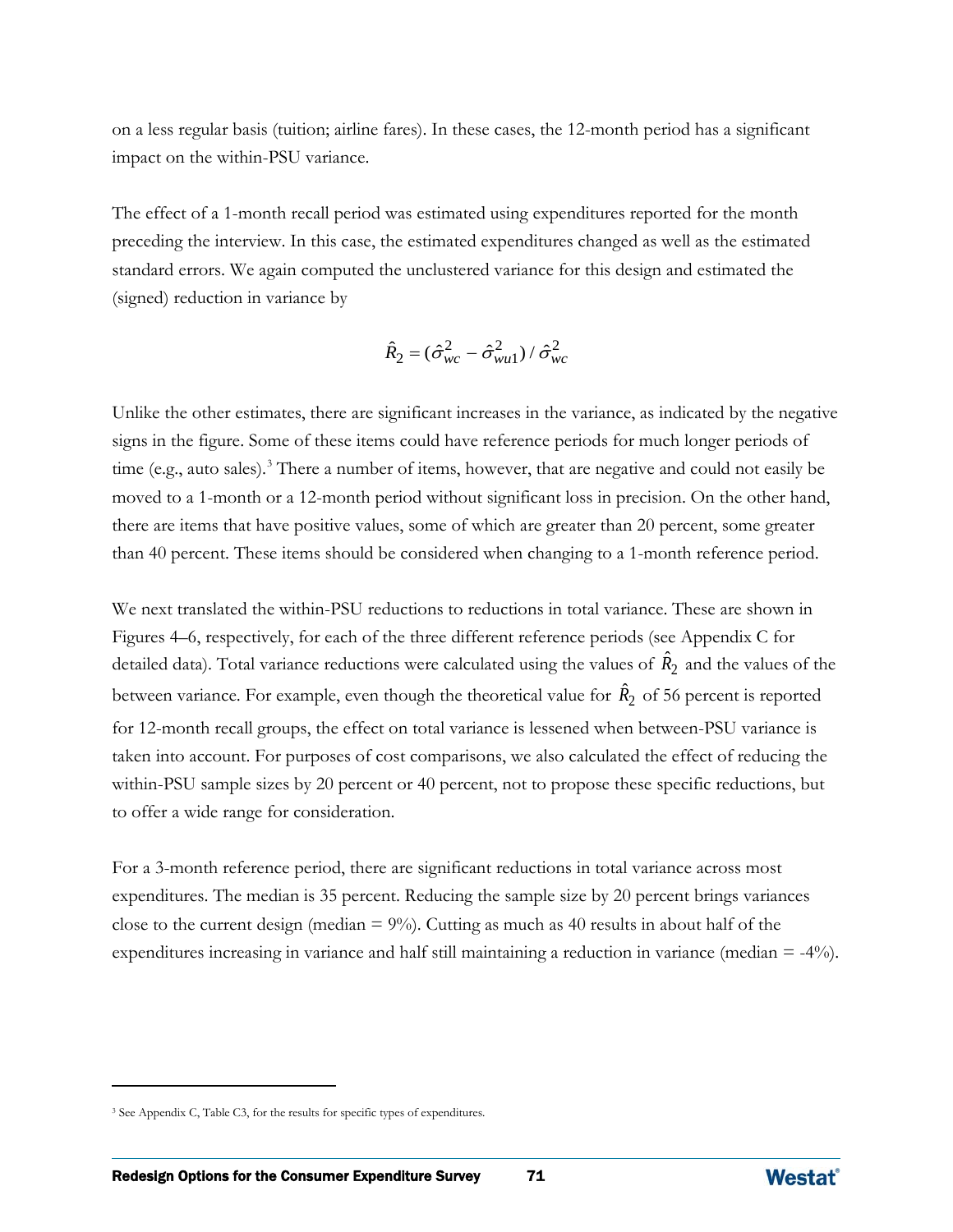on a less regular basis (tuition; airline fares). In these cases, the 12-month period has a significant impact on the within-PSU variance.

The effect of a 1-month recall period was estimated using expenditures reported for the month preceding the interview. In this case, the estimated expenditures changed as well as the estimated standard errors. We again computed the unclustered variance for this design and estimated the (signed) reduction in variance by

$$\hat{R}_2 = (\hat{\sigma}_{wc}^2 - \hat{\sigma}_{wu1}^2) / \hat{\sigma}_{wc}^2$$

Unlike the other estimates, there are significant increases in the variance, as indicated by the negative signs in the figure. Some of these items could have reference periods for much longer periods of time (e.g., auto sales).[3] There a number of items, however, that are negative and could not easily be moved to a 1-month or a 12-month period without significant loss in precision. On the other hand, there are items that have positive values, some of which are greater than 20 percent, some greater than 40 percent. These items should be considered when changing to a 1-month reference period.

We next translated the within-PSU reductions to reductions in total variance. These are shown in Figures 4–6, respectively, for each of the three different reference periods (see Appendix C for detailed data). Total variance reductions were calculated using the values of $\hat{R}_2$ and the values of the between variance. For example, even though the theoretical value for $\hat{R}_2$ of 56 percent is reported for 12-month recall groups, the effect on total variance is lessened when between-PSU variance is taken into account. For purposes of cost comparisons, we also calculated the effect of reducing the within-PSU sample sizes by 20 percent or 40 percent, not to propose these specific reductions, but to offer a wide range for consideration.

For a 3-month reference period, there are significant reductions in total variance across most expenditures. The median is 35 percent. Reducing the sample size by 20 percent brings variances close to the current design (median = 9%). Cutting as much as 40 results in about half of the expenditures increasing in variance and half still maintaining a reduction in variance (median = -4%).

[3] See Appendix C, Table C3, for the results for specific types of expenditures.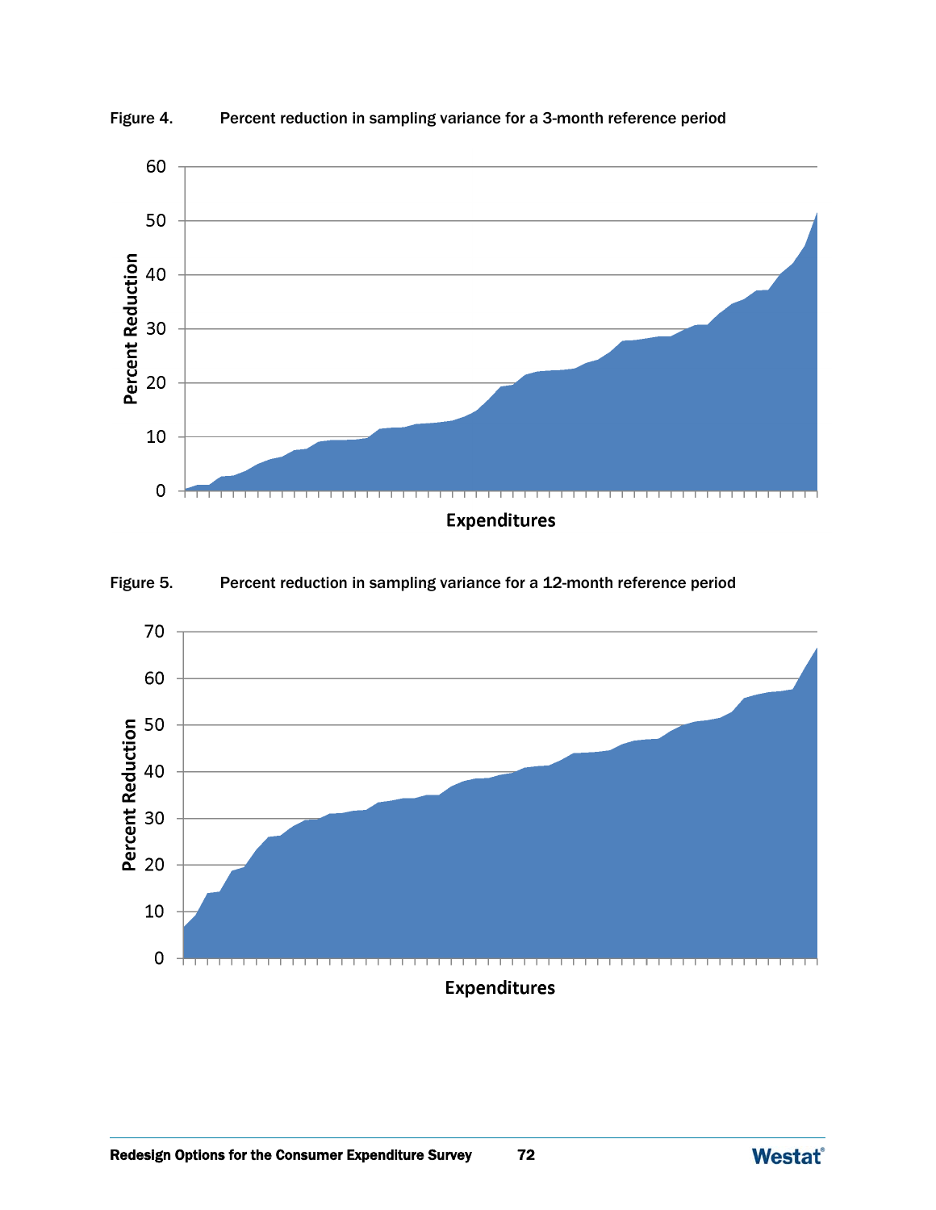Figure 4. Percent reduction in sampling variance for a 3-month reference period

Figure 5. Percent reduction in sampling variance for a 12-month reference period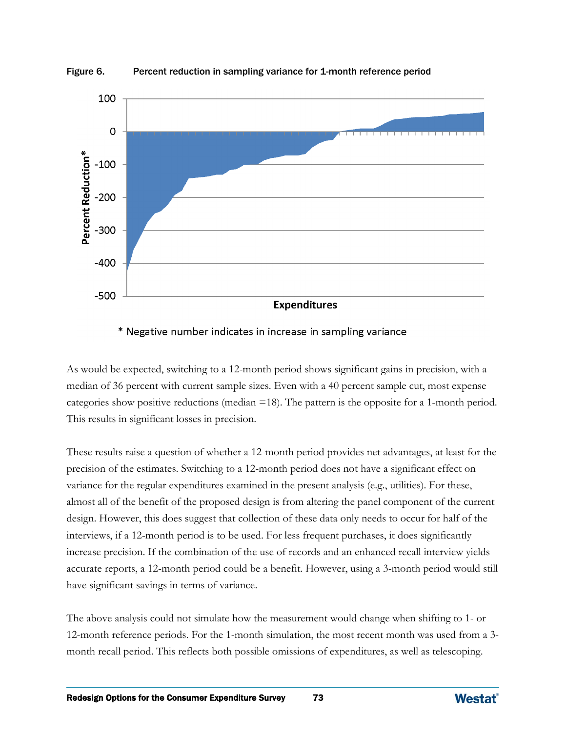Figure 6. Percent reduction in sampling variance for 1-month reference period

\* Negative number indicates in increase in sampling variance

As would be expected, switching to a 12-month period shows significant gains in precision, with a median of 36 percent with current sample sizes. Even with a 40 percent sample cut, most expense categories show positive reductions (median =18). The pattern is the opposite for a 1-month period. This results in significant losses in precision.

These results raise a question of whether a 12-month period provides net advantages, at least for the precision of the estimates. Switching to a 12-month period does not have a significant effect on variance for the regular expenditures examined in the present analysis (e.g., utilities). For these, almost all of the benefit of the proposed design is from altering the panel component of the current design. However, this does suggest that collection of these data only needs to occur for half of the interviews, if a 12-month period is to be used. For less frequent purchases, it does significantly increase precision. If the combination of the use of records and an enhanced recall interview yields accurate reports, a 12-month period could be a benefit. However, using a 3-month period would still have significant savings in terms of variance.

The above analysis could not simulate how the measurement would change when shifting to 1- or 12-month reference periods. For the 1-month simulation, the most recent month was used from a 3-month recall period. This reflects both possible omissions of expenditures, as well as telescoping.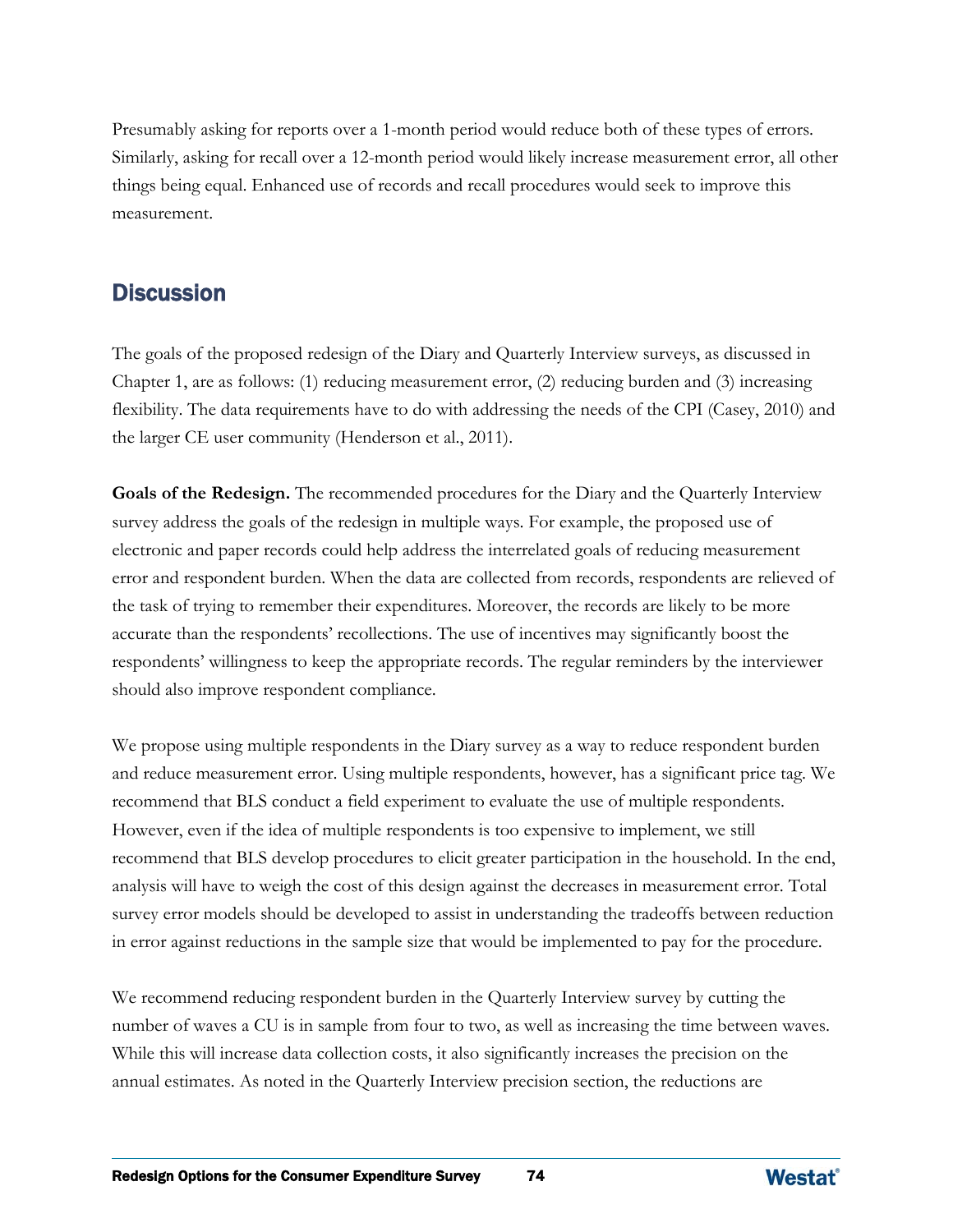Presumably asking for reports over a 1-month period would reduce both of these types of errors. Similarly, asking for recall over a 12-month period would likely increase measurement error, all other things being equal. Enhanced use of records and recall procedures would seek to improve this measurement.

## Discussion

The goals of the proposed redesign of the Diary and Quarterly Interview surveys, as discussed in Chapter 1, are as follows: (1) reducing measurement error, (2) reducing burden and (3) increasing flexibility. The data requirements have to do with addressing the needs of the CPI (Casey, 2010) and the larger CE user community (Henderson et al., 2011).

**Goals of the Redesign.** The recommended procedures for the Diary and the Quarterly Interview survey address the goals of the redesign in multiple ways. For example, the proposed use of electronic and paper records could help address the interrelated goals of reducing measurement error and respondent burden. When the data are collected from records, respondents are relieved of the task of trying to remember their expenditures. Moreover, the records are likely to be more accurate than the respondents' recollections. The use of incentives may significantly boost the respondents' willingness to keep the appropriate records. The regular reminders by the interviewer should also improve respondent compliance.

We propose using multiple respondents in the Diary survey as a way to reduce respondent burden and reduce measurement error. Using multiple respondents, however, has a significant price tag. We recommend that BLS conduct a field experiment to evaluate the use of multiple respondents. However, even if the idea of multiple respondents is too expensive to implement, we still recommend that BLS develop procedures to elicit greater participation in the household. In the end, analysis will have to weigh the cost of this design against the decreases in measurement error. Total survey error models should be developed to assist in understanding the tradeoffs between reduction in error against reductions in the sample size that would be implemented to pay for the procedure.

We recommend reducing respondent burden in the Quarterly Interview survey by cutting the number of waves a CU is in sample from four to two, as well as increasing the time between waves. While this will increase data collection costs, it also significantly increases the precision on the annual estimates. As noted in the Quarterly Interview precision section, the reductions are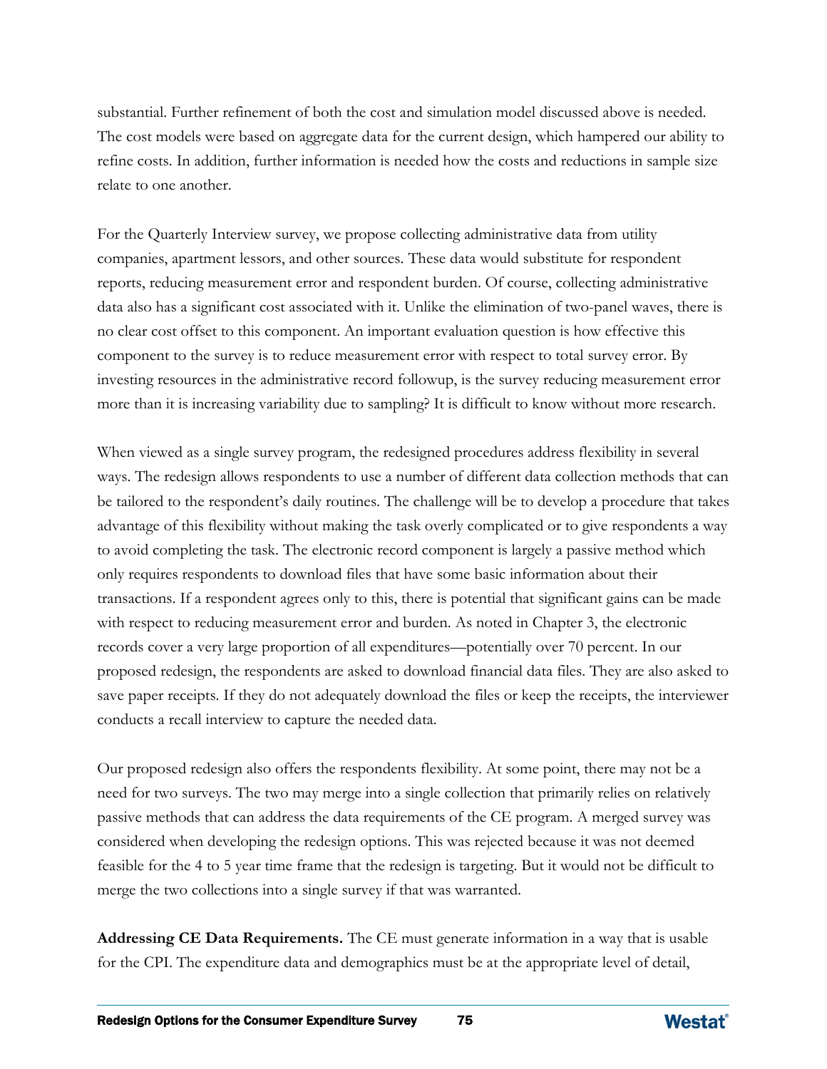substantial. Further refinement of both the cost and simulation model discussed above is needed. The cost models were based on aggregate data for the current design, which hampered our ability to refine costs. In addition, further information is needed how the costs and reductions in sample size relate to one another.

For the Quarterly Interview survey, we propose collecting administrative data from utility companies, apartment lessors, and other sources. These data would substitute for respondent reports, reducing measurement error and respondent burden. Of course, collecting administrative data also has a significant cost associated with it. Unlike the elimination of two-panel waves, there is no clear cost offset to this component. An important evaluation question is how effective this component to the survey is to reduce measurement error with respect to total survey error. By investing resources in the administrative record followup, is the survey reducing measurement error more than it is increasing variability due to sampling? It is difficult to know without more research.

When viewed as a single survey program, the redesigned procedures address flexibility in several ways. The redesign allows respondents to use a number of different data collection methods that can be tailored to the respondent's daily routines. The challenge will be to develop a procedure that takes advantage of this flexibility without making the task overly complicated or to give respondents a way to avoid completing the task. The electronic record component is largely a passive method which only requires respondents to download files that have some basic information about their transactions. If a respondent agrees only to this, there is potential that significant gains can be made with respect to reducing measurement error and burden. As noted in Chapter 3, the electronic records cover a very large proportion of all expenditures—potentially over 70 percent. In our proposed redesign, the respondents are asked to download financial data files. They are also asked to save paper receipts. If they do not adequately download the files or keep the receipts, the interviewer conducts a recall interview to capture the needed data.

Our proposed redesign also offers the respondents flexibility. At some point, there may not be a need for two surveys. The two may merge into a single collection that primarily relies on relatively passive methods that can address the data requirements of the CE program. A merged survey was considered when developing the redesign options. This was rejected because it was not deemed feasible for the 4 to 5 year time frame that the redesign is targeting. But it would not be difficult to merge the two collections into a single survey if that was warranted.

**Addressing CE Data Requirements.** The CE must generate information in a way that is usable for the CPI. The expenditure data and demographics must be at the appropriate level of detail,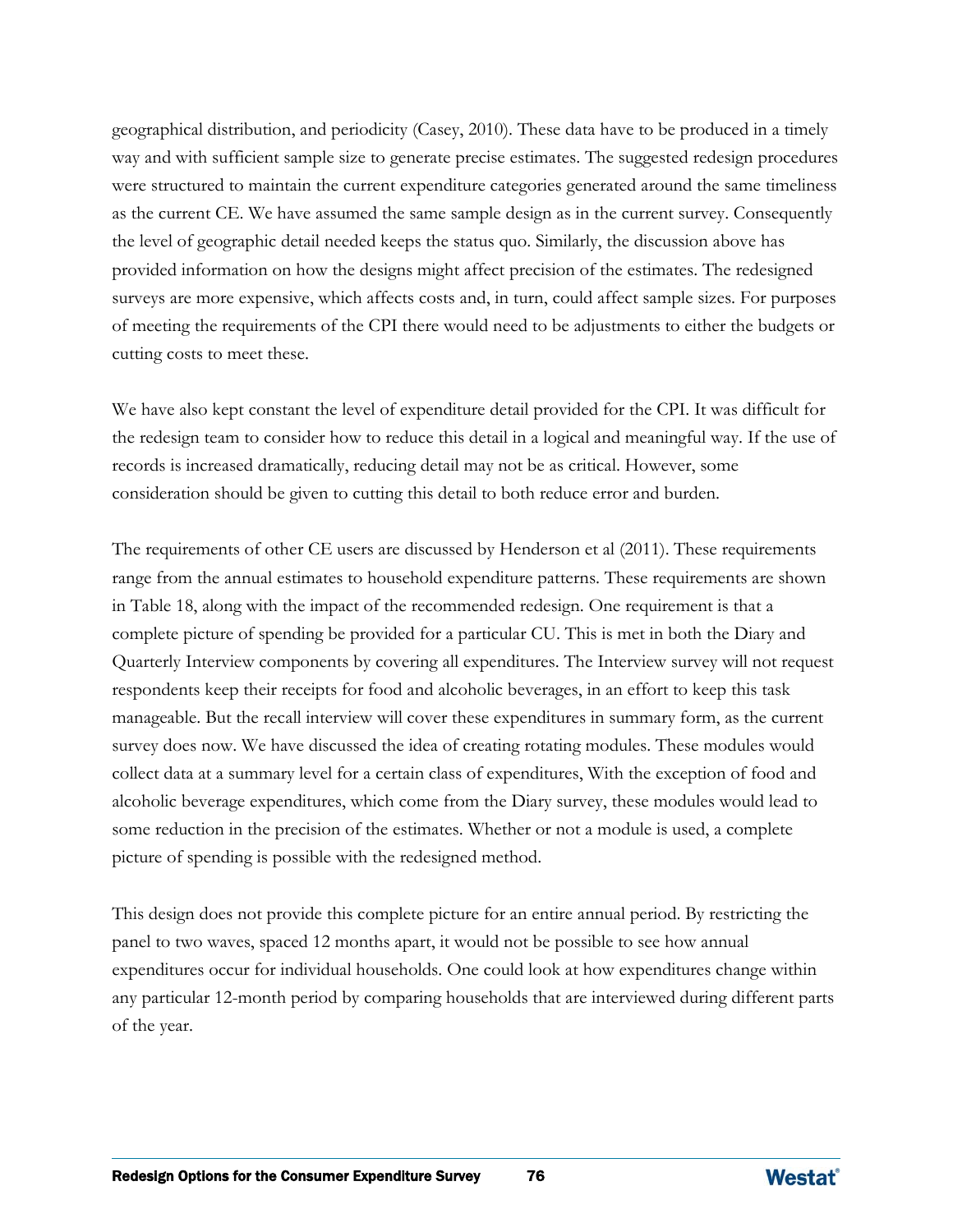geographical distribution, and periodicity (Casey, 2010). These data have to be produced in a timely way and with sufficient sample size to generate precise estimates. The suggested redesign procedures were structured to maintain the current expenditure categories generated around the same timeliness as the current CE. We have assumed the same sample design as in the current survey. Consequently the level of geographic detail needed keeps the status quo. Similarly, the discussion above has provided information on how the designs might affect precision of the estimates. The redesigned surveys are more expensive, which affects costs and, in turn, could affect sample sizes. For purposes of meeting the requirements of the CPI there would need to be adjustments to either the budgets or cutting costs to meet these.

We have also kept constant the level of expenditure detail provided for the CPI. It was difficult for the redesign team to consider how to reduce this detail in a logical and meaningful way. If the use of records is increased dramatically, reducing detail may not be as critical. However, some consideration should be given to cutting this detail to both reduce error and burden.

The requirements of other CE users are discussed by Henderson et al (2011). These requirements range from the annual estimates to household expenditure patterns. These requirements are shown in Table 18, along with the impact of the recommended redesign. One requirement is that a complete picture of spending be provided for a particular CU. This is met in both the Diary and Quarterly Interview components by covering all expenditures. The Interview survey will not request respondents keep their receipts for food and alcoholic beverages, in an effort to keep this task manageable. But the recall interview will cover these expenditures in summary form, as the current survey does now. We have discussed the idea of creating rotating modules. These modules would collect data at a summary level for a certain class of expenditures, With the exception of food and alcoholic beverage expenditures, which come from the Diary survey, these modules would lead to some reduction in the precision of the estimates. Whether or not a module is used, a complete picture of spending is possible with the redesigned method.

This design does not provide this complete picture for an entire annual period. By restricting the panel to two waves, spaced 12 months apart, it would not be possible to see how annual expenditures occur for individual households. One could look at how expenditures change within any particular 12-month period by comparing households that are interviewed during different parts of the year.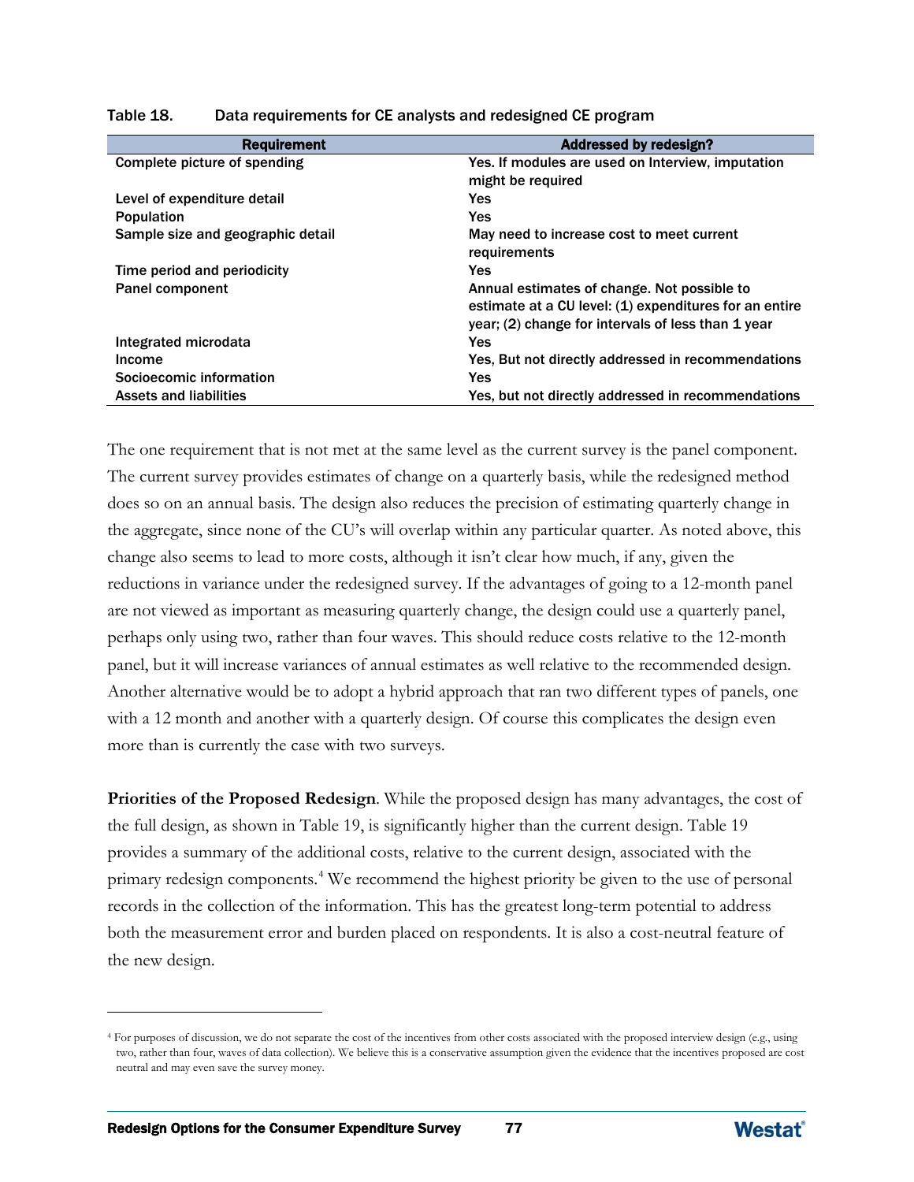Table 18. Data requirements for CE analysts and redesigned CE program

| Requirement | Addressed by redesign? |
|---|---|
| Complete picture of spending | Yes. If modules are used on Interview, imputation might be required |
| Level of expenditure detail | Yes |
| Population | Yes |
| Sample size and geographic detail | May need to increase cost to meet current requirements |
| Time period and periodicity | Yes |
| Panel component | Annual estimates of change. Not possible to estimate at a CU level: (1) expenditures for an entire year; (2) change for intervals of less than 1 year |
| Integrated microdata | Yes |
| Income | Yes, But not directly addressed in recommendations |
| Socioecomic information | Yes |
| Assets and liabilities | Yes, but not directly addressed in recommendations |

The one requirement that is not met at the same level as the current survey is the panel component. The current survey provides estimates of change on a quarterly basis, while the redesigned method does so on an annual basis. The design also reduces the precision of estimating quarterly change in the aggregate, since none of the CU's will overlap within any particular quarter. As noted above, this change also seems to lead to more costs, although it isn't clear how much, if any, given the reductions in variance under the redesigned survey. If the advantages of going to a 12-month panel are not viewed as important as measuring quarterly change, the design could use a quarterly panel, perhaps only using two, rather than four waves. This should reduce costs relative to the 12-month panel, but it will increase variances of annual estimates as well relative to the recommended design. Another alternative would be to adopt a hybrid approach that ran two different types of panels, one with a 12 month and another with a quarterly design. Of course this complicates the design even more than is currently the case with two surveys.

**Priorities of the Proposed Redesign**. While the proposed design has many advantages, the cost of the full design, as shown in Table 19, is significantly higher than the current design. Table 19 provides a summary of the additional costs, relative to the current design, associated with the primary redesign components.[4] We recommend the highest priority be given to the use of personal records in the collection of the information. This has the greatest long-term potential to address both the measurement error and burden placed on respondents. It is also a cost-neutral feature of the new design.

[4] For purposes of discussion, we do not separate the cost of the incentives from other costs associated with the proposed interview design (e.g., using two, rather than four, waves of data collection). We believe this is a conservative assumption given the evidence that the incentives proposed are cost neutral and may even save the survey money.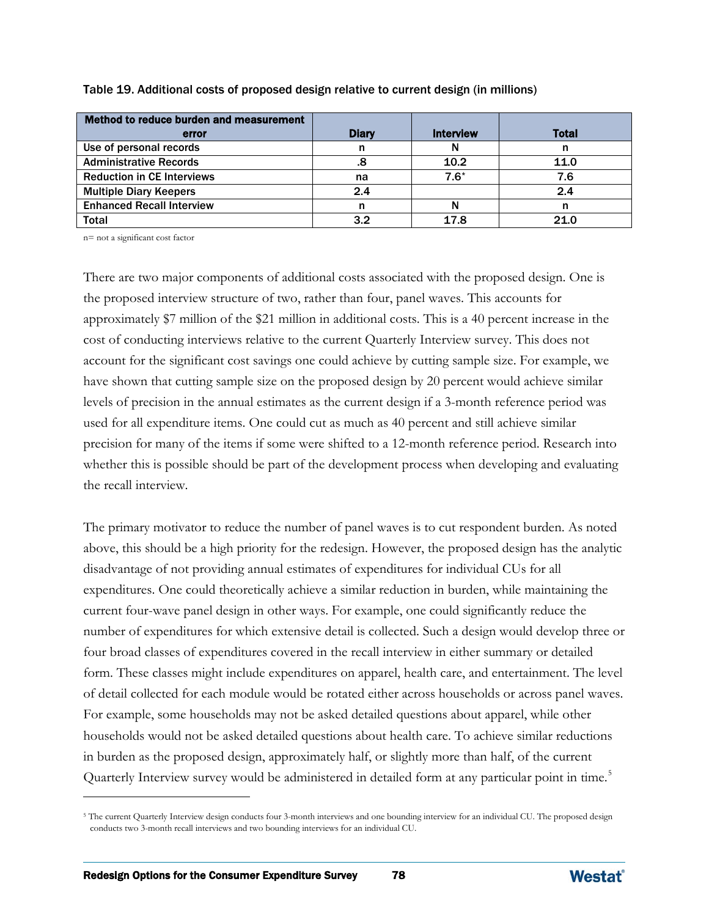Table 19. Additional costs of proposed design relative to current design (in millions)

| Method to reduce burden and measurement error | Diary | Interview | Total |
|---|---|---|---|
| Use of personal records | n | N | n |
| Administrative Records | .8 | 10.2 | 11.0 |
| Reduction in CE Interviews | na | 7.6* | 7.6 |
| Multiple Diary Keepers | 2.4 | | 2.4 |
| Enhanced Recall Interview | n | N | n |
| Total | 3.2 | 17.8 | 21.0 |

n= not a significant cost factor

There are two major components of additional costs associated with the proposed design. One is the proposed interview structure of two, rather than four, panel waves. This accounts for approximately $7 million of the $21 million in additional costs. This is a 40 percent increase in the cost of conducting interviews relative to the current Quarterly Interview survey. This does not account for the significant cost savings one could achieve by cutting sample size. For example, we have shown that cutting sample size on the proposed design by 20 percent would achieve similar levels of precision in the annual estimates as the current design if a 3-month reference period was used for all expenditure items. One could cut as much as 40 percent and still achieve similar precision for many of the items if some were shifted to a 12-month reference period. Research into whether this is possible should be part of the development process when developing and evaluating the recall interview.

The primary motivator to reduce the number of panel waves is to cut respondent burden. As noted above, this should be a high priority for the redesign. However, the proposed design has the analytic disadvantage of not providing annual estimates of expenditures for individual CUs for all expenditures. One could theoretically achieve a similar reduction in burden, while maintaining the current four-wave panel design in other ways. For example, one could significantly reduce the number of expenditures for which extensive detail is collected. Such a design would develop three or four broad classes of expenditures covered in the recall interview in either summary or detailed form. These classes might include expenditures on apparel, health care, and entertainment. The level of detail collected for each module would be rotated either across households or across panel waves. For example, some households may not be asked detailed questions about apparel, while other households would not be asked detailed questions about health care. To achieve similar reductions in burden as the proposed design, approximately half, or slightly more than half, of the current Quarterly Interview survey would be administered in detailed form at any particular point in time.[5]

[5] The current Quarterly Interview design conducts four 3-month interviews and one bounding interview for an individual CU. The proposed design conducts two 3-month recall interviews and two bounding interviews for an individual CU.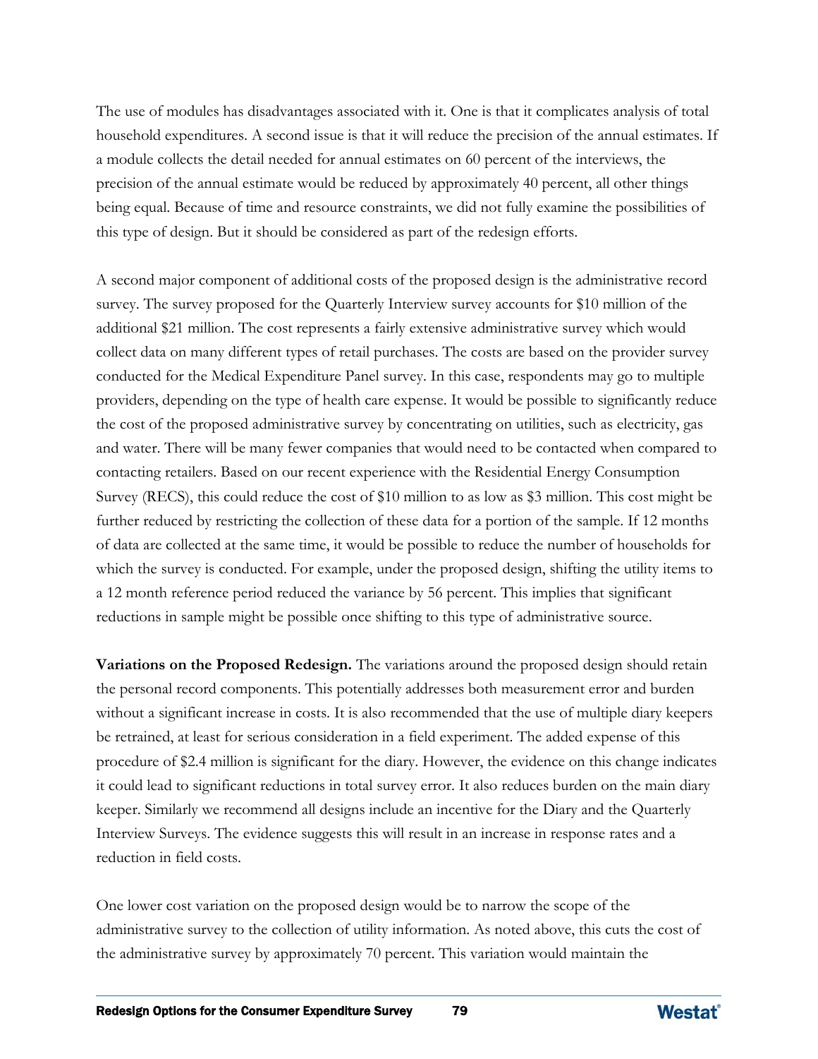The use of modules has disadvantages associated with it. One is that it complicates analysis of total household expenditures. A second issue is that it will reduce the precision of the annual estimates. If a module collects the detail needed for annual estimates on 60 percent of the interviews, the precision of the annual estimate would be reduced by approximately 40 percent, all other things being equal. Because of time and resource constraints, we did not fully examine the possibilities of this type of design. But it should be considered as part of the redesign efforts.

A second major component of additional costs of the proposed design is the administrative record survey. The survey proposed for the Quarterly Interview survey accounts for $10 million of the additional $21 million. The cost represents a fairly extensive administrative survey which would collect data on many different types of retail purchases. The costs are based on the provider survey conducted for the Medical Expenditure Panel survey. In this case, respondents may go to multiple providers, depending on the type of health care expense. It would be possible to significantly reduce the cost of the proposed administrative survey by concentrating on utilities, such as electricity, gas and water. There will be many fewer companies that would need to be contacted when compared to contacting retailers. Based on our recent experience with the Residential Energy Consumption Survey (RECS), this could reduce the cost of $10 million to as low as $3 million. This cost might be further reduced by restricting the collection of these data for a portion of the sample. If 12 months of data are collected at the same time, it would be possible to reduce the number of households for which the survey is conducted. For example, under the proposed design, shifting the utility items to a 12 month reference period reduced the variance by 56 percent. This implies that significant reductions in sample might be possible once shifting to this type of administrative source.

**Variations on the Proposed Redesign.** The variations around the proposed design should retain the personal record components. This potentially addresses both measurement error and burden without a significant increase in costs. It is also recommended that the use of multiple diary keepers be retrained, at least for serious consideration in a field experiment. The added expense of this procedure of $2.4 million is significant for the diary. However, the evidence on this change indicates it could lead to significant reductions in total survey error. It also reduces burden on the main diary keeper. Similarly we recommend all designs include an incentive for the Diary and the Quarterly Interview Surveys. The evidence suggests this will result in an increase in response rates and a reduction in field costs.

One lower cost variation on the proposed design would be to narrow the scope of the administrative survey to the collection of utility information. As noted above, this cuts the cost of the administrative survey by approximately 70 percent. This variation would maintain the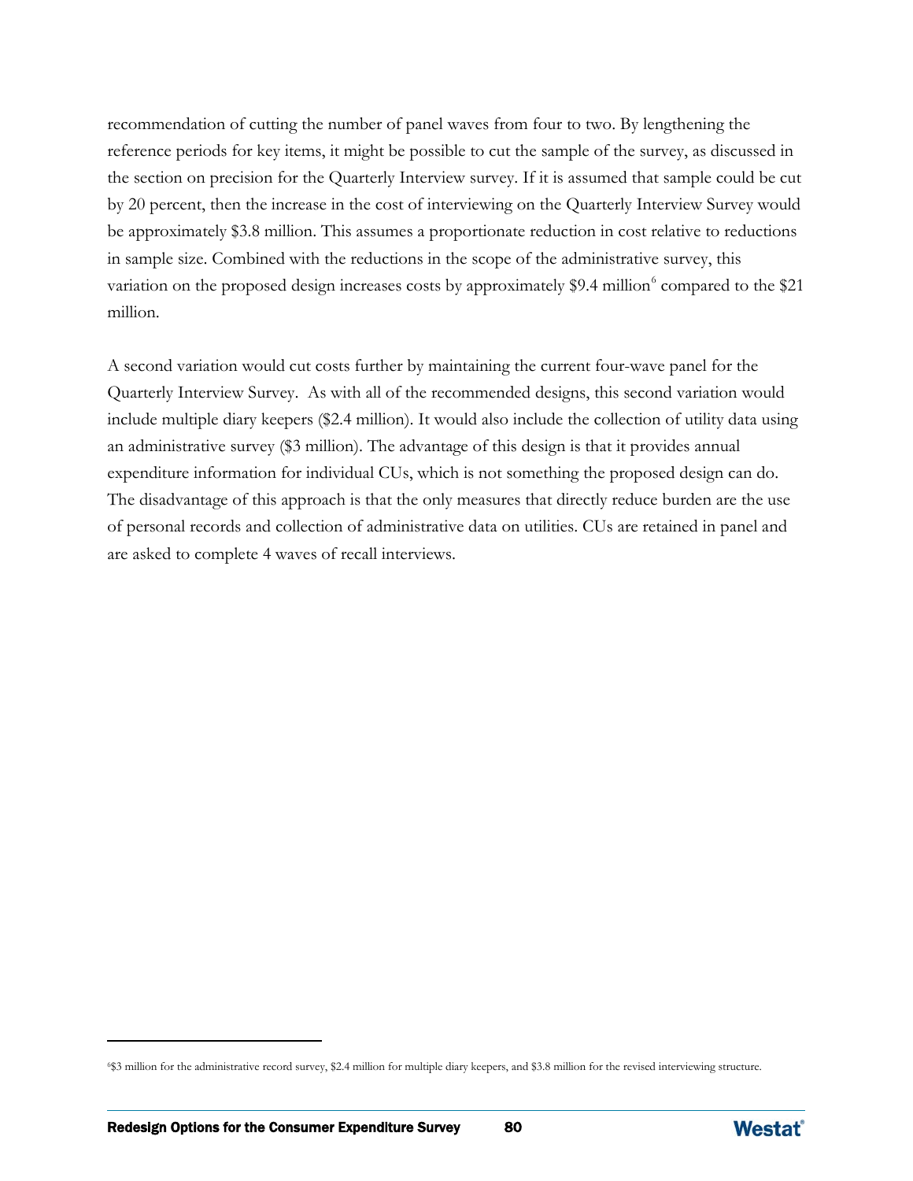recommendation of cutting the number of panel waves from four to two. By lengthening the reference periods for key items, it might be possible to cut the sample of the survey, as discussed in the section on precision for the Quarterly Interview survey. If it is assumed that sample could be cut by 20 percent, then the increase in the cost of interviewing on the Quarterly Interview Survey would be approximately $3.8 million. This assumes a proportionate reduction in cost relative to reductions in sample size. Combined with the reductions in the scope of the administrative survey, this variation on the proposed design increases costs by approximately $9.4 million[6] compared to the $21 million.

A second variation would cut costs further by maintaining the current four-wave panel for the Quarterly Interview Survey. As with all of the recommended designs, this second variation would include multiple diary keepers ($2.4 million). It would also include the collection of utility data using an administrative survey ($3 million). The advantage of this design is that it provides annual expenditure information for individual CUs, which is not something the proposed design can do. The disadvantage of this approach is that the only measures that directly reduce burden are the use of personal records and collection of administrative data on utilities. CUs are retained in panel and are asked to complete 4 waves of recall interviews.

[6] $3 million for the administrative record survey, $2.4 million for multiple diary keepers, and $3.8 million for the revised interviewing structure.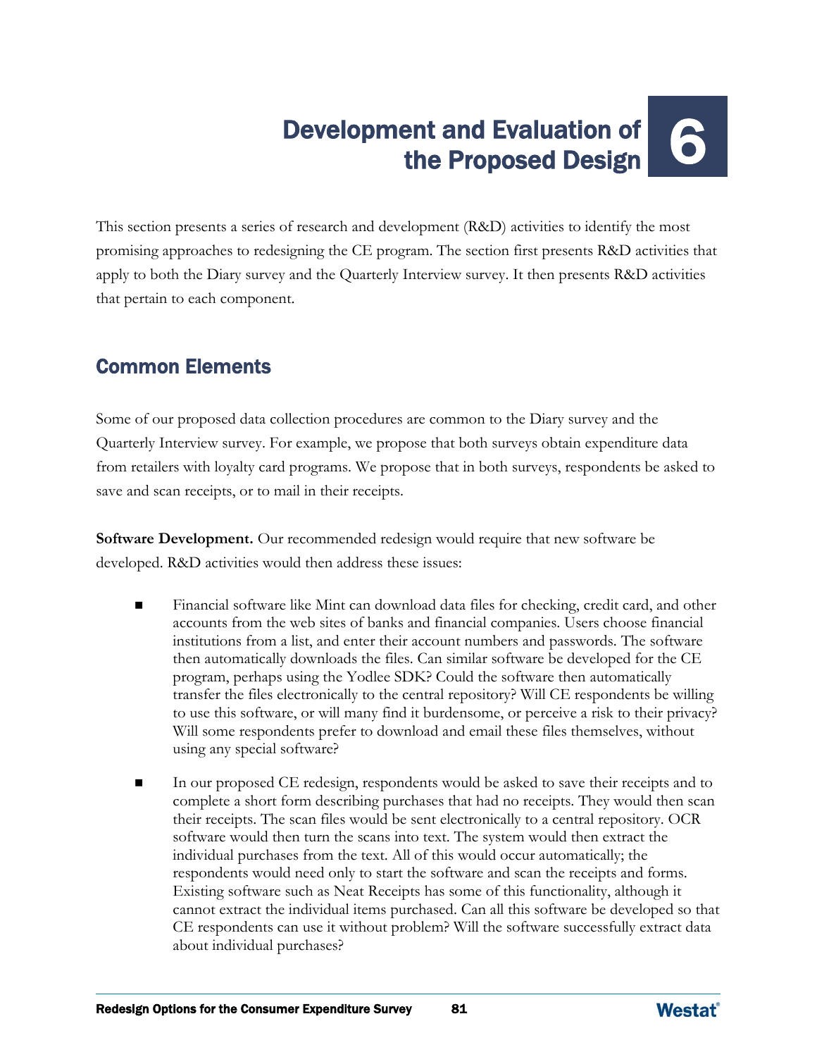# 6 Development and Evaluation of the Proposed Design

This section presents a series of research and development (R&D) activities to identify the most promising approaches to redesigning the CE program. The section first presents R&D activities that apply to both the Diary survey and the Quarterly Interview survey. It then presents R&D activities that pertain to each component.

## Common Elements

Some of our proposed data collection procedures are common to the Diary survey and the Quarterly Interview survey. For example, we propose that both surveys obtain expenditure data from retailers with loyalty card programs. We propose that in both surveys, respondents be asked to save and scan receipts, or to mail in their receipts.

**Software Development.** Our recommended redesign would require that new software be developed. R&D activities would then address these issues:

- Financial software like Mint can download data files for checking, credit card, and other accounts from the web sites of banks and financial companies. Users choose financial institutions from a list, and enter their account numbers and passwords. The software then automatically downloads the files. Can similar software be developed for the CE program, perhaps using the Yodlee SDK? Could the software then automatically transfer the files electronically to the central repository? Will CE respondents be willing to use this software, or will many find it burdensome, or perceive a risk to their privacy? Will some respondents prefer to download and email these files themselves, without using any special software?

- In our proposed CE redesign, respondents would be asked to save their receipts and to complete a short form describing purchases that had no receipts. They would then scan their receipts. The scan files would be sent electronically to a central repository. OCR software would then turn the scans into text. The system would then extract the individual purchases from the text. All of this would occur automatically; the respondents would need only to start the software and scan the receipts and forms. Existing software such as Neat Receipts has some of this functionality, although it cannot extract the individual items purchased. Can all this software be developed so that CE respondents can use it without problem? Will the software successfully extract data about individual purchases?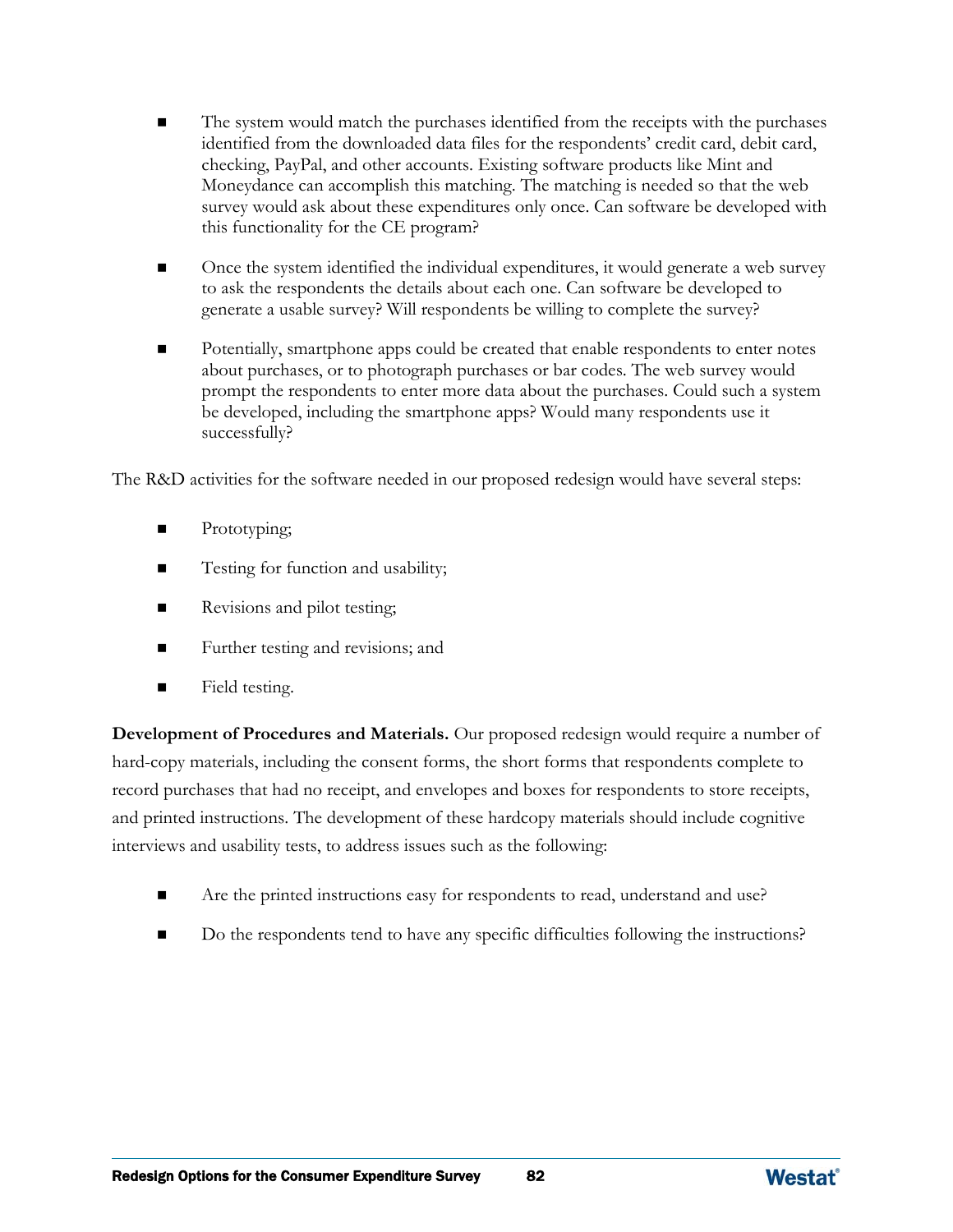- The system would match the purchases identified from the receipts with the purchases identified from the downloaded data files for the respondents' credit card, debit card, checking, PayPal, and other accounts. Existing software products like Mint and Moneydance can accomplish this matching. The matching is needed so that the web survey would ask about these expenditures only once. Can software be developed with this functionality for the CE program?

- Once the system identified the individual expenditures, it would generate a web survey to ask the respondents the details about each one. Can software be developed to generate a usable survey? Will respondents be willing to complete the survey?

- Potentially, smartphone apps could be created that enable respondents to enter notes about purchases, or to photograph purchases or bar codes. The web survey would prompt the respondents to enter more data about the purchases. Could such a system be developed, including the smartphone apps? Would many respondents use it successfully?

The R&D activities for the software needed in our proposed redesign would have several steps:

- Prototyping;
- Testing for function and usability;
- Revisions and pilot testing;
- Further testing and revisions; and
- Field testing.

**Development of Procedures and Materials.** Our proposed redesign would require a number of hard-copy materials, including the consent forms, the short forms that respondents complete to record purchases that had no receipt, and envelopes and boxes for respondents to store receipts, and printed instructions. The development of these hardcopy materials should include cognitive interviews and usability tests, to address issues such as the following:

- Are the printed instructions easy for respondents to read, understand and use?
- Do the respondents tend to have any specific difficulties following the instructions?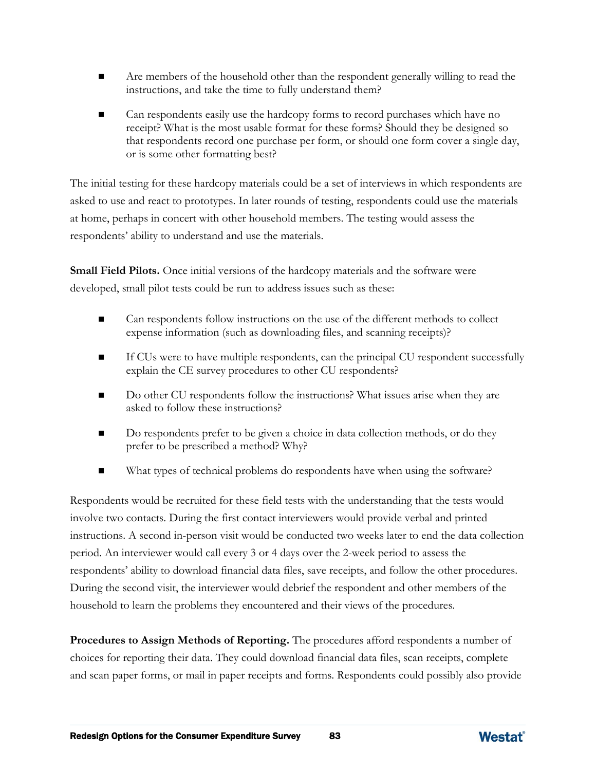- Are members of the household other than the respondent generally willing to read the instructions, and take the time to fully understand them?

- Can respondents easily use the hardcopy forms to record purchases which have no receipt? What is the most usable format for these forms? Should they be designed so that respondents record one purchase per form, or should one form cover a single day, or is some other formatting best?

The initial testing for these hardcopy materials could be a set of interviews in which respondents are asked to use and react to prototypes. In later rounds of testing, respondents could use the materials at home, perhaps in concert with other household members. The testing would assess the respondents' ability to understand and use the materials.

**Small Field Pilots.** Once initial versions of the hardcopy materials and the software were developed, small pilot tests could be run to address issues such as these:

- Can respondents follow instructions on the use of the different methods to collect expense information (such as downloading files, and scanning receipts)?

- If CUs were to have multiple respondents, can the principal CU respondent successfully explain the CE survey procedures to other CU respondents?

- Do other CU respondents follow the instructions? What issues arise when they are asked to follow these instructions?

- Do respondents prefer to be given a choice in data collection methods, or do they prefer to be prescribed a method? Why?

- What types of technical problems do respondents have when using the software?

Respondents would be recruited for these field tests with the understanding that the tests would involve two contacts. During the first contact interviewers would provide verbal and printed instructions. A second in-person visit would be conducted two weeks later to end the data collection period. An interviewer would call every 3 or 4 days over the 2-week period to assess the respondents' ability to download financial data files, save receipts, and follow the other procedures. During the second visit, the interviewer would debrief the respondent and other members of the household to learn the problems they encountered and their views of the procedures.

**Procedures to Assign Methods of Reporting.** The procedures afford respondents a number of choices for reporting their data. They could download financial data files, scan receipts, complete and scan paper forms, or mail in paper receipts and forms. Respondents could possibly also provide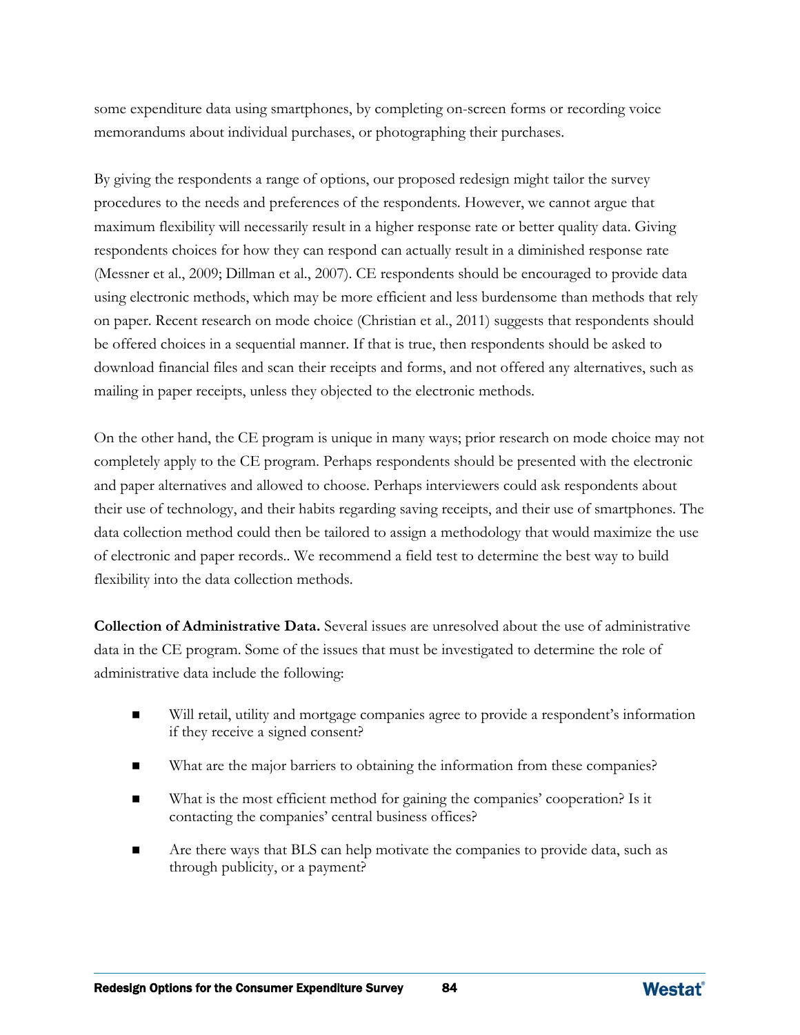some expenditure data using smartphones, by completing on-screen forms or recording voice memorandums about individual purchases, or photographing their purchases.

By giving the respondents a range of options, our proposed redesign might tailor the survey procedures to the needs and preferences of the respondents. However, we cannot argue that maximum flexibility will necessarily result in a higher response rate or better quality data. Giving respondents choices for how they can respond can actually result in a diminished response rate (Messner et al., 2009; Dillman et al., 2007). CE respondents should be encouraged to provide data using electronic methods, which may be more efficient and less burdensome than methods that rely on paper. Recent research on mode choice (Christian et al., 2011) suggests that respondents should be offered choices in a sequential manner. If that is true, then respondents should be asked to download financial files and scan their receipts and forms, and not offered any alternatives, such as mailing in paper receipts, unless they objected to the electronic methods.

On the other hand, the CE program is unique in many ways; prior research on mode choice may not completely apply to the CE program. Perhaps respondents should be presented with the electronic and paper alternatives and allowed to choose. Perhaps interviewers could ask respondents about their use of technology, and their habits regarding saving receipts, and their use of smartphones. The data collection method could then be tailored to assign a methodology that would maximize the use of electronic and paper records.. We recommend a field test to determine the best way to build flexibility into the data collection methods.

**Collection of Administrative Data.** Several issues are unresolved about the use of administrative data in the CE program. Some of the issues that must be investigated to determine the role of administrative data include the following:

- Will retail, utility and mortgage companies agree to provide a respondent's information if they receive a signed consent?
- What are the major barriers to obtaining the information from these companies?
- What is the most efficient method for gaining the companies' cooperation? Is it contacting the companies' central business offices?
- Are there ways that BLS can help motivate the companies to provide data, such as through publicity, or a payment?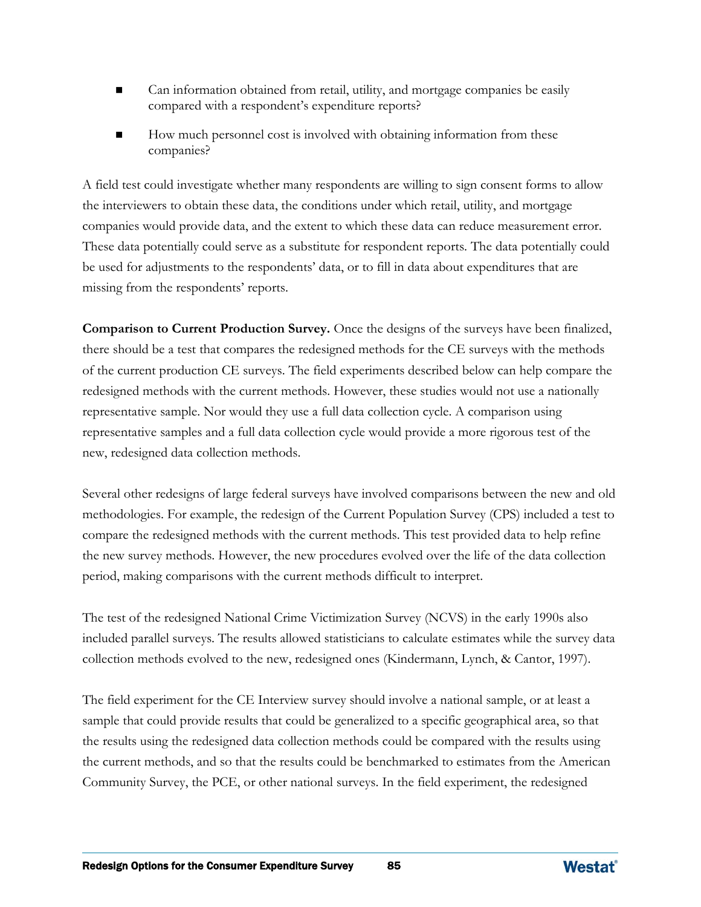- Can information obtained from retail, utility, and mortgage companies be easily compared with a respondent's expenditure reports?
- How much personnel cost is involved with obtaining information from these companies?

A field test could investigate whether many respondents are willing to sign consent forms to allow the interviewers to obtain these data, the conditions under which retail, utility, and mortgage companies would provide data, and the extent to which these data can reduce measurement error. These data potentially could serve as a substitute for respondent reports. The data potentially could be used for adjustments to the respondents' data, or to fill in data about expenditures that are missing from the respondents' reports.

**Comparison to Current Production Survey.** Once the designs of the surveys have been finalized, there should be a test that compares the redesigned methods for the CE surveys with the methods of the current production CE surveys. The field experiments described below can help compare the redesigned methods with the current methods. However, these studies would not use a nationally representative sample. Nor would they use a full data collection cycle. A comparison using representative samples and a full data collection cycle would provide a more rigorous test of the new, redesigned data collection methods.

Several other redesigns of large federal surveys have involved comparisons between the new and old methodologies. For example, the redesign of the Current Population Survey (CPS) included a test to compare the redesigned methods with the current methods. This test provided data to help refine the new survey methods. However, the new procedures evolved over the life of the data collection period, making comparisons with the current methods difficult to interpret.

The test of the redesigned National Crime Victimization Survey (NCVS) in the early 1990s also included parallel surveys. The results allowed statisticians to calculate estimates while the survey data collection methods evolved to the new, redesigned ones (Kindermann, Lynch, & Cantor, 1997).

The field experiment for the CE Interview survey should involve a national sample, or at least a sample that could provide results that could be generalized to a specific geographical area, so that the results using the redesigned data collection methods could be compared with the results using the current methods, and so that the results could be benchmarked to estimates from the American Community Survey, the PCE, or other national surveys. In the field experiment, the redesigned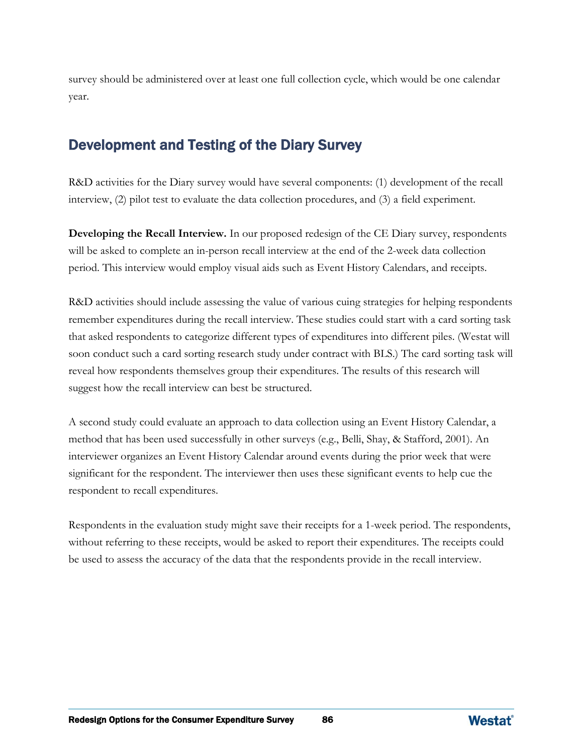survey should be administered over at least one full collection cycle, which would be one calendar year.

## Development and Testing of the Diary Survey

R&D activities for the Diary survey would have several components: (1) development of the recall interview, (2) pilot test to evaluate the data collection procedures, and (3) a field experiment.

**Developing the Recall Interview.** In our proposed redesign of the CE Diary survey, respondents will be asked to complete an in-person recall interview at the end of the 2-week data collection period. This interview would employ visual aids such as Event History Calendars, and receipts.

R&D activities should include assessing the value of various cuing strategies for helping respondents remember expenditures during the recall interview. These studies could start with a card sorting task that asked respondents to categorize different types of expenditures into different piles. (Westat will soon conduct such a card sorting research study under contract with BLS.) The card sorting task will reveal how respondents themselves group their expenditures. The results of this research will suggest how the recall interview can best be structured.

A second study could evaluate an approach to data collection using an Event History Calendar, a method that has been used successfully in other surveys (e.g., Belli, Shay, & Stafford, 2001). An interviewer organizes an Event History Calendar around events during the prior week that were significant for the respondent. The interviewer then uses these significant events to help cue the respondent to recall expenditures.

Respondents in the evaluation study might save their receipts for a 1-week period. The respondents, without referring to these receipts, would be asked to report their expenditures. The receipts could be used to assess the accuracy of the data that the respondents provide in the recall interview.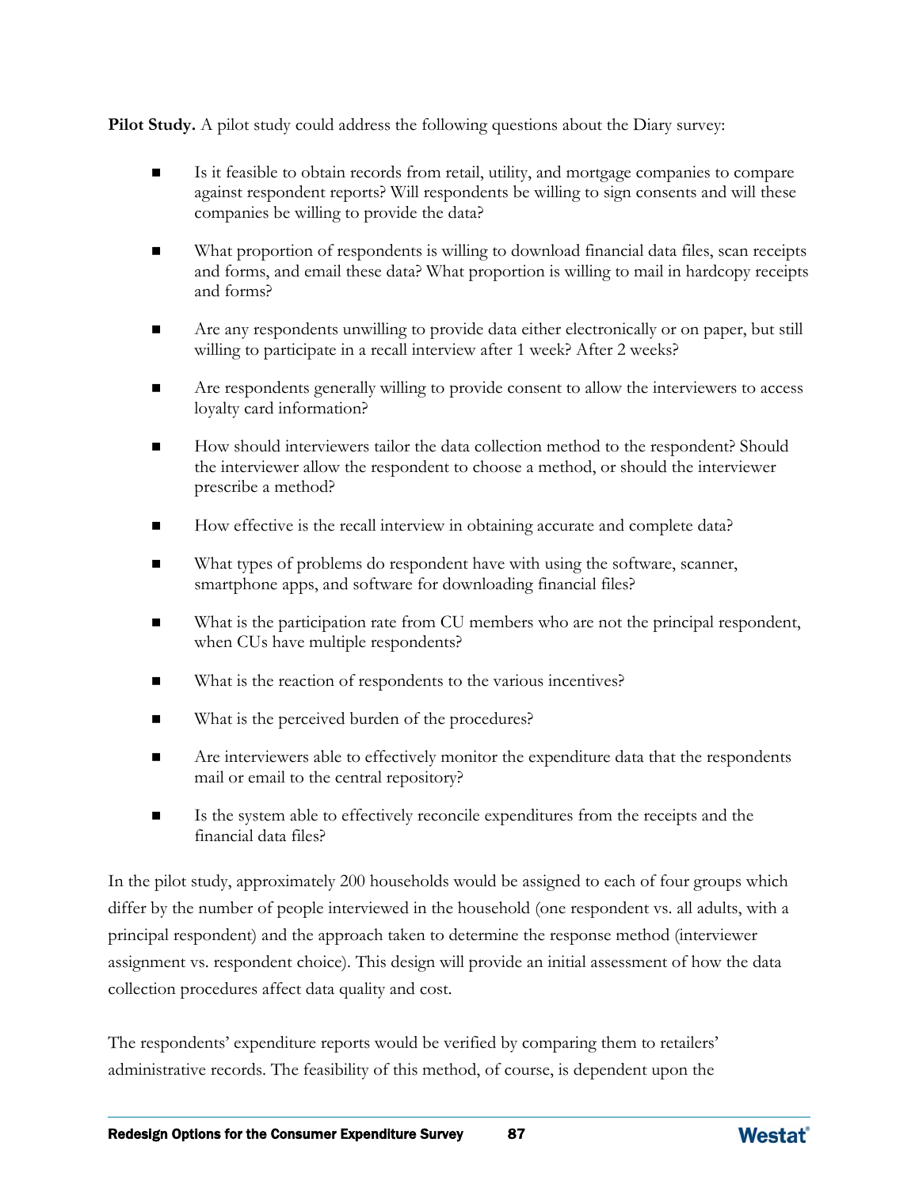**Pilot Study.** A pilot study could address the following questions about the Diary survey:

- Is it feasible to obtain records from retail, utility, and mortgage companies to compare against respondent reports? Will respondents be willing to sign consents and will these companies be willing to provide the data?
- What proportion of respondents is willing to download financial data files, scan receipts and forms, and email these data? What proportion is willing to mail in hardcopy receipts and forms?
- Are any respondents unwilling to provide data either electronically or on paper, but still willing to participate in a recall interview after 1 week? After 2 weeks?
- Are respondents generally willing to provide consent to allow the interviewers to access loyalty card information?
- How should interviewers tailor the data collection method to the respondent? Should the interviewer allow the respondent to choose a method, or should the interviewer prescribe a method?
- How effective is the recall interview in obtaining accurate and complete data?
- What types of problems do respondent have with using the software, scanner, smartphone apps, and software for downloading financial files?
- What is the participation rate from CU members who are not the principal respondent, when CUs have multiple respondents?
- What is the reaction of respondents to the various incentives?
- What is the perceived burden of the procedures?
- Are interviewers able to effectively monitor the expenditure data that the respondents mail or email to the central repository?
- Is the system able to effectively reconcile expenditures from the receipts and the financial data files?

In the pilot study, approximately 200 households would be assigned to each of four groups which differ by the number of people interviewed in the household (one respondent vs. all adults, with a principal respondent) and the approach taken to determine the response method (interviewer assignment vs. respondent choice). This design will provide an initial assessment of how the data collection procedures affect data quality and cost.

The respondents' expenditure reports would be verified by comparing them to retailers' administrative records. The feasibility of this method, of course, is dependent upon the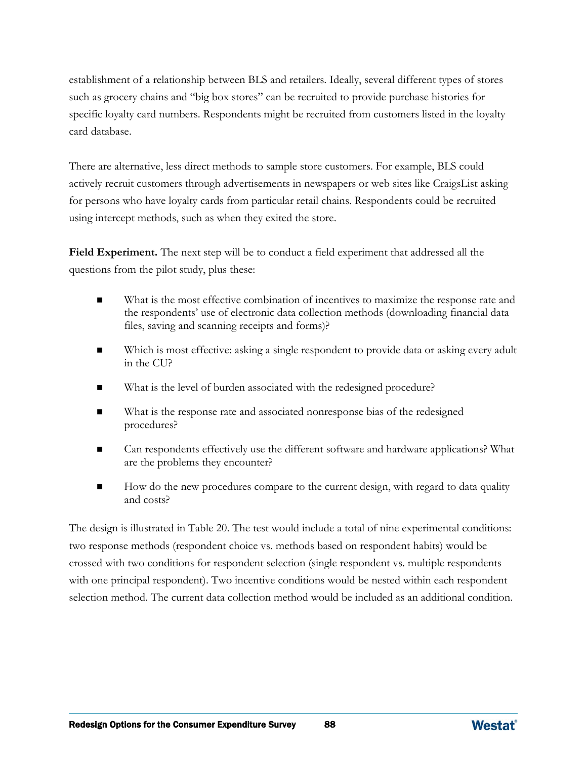establishment of a relationship between BLS and retailers. Ideally, several different types of stores such as grocery chains and "big box stores" can be recruited to provide purchase histories for specific loyalty card numbers. Respondents might be recruited from customers listed in the loyalty card database.

There are alternative, less direct methods to sample store customers. For example, BLS could actively recruit customers through advertisements in newspapers or web sites like CraigsList asking for persons who have loyalty cards from particular retail chains. Respondents could be recruited using intercept methods, such as when they exited the store.

**Field Experiment.** The next step will be to conduct a field experiment that addressed all the questions from the pilot study, plus these:

- What is the most effective combination of incentives to maximize the response rate and the respondents' use of electronic data collection methods (downloading financial data files, saving and scanning receipts and forms)?
- Which is most effective: asking a single respondent to provide data or asking every adult in the CU?
- What is the level of burden associated with the redesigned procedure?
- What is the response rate and associated nonresponse bias of the redesigned procedures?
- Can respondents effectively use the different software and hardware applications? What are the problems they encounter?
- How do the new procedures compare to the current design, with regard to data quality and costs?

The design is illustrated in Table 20. The test would include a total of nine experimental conditions: two response methods (respondent choice vs. methods based on respondent habits) would be crossed with two conditions for respondent selection (single respondent vs. multiple respondents with one principal respondent). Two incentive conditions would be nested within each respondent selection method. The current data collection method would be included as an additional condition.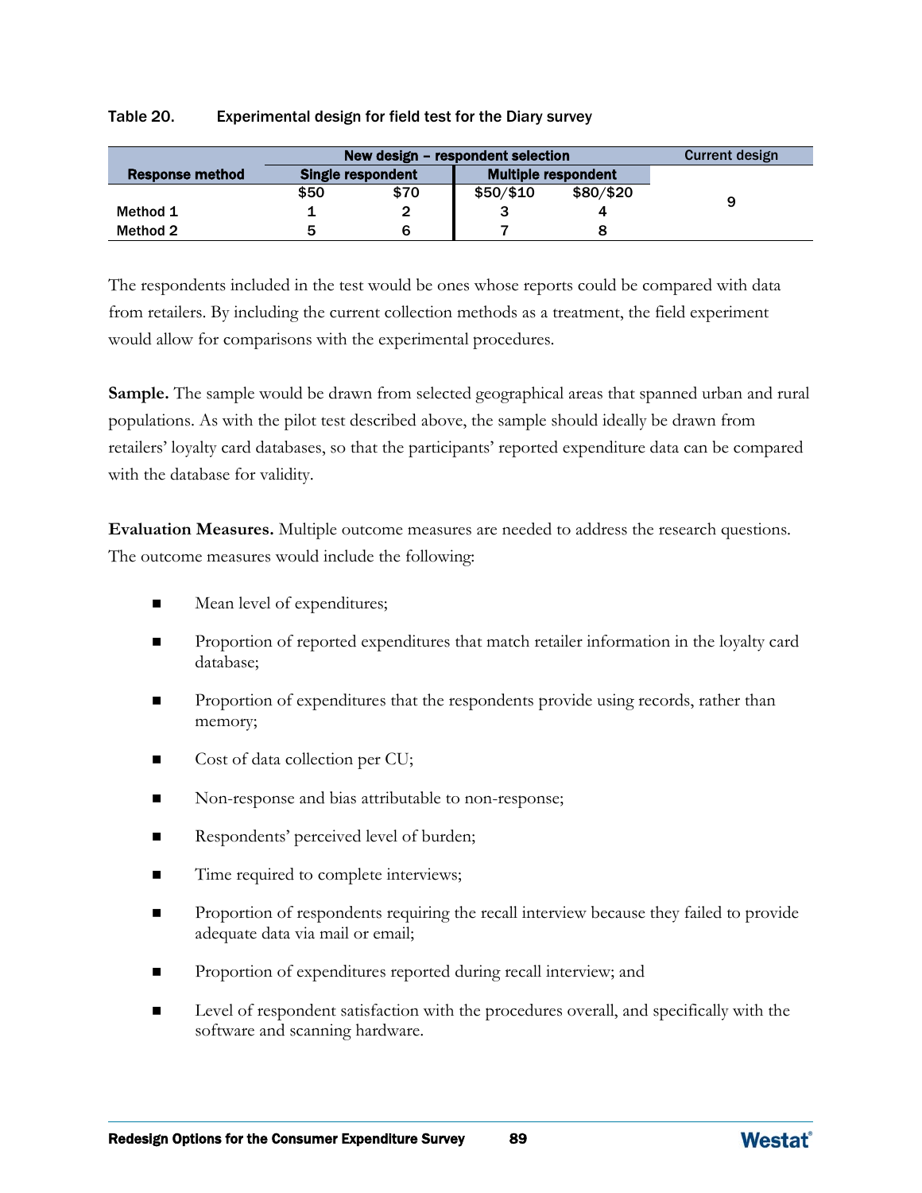Table 20. Experimental design for field test for the Diary survey

| Response method | New design – respondent selection | | | | Current design |
|---|---|---|---|---|---|
| | Single respondent | | Multiple respondent | | |
| | $50 | $70 | $50/$10 | $80/$20 | 9 |
| Method 1 | 1 | 2 | 3 | 4 | |
| Method 2 | 5 | 6 | 7 | 8 | |

The respondents included in the test would be ones whose reports could be compared with data from retailers. By including the current collection methods as a treatment, the field experiment would allow for comparisons with the experimental procedures.

**Sample.** The sample would be drawn from selected geographical areas that spanned urban and rural populations. As with the pilot test described above, the sample should ideally be drawn from retailers' loyalty card databases, so that the participants' reported expenditure data can be compared with the database for validity.

**Evaluation Measures.** Multiple outcome measures are needed to address the research questions. The outcome measures would include the following:

- Mean level of expenditures;
- Proportion of reported expenditures that match retailer information in the loyalty card database;
- Proportion of expenditures that the respondents provide using records, rather than memory;
- Cost of data collection per CU;
- Non-response and bias attributable to non-response;
- Respondents' perceived level of burden;
- Time required to complete interviews;
- Proportion of respondents requiring the recall interview because they failed to provide adequate data via mail or email;
- Proportion of expenditures reported during recall interview; and
- Level of respondent satisfaction with the procedures overall, and specifically with the software and scanning hardware.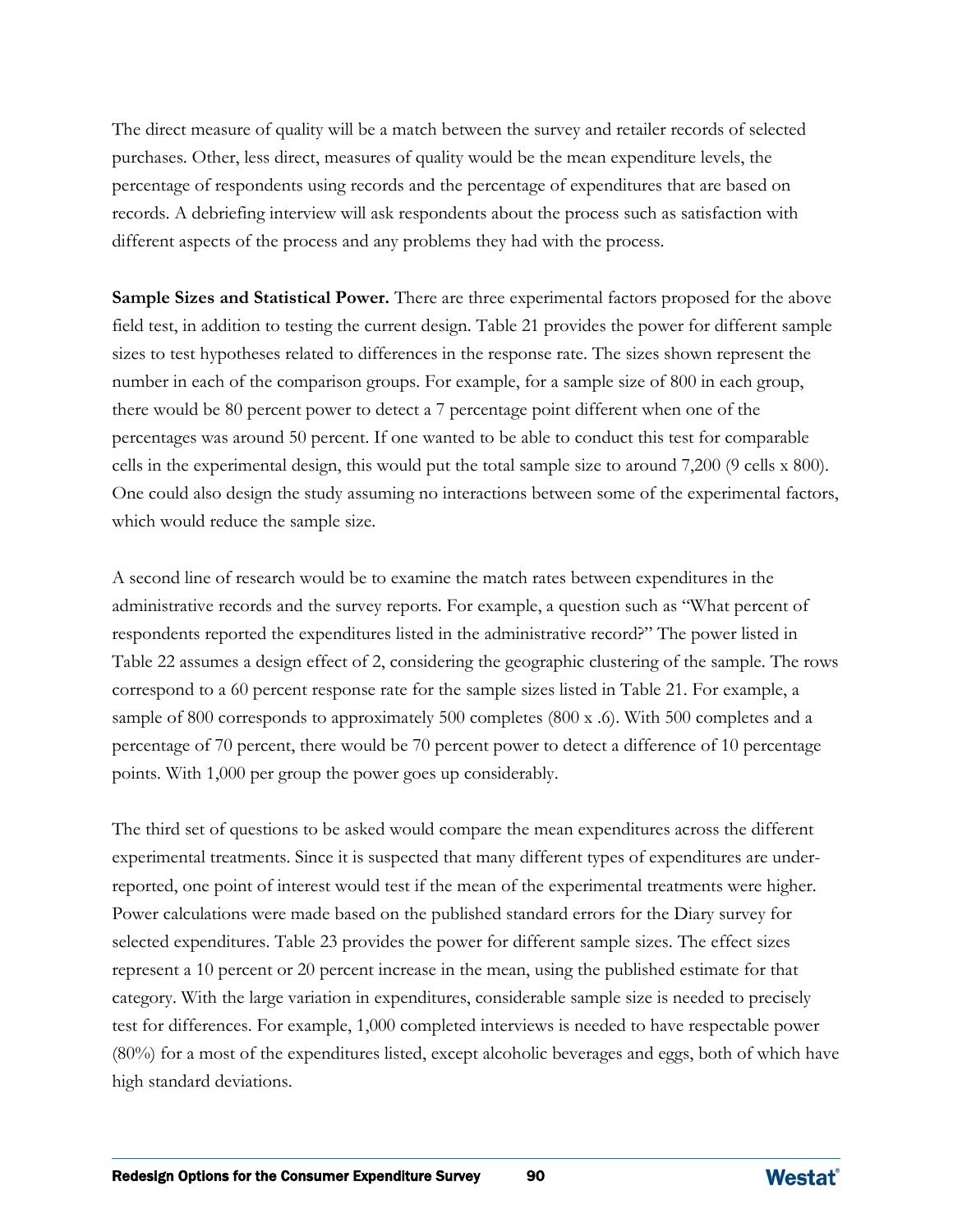The direct measure of quality will be a match between the survey and retailer records of selected purchases. Other, less direct, measures of quality would be the mean expenditure levels, the percentage of respondents using records and the percentage of expenditures that are based on records. A debriefing interview will ask respondents about the process such as satisfaction with different aspects of the process and any problems they had with the process.

**Sample Sizes and Statistical Power.** There are three experimental factors proposed for the above field test, in addition to testing the current design. Table 21 provides the power for different sample sizes to test hypotheses related to differences in the response rate. The sizes shown represent the number in each of the comparison groups. For example, for a sample size of 800 in each group, there would be 80 percent power to detect a 7 percentage point different when one of the percentages was around 50 percent. If one wanted to be able to conduct this test for comparable cells in the experimental design, this would put the total sample size to around 7,200 (9 cells x 800). One could also design the study assuming no interactions between some of the experimental factors, which would reduce the sample size.

A second line of research would be to examine the match rates between expenditures in the administrative records and the survey reports. For example, a question such as "What percent of respondents reported the expenditures listed in the administrative record?" The power listed in Table 22 assumes a design effect of 2, considering the geographic clustering of the sample. The rows correspond to a 60 percent response rate for the sample sizes listed in Table 21. For example, a sample of 800 corresponds to approximately 500 completes (800 x .6). With 500 completes and a percentage of 70 percent, there would be 70 percent power to detect a difference of 10 percentage points. With 1,000 per group the power goes up considerably.

The third set of questions to be asked would compare the mean expenditures across the different experimental treatments. Since it is suspected that many different types of expenditures are under-reported, one point of interest would test if the mean of the experimental treatments were higher. Power calculations were made based on the published standard errors for the Diary survey for selected expenditures. Table 23 provides the power for different sample sizes. The effect sizes represent a 10 percent or 20 percent increase in the mean, using the published estimate for that category. With the large variation in expenditures, considerable sample size is needed to precisely test for differences. For example, 1,000 completed interviews is needed to have respectable power (80%) for a most of the expenditures listed, except alcoholic beverages and eggs, both of which have high standard deviations.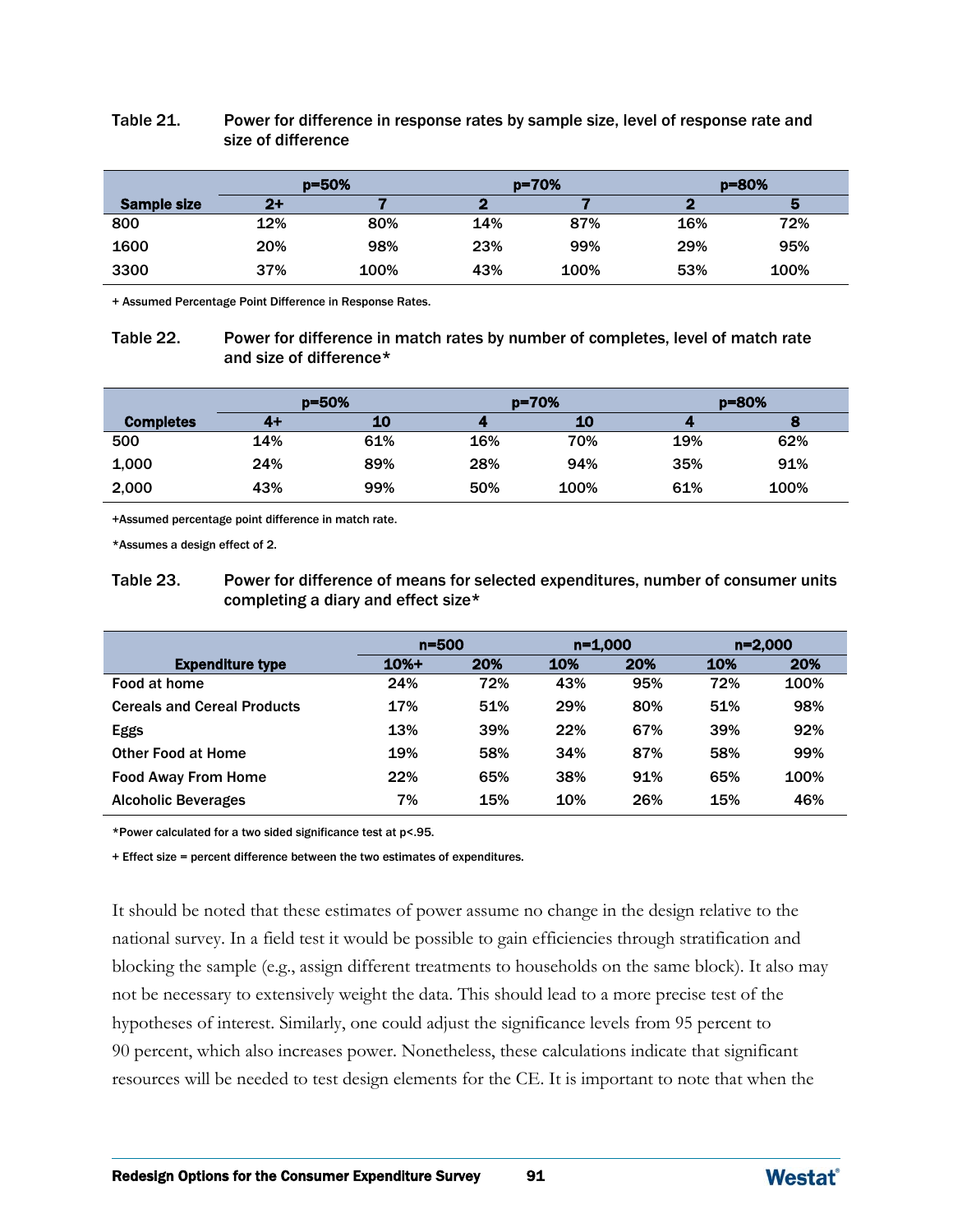Table 21. Power for difference in response rates by sample size, level of response rate and size of difference

| Sample size | p=50% | | p=70% | | p=80% | |
|---|---|---|---|---|---|---|
| | 2+ | 7 | 2 | 7 | 2 | 5 |
| 800 | 12% | 80% | 14% | 87% | 16% | 72% |
| 1600 | 20% | 98% | 23% | 99% | 29% | 95% |
| 3300 | 37% | 100% | 43% | 100% | 53% | 100% |

+ Assumed Percentage Point Difference in Response Rates.

Table 22. Power for difference in match rates by number of completes, level of match rate and size of difference*

| Completes | p=50% | | p=70% | | p=80% | |
|---|---|---|---|---|---|---|
| | 4+ | 10 | 4 | 10 | 4 | 8 |
| 500 | 14% | 61% | 16% | 70% | 19% | 62% |
| 1,000 | 24% | 89% | 28% | 94% | 35% | 91% |
| 2,000 | 43% | 99% | 50% | 100% | 61% | 100% |

+Assumed percentage point difference in match rate.

*Assumes a design effect of 2.

Table 23. Power for difference of means for selected expenditures, number of consumer units completing a diary and effect size*

| Expenditure type | n=500 | | n=1,000 | | n=2,000 | |
|---|---|---|---|---|---|---|
| | 10%+ | 20% | 10% | 20% | 10% | 20% |
| Food at home | 24% | 72% | 43% | 95% | 72% | 100% |
| Cereals and Cereal Products | 17% | 51% | 29% | 80% | 51% | 98% |
| Eggs | 13% | 39% | 22% | 67% | 39% | 92% |
| Other Food at Home | 19% | 58% | 34% | 87% | 58% | 99% |
| Food Away From Home | 22% | 65% | 38% | 91% | 65% | 100% |
| Alcoholic Beverages | 7% | 15% | 10% | 26% | 15% | 46% |

*Power calculated for a two sided significance test at p<.95.

+ Effect size = percent difference between the two estimates of expenditures.

It should be noted that these estimates of power assume no change in the design relative to the national survey. In a field test it would be possible to gain efficiencies through stratification and blocking the sample (e.g., assign different treatments to households on the same block). It also may not be necessary to extensively weight the data. This should lead to a more precise test of the hypotheses of interest. Similarly, one could adjust the significance levels from 95 percent to 90 percent, which also increases power. Nonetheless, these calculations indicate that significant resources will be needed to test design elements for the CE. It is important to note that when the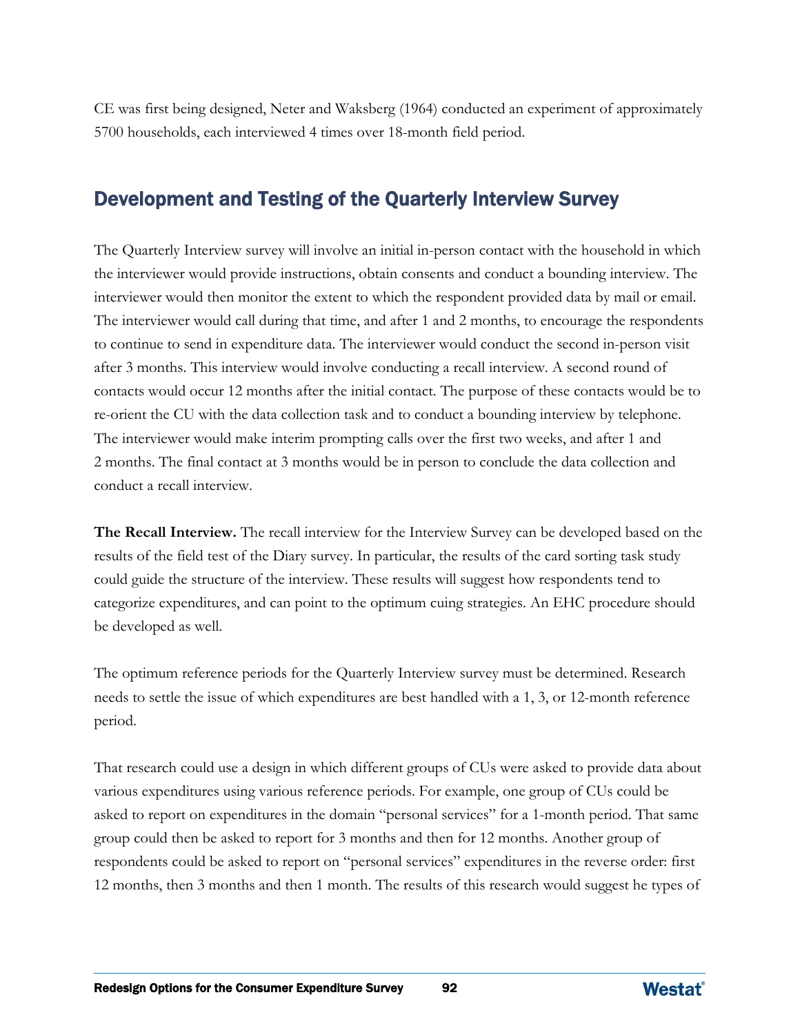CE was first being designed, Neter and Waksberg (1964) conducted an experiment of approximately 5700 households, each interviewed 4 times over 18-month field period.

## Development and Testing of the Quarterly Interview Survey

The Quarterly Interview survey will involve an initial in-person contact with the household in which the interviewer would provide instructions, obtain consents and conduct a bounding interview. The interviewer would then monitor the extent to which the respondent provided data by mail or email. The interviewer would call during that time, and after 1 and 2 months, to encourage the respondents to continue to send in expenditure data. The interviewer would conduct the second in-person visit after 3 months. This interview would involve conducting a recall interview. A second round of contacts would occur 12 months after the initial contact. The purpose of these contacts would be to re-orient the CU with the data collection task and to conduct a bounding interview by telephone. The interviewer would make interim prompting calls over the first two weeks, and after 1 and 2 months. The final contact at 3 months would be in person to conclude the data collection and conduct a recall interview.

**The Recall Interview.** The recall interview for the Interview Survey can be developed based on the results of the field test of the Diary survey. In particular, the results of the card sorting task study could guide the structure of the interview. These results will suggest how respondents tend to categorize expenditures, and can point to the optimum cuing strategies. An EHC procedure should be developed as well.

The optimum reference periods for the Quarterly Interview survey must be determined. Research needs to settle the issue of which expenditures are best handled with a 1, 3, or 12-month reference period.

That research could use a design in which different groups of CUs were asked to provide data about various expenditures using various reference periods. For example, one group of CUs could be asked to report on expenditures in the domain "personal services" for a 1-month period. That same group could then be asked to report for 3 months and then for 12 months. Another group of respondents could be asked to report on "personal services" expenditures in the reverse order: first 12 months, then 3 months and then 1 month. The results of this research would suggest he types of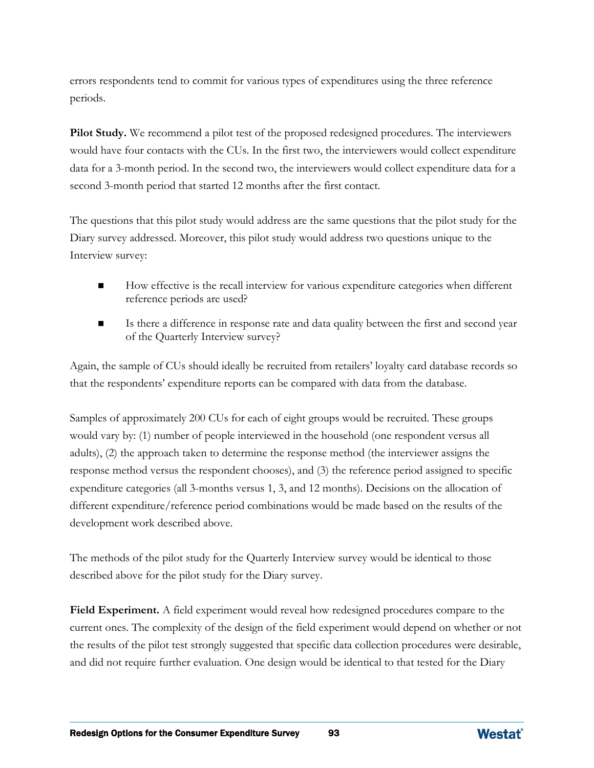errors respondents tend to commit for various types of expenditures using the three reference periods.

**Pilot Study.** We recommend a pilot test of the proposed redesigned procedures. The interviewers would have four contacts with the CUs. In the first two, the interviewers would collect expenditure data for a 3-month period. In the second two, the interviewers would collect expenditure data for a second 3-month period that started 12 months after the first contact.

The questions that this pilot study would address are the same questions that the pilot study for the Diary survey addressed. Moreover, this pilot study would address two questions unique to the Interview survey:

- How effective is the recall interview for various expenditure categories when different reference periods are used?
- Is there a difference in response rate and data quality between the first and second year of the Quarterly Interview survey?

Again, the sample of CUs should ideally be recruited from retailers' loyalty card database records so that the respondents' expenditure reports can be compared with data from the database.

Samples of approximately 200 CUs for each of eight groups would be recruited. These groups would vary by: (1) number of people interviewed in the household (one respondent versus all adults), (2) the approach taken to determine the response method (the interviewer assigns the response method versus the respondent chooses), and (3) the reference period assigned to specific expenditure categories (all 3-months versus 1, 3, and 12 months). Decisions on the allocation of different expenditure/reference period combinations would be made based on the results of the development work described above.

The methods of the pilot study for the Quarterly Interview survey would be identical to those described above for the pilot study for the Diary survey.

**Field Experiment.** A field experiment would reveal how redesigned procedures compare to the current ones. The complexity of the design of the field experiment would depend on whether or not the results of the pilot test strongly suggested that specific data collection procedures were desirable, and did not require further evaluation. One design would be identical to that tested for the Diary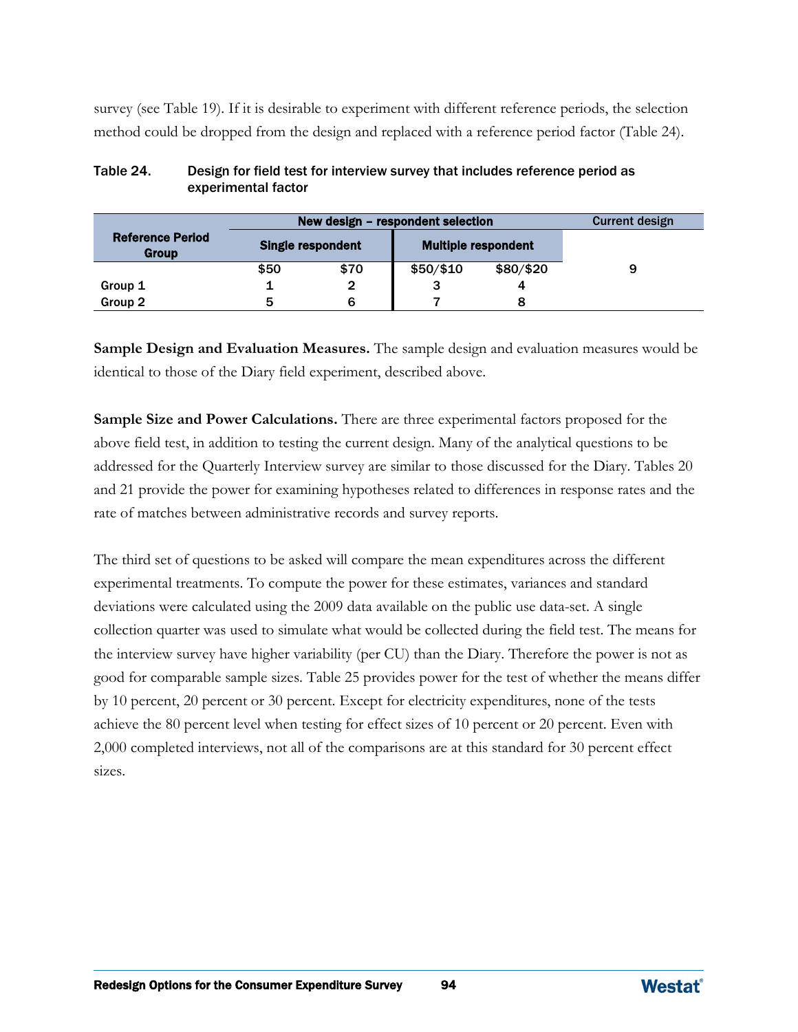survey (see Table 19). If it is desirable to experiment with different reference periods, the selection method could be dropped from the design and replaced with a reference period factor (Table 24).

Table 24. Design for field test for interview survey that includes reference period as experimental factor

| Reference Period Group | New design – respondent selection | | | | Current design |
|---|---|---|---|---|---|
| | Single respondent | | Multiple respondent | | |
| | $50 | $70 | $50/$10 | $80/$20 | 9 |
| Group 1 | 1 | 2 | 3 | 4 | |
| Group 2 | 5 | 6 | 7 | 8 | |

**Sample Design and Evaluation Measures.** The sample design and evaluation measures would be identical to those of the Diary field experiment, described above.

**Sample Size and Power Calculations.** There are three experimental factors proposed for the above field test, in addition to testing the current design. Many of the analytical questions to be addressed for the Quarterly Interview survey are similar to those discussed for the Diary. Tables 20 and 21 provide the power for examining hypotheses related to differences in response rates and the rate of matches between administrative records and survey reports.

The third set of questions to be asked will compare the mean expenditures across the different experimental treatments. To compute the power for these estimates, variances and standard deviations were calculated using the 2009 data available on the public use data-set. A single collection quarter was used to simulate what would be collected during the field test. The means for the interview survey have higher variability (per CU) than the Diary. Therefore the power is not as good for comparable sample sizes. Table 25 provides power for the test of whether the means differ by 10 percent, 20 percent or 30 percent. Except for electricity expenditures, none of the tests achieve the 80 percent level when testing for effect sizes of 10 percent or 20 percent. Even with 2,000 completed interviews, not all of the comparisons are at this standard for 30 percent effect sizes.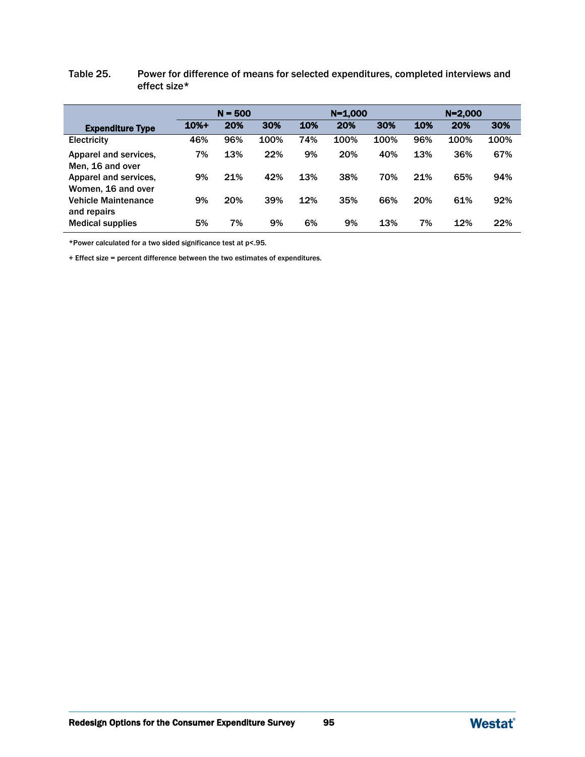Table 25. Power for difference of means for selected expenditures, completed interviews and effect size*

| Expenditure Type | N = 500 | | | N=1,000 | | | N=2,000 | | |
|---|---|---|---|---|---|---|---|---|---|
| | 10%+ | 20% | 30% | 10% | 20% | 30% | 10% | 20% | 30% |
| Electricity | 46% | 96% | 100% | 74% | 100% | 100% | 96% | 100% | 100% |
| Apparel and services, Men, 16 and over | 7% | 13% | 22% | 9% | 20% | 40% | 13% | 36% | 67% |
| Apparel and services, Women, 16 and over | 9% | 21% | 42% | 13% | 38% | 70% | 21% | 65% | 94% |
| Vehicle Maintenance and repairs | 9% | 20% | 39% | 12% | 35% | 66% | 20% | 61% | 92% |
| Medical supplies | 5% | 7% | 9% | 6% | 9% | 13% | 7% | 12% | 22% |

*Power calculated for a two sided significance test at p<.95.

+ Effect size = percent difference between the two estimates of expenditures.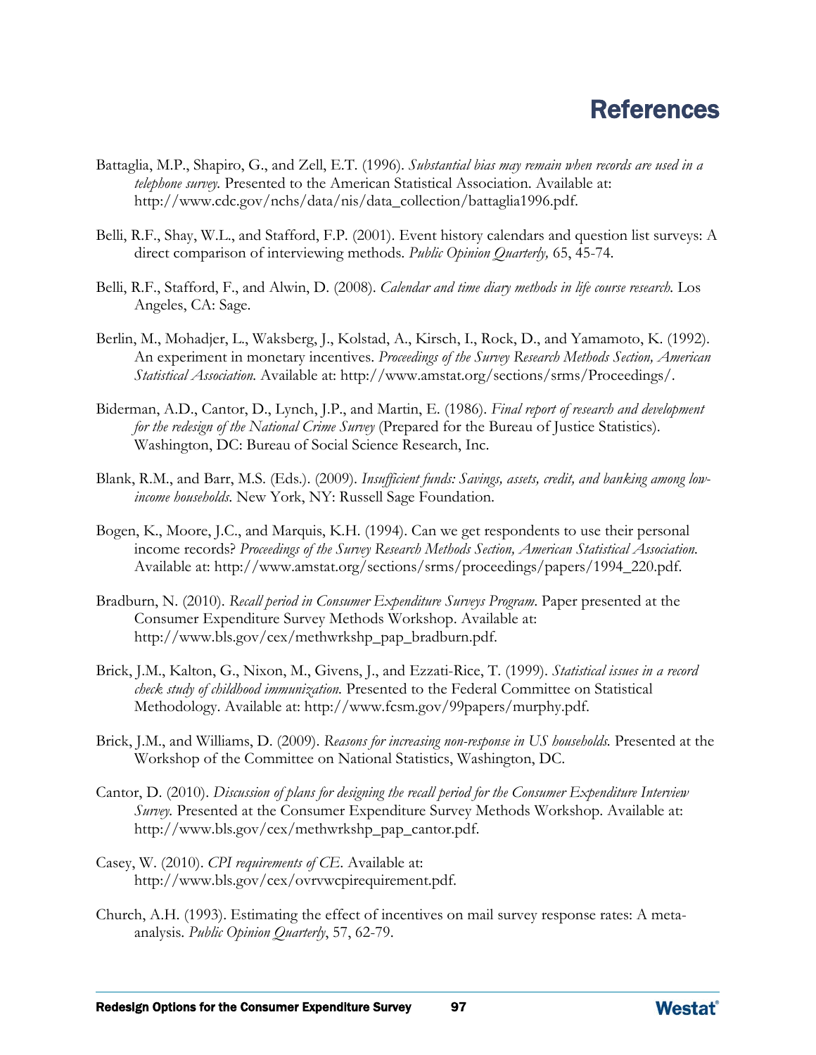# References

Battaglia, M.P., Shapiro, G., and Zell, E.T. (1996). *Substantial bias may remain when records are used in a telephone survey.* Presented to the American Statistical Association. Available at: http://www.cdc.gov/nchs/data/nis/data_collection/battaglia1996.pdf.

Belli, R.F., Shay, W.L., and Stafford, F.P. (2001). Event history calendars and question list surveys: A direct comparison of interviewing methods. *Public Opinion Quarterly,* 65, 45-74.

Belli, R.F., Stafford, F., and Alwin, D. (2008). *Calendar and time diary methods in life course research.* Los Angeles, CA: Sage.

Berlin, M., Mohadjer, L., Waksberg, J., Kolstad, A., Kirsch, I., Rock, D., and Yamamoto, K. (1992). An experiment in monetary incentives. *Proceedings of the Survey Research Methods Section, American Statistical Association.* Available at: http://www.amstat.org/sections/srms/Proceedings/.

Biderman, A.D., Cantor, D., Lynch, J.P., and Martin, E. (1986). *Final report of research and development for the redesign of the National Crime Survey* (Prepared for the Bureau of Justice Statistics). Washington, DC: Bureau of Social Science Research, Inc.

Blank, R.M., and Barr, M.S. (Eds.). (2009). *Insufficient funds: Savings, assets, credit, and banking among low-income households.* New York, NY: Russell Sage Foundation.

Bogen, K., Moore, J.C., and Marquis, K.H. (1994). Can we get respondents to use their personal income records? *Proceedings of the Survey Research Methods Section, American Statistical Association.* Available at: http://www.amstat.org/sections/srms/proceedings/papers/1994_220.pdf.

Bradburn, N. (2010). *Recall period in Consumer Expenditure Surveys Program.* Paper presented at the Consumer Expenditure Survey Methods Workshop. Available at: http://www.bls.gov/cex/methwrkshp_pap_bradburn.pdf.

Brick, J.M., Kalton, G., Nixon, M., Givens, J., and Ezzati-Rice, T. (1999). *Statistical issues in a record check study of childhood immunization.* Presented to the Federal Committee on Statistical Methodology. Available at: http://www.fcsm.gov/99papers/murphy.pdf.

Brick, J.M., and Williams, D. (2009). *Reasons for increasing non-response in US households.* Presented at the Workshop of the Committee on National Statistics, Washington, DC.

Cantor, D. (2010). *Discussion of plans for designing the recall period for the Consumer Expenditure Interview Survey.* Presented at the Consumer Expenditure Survey Methods Workshop. Available at: http://www.bls.gov/cex/methwrkshp_pap_cantor.pdf.

Casey, W. (2010). *CPI requirements of CE.* Available at: http://www.bls.gov/cex/ovrvwcpirequirement.pdf.

Church, A.H. (1993). Estimating the effect of incentives on mail survey response rates: A meta-analysis. *Public Opinion Quarterly*, 57, 62-79.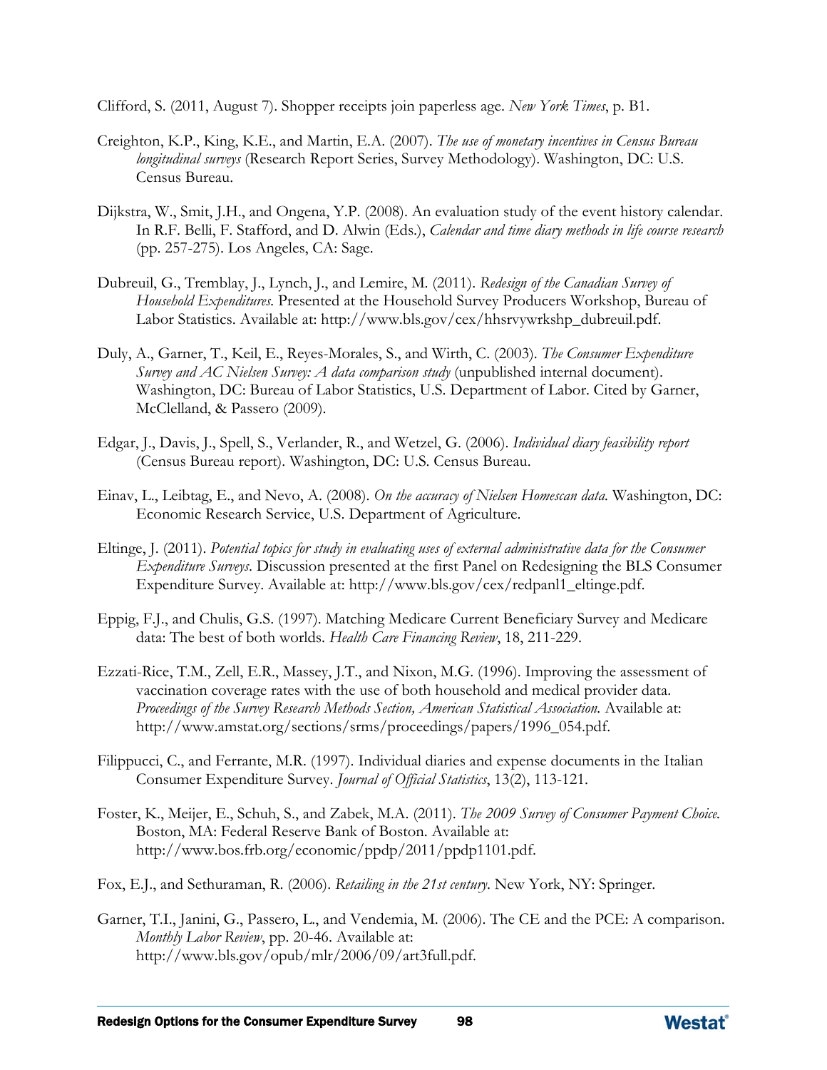Clifford, S. (2011, August 7). Shopper receipts join paperless age. *New York Times*, p. B1.

Creighton, K.P., King, K.E., and Martin, E.A. (2007). *The use of monetary incentives in Census Bureau longitudinal surveys* (Research Report Series, Survey Methodology). Washington, DC: U.S. Census Bureau.

Dijkstra, W., Smit, J.H., and Ongena, Y.P. (2008). An evaluation study of the event history calendar. In R.F. Belli, F. Stafford, and D. Alwin (Eds.), *Calendar and time diary methods in life course research* (pp. 257-275). Los Angeles, CA: Sage.

Dubreuil, G., Tremblay, J., Lynch, J., and Lemire, M. (2011). *Redesign of the Canadian Survey of Household Expenditures.* Presented at the Household Survey Producers Workshop, Bureau of Labor Statistics. Available at: http://www.bls.gov/cex/hhsrvywrkshp_dubreuil.pdf.

Duly, A., Garner, T., Keil, E., Reyes-Morales, S., and Wirth, C. (2003). *The Consumer Expenditure Survey and AC Nielsen Survey: A data comparison study* (unpublished internal document). Washington, DC: Bureau of Labor Statistics, U.S. Department of Labor. Cited by Garner, McClelland, & Passero (2009).

Edgar, J., Davis, J., Spell, S., Verlander, R., and Wetzel, G. (2006). *Individual diary feasibility report* (Census Bureau report). Washington, DC: U.S. Census Bureau.

Einav, L., Leibtag, E., and Nevo, A. (2008). *On the accuracy of Nielsen Homescan data.* Washington, DC: Economic Research Service, U.S. Department of Agriculture.

Eltinge, J. (2011). *Potential topics for study in evaluating uses of external administrative data for the Consumer Expenditure Surveys.* Discussion presented at the first Panel on Redesigning the BLS Consumer Expenditure Survey. Available at: http://www.bls.gov/cex/redpanl1_eltinge.pdf.

Eppig, F.J., and Chulis, G.S. (1997). Matching Medicare Current Beneficiary Survey and Medicare data: The best of both worlds. *Health Care Financing Review*, 18, 211-229.

Ezzati-Rice, T.M., Zell, E.R., Massey, J.T., and Nixon, M.G. (1996). Improving the assessment of vaccination coverage rates with the use of both household and medical provider data. *Proceedings of the Survey Research Methods Section, American Statistical Association.* Available at: http://www.amstat.org/sections/srms/proceedings/papers/1996_054.pdf.

Filippucci, C., and Ferrante, M.R. (1997). Individual diaries and expense documents in the Italian Consumer Expenditure Survey. *Journal of Official Statistics*, 13(2), 113-121.

Foster, K., Meijer, E., Schuh, S., and Zabek, M.A. (2011). *The 2009 Survey of Consumer Payment Choice.* Boston, MA: Federal Reserve Bank of Boston. Available at: http://www.bos.frb.org/economic/ppdp/2011/ppdp1101.pdf.

Fox, E.J., and Sethuraman, R. (2006). *Retailing in the 21st century*. New York, NY: Springer.

Garner, T.I., Janini, G., Passero, L., and Vendemia, M. (2006). The CE and the PCE: A comparison. *Monthly Labor Review*, pp. 20-46. Available at: http://www.bls.gov/opub/mlr/2006/09/art3full.pdf.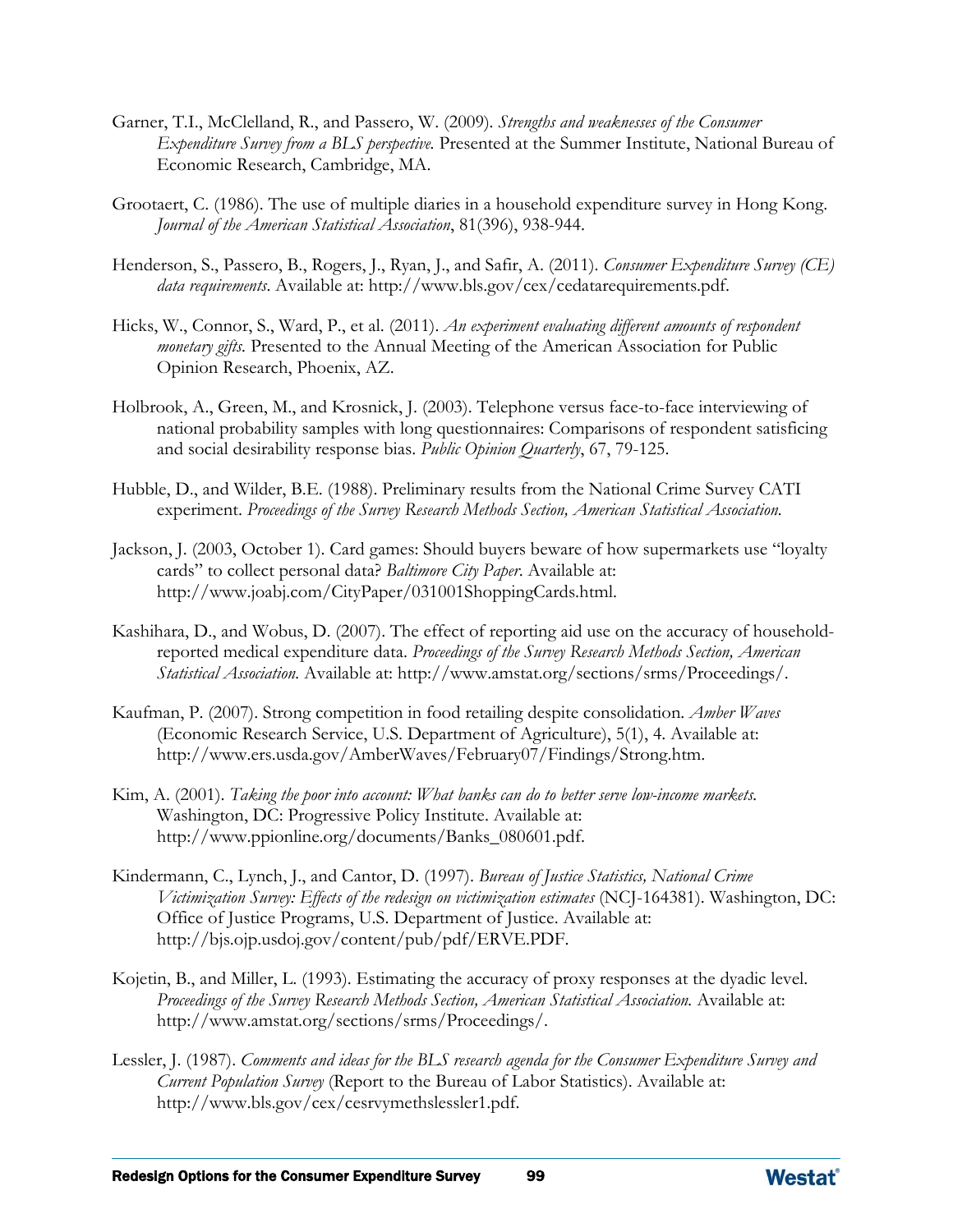Garner, T.I., McClelland, R., and Passero, W. (2009). *Strengths and weaknesses of the Consumer Expenditure Survey from a BLS perspective.* Presented at the Summer Institute, National Bureau of Economic Research, Cambridge, MA.

Grootaert, C. (1986). The use of multiple diaries in a household expenditure survey in Hong Kong. *Journal of the American Statistical Association*, 81(396), 938-944.

Henderson, S., Passero, B., Rogers, J., Ryan, J., and Safir, A. (2011). *Consumer Expenditure Survey (CE) data requirements*. Available at: http://www.bls.gov/cex/cedatarequirements.pdf.

Hicks, W., Connor, S., Ward, P., et al. (2011). *An experiment evaluating different amounts of respondent monetary gifts.* Presented to the Annual Meeting of the American Association for Public Opinion Research, Phoenix, AZ.

Holbrook, A., Green, M., and Krosnick, J. (2003). Telephone versus face-to-face interviewing of national probability samples with long questionnaires: Comparisons of respondent satisficing and social desirability response bias. *Public Opinion Quarterly*, 67, 79-125.

Hubble, D., and Wilder, B.E. (1988). Preliminary results from the National Crime Survey CATI experiment. *Proceedings of the Survey Research Methods Section, American Statistical Association.*

Jackson, J. (2003, October 1). Card games: Should buyers beware of how supermarkets use "loyalty cards" to collect personal data? *Baltimore City Paper.* Available at: http://www.joabj.com/CityPaper/031001ShoppingCards.html.

Kashihara, D., and Wobus, D. (2007). The effect of reporting aid use on the accuracy of household-reported medical expenditure data. *Proceedings of the Survey Research Methods Section, American Statistical Association.* Available at: http://www.amstat.org/sections/srms/Proceedings/.

Kaufman, P. (2007). Strong competition in food retailing despite consolidation. *Amber Waves* (Economic Research Service, U.S. Department of Agriculture), 5(1), 4. Available at: http://www.ers.usda.gov/AmberWaves/February07/Findings/Strong.htm.

Kim, A. (2001). *Taking the poor into account: What banks can do to better serve low-income markets.* Washington, DC: Progressive Policy Institute. Available at: http://www.ppionline.org/documents/Banks_080601.pdf.

Kindermann, C., Lynch, J., and Cantor, D. (1997). *Bureau of Justice Statistics, National Crime Victimization Survey: Effects of the redesign on victimization estimates* (NCJ-164381). Washington, DC: Office of Justice Programs, U.S. Department of Justice. Available at: http://bjs.ojp.usdoj.gov/content/pub/pdf/ERVE.PDF.

Kojetin, B., and Miller, L. (1993). Estimating the accuracy of proxy responses at the dyadic level. *Proceedings of the Survey Research Methods Section, American Statistical Association.* Available at: http://www.amstat.org/sections/srms/Proceedings/.

Lessler, J. (1987). *Comments and ideas for the BLS research agenda for the Consumer Expenditure Survey and Current Population Survey* (Report to the Bureau of Labor Statistics). Available at: http://www.bls.gov/cex/cesrvymethslessler1.pdf.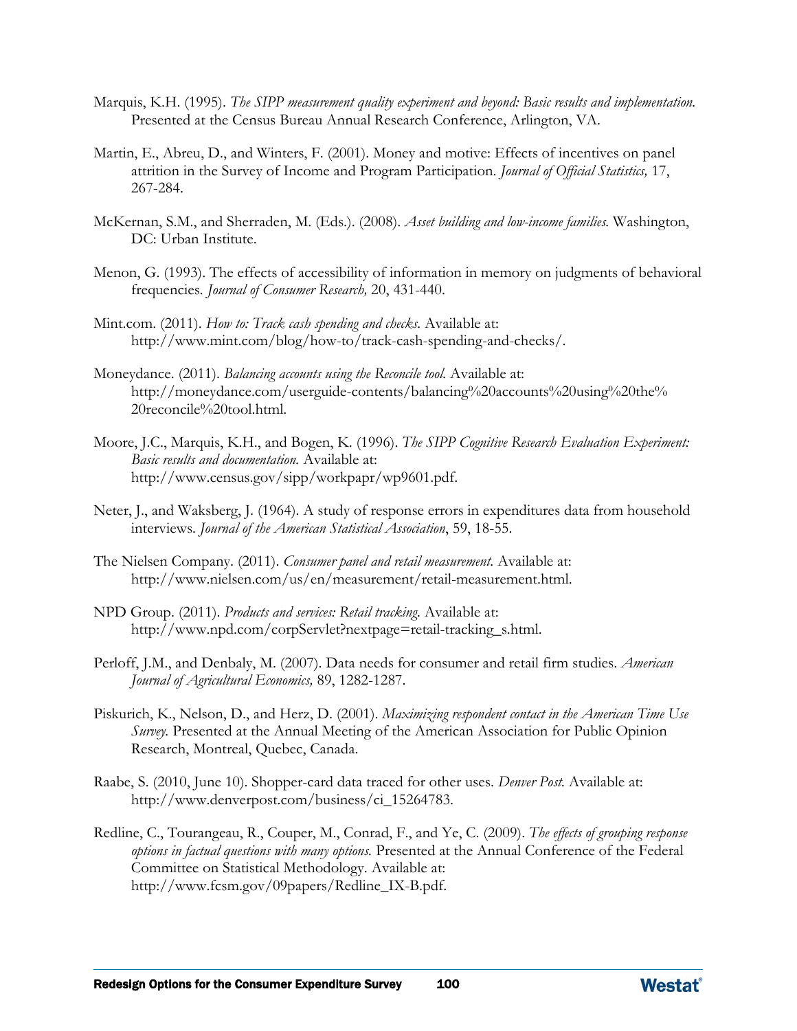Marquis, K.H. (1995). *The SIPP measurement quality experiment and beyond: Basic results and implementation.* Presented at the Census Bureau Annual Research Conference, Arlington, VA.

Martin, E., Abreu, D., and Winters, F. (2001). Money and motive: Effects of incentives on panel attrition in the Survey of Income and Program Participation. *Journal of Official Statistics,* 17, 267-284.

McKernan, S.M., and Sherraden, M. (Eds.). (2008). *Asset building and low-income families.* Washington, DC: Urban Institute.

Menon, G. (1993). The effects of accessibility of information in memory on judgments of behavioral frequencies. *Journal of Consumer Research,* 20, 431-440.

Mint.com. (2011). *How to: Track cash spending and checks.* Available at: http://www.mint.com/blog/how-to/track-cash-spending-and-checks/.

Moneydance. (2011). *Balancing accounts using the Reconcile tool.* Available at: http://moneydance.com/userguide-contents/balancing%20accounts%20using%20the%20reconcile%20tool.html.

Moore, J.C., Marquis, K.H., and Bogen, K. (1996). *The SIPP Cognitive Research Evaluation Experiment: Basic results and documentation.* Available at: http://www.census.gov/sipp/workpapr/wp9601.pdf.

Neter, J., and Waksberg, J. (1964). A study of response errors in expenditures data from household interviews. *Journal of the American Statistical Association*, 59, 18-55.

The Nielsen Company. (2011). *Consumer panel and retail measurement.* Available at: http://www.nielsen.com/us/en/measurement/retail-measurement.html.

NPD Group. (2011). *Products and services: Retail tracking.* Available at: http://www.npd.com/corpServlet?nextpage=retail-tracking_s.html.

Perloff, J.M., and Denbaly, M. (2007). Data needs for consumer and retail firm studies. *American Journal of Agricultural Economics,* 89, 1282-1287.

Piskurich, K., Nelson, D., and Herz, D. (2001). *Maximizing respondent contact in the American Time Use Survey.* Presented at the Annual Meeting of the American Association for Public Opinion Research, Montreal, Quebec, Canada.

Raabe, S. (2010, June 10). Shopper-card data traced for other uses. *Denver Post.* Available at: http://www.denverpost.com/business/ci_15264783.

Redline, C., Tourangeau, R., Couper, M., Conrad, F., and Ye, C. (2009). *The effects of grouping response options in factual questions with many options.* Presented at the Annual Conference of the Federal Committee on Statistical Methodology. Available at: http://www.fcsm.gov/09papers/Redline_IX-B.pdf.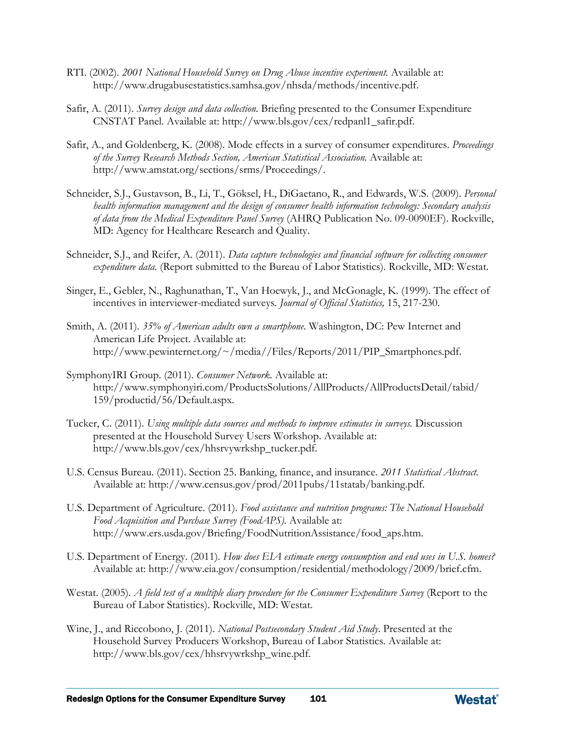RTI. (2002). *2001 National Household Survey on Drug Abuse incentive experiment.* Available at: http://www.drugabusestatistics.samhsa.gov/nhsda/methods/incentive.pdf.

Safir, A. (2011). *Survey design and data collection.* Briefing presented to the Consumer Expenditure CNSTAT Panel. Available at: http://www.bls.gov/cex/redpanl1_safir.pdf.

Safir, A., and Goldenberg, K. (2008). Mode effects in a survey of consumer expenditures. *Proceedings of the Survey Research Methods Section, American Statistical Association.* Available at: http://www.amstat.org/sections/srms/Proceedings/.

Schneider, S.J., Gustavson, B., Li, T., Göksel, H., DiGaetano, R., and Edwards, W.S. (2009). *Personal health information management and the design of consumer health information technology: Secondary analysis of data from the Medical Expenditure Panel Survey* (AHRQ Publication No. 09-0090EF). Rockville, MD: Agency for Healthcare Research and Quality.

Schneider, S.J., and Reifer, A. (2011). *Data capture technologies and financial software for collecting consumer expenditure data.* (Report submitted to the Bureau of Labor Statistics). Rockville, MD: Westat.

Singer, E., Gebler, N., Raghunathan, T., Van Hoewyk, J., and McGonagle, K. (1999). The effect of incentives in interviewer-mediated surveys. *Journal of Official Statistics,* 15, 217-230.

Smith, A. (2011). *35% of American adults own a smartphone.* Washington, DC: Pew Internet and American Life Project. Available at: http://www.pewinternet.org/~/media//Files/Reports/2011/PIP_Smartphones.pdf.

SymphonyIRI Group. (2011). *Consumer Network.* Available at: http://www.symphonyiri.com/ProductsSolutions/AllProducts/AllProductsDetail/tabid/159/productid/56/Default.aspx.

Tucker, C. (2011). *Using multiple data sources and methods to improve estimates in surveys.* Discussion presented at the Household Survey Users Workshop. Available at: http://www.bls.gov/cex/hhsrvywrkshp_tucker.pdf.

U.S. Census Bureau. (2011). Section 25. Banking, finance, and insurance. *2011 Statistical Abstract.* Available at: http://www.census.gov/prod/2011pubs/11statab/banking.pdf.

U.S. Department of Agriculture. (2011). *Food assistance and nutrition programs: The National Household Food Acquisition and Purchase Survey (FoodAPS).* Available at: http://www.ers.usda.gov/Briefing/FoodNutritionAssistance/food_aps.htm.

U.S. Department of Energy. (2011). *How does EIA estimate energy consumption and end uses in U.S. homes?* Available at: http://www.eia.gov/consumption/residential/methodology/2009/brief.cfm.

Westat. (2005). *A field test of a multiple diary procedure for the Consumer Expenditure Survey* (Report to the Bureau of Labor Statistics). Rockville, MD: Westat.

Wine, J., and Riccobono, J. (2011). *National Postsecondary Student Aid Study.* Presented at the Household Survey Producers Workshop, Bureau of Labor Statistics. Available at: http://www.bls.gov/cex/hhsrvywrkshp_wine.pdf.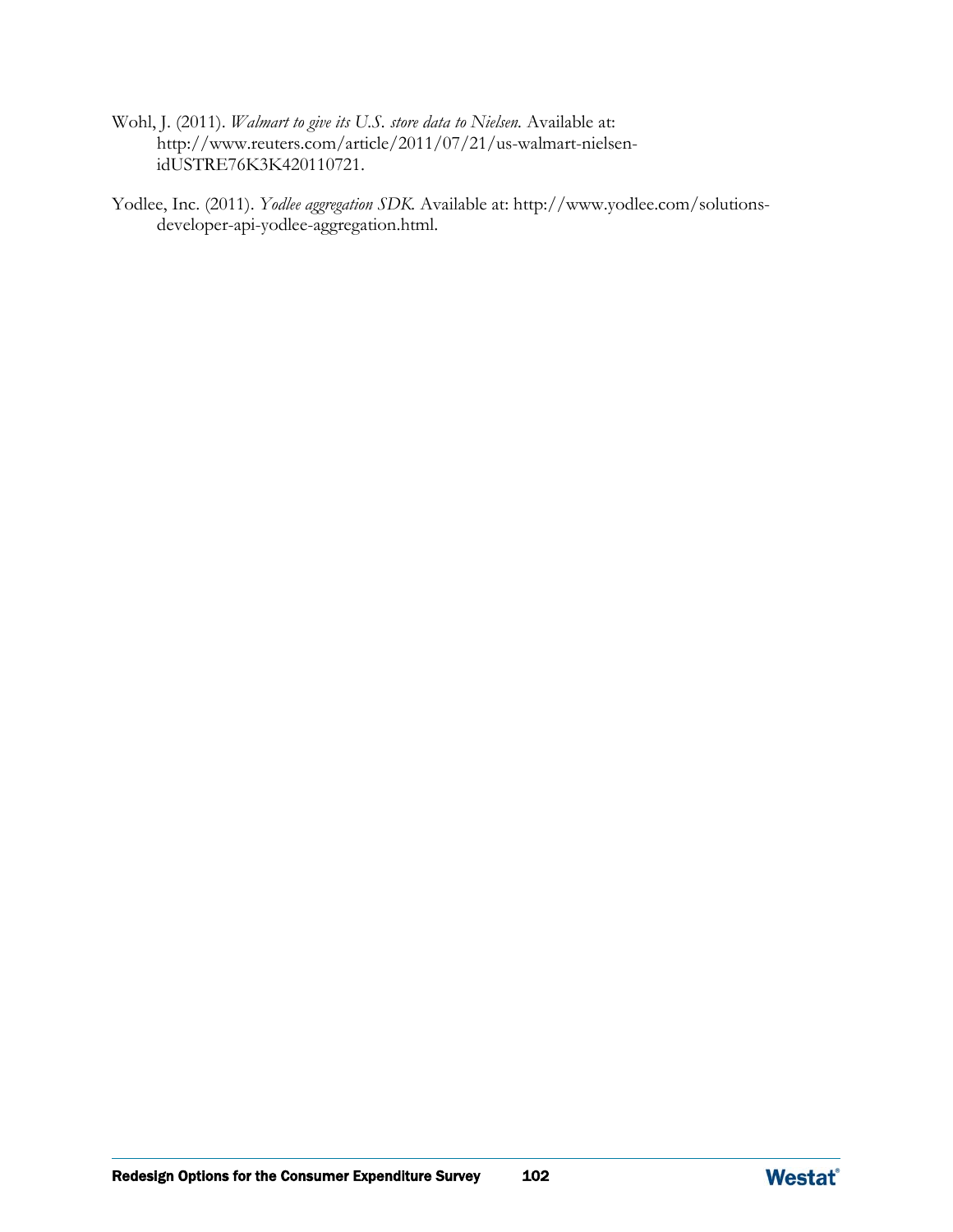Wohl, J. (2011). *Walmart to give its U.S. store data to Nielsen.* Available at: http://www.reuters.com/article/2011/07/21/us-walmart-nielsen-idUSTRE76K3K420110721.

Yodlee, Inc. (2011). *Yodlee aggregation SDK.* Available at: http://www.yodlee.com/solutions-developer-api-yodlee-aggregation.html.